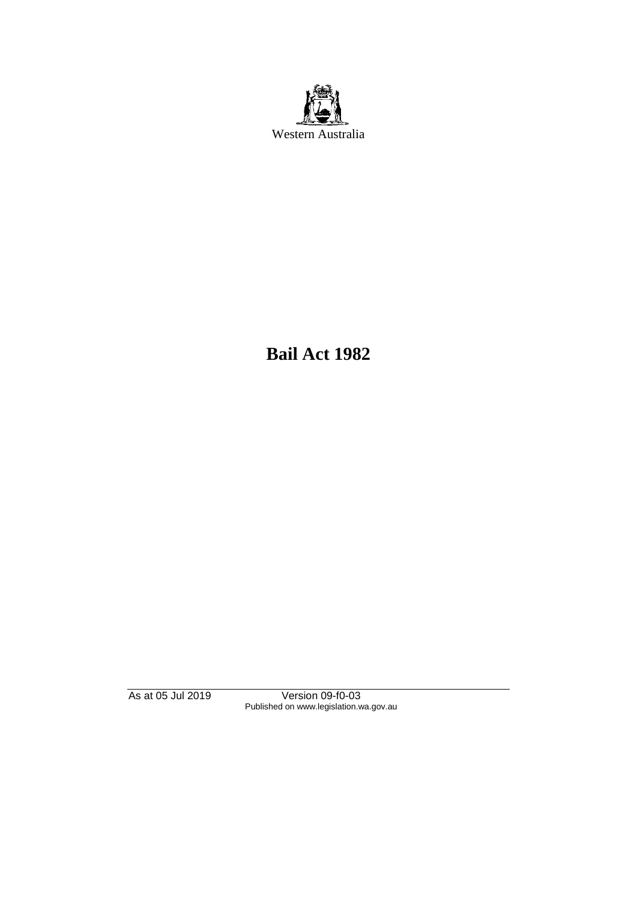Western Australia

# Bail Act 1982

As at 05 Jul 2019 Version 09-f0-03
Published on www.legislation.wa.gov.au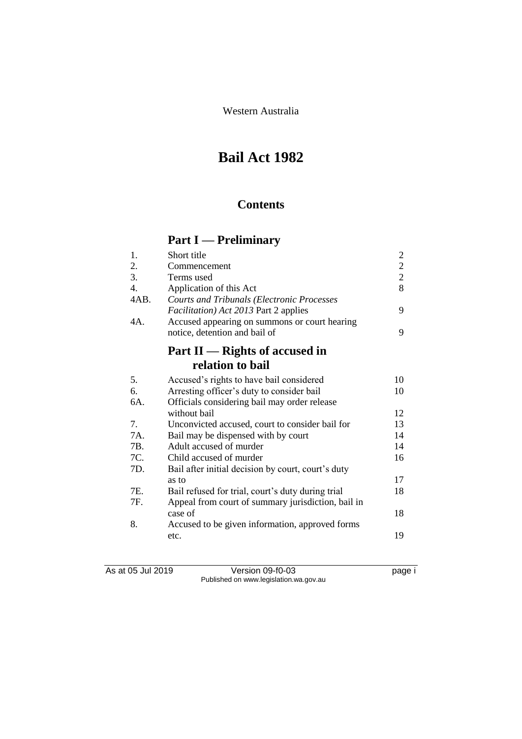Western Australia

# Bail Act 1982

## Contents

## Part I — Preliminary

| | | |
|---|---|---|
| 1. | Short title | 2 |
| 2. | Commencement | 2 |
| 3. | Terms used | 2 |
| 4. | Application of this Act | 8 |
| 4AB. | *Courts and Tribunals (Electronic Processes Facilitation) Act 2013* Part 2 applies | 9 |
| 4A. | Accused appearing on summons or court hearing notice, detention and bail of | 9 |

## Part II — Rights of accused in relation to bail

| | | |
|---|---|---|
| 5. | Accused's rights to have bail considered | 10 |
| 6. | Arresting officer's duty to consider bail | 10 |
| 6A. | Officials considering bail may order release without bail | 12 |
| 7. | Unconvicted accused, court to consider bail for | 13 |
| 7A. | Bail may be dispensed with by court | 14 |
| 7B. | Adult accused of murder | 14 |
| 7C. | Child accused of murder | 16 |
| 7D. | Bail after initial decision by court, court's duty as to | 17 |
| 7E. | Bail refused for trial, court's duty during trial | 18 |
| 7F. | Appeal from court of summary jurisdiction, bail in case of | 18 |
| 8. | Accused to be given information, approved forms etc. | 19 |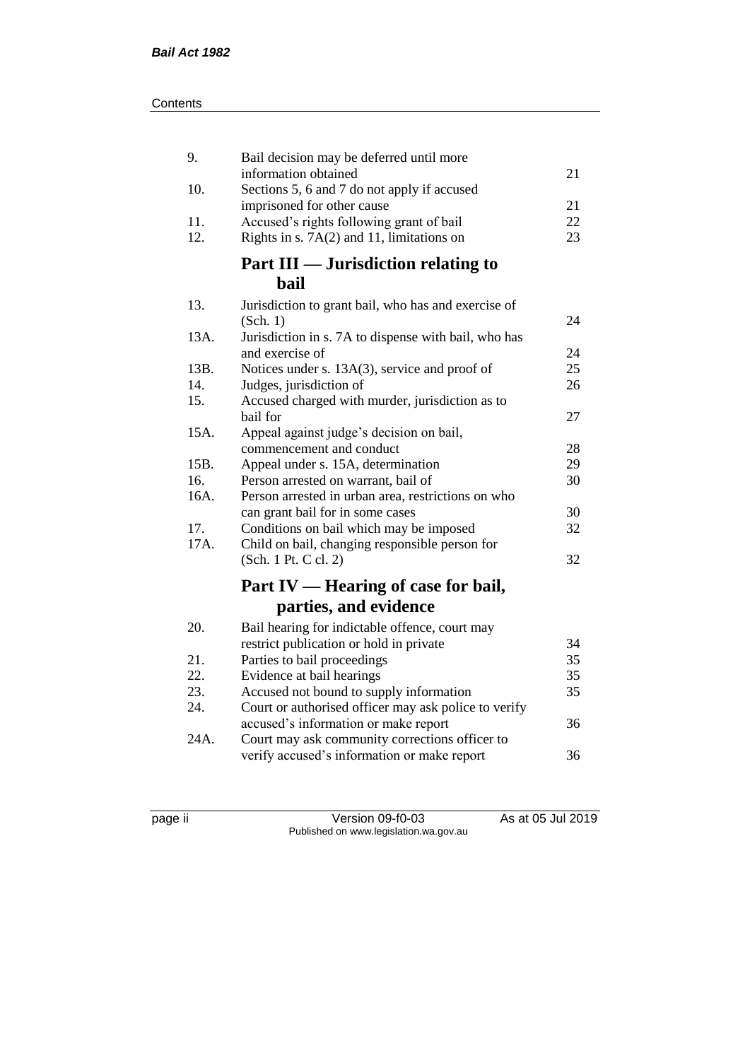| | | |
|---|---|---|
| 9. | Bail decision may be deferred until more information obtained | 21 |
| 10. | Sections 5, 6 and 7 do not apply if accused imprisoned for other cause | 21 |
| 11. | Accused's rights following grant of bail | 22 |
| 12. | Rights in s. 7A(2) and 11, limitations on | 23 |

## Part III — Jurisdiction relating to bail

| | | |
|---|---|---|
| 13. | Jurisdiction to grant bail, who has and exercise of (Sch. 1) | 24 |
| 13A. | Jurisdiction in s. 7A to dispense with bail, who has and exercise of | 24 |
| 13B. | Notices under s. 13A(3), service and proof of | 25 |
| 14. | Judges, jurisdiction of | 26 |
| 15. | Accused charged with murder, jurisdiction as to bail for | 27 |
| 15A. | Appeal against judge's decision on bail, commencement and conduct | 28 |
| 15B. | Appeal under s. 15A, determination | 29 |
| 16. | Person arrested on warrant, bail of | 30 |
| 16A. | Person arrested in urban area, restrictions on who can grant bail for in some cases | 30 |
| 17. | Conditions on bail which may be imposed | 32 |
| 17A. | Child on bail, changing responsible person for (Sch. 1 Pt. C cl. 2) | 32 |

## Part IV — Hearing of case for bail, parties, and evidence

| | | |
|---|---|---|
| 20. | Bail hearing for indictable offence, court may restrict publication or hold in private | 34 |
| 21. | Parties to bail proceedings | 35 |
| 22. | Evidence at bail hearings | 35 |
| 23. | Accused not bound to supply information | 35 |
| 24. | Court or authorised officer may ask police to verify accused's information or make report | 36 |
| 24A. | Court may ask community corrections officer to verify accused's information or make report | 36 |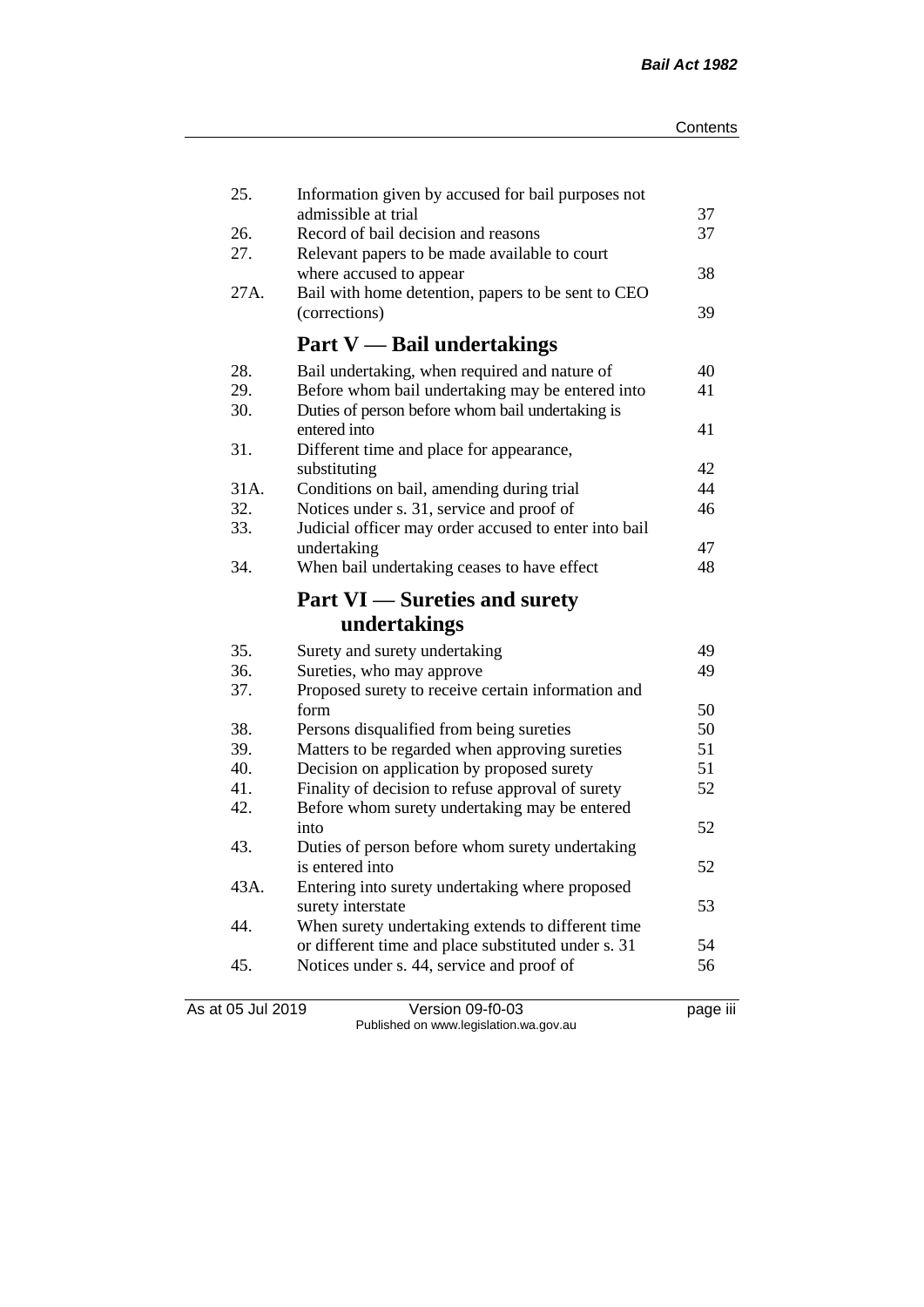| | | |
|---|---|---|
| 25. | Information given by accused for bail purposes not admissible at trial | 37 |
| 26. | Record of bail decision and reasons | 37 |
| 27. | Relevant papers to be made available to court where accused to appear | 38 |
| 27A. | Bail with home detention, papers to be sent to CEO (corrections) | 39 |

## Part V — Bail undertakings

| | | |
|---|---|---|
| 28. | Bail undertaking, when required and nature of | 40 |
| 29. | Before whom bail undertaking may be entered into | 41 |
| 30. | Duties of person before whom bail undertaking is entered into | 41 |
| 31. | Different time and place for appearance, substituting | 42 |
| 31A. | Conditions on bail, amending during trial | 44 |
| 32. | Notices under s. 31, service and proof of | 46 |
| 33. | Judicial officer may order accused to enter into bail undertaking | 47 |
| 34. | When bail undertaking ceases to have effect | 48 |

## Part VI — Sureties and surety undertakings

| | | |
|---|---|---|
| 35. | Surety and surety undertaking | 49 |
| 36. | Sureties, who may approve | 49 |
| 37. | Proposed surety to receive certain information and form | 50 |
| 38. | Persons disqualified from being sureties | 50 |
| 39. | Matters to be regarded when approving sureties | 51 |
| 40. | Decision on application by proposed surety | 51 |
| 41. | Finality of decision to refuse approval of surety | 52 |
| 42. | Before whom surety undertaking may be entered into | 52 |
| 43. | Duties of person before whom surety undertaking is entered into | 52 |
| 43A. | Entering into surety undertaking where proposed surety interstate | 53 |
| 44. | When surety undertaking extends to different time or different time and place substituted under s. 31 | 54 |
| 45. | Notices under s. 44, service and proof of | 56 |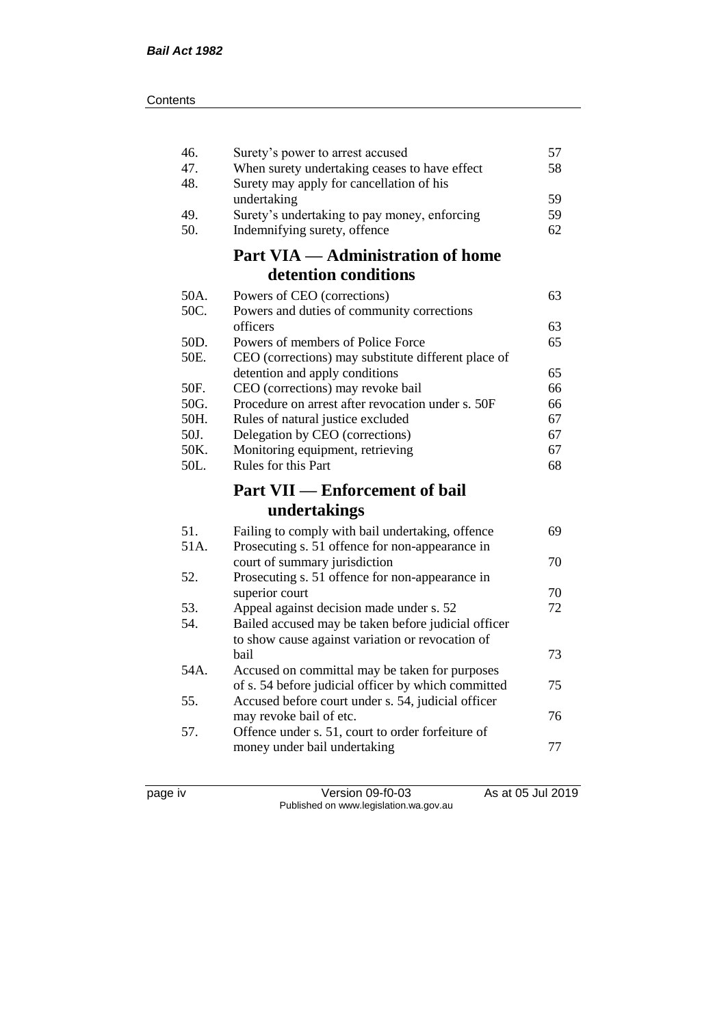| | | |
|---|---|---|
| 46. | Surety's power to arrest accused | 57 |
| 47. | When surety undertaking ceases to have effect | 58 |
| 48. | Surety may apply for cancellation of his undertaking | 59 |
| 49. | Surety's undertaking to pay money, enforcing | 59 |
| 50. | Indemnifying surety, offence | 62 |

## Part VIA — Administration of home detention conditions

| | | |
|---|---|---|
| 50A. | Powers of CEO (corrections) | 63 |
| 50C. | Powers and duties of community corrections officers | 63 |
| 50D. | Powers of members of Police Force | 65 |
| 50E. | CEO (corrections) may substitute different place of detention and apply conditions | 65 |
| 50F. | CEO (corrections) may revoke bail | 66 |
| 50G. | Procedure on arrest after revocation under s. 50F | 66 |
| 50H. | Rules of natural justice excluded | 67 |
| 50J. | Delegation by CEO (corrections) | 67 |
| 50K. | Monitoring equipment, retrieving | 67 |
| 50L. | Rules for this Part | 68 |

## Part VII — Enforcement of bail undertakings

| | | |
|---|---|---|
| 51. | Failing to comply with bail undertaking, offence | 69 |
| 51A. | Prosecuting s. 51 offence for non-appearance in court of summary jurisdiction | 70 |
| 52. | Prosecuting s. 51 offence for non-appearance in superior court | 70 |
| 53. | Appeal against decision made under s. 52 | 72 |
| 54. | Bailed accused may be taken before judicial officer to show cause against variation or revocation of bail | 73 |
| 54A. | Accused on committal may be taken for purposes of s. 54 before judicial officer by which committed | 75 |
| 55. | Accused before court under s. 54, judicial officer may revoke bail of etc. | 76 |
| 57. | Offence under s. 51, court to order forfeiture of money under bail undertaking | 77 |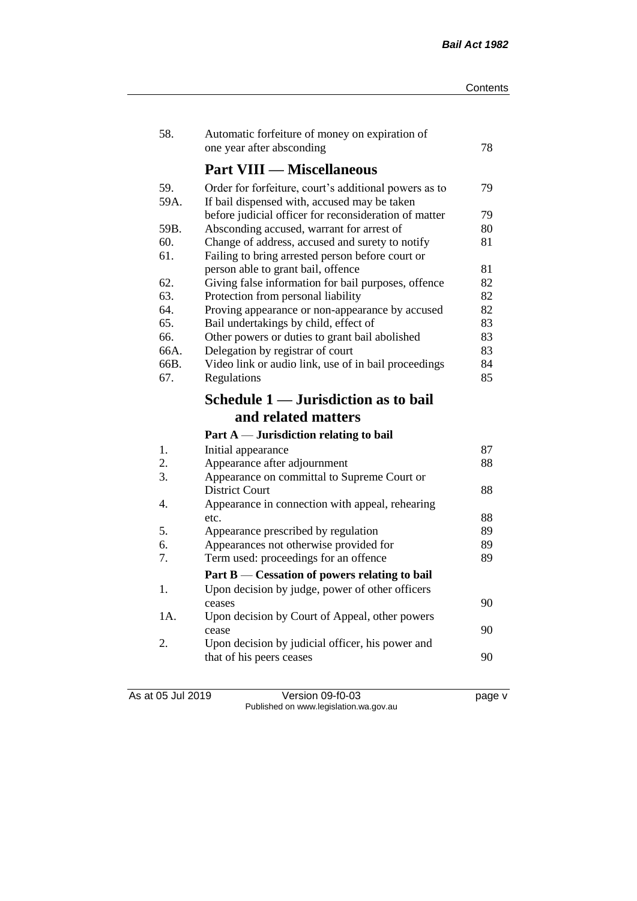| | | |
|---|---|---|
| 58. | Automatic forfeiture of money on expiration of one year after absconding | 78 |

## Part VIII — Miscellaneous

| | | |
|---|---|---|
| 59. | Order for forfeiture, court's additional powers as to | 79 |
| 59A. | If bail dispensed with, accused may be taken before judicial officer for reconsideration of matter | 79 |
| 59B. | Absconding accused, warrant for arrest of | 80 |
| 60. | Change of address, accused and surety to notify | 81 |
| 61. | Failing to bring arrested person before court or person able to grant bail, offence | 81 |
| 62. | Giving false information for bail purposes, offence | 82 |
| 63. | Protection from personal liability | 82 |
| 64. | Proving appearance or non-appearance by accused | 82 |
| 65. | Bail undertakings by child, effect of | 83 |
| 66. | Other powers or duties to grant bail abolished | 83 |
| 66A. | Delegation by registrar of court | 83 |
| 66B. | Video link or audio link, use of in bail proceedings | 84 |
| 67. | Regulations | 85 |

## Schedule 1 — Jurisdiction as to bail and related matters

### Part A — Jurisdiction relating to bail

| | | |
|---|---|---|
| 1. | Initial appearance | 87 |
| 2. | Appearance after adjournment | 88 |
| 3. | Appearance on committal to Supreme Court or District Court | 88 |
| 4. | Appearance in connection with appeal, rehearing etc. | 88 |
| 5. | Appearance prescribed by regulation | 89 |
| 6. | Appearances not otherwise provided for | 89 |
| 7. | Term used: proceedings for an offence | 89 |

### Part B — Cessation of powers relating to bail

| | | |
|---|---|---|
| 1. | Upon decision by judge, power of other officers ceases | 90 |
| 1A. | Upon decision by Court of Appeal, other powers cease | 90 |
| 2. | Upon decision by judicial officer, his power and that of his peers ceases | 90 |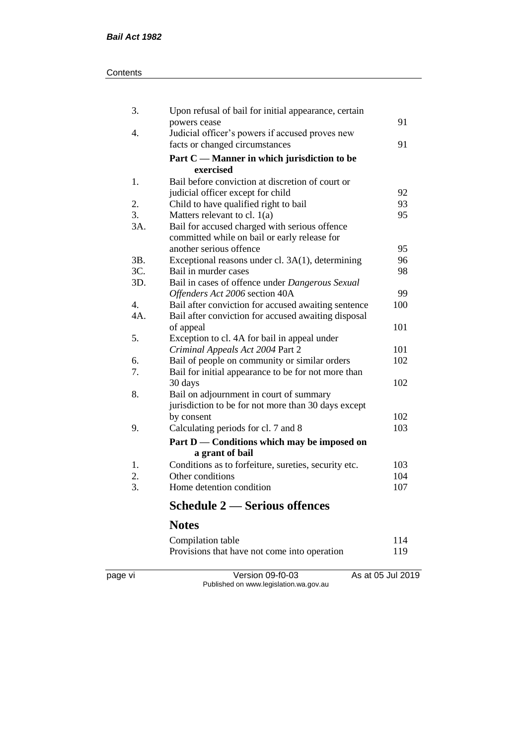| | | |
|---|---|---|
| 3. | Upon refusal of bail for initial appearance, certain powers cease | 91 |
| 4. | Judicial officer's powers if accused proves new facts or changed circumstances | 91 |
| | **Part C — Manner in which jurisdiction to be exercised** | |
| 1. | Bail before conviction at discretion of court or judicial officer except for child | 92 |
| 2. | Child to have qualified right to bail | 93 |
| 3. | Matters relevant to cl. 1(a) | 95 |
| 3A. | Bail for accused charged with serious offence committed while on bail or early release for another serious offence | 95 |
| 3B. | Exceptional reasons under cl. 3A(1), determining | 96 |
| 3C. | Bail in murder cases | 98 |
| 3D. | Bail in cases of offence under *Dangerous Sexual Offenders Act 2006* section 40A | 99 |
| 4. | Bail after conviction for accused awaiting sentence | 100 |
| 4A. | Bail after conviction for accused awaiting disposal of appeal | 101 |
| 5. | Exception to cl. 4A for bail in appeal under *Criminal Appeals Act 2004* Part 2 | 101 |
| 6. | Bail of people on community or similar orders | 102 |
| 7. | Bail for initial appearance to be for not more than 30 days | 102 |
| 8. | Bail on adjournment in court of summary jurisdiction to be for not more than 30 days except by consent | 102 |
| 9. | Calculating periods for cl. 7 and 8 | 103 |
| | **Part D — Conditions which may be imposed on a grant of bail** | |
| 1. | Conditions as to forfeiture, sureties, security etc. | 103 |
| 2. | Other conditions | 104 |
| 3. | Home detention condition | 107 |

## Schedule 2 — Serious offences

## Notes

| | |
|---|---|
| Compilation table | 114 |
| Provisions that have not come into operation | 119 |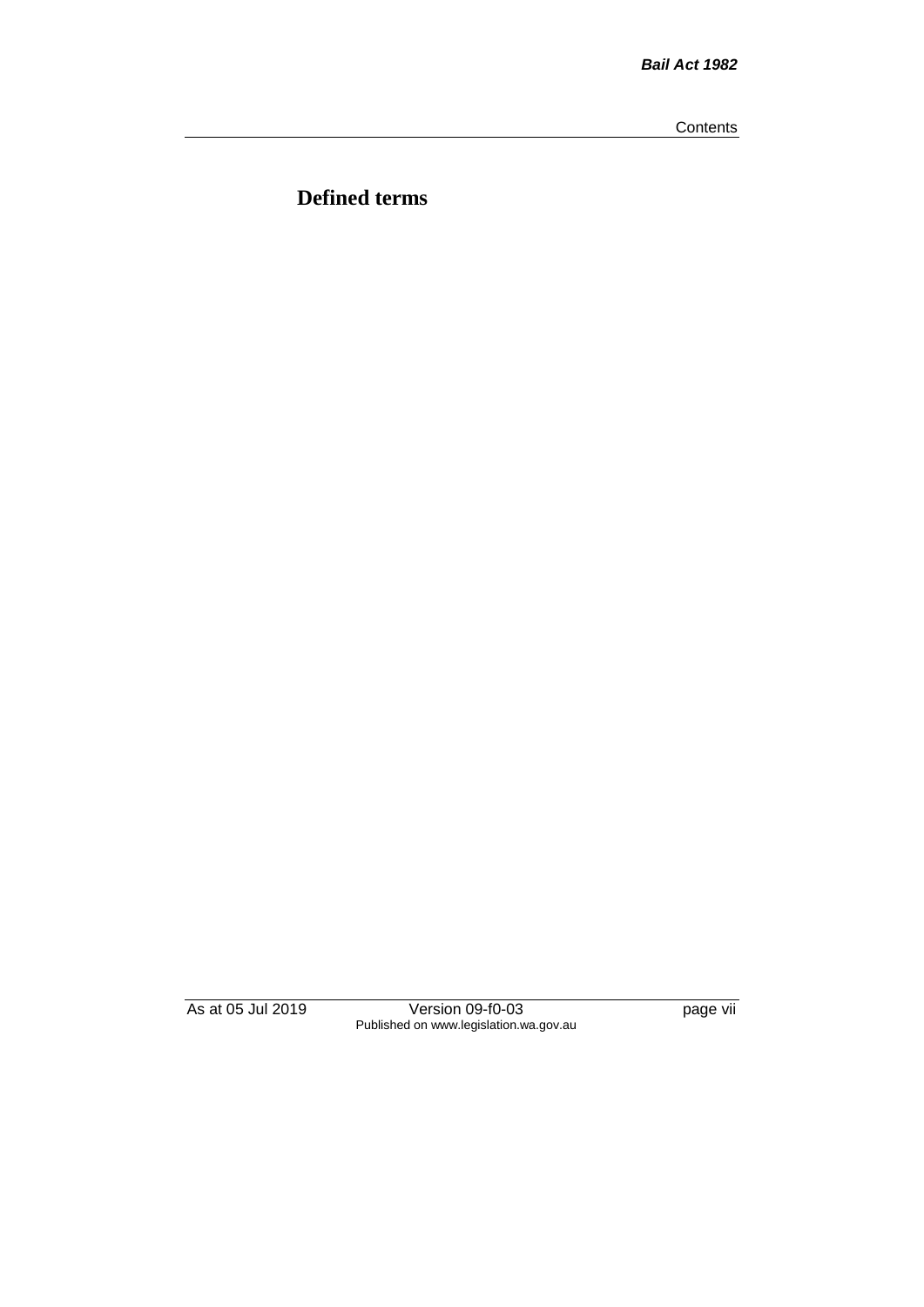# Defined terms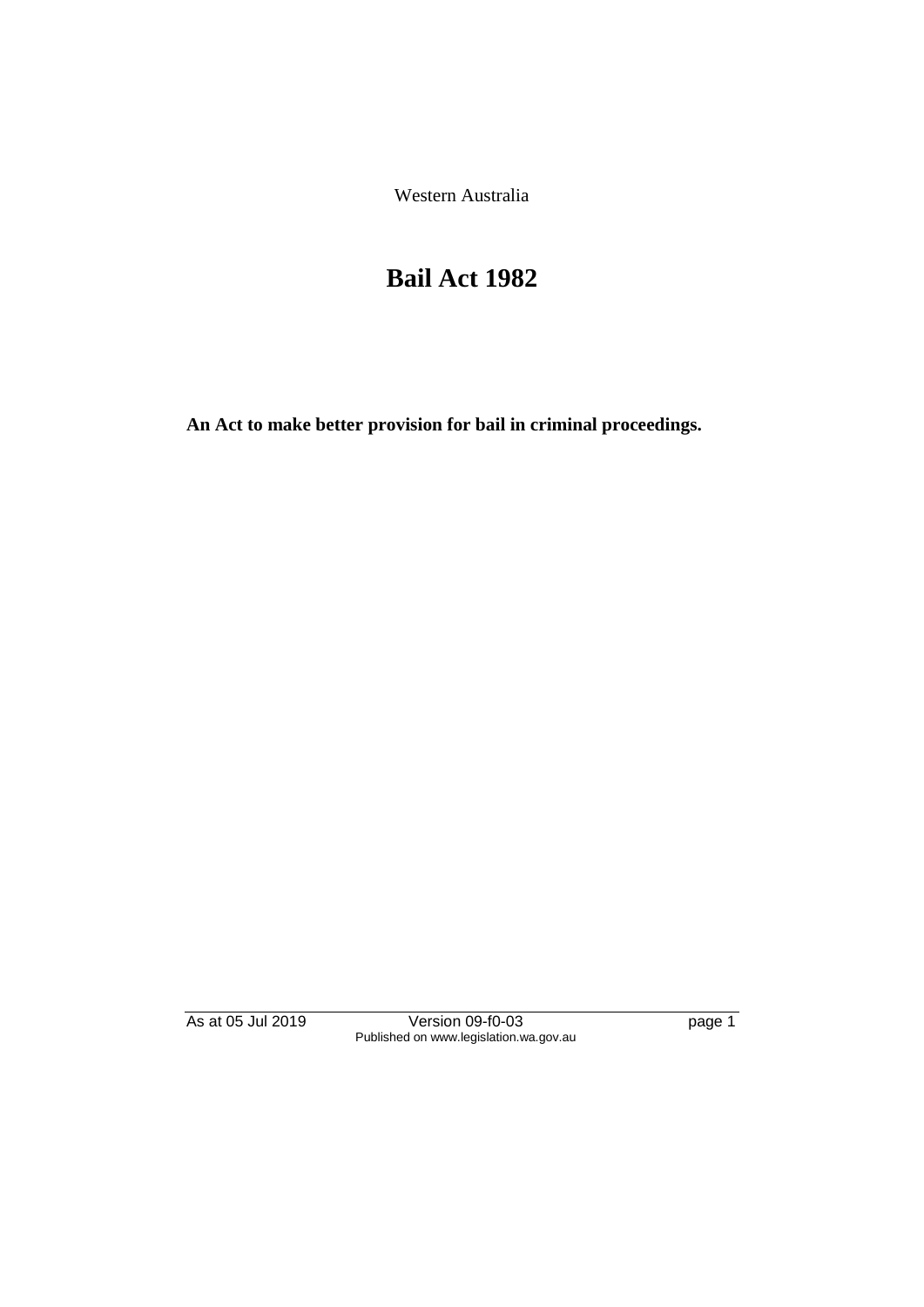Western Australia

# Bail Act 1982

**An Act to make better provision for bail in criminal proceedings.**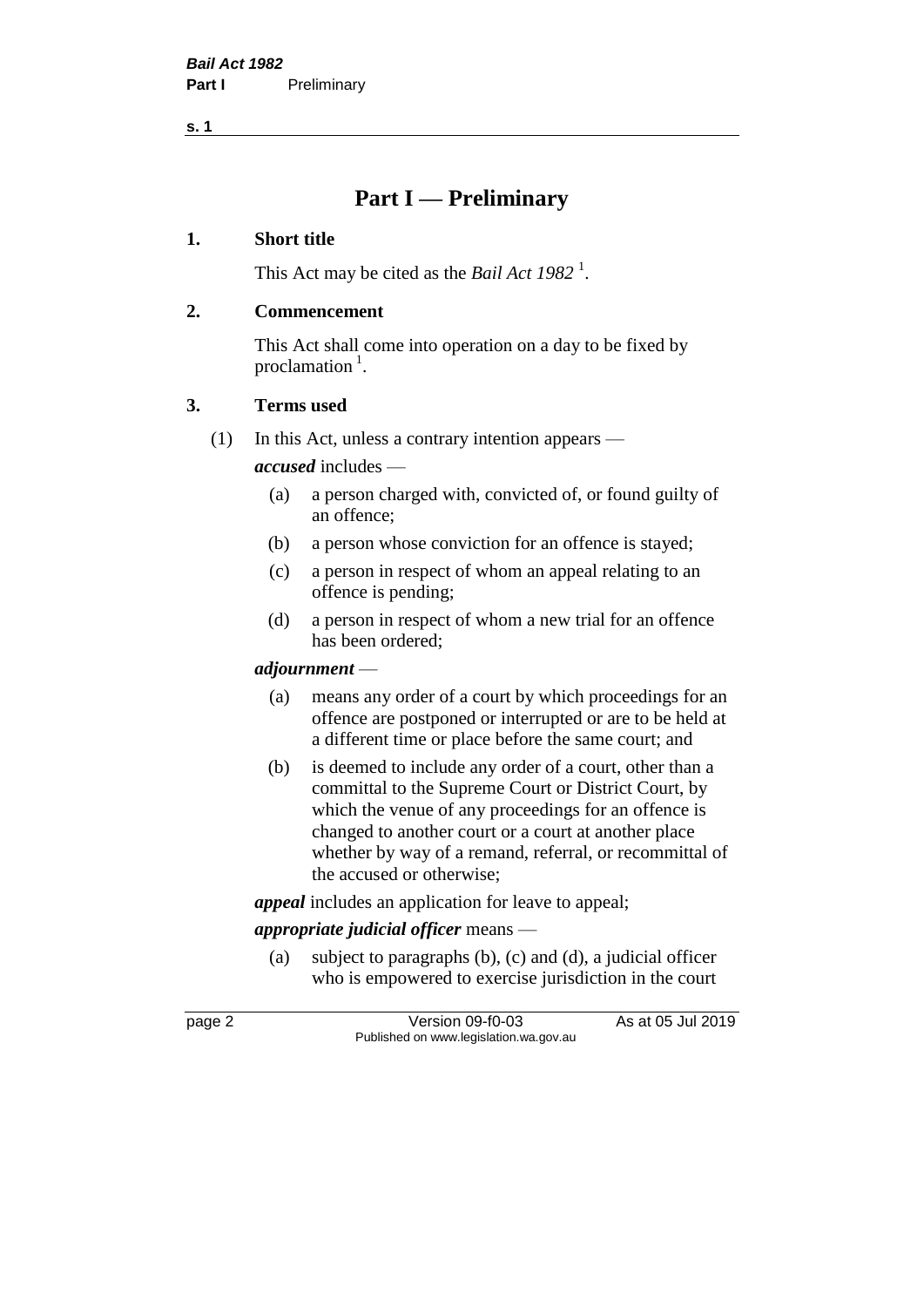# Part I — Preliminary

## 1. Short title

This Act may be cited as the *Bail Act 1982* [1].

## 2. Commencement

This Act shall come into operation on a day to be fixed by proclamation [1].

## 3. Terms used

(1) In this Act, unless a contrary intention appears —

***accused*** includes —

- (a) a person charged with, convicted of, or found guilty of an offence;
- (b) a person whose conviction for an offence is stayed;
- (c) a person in respect of whom an appeal relating to an offence is pending;
- (d) a person in respect of whom a new trial for an offence has been ordered;

***adjournment*** —

- (a) means any order of a court by which proceedings for an offence are postponed or interrupted or are to be held at a different time or place before the same court; and
- (b) is deemed to include any order of a court, other than a committal to the Supreme Court or District Court, by which the venue of any proceedings for an offence is changed to another court or a court at another place whether by way of a remand, referral, or recommittal of the accused or otherwise;

***appeal*** includes an application for leave to appeal;

***appropriate judicial officer*** means —

- (a) subject to paragraphs (b), (c) and (d), a judicial officer who is empowered to exercise jurisdiction in the court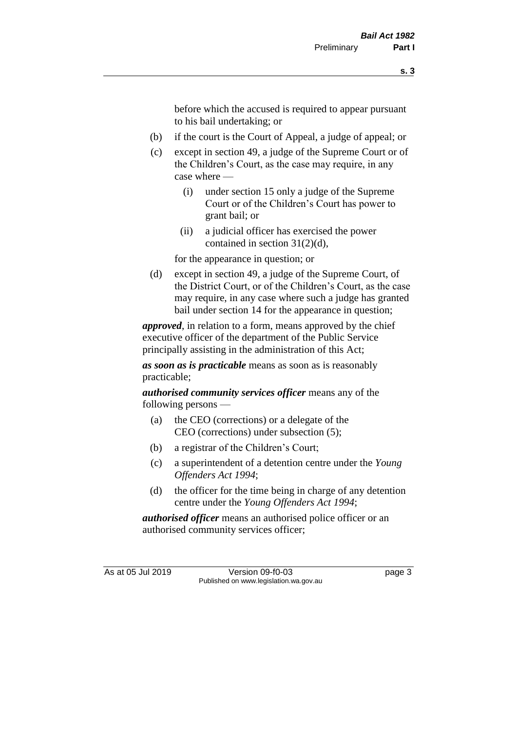before which the accused is required to appear pursuant to his bail undertaking; or

(b) if the court is the Court of Appeal, a judge of appeal; or

(c) except in section 49, a judge of the Supreme Court or of the Children's Court, as the case may require, in any case where —

(i) under section 15 only a judge of the Supreme Court or of the Children's Court has power to grant bail; or

(ii) a judicial officer has exercised the power contained in section 31(2)(d),

for the appearance in question; or

(d) except in section 49, a judge of the Supreme Court, of the District Court, or of the Children's Court, as the case may require, in any case where such a judge has granted bail under section 14 for the appearance in question;

***approved***, in relation to a form, means approved by the chief executive officer of the department of the Public Service principally assisting in the administration of this Act;

***as soon as is practicable*** means as soon as is reasonably practicable;

***authorised community services officer*** means any of the following persons —

(a) the CEO (corrections) or a delegate of the CEO (corrections) under subsection (5);

(b) a registrar of the Children's Court;

(c) a superintendent of a detention centre under the *Young Offenders Act 1994*;

(d) the officer for the time being in charge of any detention centre under the *Young Offenders Act 1994*;

***authorised officer*** means an authorised police officer or an authorised community services officer;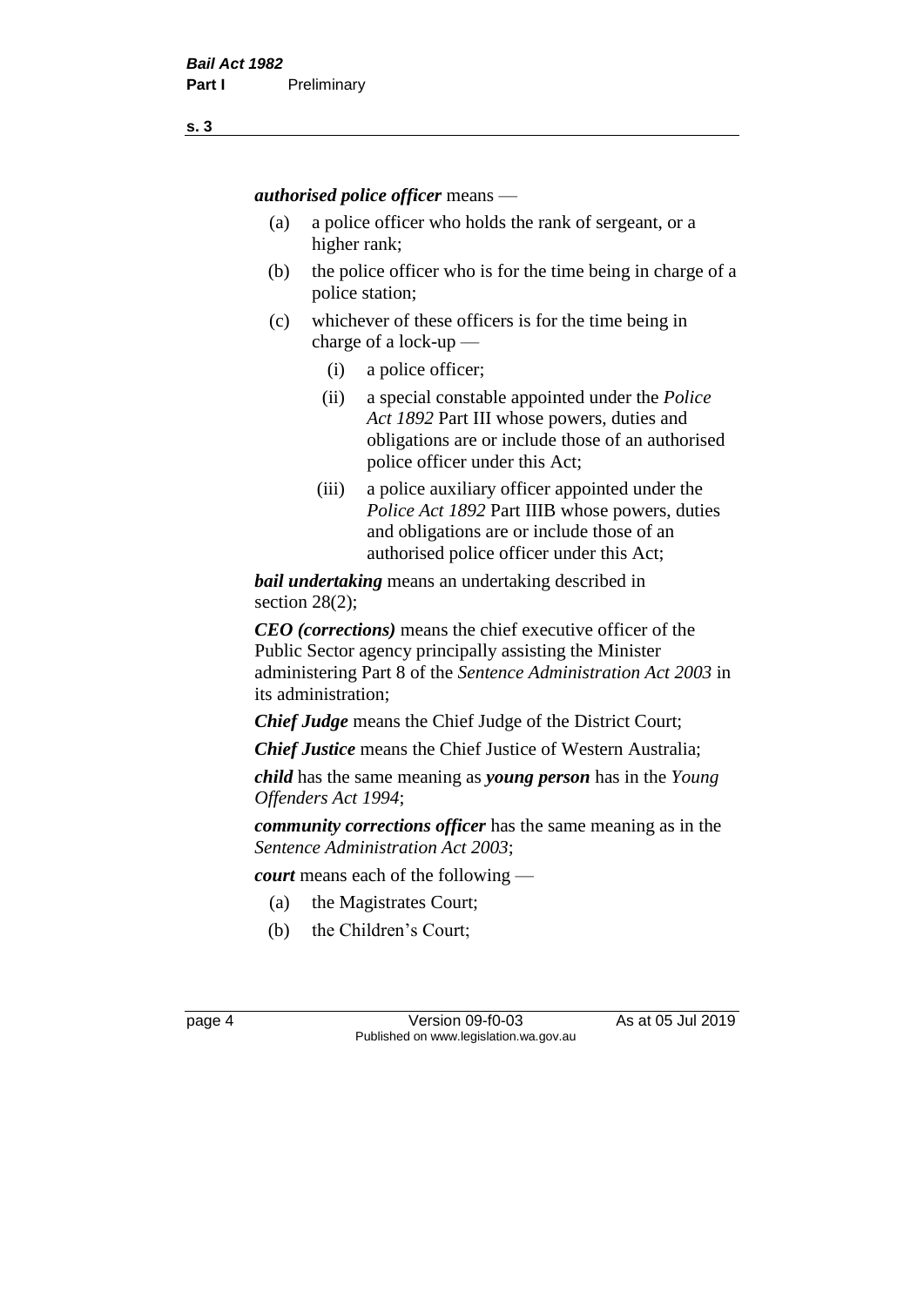***authorised police officer*** means —

- (a) a police officer who holds the rank of sergeant, or a higher rank;
- (b) the police officer who is for the time being in charge of a police station;
- (c) whichever of these officers is for the time being in charge of a lock-up —
  - (i) a police officer;
  - (ii) a special constable appointed under the *Police Act 1892* Part III whose powers, duties and obligations are or include those of an authorised police officer under this Act;
  - (iii) a police auxiliary officer appointed under the *Police Act 1892* Part IIIB whose powers, duties and obligations are or include those of an authorised police officer under this Act;

***bail undertaking*** means an undertaking described in section 28(2);

***CEO (corrections)*** means the chief executive officer of the Public Sector agency principally assisting the Minister administering Part 8 of the *Sentence Administration Act 2003* in its administration;

***Chief Judge*** means the Chief Judge of the District Court;

***Chief Justice*** means the Chief Justice of Western Australia;

***child*** has the same meaning as ***young person*** has in the *Young Offenders Act 1994*;

***community corrections officer*** has the same meaning as in the *Sentence Administration Act 2003*;

***court*** means each of the following —

- (a) the Magistrates Court;
- (b) the Children's Court;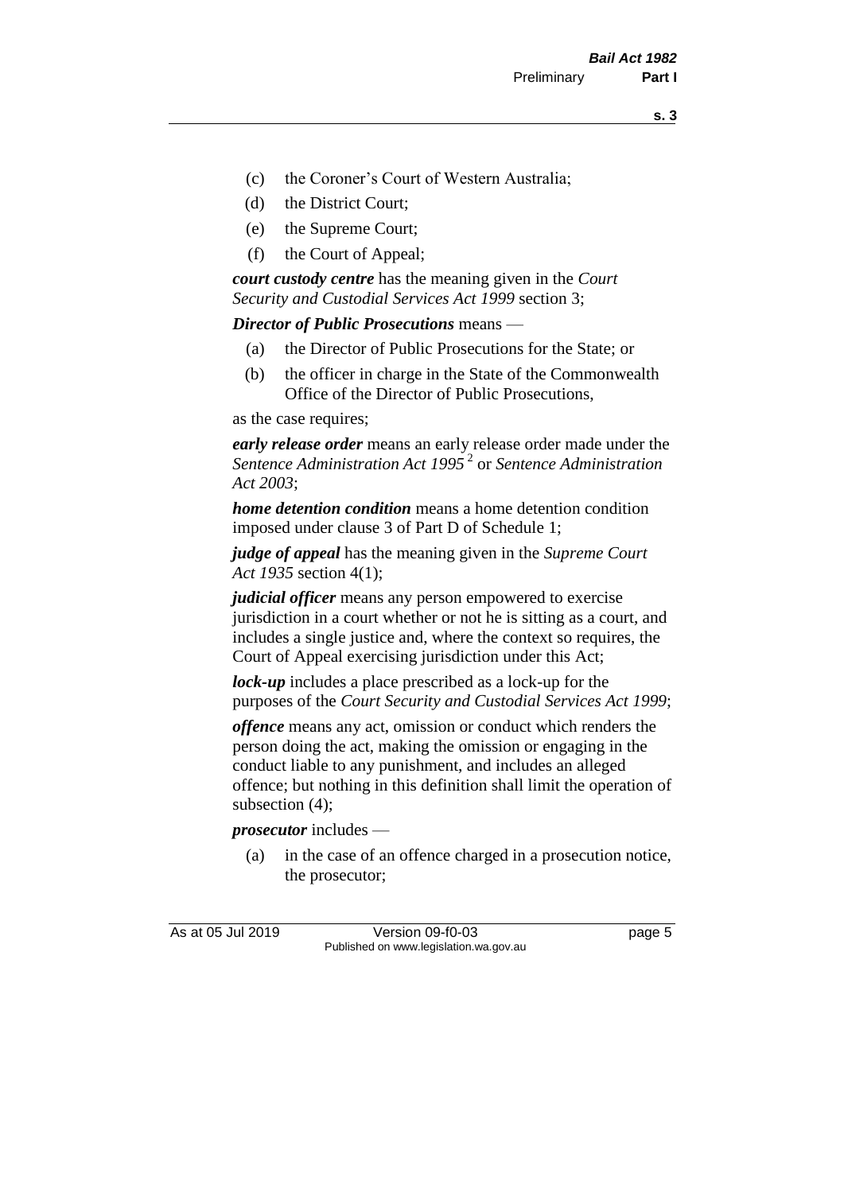(c) the Coroner's Court of Western Australia;

(d) the District Court;

(e) the Supreme Court;

(f) the Court of Appeal;

***court custody centre*** has the meaning given in the *Court Security and Custodial Services Act 1999* section 3;

***Director of Public Prosecutions*** means —

(a) the Director of Public Prosecutions for the State; or

(b) the officer in charge in the State of the Commonwealth Office of the Director of Public Prosecutions,

as the case requires;

***early release order*** means an early release order made under the *Sentence Administration Act 1995* [2] or *Sentence Administration Act 2003*;

***home detention condition*** means a home detention condition imposed under clause 3 of Part D of Schedule 1;

***judge of appeal*** has the meaning given in the *Supreme Court Act 1935* section 4(1);

***judicial officer*** means any person empowered to exercise jurisdiction in a court whether or not he is sitting as a court, and includes a single justice and, where the context so requires, the Court of Appeal exercising jurisdiction under this Act;

***lock-up*** includes a place prescribed as a lock-up for the purposes of the *Court Security and Custodial Services Act 1999*;

***offence*** means any act, omission or conduct which renders the person doing the act, making the omission or engaging in the conduct liable to any punishment, and includes an alleged offence; but nothing in this definition shall limit the operation of subsection (4);

***prosecutor*** includes —

(a) in the case of an offence charged in a prosecution notice, the prosecutor;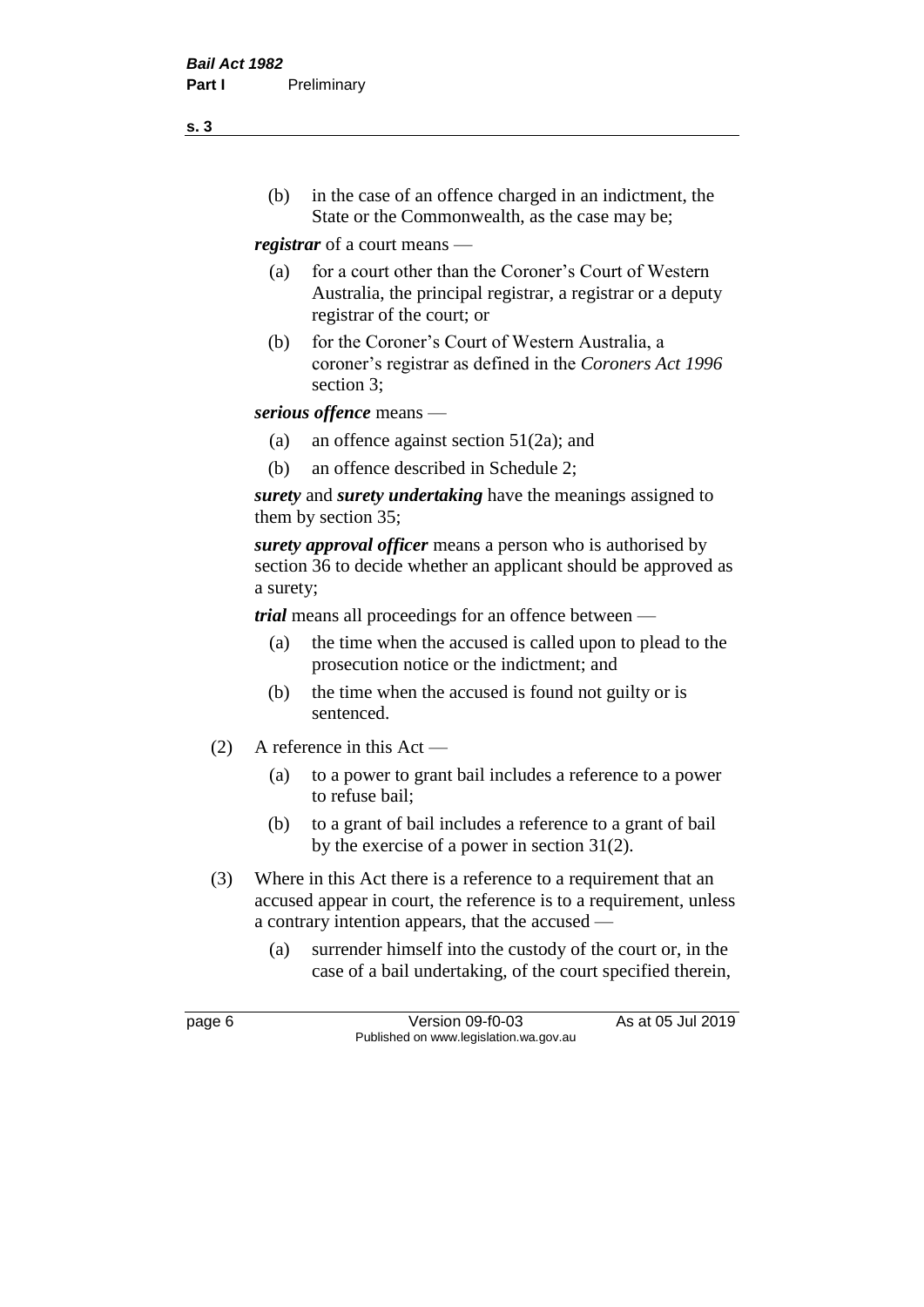(b) in the case of an offence charged in an indictment, the State or the Commonwealth, as the case may be;

***registrar*** of a court means —

(a) for a court other than the Coroner's Court of Western Australia, the principal registrar, a registrar or a deputy registrar of the court; or

(b) for the Coroner's Court of Western Australia, a coroner's registrar as defined in the *Coroners Act 1996* section 3;

***serious offence*** means —

(a) an offence against section 51(2a); and

(b) an offence described in Schedule 2;

***surety*** and ***surety undertaking*** have the meanings assigned to them by section 35;

***surety approval officer*** means a person who is authorised by section 36 to decide whether an applicant should be approved as a surety;

***trial*** means all proceedings for an offence between —

(a) the time when the accused is called upon to plead to the prosecution notice or the indictment; and

(b) the time when the accused is found not guilty or is sentenced.

(2) A reference in this Act —

(a) to a power to grant bail includes a reference to a power to refuse bail;

(b) to a grant of bail includes a reference to a grant of bail by the exercise of a power in section 31(2).

(3) Where in this Act there is a reference to a requirement that an accused appear in court, the reference is to a requirement, unless a contrary intention appears, that the accused —

(a) surrender himself into the custody of the court or, in the case of a bail undertaking, of the court specified therein,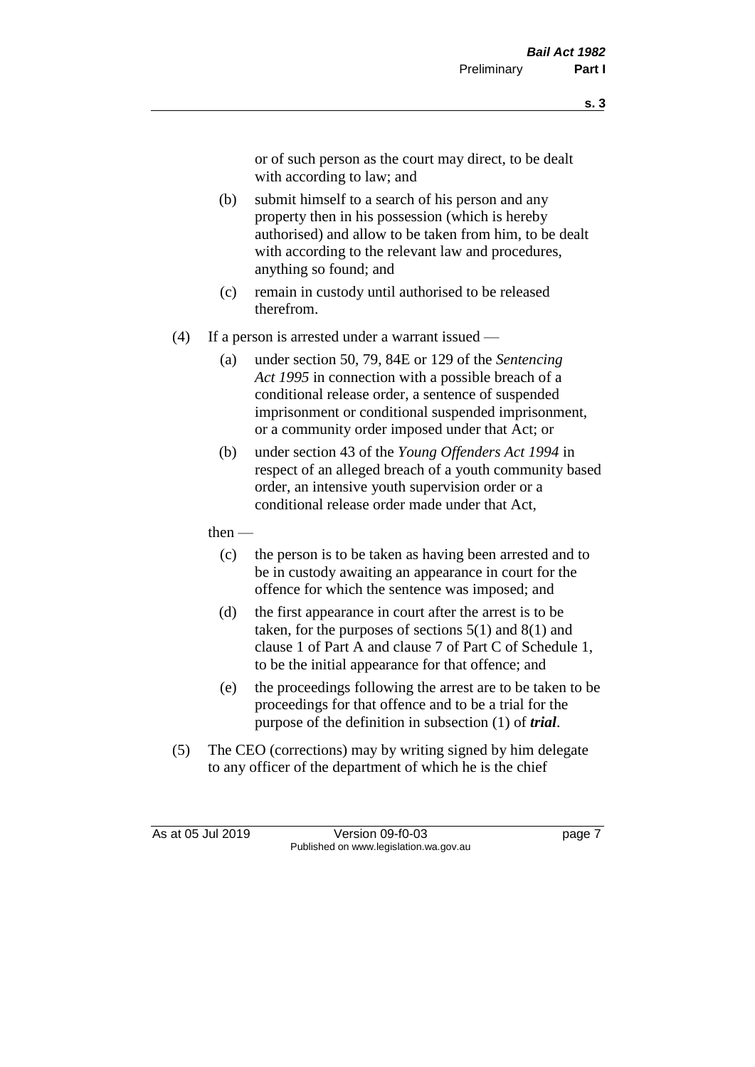or of such person as the court may direct, to be dealt with according to law; and

(b) submit himself to a search of his person and any property then in his possession (which is hereby authorised) and allow to be taken from him, to be dealt with according to the relevant law and procedures, anything so found; and

(c) remain in custody until authorised to be released therefrom.

(4) If a person is arrested under a warrant issued —

(a) under section 50, 79, 84E or 129 of the *Sentencing Act 1995* in connection with a possible breach of a conditional release order, a sentence of suspended imprisonment or conditional suspended imprisonment, or a community order imposed under that Act; or

(b) under section 43 of the *Young Offenders Act 1994* in respect of an alleged breach of a youth community based order, an intensive youth supervision order or a conditional release order made under that Act,

then —

(c) the person is to be taken as having been arrested and to be in custody awaiting an appearance in court for the offence for which the sentence was imposed; and

(d) the first appearance in court after the arrest is to be taken, for the purposes of sections 5(1) and 8(1) and clause 1 of Part A and clause 7 of Part C of Schedule 1, to be the initial appearance for that offence; and

(e) the proceedings following the arrest are to be taken to be proceedings for that offence and to be a trial for the purpose of the definition in subsection (1) of ***trial***.

(5) The CEO (corrections) may by writing signed by him delegate to any officer of the department of which he is the chief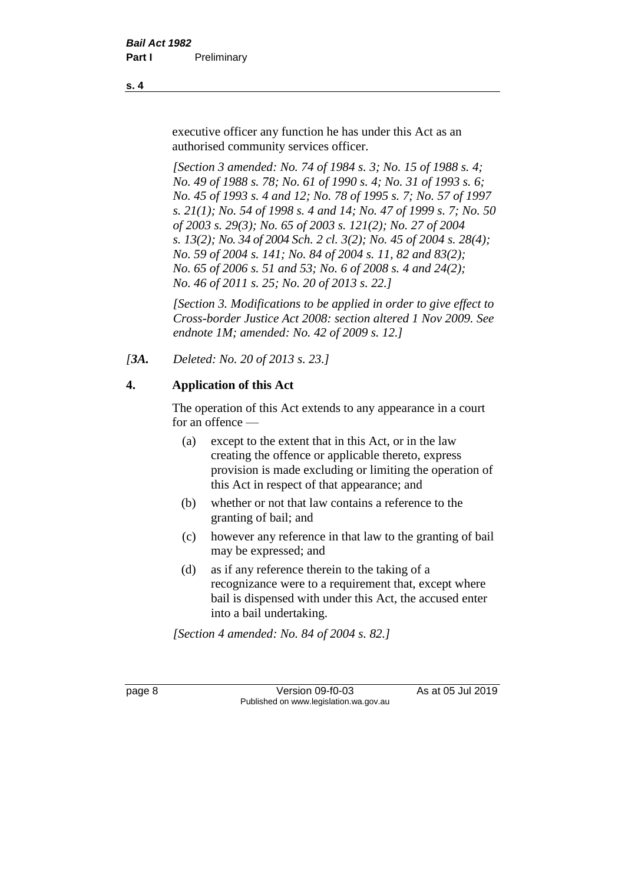executive officer any function he has under this Act as an authorised community services officer.

*[Section 3 amended: No. 74 of 1984 s. 3; No. 15 of 1988 s. 4; No. 49 of 1988 s. 78; No. 61 of 1990 s. 4; No. 31 of 1993 s. 6; No. 45 of 1993 s. 4 and 12; No. 78 of 1995 s. 7; No. 57 of 1997 s. 21(1); No. 54 of 1998 s. 4 and 14; No. 47 of 1999 s. 7; No. 50 of 2003 s. 29(3); No. 65 of 2003 s. 121(2); No. 27 of 2004 s. 13(2); No. 34 of 2004 Sch. 2 cl. 3(2); No. 45 of 2004 s. 28(4); No. 59 of 2004 s. 141; No. 84 of 2004 s. 11, 82 and 83(2); No. 65 of 2006 s. 51 and 53; No. 6 of 2008 s. 4 and 24(2); No. 46 of 2011 s. 25; No. 20 of 2013 s. 22.]*

*[Section 3. Modifications to be applied in order to give effect to Cross-border Justice Act 2008: section altered 1 Nov 2009. See endnote 1M; amended: No. 42 of 2009 s. 12.]*

*[3A. Deleted: No. 20 of 2013 s. 23.]*

## 4. Application of this Act

The operation of this Act extends to any appearance in a court for an offence —

(a) except to the extent that in this Act, or in the law creating the offence or applicable thereto, express provision is made excluding or limiting the operation of this Act in respect of that appearance; and

(b) whether or not that law contains a reference to the granting of bail; and

(c) however any reference in that law to the granting of bail may be expressed; and

(d) as if any reference therein to the taking of a recognizance were to a requirement that, except where bail is dispensed with under this Act, the accused enter into a bail undertaking.

*[Section 4 amended: No. 84 of 2004 s. 82.]*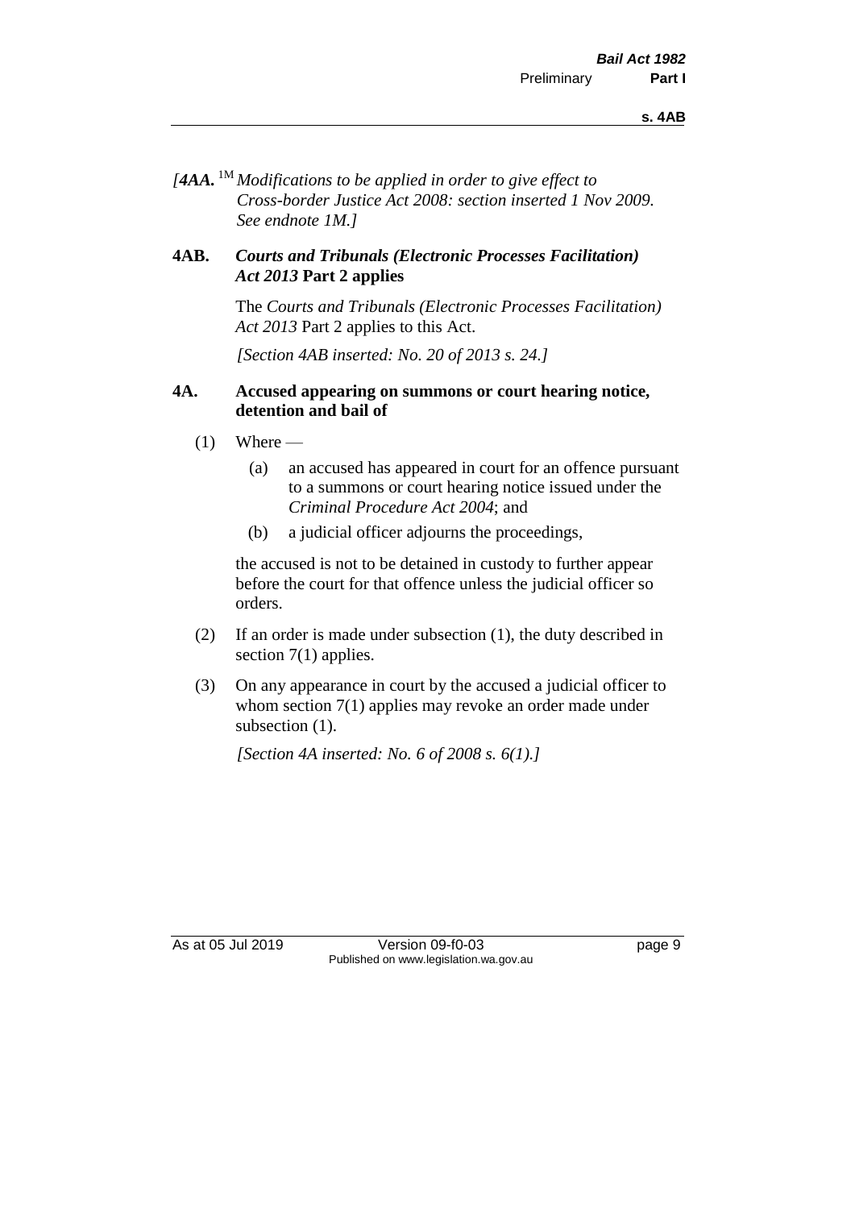*[4AA.* [1M] *Modifications to be applied in order to give effect to Cross-border Justice Act 2008: section inserted 1 Nov 2009. See endnote 1M.]*

**4AB. *Courts and Tribunals (Electronic Processes Facilitation) Act 2013* Part 2 applies**

The *Courts and Tribunals (Electronic Processes Facilitation) Act 2013* Part 2 applies to this Act.

*[Section 4AB inserted: No. 20 of 2013 s. 24.]*

**4A. Accused appearing on summons or court hearing notice, detention and bail of**

(1) Where —

(a) an accused has appeared in court for an offence pursuant to a summons or court hearing notice issued under the *Criminal Procedure Act 2004*; and

(b) a judicial officer adjourns the proceedings,

the accused is not to be detained in custody to further appear before the court for that offence unless the judicial officer so orders.

(2) If an order is made under subsection (1), the duty described in section 7(1) applies.

(3) On any appearance in court by the accused a judicial officer to whom section 7(1) applies may revoke an order made under subsection (1).

*[Section 4A inserted: No. 6 of 2008 s. 6(1).]*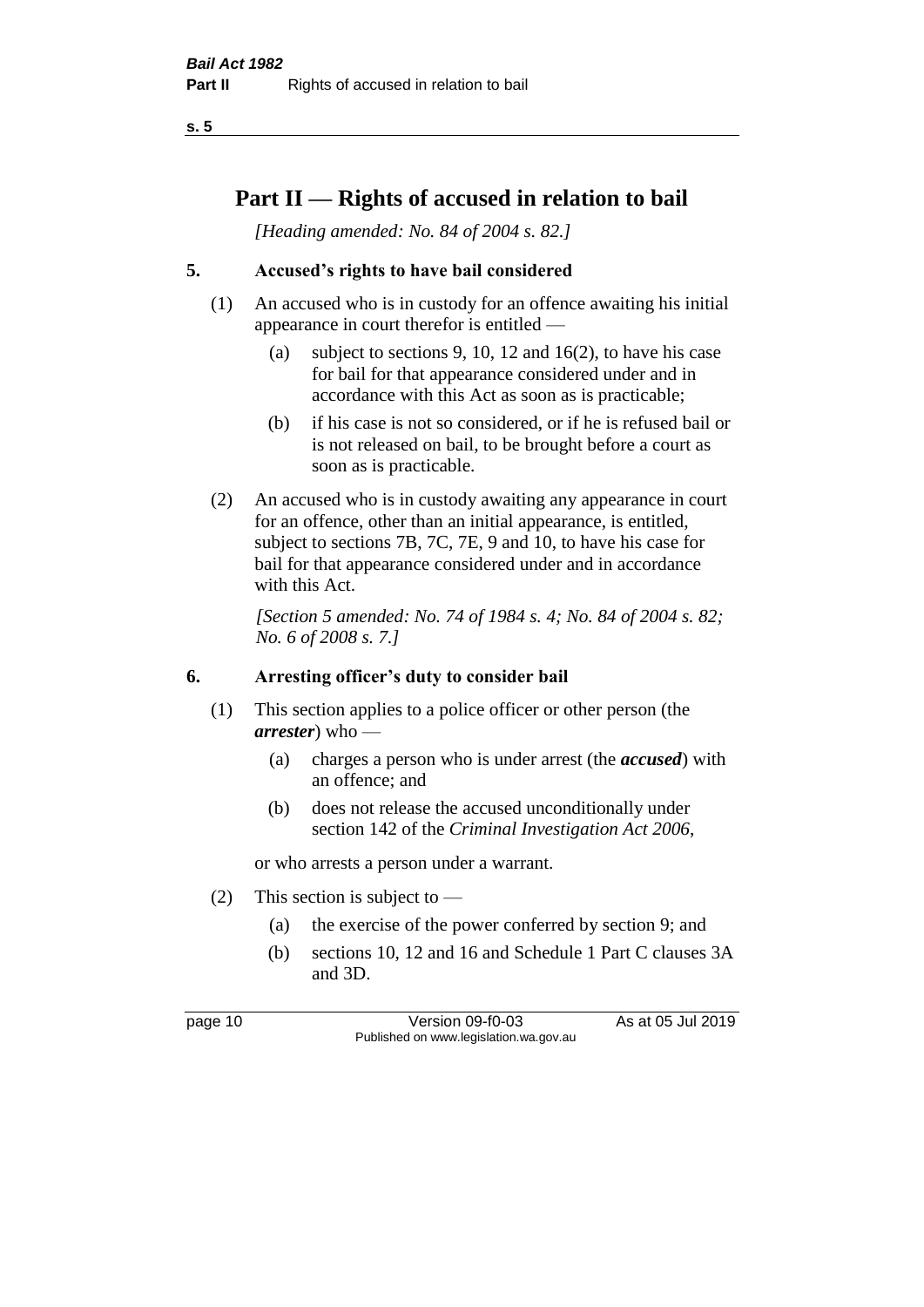# Part II — Rights of accused in relation to bail

*[Heading amended: No. 84 of 2004 s. 82.]*

## 5. Accused's rights to have bail considered

(1) An accused who is in custody for an offence awaiting his initial appearance in court therefor is entitled —

(a) subject to sections 9, 10, 12 and 16(2), to have his case for bail for that appearance considered under and in accordance with this Act as soon as is practicable;

(b) if his case is not so considered, or if he is refused bail or is not released on bail, to be brought before a court as soon as is practicable.

(2) An accused who is in custody awaiting any appearance in court for an offence, other than an initial appearance, is entitled, subject to sections 7B, 7C, 7E, 9 and 10, to have his case for bail for that appearance considered under and in accordance with this Act.

*[Section 5 amended: No. 74 of 1984 s. 4; No. 84 of 2004 s. 82; No. 6 of 2008 s. 7.]*

## 6. Arresting officer's duty to consider bail

(1) This section applies to a police officer or other person (the ***arrester***) who —

(a) charges a person who is under arrest (the ***accused***) with an offence; and

(b) does not release the accused unconditionally under section 142 of the *Criminal Investigation Act 2006*,

or who arrests a person under a warrant.

(2) This section is subject to —

(a) the exercise of the power conferred by section 9; and

(b) sections 10, 12 and 16 and Schedule 1 Part C clauses 3A and 3D.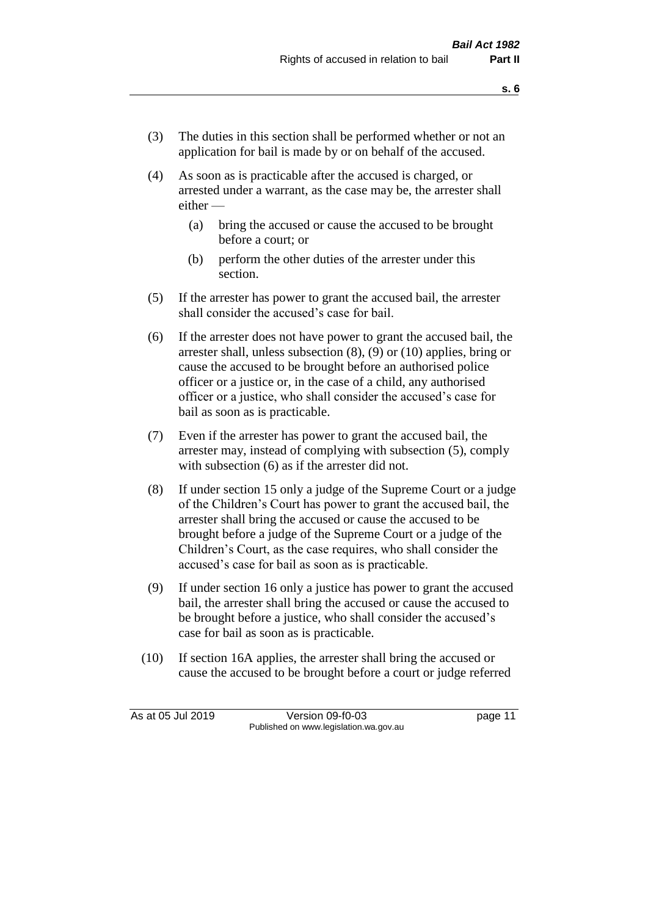(3) The duties in this section shall be performed whether or not an application for bail is made by or on behalf of the accused.

(4) As soon as is practicable after the accused is charged, or arrested under a warrant, as the case may be, the arrester shall either —

   (a) bring the accused or cause the accused to be brought before a court; or

   (b) perform the other duties of the arrester under this section.

(5) If the arrester has power to grant the accused bail, the arrester shall consider the accused's case for bail.

(6) If the arrester does not have power to grant the accused bail, the arrester shall, unless subsection (8), (9) or (10) applies, bring or cause the accused to be brought before an authorised police officer or a justice or, in the case of a child, any authorised officer or a justice, who shall consider the accused's case for bail as soon as is practicable.

(7) Even if the arrester has power to grant the accused bail, the arrester may, instead of complying with subsection (5), comply with subsection (6) as if the arrester did not.

(8) If under section 15 only a judge of the Supreme Court or a judge of the Children's Court has power to grant the accused bail, the arrester shall bring the accused or cause the accused to be brought before a judge of the Supreme Court or a judge of the Children's Court, as the case requires, who shall consider the accused's case for bail as soon as is practicable.

(9) If under section 16 only a justice has power to grant the accused bail, the arrester shall bring the accused or cause the accused to be brought before a justice, who shall consider the accused's case for bail as soon as is practicable.

(10) If section 16A applies, the arrester shall bring the accused or cause the accused to be brought before a court or judge referred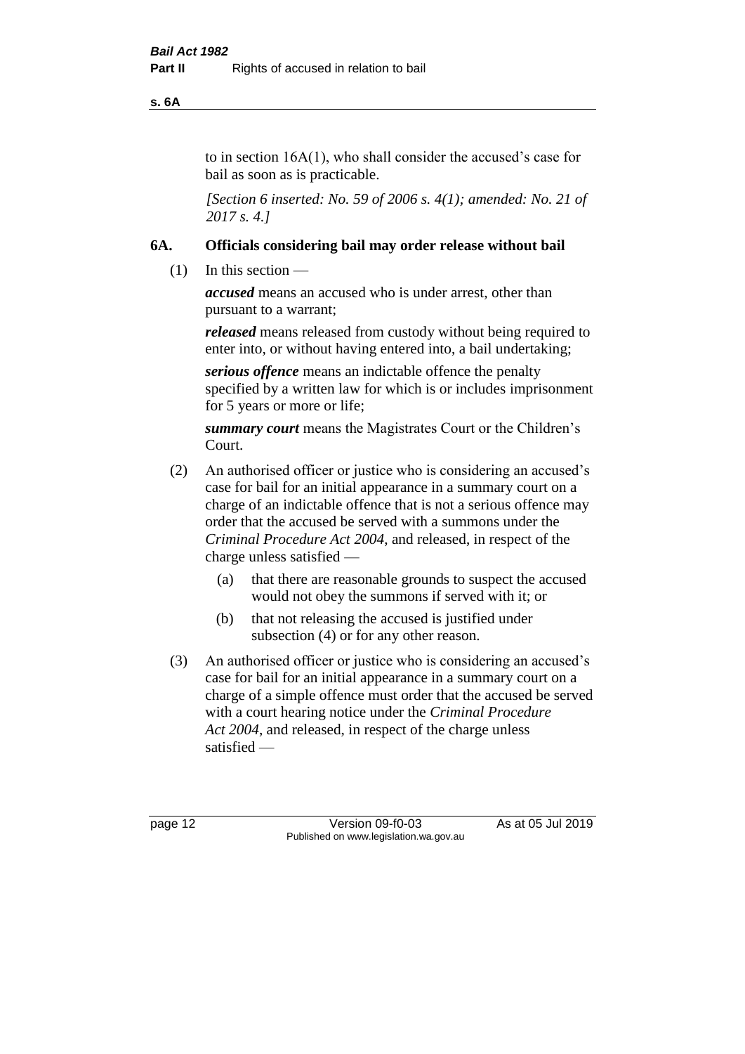to in section 16A(1), who shall consider the accused's case for bail as soon as is practicable.

*[Section 6 inserted: No. 59 of 2006 s. 4(1); amended: No. 21 of 2017 s. 4.]*

## 6A. Officials considering bail may order release without bail

(1) In this section —

***accused*** means an accused who is under arrest, other than pursuant to a warrant;

***released*** means released from custody without being required to enter into, or without having entered into, a bail undertaking;

***serious offence*** means an indictable offence the penalty specified by a written law for which is or includes imprisonment for 5 years or more or life;

***summary court*** means the Magistrates Court or the Children's Court.

(2) An authorised officer or justice who is considering an accused's case for bail for an initial appearance in a summary court on a charge of an indictable offence that is not a serious offence may order that the accused be served with a summons under the *Criminal Procedure Act 2004*, and released, in respect of the charge unless satisfied —

- (a) that there are reasonable grounds to suspect the accused would not obey the summons if served with it; or
- (b) that not releasing the accused is justified under subsection (4) or for any other reason.

(3) An authorised officer or justice who is considering an accused's case for bail for an initial appearance in a summary court on a charge of a simple offence must order that the accused be served with a court hearing notice under the *Criminal Procedure Act 2004*, and released, in respect of the charge unless satisfied —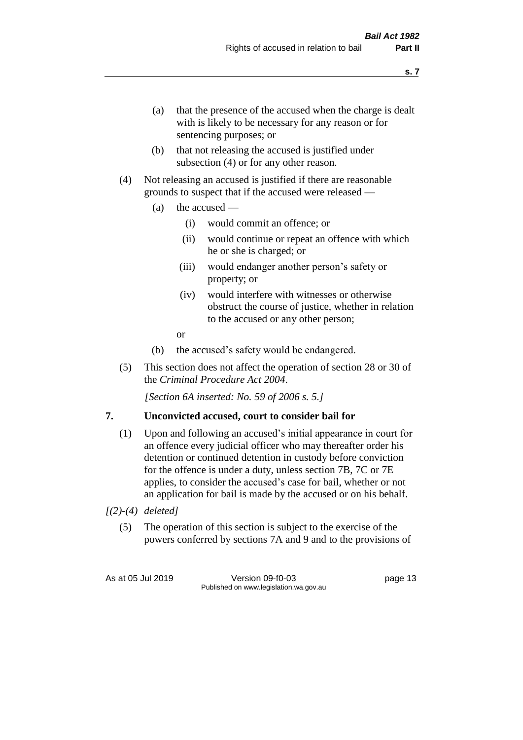(a) that the presence of the accused when the charge is dealt with is likely to be necessary for any reason or for sentencing purposes; or

(b) that not releasing the accused is justified under subsection (4) or for any other reason.

(4) Not releasing an accused is justified if there are reasonable grounds to suspect that if the accused were released —

(a) the accused —

(i) would commit an offence; or

(ii) would continue or repeat an offence with which he or she is charged; or

(iii) would endanger another person's safety or property; or

(iv) would interfere with witnesses or otherwise obstruct the course of justice, whether in relation to the accused or any other person;

or

(b) the accused's safety would be endangered.

(5) This section does not affect the operation of section 28 or 30 of the *Criminal Procedure Act 2004*.

*[Section 6A inserted: No. 59 of 2006 s. 5.]*

## 7. Unconvicted accused, court to consider bail for

(1) Upon and following an accused's initial appearance in court for an offence every judicial officer who may thereafter order his detention or continued detention in custody before conviction for the offence is under a duty, unless section 7B, 7C or 7E applies, to consider the accused's case for bail, whether or not an application for bail is made by the accused or on his behalf.

*[(2)-(4) deleted]*

(5) The operation of this section is subject to the exercise of the powers conferred by sections 7A and 9 and to the provisions of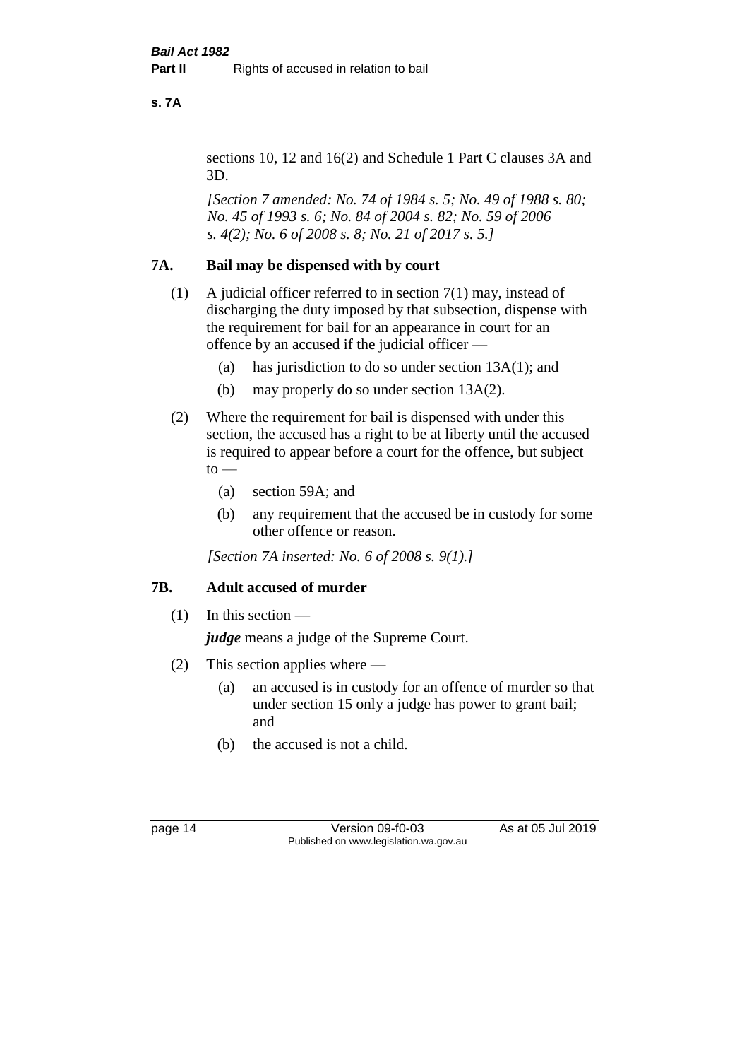sections 10, 12 and 16(2) and Schedule 1 Part C clauses 3A and 3D.

*[Section 7 amended: No. 74 of 1984 s. 5; No. 49 of 1988 s. 80; No. 45 of 1993 s. 6; No. 84 of 2004 s. 82; No. 59 of 2006 s. 4(2); No. 6 of 2008 s. 8; No. 21 of 2017 s. 5.]*

### 7A. Bail may be dispensed with by court

(1) A judicial officer referred to in section 7(1) may, instead of discharging the duty imposed by that subsection, dispense with the requirement for bail for an appearance in court for an offence by an accused if the judicial officer —

- (a) has jurisdiction to do so under section 13A(1); and
- (b) may properly do so under section 13A(2).

(2) Where the requirement for bail is dispensed with under this section, the accused has a right to be at liberty until the accused is required to appear before a court for the offence, but subject to —

- (a) section 59A; and
- (b) any requirement that the accused be in custody for some other offence or reason.

*[Section 7A inserted: No. 6 of 2008 s. 9(1).]*

### 7B. Adult accused of murder

(1) In this section —

***judge*** means a judge of the Supreme Court.

(2) This section applies where —

- (a) an accused is in custody for an offence of murder so that under section 15 only a judge has power to grant bail; and
- (b) the accused is not a child.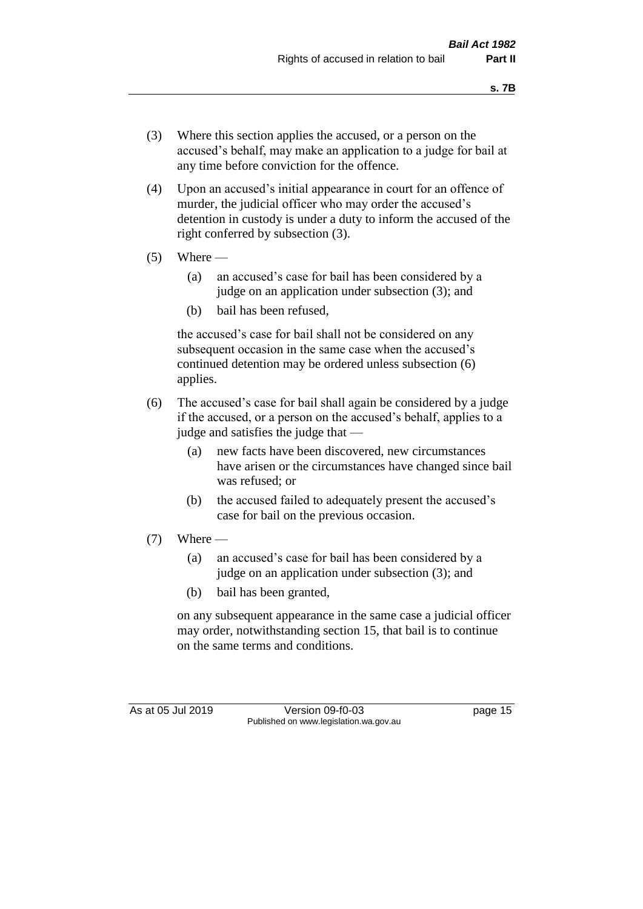(3) Where this section applies the accused, or a person on the accused's behalf, may make an application to a judge for bail at any time before conviction for the offence.

(4) Upon an accused's initial appearance in court for an offence of murder, the judicial officer who may order the accused's detention in custody is under a duty to inform the accused of the right conferred by subsection (3).

(5) Where —

   (a) an accused's case for bail has been considered by a judge on an application under subsection (3); and

   (b) bail has been refused,

   the accused's case for bail shall not be considered on any subsequent occasion in the same case when the accused's continued detention may be ordered unless subsection (6) applies.

(6) The accused's case for bail shall again be considered by a judge if the accused, or a person on the accused's behalf, applies to a judge and satisfies the judge that —

   (a) new facts have been discovered, new circumstances have arisen or the circumstances have changed since bail was refused; or

   (b) the accused failed to adequately present the accused's case for bail on the previous occasion.

(7) Where —

   (a) an accused's case for bail has been considered by a judge on an application under subsection (3); and

   (b) bail has been granted,

   on any subsequent appearance in the same case a judicial officer may order, notwithstanding section 15, that bail is to continue on the same terms and conditions.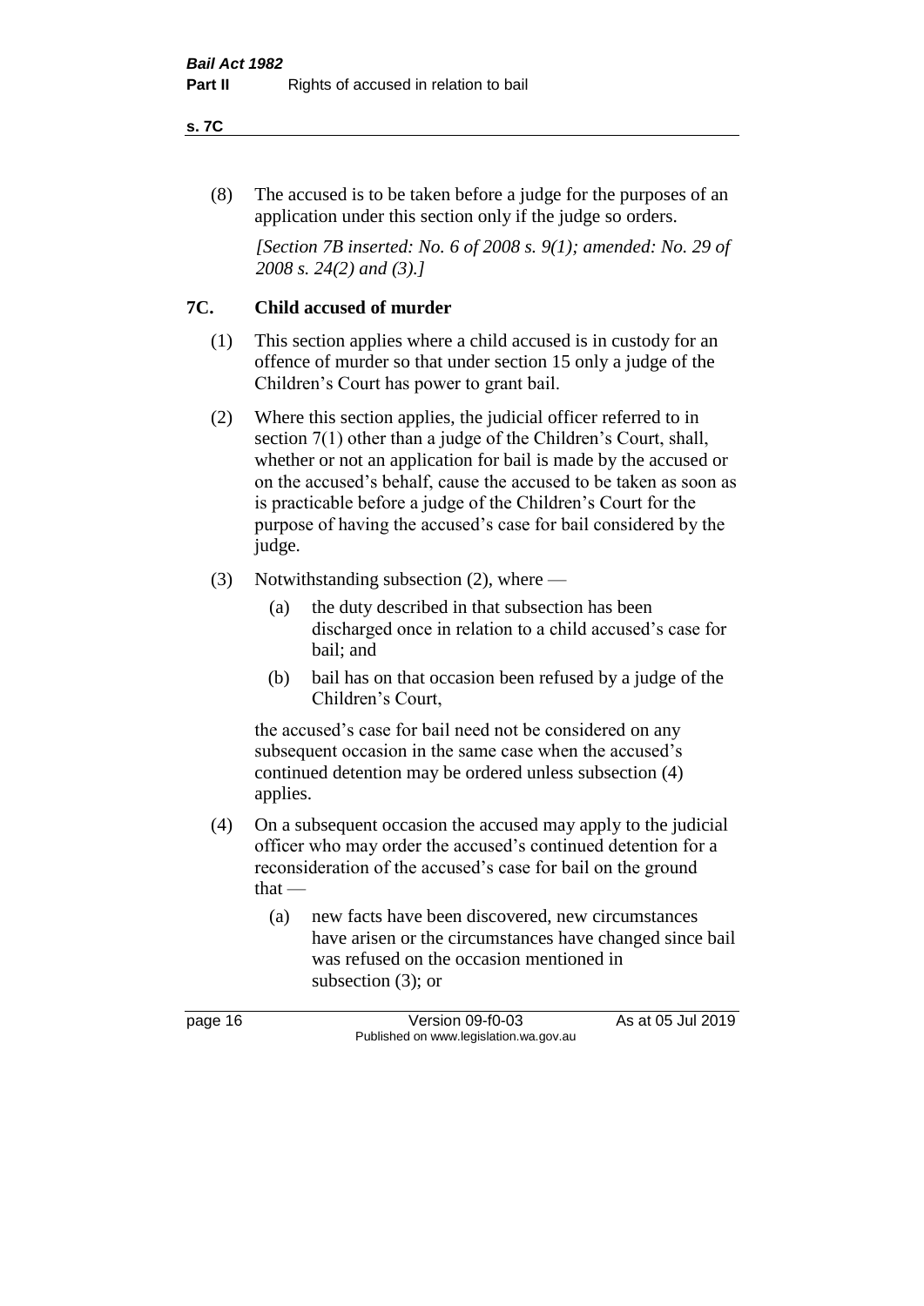(8) The accused is to be taken before a judge for the purposes of an application under this section only if the judge so orders.

*[Section 7B inserted: No. 6 of 2008 s. 9(1); amended: No. 29 of 2008 s. 24(2) and (3).]*

## 7C. Child accused of murder

(1) This section applies where a child accused is in custody for an offence of murder so that under section 15 only a judge of the Children's Court has power to grant bail.

(2) Where this section applies, the judicial officer referred to in section 7(1) other than a judge of the Children's Court, shall, whether or not an application for bail is made by the accused or on the accused's behalf, cause the accused to be taken as soon as is practicable before a judge of the Children's Court for the purpose of having the accused's case for bail considered by the judge.

(3) Notwithstanding subsection (2), where —

(a) the duty described in that subsection has been discharged once in relation to a child accused's case for bail; and

(b) bail has on that occasion been refused by a judge of the Children's Court,

the accused's case for bail need not be considered on any subsequent occasion in the same case when the accused's continued detention may be ordered unless subsection (4) applies.

(4) On a subsequent occasion the accused may apply to the judicial officer who may order the accused's continued detention for a reconsideration of the accused's case for bail on the ground that —

(a) new facts have been discovered, new circumstances have arisen or the circumstances have changed since bail was refused on the occasion mentioned in subsection (3); or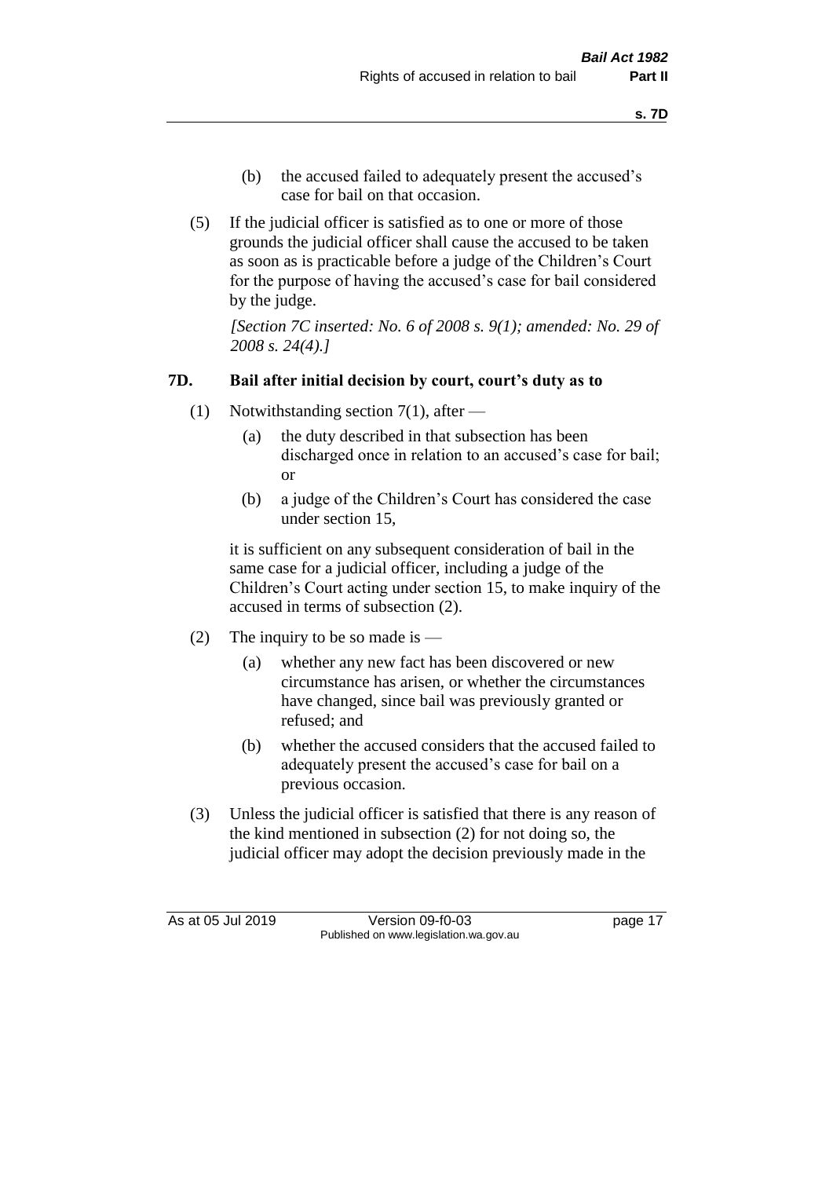(b) the accused failed to adequately present the accused's case for bail on that occasion.

(5) If the judicial officer is satisfied as to one or more of those grounds the judicial officer shall cause the accused to be taken as soon as is practicable before a judge of the Children's Court for the purpose of having the accused's case for bail considered by the judge.

*[Section 7C inserted: No. 6 of 2008 s. 9(1); amended: No. 29 of 2008 s. 24(4).]*

### 7D. Bail after initial decision by court, court's duty as to

(1) Notwithstanding section 7(1), after —

(a) the duty described in that subsection has been discharged once in relation to an accused's case for bail; or

(b) a judge of the Children's Court has considered the case under section 15,

it is sufficient on any subsequent consideration of bail in the same case for a judicial officer, including a judge of the Children's Court acting under section 15, to make inquiry of the accused in terms of subsection (2).

(2) The inquiry to be so made is —

(a) whether any new fact has been discovered or new circumstance has arisen, or whether the circumstances have changed, since bail was previously granted or refused; and

(b) whether the accused considers that the accused failed to adequately present the accused's case for bail on a previous occasion.

(3) Unless the judicial officer is satisfied that there is any reason of the kind mentioned in subsection (2) for not doing so, the judicial officer may adopt the decision previously made in the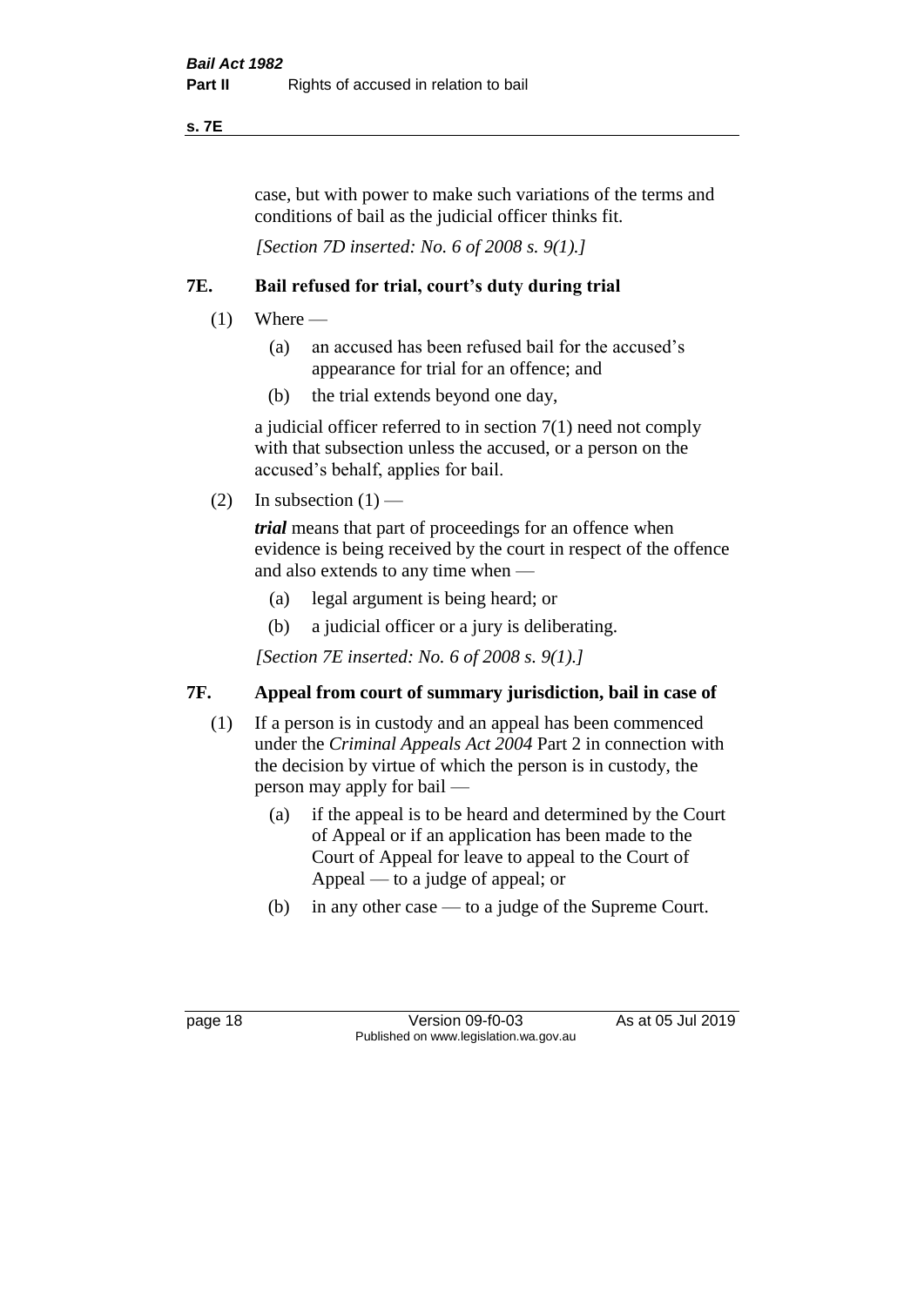case, but with power to make such variations of the terms and conditions of bail as the judicial officer thinks fit.

*[Section 7D inserted: No. 6 of 2008 s. 9(1).]*

### 7E. Bail refused for trial, court's duty during trial

(1) Where —

(a) an accused has been refused bail for the accused's appearance for trial for an offence; and

(b) the trial extends beyond one day,

a judicial officer referred to in section 7(1) need not comply with that subsection unless the accused, or a person on the accused's behalf, applies for bail.

(2) In subsection (1) —

***trial*** means that part of proceedings for an offence when evidence is being received by the court in respect of the offence and also extends to any time when —

(a) legal argument is being heard; or

(b) a judicial officer or a jury is deliberating.

*[Section 7E inserted: No. 6 of 2008 s. 9(1).]*

### 7F. Appeal from court of summary jurisdiction, bail in case of

(1) If a person is in custody and an appeal has been commenced under the *Criminal Appeals Act 2004* Part 2 in connection with the decision by virtue of which the person is in custody, the person may apply for bail —

(a) if the appeal is to be heard and determined by the Court of Appeal or if an application has been made to the Court of Appeal for leave to appeal to the Court of Appeal — to a judge of appeal; or

(b) in any other case — to a judge of the Supreme Court.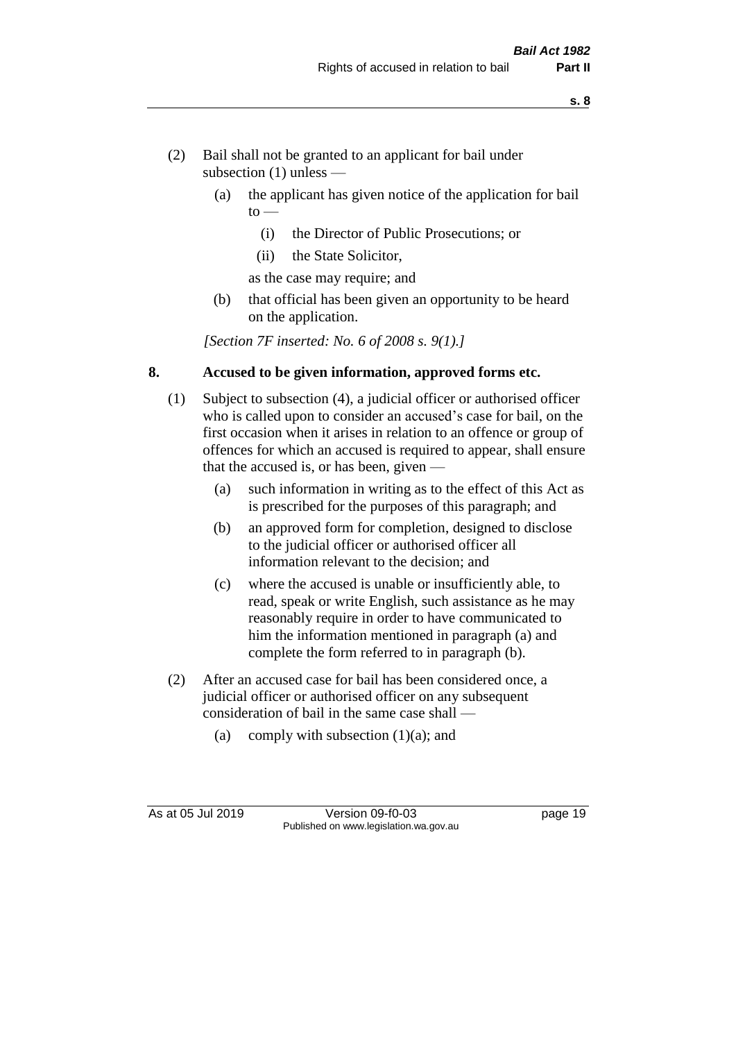(2) Bail shall not be granted to an applicant for bail under subsection (1) unless —

  (a) the applicant has given notice of the application for bail to —

    (i) the Director of Public Prosecutions; or

    (ii) the State Solicitor,

  as the case may require; and

  (b) that official has been given an opportunity to be heard on the application.

*[Section 7F inserted: No. 6 of 2008 s. 9(1).]*

## 8. Accused to be given information, approved forms etc.

(1) Subject to subsection (4), a judicial officer or authorised officer who is called upon to consider an accused's case for bail, on the first occasion when it arises in relation to an offence or group of offences for which an accused is required to appear, shall ensure that the accused is, or has been, given —

  (a) such information in writing as to the effect of this Act as is prescribed for the purposes of this paragraph; and

  (b) an approved form for completion, designed to disclose to the judicial officer or authorised officer all information relevant to the decision; and

  (c) where the accused is unable or insufficiently able, to read, speak or write English, such assistance as he may reasonably require in order to have communicated to him the information mentioned in paragraph (a) and complete the form referred to in paragraph (b).

(2) After an accused case for bail has been considered once, a judicial officer or authorised officer on any subsequent consideration of bail in the same case shall —

  (a) comply with subsection (1)(a); and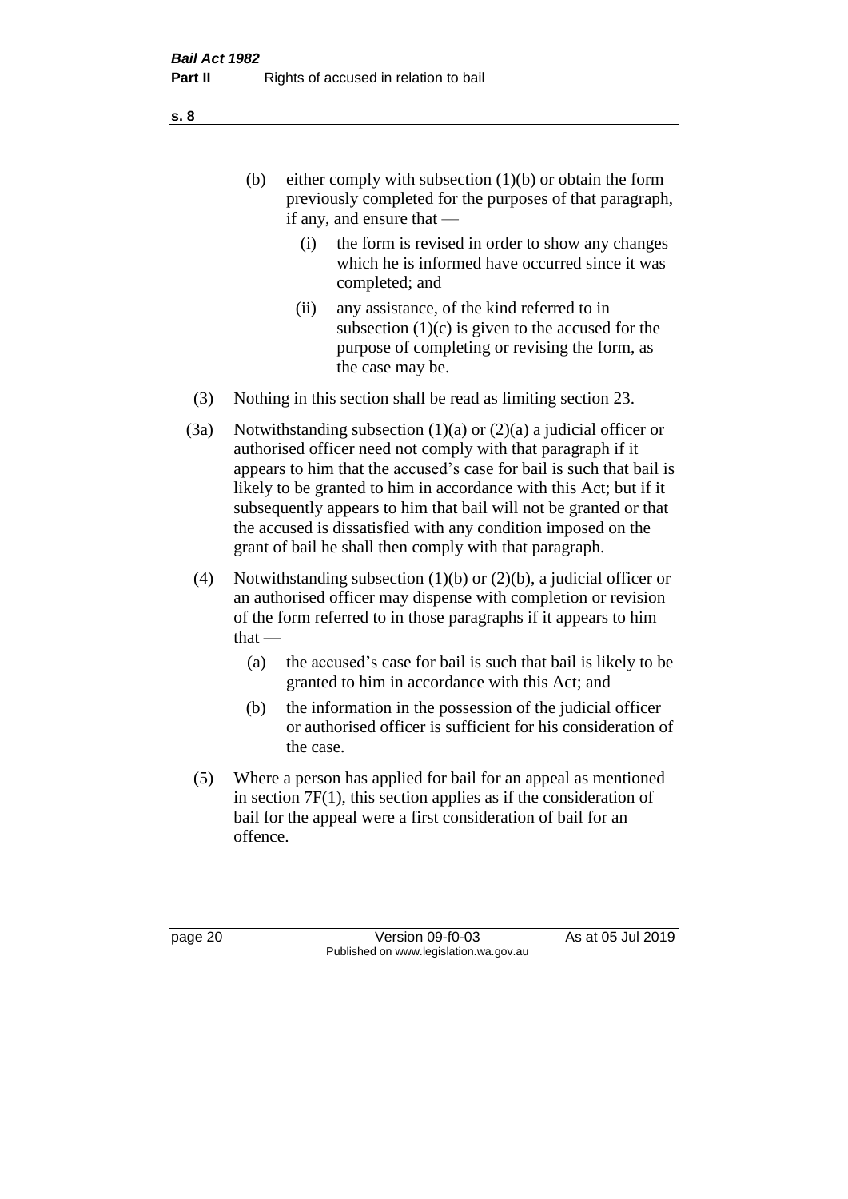(b) either comply with subsection (1)(b) or obtain the form previously completed for the purposes of that paragraph, if any, and ensure that —

   (i) the form is revised in order to show any changes which he is informed have occurred since it was completed; and

   (ii) any assistance, of the kind referred to in subsection (1)(c) is given to the accused for the purpose of completing or revising the form, as the case may be.

(3) Nothing in this section shall be read as limiting section 23.

(3a) Notwithstanding subsection (1)(a) or (2)(a) a judicial officer or authorised officer need not comply with that paragraph if it appears to him that the accused's case for bail is such that bail is likely to be granted to him in accordance with this Act; but if it subsequently appears to him that bail will not be granted or that the accused is dissatisfied with any condition imposed on the grant of bail he shall then comply with that paragraph.

(4) Notwithstanding subsection (1)(b) or (2)(b), a judicial officer or an authorised officer may dispense with completion or revision of the form referred to in those paragraphs if it appears to him that —

   (a) the accused's case for bail is such that bail is likely to be granted to him in accordance with this Act; and

   (b) the information in the possession of the judicial officer or authorised officer is sufficient for his consideration of the case.

(5) Where a person has applied for bail for an appeal as mentioned in section 7F(1), this section applies as if the consideration of bail for the appeal were a first consideration of bail for an offence.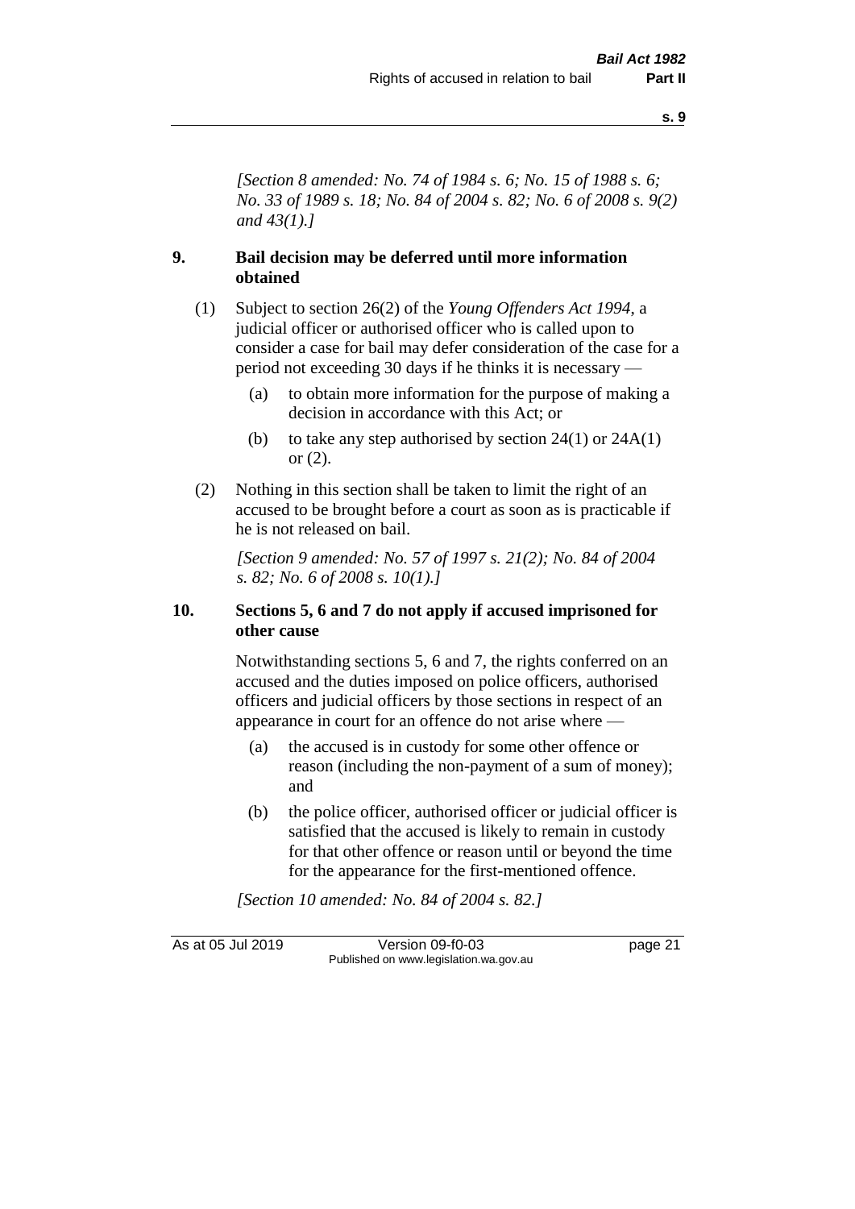*[Section 8 amended: No. 74 of 1984 s. 6; No. 15 of 1988 s. 6; No. 33 of 1989 s. 18; No. 84 of 2004 s. 82; No. 6 of 2008 s. 9(2) and 43(1).]*

### 9. Bail decision may be deferred until more information obtained

(1) Subject to section 26(2) of the *Young Offenders Act 1994*, a judicial officer or authorised officer who is called upon to consider a case for bail may defer consideration of the case for a period not exceeding 30 days if he thinks it is necessary —

- (a) to obtain more information for the purpose of making a decision in accordance with this Act; or
- (b) to take any step authorised by section 24(1) or 24A(1) or (2).

(2) Nothing in this section shall be taken to limit the right of an accused to be brought before a court as soon as is practicable if he is not released on bail.

*[Section 9 amended: No. 57 of 1997 s. 21(2); No. 84 of 2004 s. 82; No. 6 of 2008 s. 10(1).]*

### 10. Sections 5, 6 and 7 do not apply if accused imprisoned for other cause

Notwithstanding sections 5, 6 and 7, the rights conferred on an accused and the duties imposed on police officers, authorised officers and judicial officers by those sections in respect of an appearance in court for an offence do not arise where —

- (a) the accused is in custody for some other offence or reason (including the non-payment of a sum of money); and
- (b) the police officer, authorised officer or judicial officer is satisfied that the accused is likely to remain in custody for that other offence or reason until or beyond the time for the appearance for the first-mentioned offence.

*[Section 10 amended: No. 84 of 2004 s. 82.]*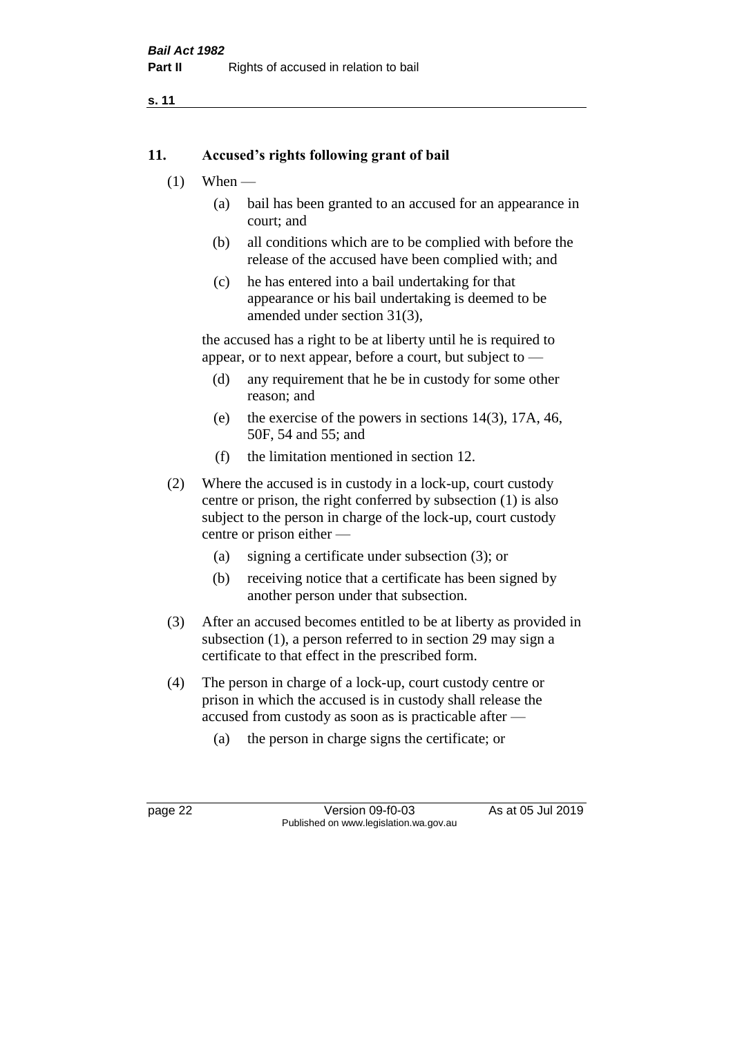## 11. Accused's rights following grant of bail

(1) When —

  (a) bail has been granted to an accused for an appearance in court; and

  (b) all conditions which are to be complied with before the release of the accused have been complied with; and

  (c) he has entered into a bail undertaking for that appearance or his bail undertaking is deemed to be amended under section 31(3),

the accused has a right to be at liberty until he is required to appear, or to next appear, before a court, but subject to —

  (d) any requirement that he be in custody for some other reason; and

  (e) the exercise of the powers in sections 14(3), 17A, 46, 50F, 54 and 55; and

  (f) the limitation mentioned in section 12.

(2) Where the accused is in custody in a lock-up, court custody centre or prison, the right conferred by subsection (1) is also subject to the person in charge of the lock-up, court custody centre or prison either —

  (a) signing a certificate under subsection (3); or

  (b) receiving notice that a certificate has been signed by another person under that subsection.

(3) After an accused becomes entitled to be at liberty as provided in subsection (1), a person referred to in section 29 may sign a certificate to that effect in the prescribed form.

(4) The person in charge of a lock-up, court custody centre or prison in which the accused is in custody shall release the accused from custody as soon as is practicable after —

  (a) the person in charge signs the certificate; or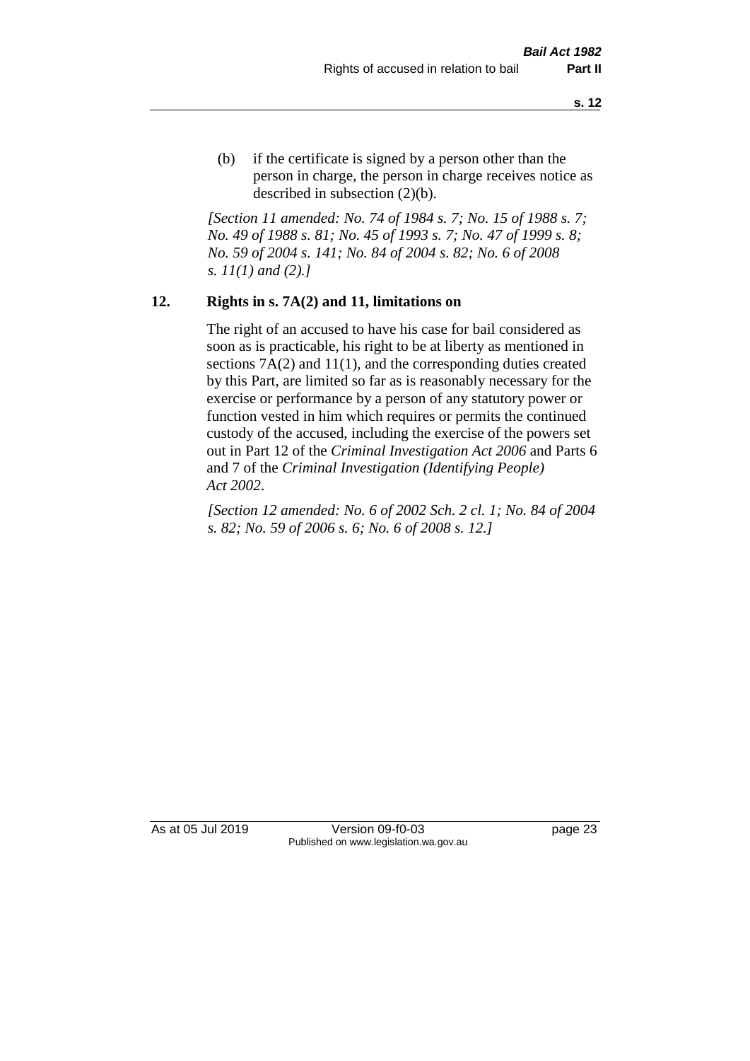(b) if the certificate is signed by a person other than the person in charge, the person in charge receives notice as described in subsection (2)(b).

*[Section 11 amended: No. 74 of 1984 s. 7; No. 15 of 1988 s. 7; No. 49 of 1988 s. 81; No. 45 of 1993 s. 7; No. 47 of 1999 s. 8; No. 59 of 2004 s. 141; No. 84 of 2004 s. 82; No. 6 of 2008 s. 11(1) and (2).]*

## 12. Rights in s. 7A(2) and 11, limitations on

The right of an accused to have his case for bail considered as soon as is practicable, his right to be at liberty as mentioned in sections 7A(2) and 11(1), and the corresponding duties created by this Part, are limited so far as is reasonably necessary for the exercise or performance by a person of any statutory power or function vested in him which requires or permits the continued custody of the accused, including the exercise of the powers set out in Part 12 of the *Criminal Investigation Act 2006* and Parts 6 and 7 of the *Criminal Investigation (Identifying People) Act 2002*.

*[Section 12 amended: No. 6 of 2002 Sch. 2 cl. 1; No. 84 of 2004 s. 82; No. 59 of 2006 s. 6; No. 6 of 2008 s. 12.]*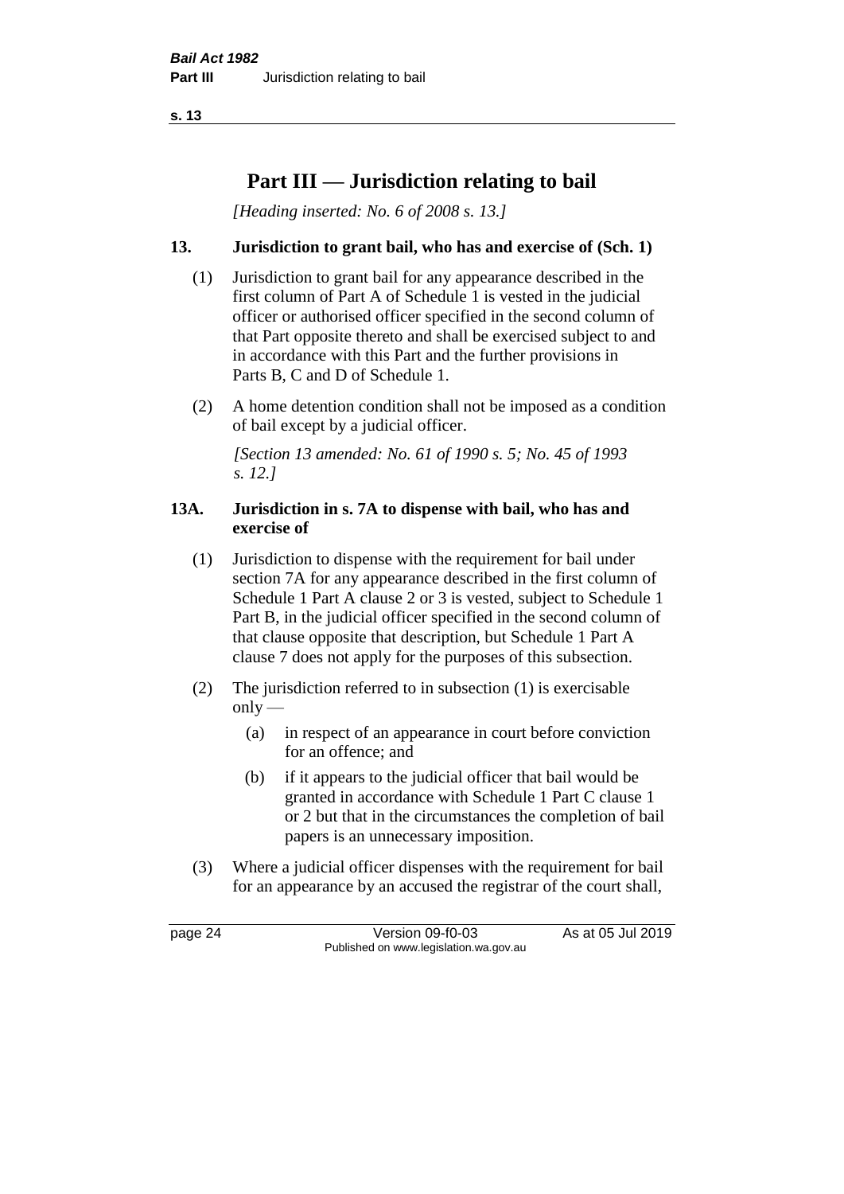# Part III — Jurisdiction relating to bail

*[Heading inserted: No. 6 of 2008 s. 13.]*

### 13. Jurisdiction to grant bail, who has and exercise of (Sch. 1)

(1) Jurisdiction to grant bail for any appearance described in the first column of Part A of Schedule 1 is vested in the judicial officer or authorised officer specified in the second column of that Part opposite thereto and shall be exercised subject to and in accordance with this Part and the further provisions in Parts B, C and D of Schedule 1.

(2) A home detention condition shall not be imposed as a condition of bail except by a judicial officer.

*[Section 13 amended: No. 61 of 1990 s. 5; No. 45 of 1993 s. 12.]*

### 13A. Jurisdiction in s. 7A to dispense with bail, who has and exercise of

(1) Jurisdiction to dispense with the requirement for bail under section 7A for any appearance described in the first column of Schedule 1 Part A clause 2 or 3 is vested, subject to Schedule 1 Part B, in the judicial officer specified in the second column of that clause opposite that description, but Schedule 1 Part A clause 7 does not apply for the purposes of this subsection.

(2) The jurisdiction referred to in subsection (1) is exercisable only —

- (a) in respect of an appearance in court before conviction for an offence; and
- (b) if it appears to the judicial officer that bail would be granted in accordance with Schedule 1 Part C clause 1 or 2 but that in the circumstances the completion of bail papers is an unnecessary imposition.

(3) Where a judicial officer dispenses with the requirement for bail for an appearance by an accused the registrar of the court shall,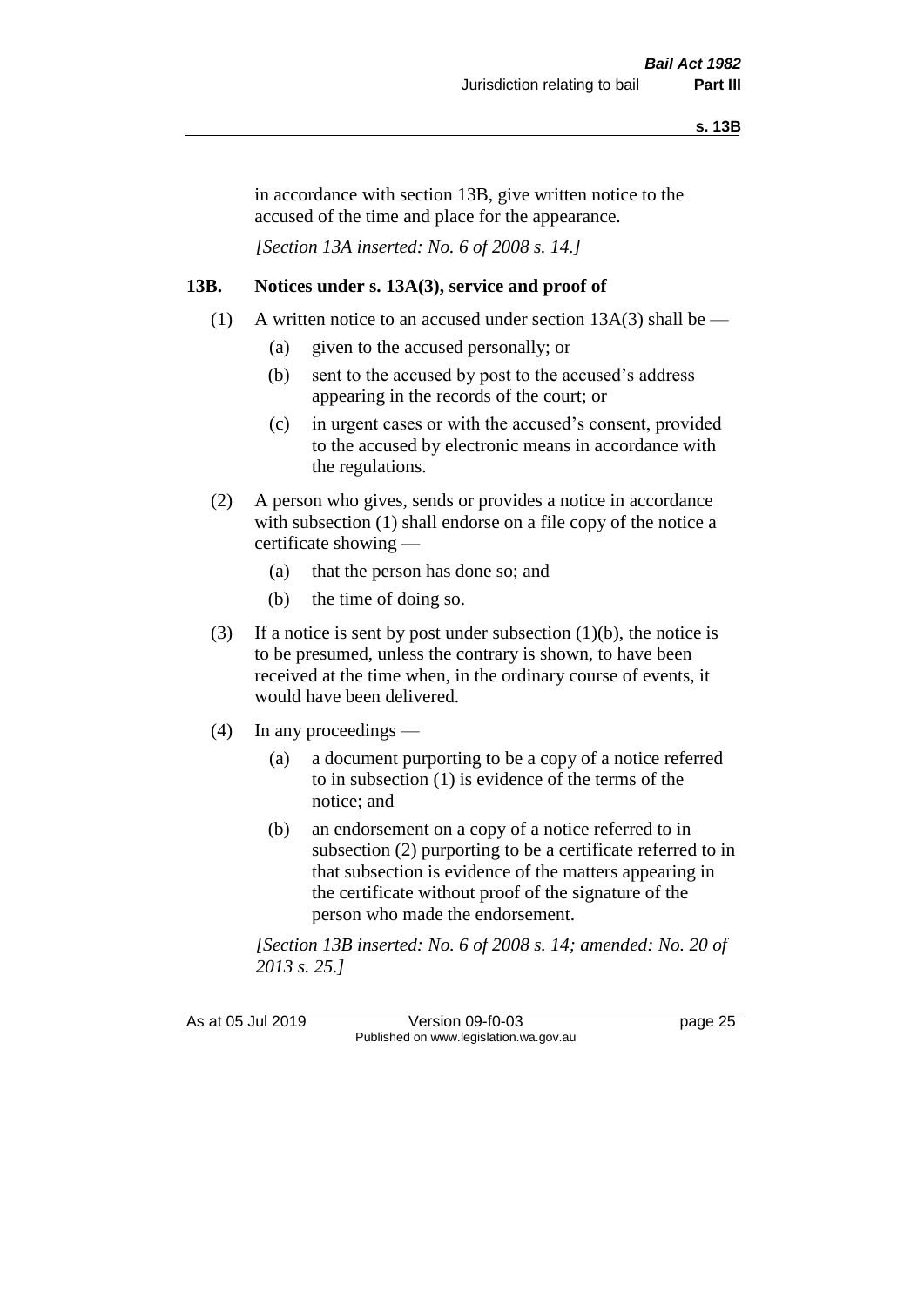in accordance with section 13B, give written notice to the accused of the time and place for the appearance.

*[Section 13A inserted: No. 6 of 2008 s. 14.]*

### 13B. Notices under s. 13A(3), service and proof of

(1) A written notice to an accused under section 13A(3) shall be —

- (a) given to the accused personally; or
- (b) sent to the accused by post to the accused's address appearing in the records of the court; or
- (c) in urgent cases or with the accused's consent, provided to the accused by electronic means in accordance with the regulations.

(2) A person who gives, sends or provides a notice in accordance with subsection (1) shall endorse on a file copy of the notice a certificate showing —

- (a) that the person has done so; and
- (b) the time of doing so.

(3) If a notice is sent by post under subsection (1)(b), the notice is to be presumed, unless the contrary is shown, to have been received at the time when, in the ordinary course of events, it would have been delivered.

(4) In any proceedings —

- (a) a document purporting to be a copy of a notice referred to in subsection (1) is evidence of the terms of the notice; and
- (b) an endorsement on a copy of a notice referred to in subsection (2) purporting to be a certificate referred to in that subsection is evidence of the matters appearing in the certificate without proof of the signature of the person who made the endorsement.

*[Section 13B inserted: No. 6 of 2008 s. 14; amended: No. 20 of 2013 s. 25.]*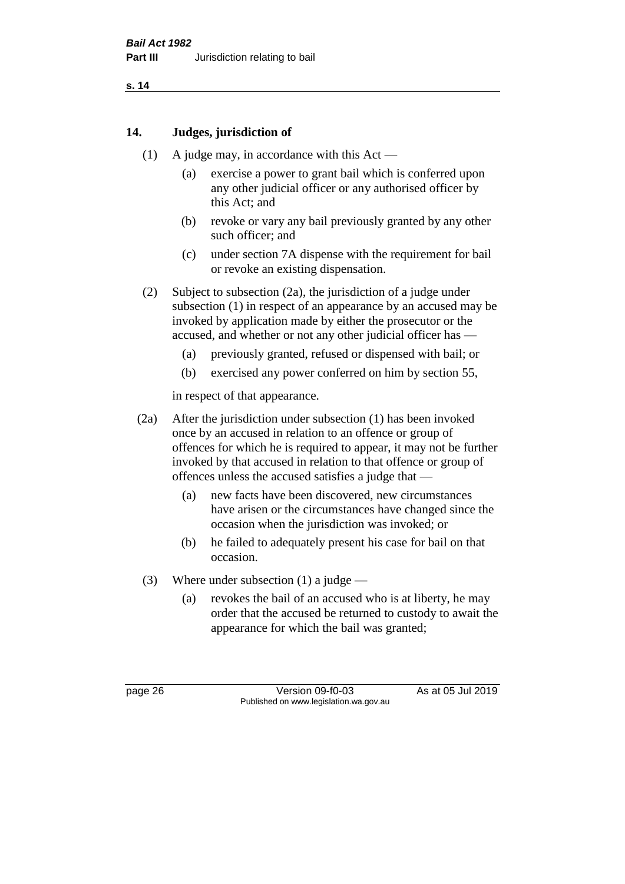## 14. Judges, jurisdiction of

(1) A judge may, in accordance with this Act —

  (a) exercise a power to grant bail which is conferred upon any other judicial officer or any authorised officer by this Act; and

  (b) revoke or vary any bail previously granted by any other such officer; and

  (c) under section 7A dispense with the requirement for bail or revoke an existing dispensation.

(2) Subject to subsection (2a), the jurisdiction of a judge under subsection (1) in respect of an appearance by an accused may be invoked by application made by either the prosecutor or the accused, and whether or not any other judicial officer has —

  (a) previously granted, refused or dispensed with bail; or

  (b) exercised any power conferred on him by section 55,

in respect of that appearance.

(2a) After the jurisdiction under subsection (1) has been invoked once by an accused in relation to an offence or group of offences for which he is required to appear, it may not be further invoked by that accused in relation to that offence or group of offences unless the accused satisfies a judge that —

  (a) new facts have been discovered, new circumstances have arisen or the circumstances have changed since the occasion when the jurisdiction was invoked; or

  (b) he failed to adequately present his case for bail on that occasion.

(3) Where under subsection (1) a judge —

  (a) revokes the bail of an accused who is at liberty, he may order that the accused be returned to custody to await the appearance for which the bail was granted;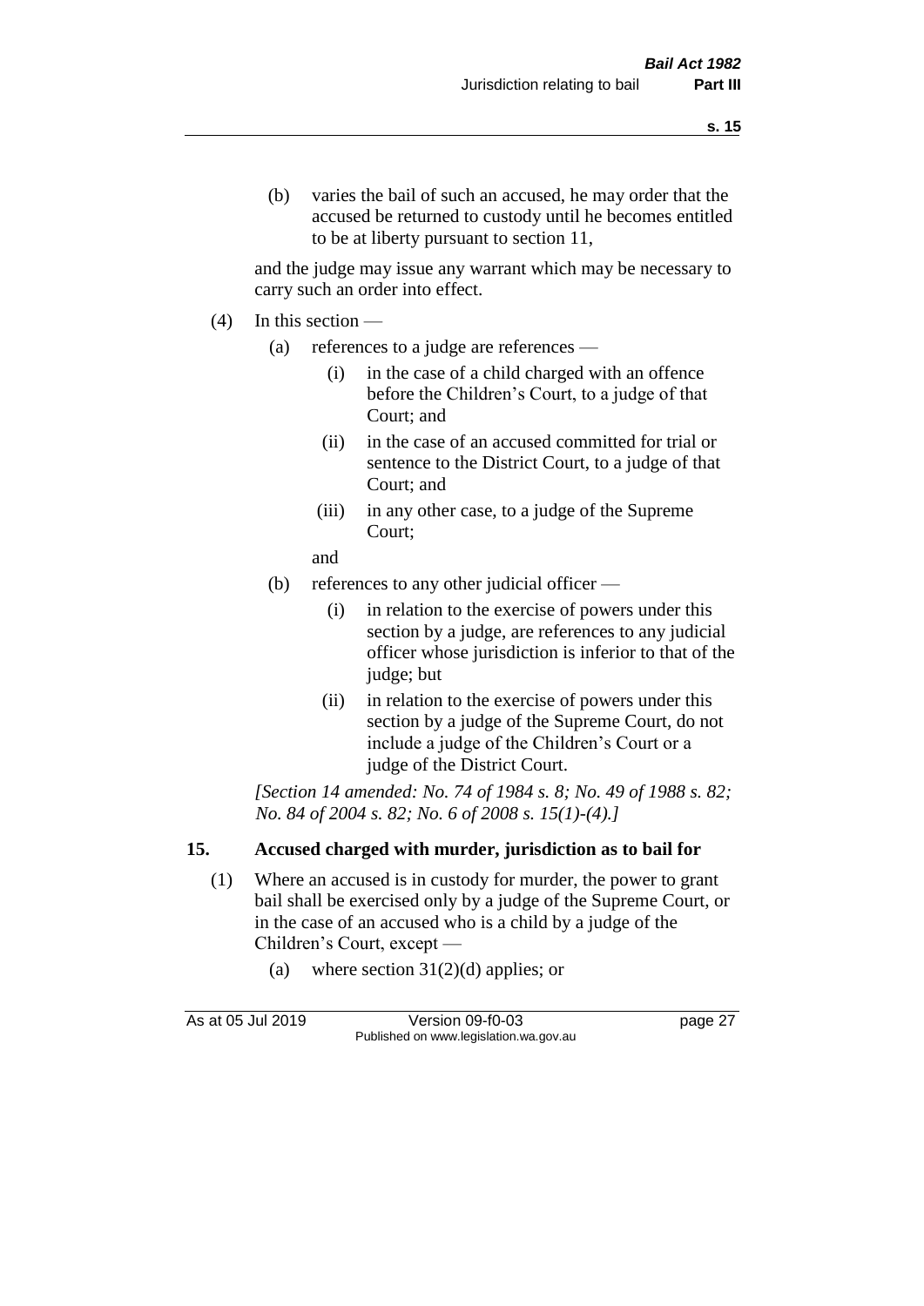(b) varies the bail of such an accused, he may order that the accused be returned to custody until he becomes entitled to be at liberty pursuant to section 11,

and the judge may issue any warrant which may be necessary to carry such an order into effect.

(4) In this section —

(a) references to a judge are references —

(i) in the case of a child charged with an offence before the Children's Court, to a judge of that Court; and

(ii) in the case of an accused committed for trial or sentence to the District Court, to a judge of that Court; and

(iii) in any other case, to a judge of the Supreme Court;

and

(b) references to any other judicial officer —

(i) in relation to the exercise of powers under this section by a judge, are references to any judicial officer whose jurisdiction is inferior to that of the judge; but

(ii) in relation to the exercise of powers under this section by a judge of the Supreme Court, do not include a judge of the Children's Court or a judge of the District Court.

*[Section 14 amended: No. 74 of 1984 s. 8; No. 49 of 1988 s. 82; No. 84 of 2004 s. 82; No. 6 of 2008 s. 15(1)-(4).]*

## 15. Accused charged with murder, jurisdiction as to bail for

(1) Where an accused is in custody for murder, the power to grant bail shall be exercised only by a judge of the Supreme Court, or in the case of an accused who is a child by a judge of the Children's Court, except —

(a) where section 31(2)(d) applies; or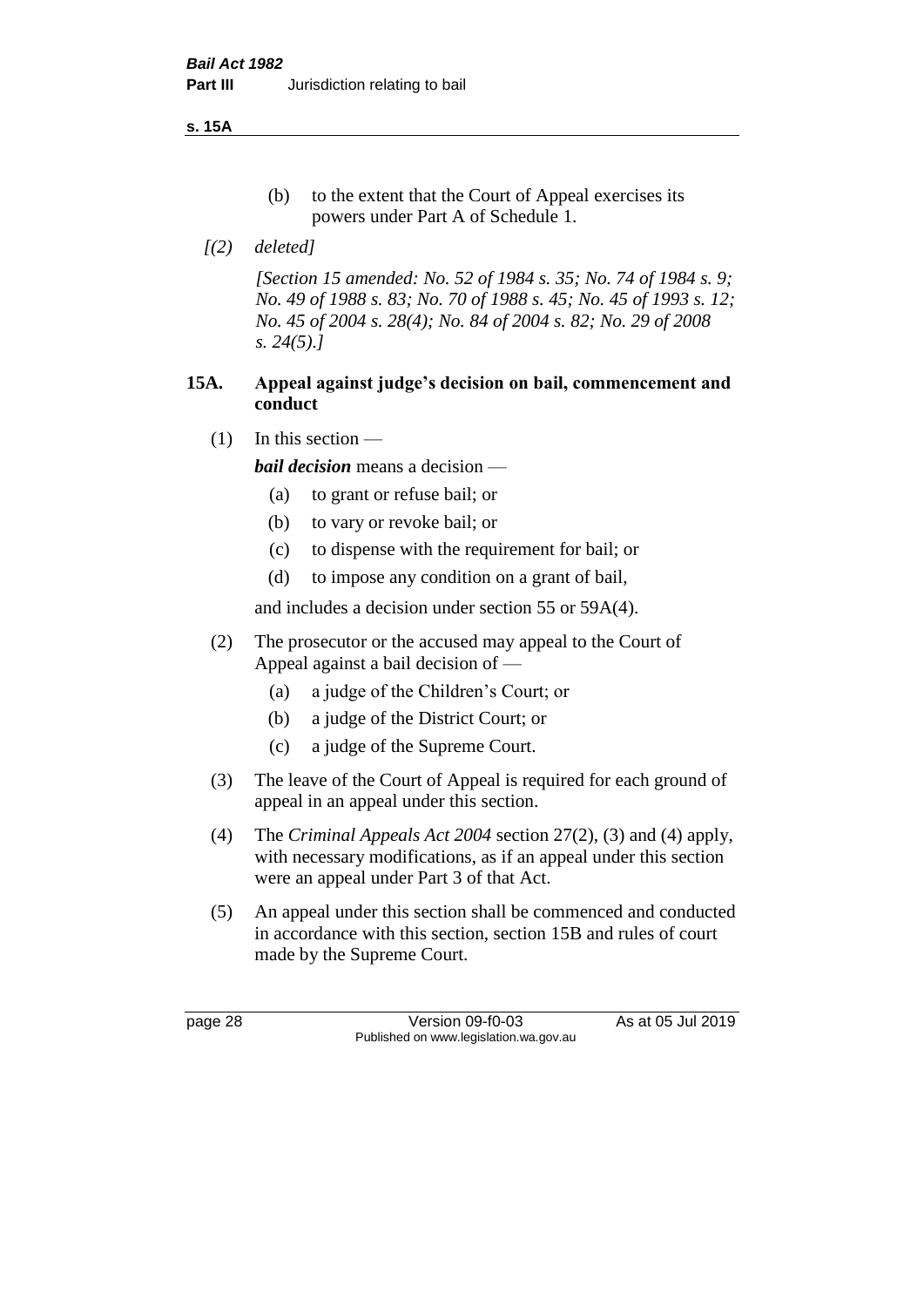(b) to the extent that the Court of Appeal exercises its powers under Part A of Schedule 1.

*[(2) deleted]*

*[Section 15 amended: No. 52 of 1984 s. 35; No. 74 of 1984 s. 9; No. 49 of 1988 s. 83; No. 70 of 1988 s. 45; No. 45 of 1993 s. 12; No. 45 of 2004 s. 28(4); No. 84 of 2004 s. 82; No. 29 of 2008 s. 24(5).]*

## 15A. Appeal against judge's decision on bail, commencement and conduct

(1) In this section —

***bail decision*** means a decision —

(a) to grant or refuse bail; or

(b) to vary or revoke bail; or

(c) to dispense with the requirement for bail; or

(d) to impose any condition on a grant of bail,

and includes a decision under section 55 or 59A(4).

(2) The prosecutor or the accused may appeal to the Court of Appeal against a bail decision of —

(a) a judge of the Children's Court; or

(b) a judge of the District Court; or

(c) a judge of the Supreme Court.

(3) The leave of the Court of Appeal is required for each ground of appeal in an appeal under this section.

(4) The *Criminal Appeals Act 2004* section 27(2), (3) and (4) apply, with necessary modifications, as if an appeal under this section were an appeal under Part 3 of that Act.

(5) An appeal under this section shall be commenced and conducted in accordance with this section, section 15B and rules of court made by the Supreme Court.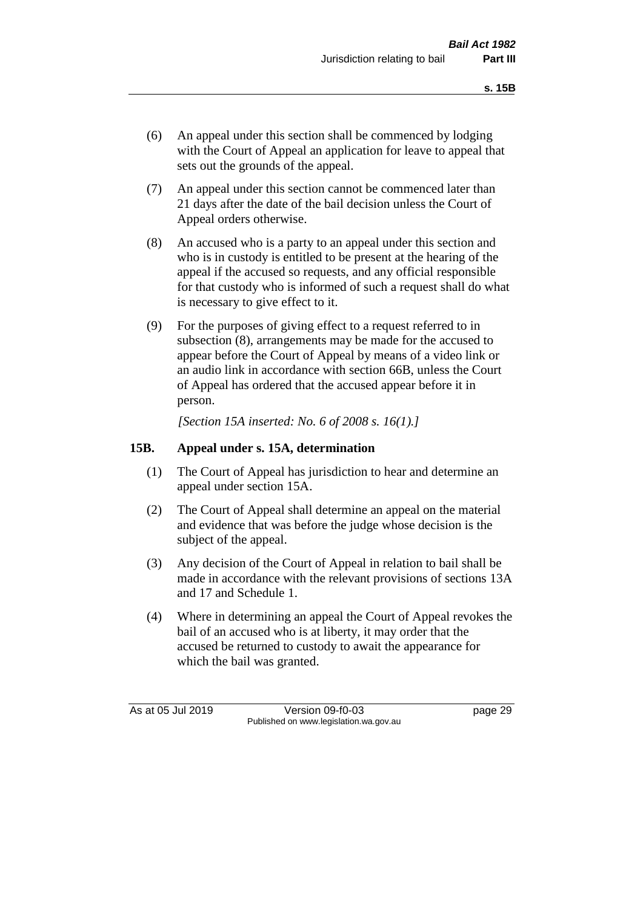(6) An appeal under this section shall be commenced by lodging with the Court of Appeal an application for leave to appeal that sets out the grounds of the appeal.

(7) An appeal under this section cannot be commenced later than 21 days after the date of the bail decision unless the Court of Appeal orders otherwise.

(8) An accused who is a party to an appeal under this section and who is in custody is entitled to be present at the hearing of the appeal if the accused so requests, and any official responsible for that custody who is informed of such a request shall do what is necessary to give effect to it.

(9) For the purposes of giving effect to a request referred to in subsection (8), arrangements may be made for the accused to appear before the Court of Appeal by means of a video link or an audio link in accordance with section 66B, unless the Court of Appeal has ordered that the accused appear before it in person.

*[Section 15A inserted: No. 6 of 2008 s. 16(1).]*

### 15B. Appeal under s. 15A, determination

(1) The Court of Appeal has jurisdiction to hear and determine an appeal under section 15A.

(2) The Court of Appeal shall determine an appeal on the material and evidence that was before the judge whose decision is the subject of the appeal.

(3) Any decision of the Court of Appeal in relation to bail shall be made in accordance with the relevant provisions of sections 13A and 17 and Schedule 1.

(4) Where in determining an appeal the Court of Appeal revokes the bail of an accused who is at liberty, it may order that the accused be returned to custody to await the appearance for which the bail was granted.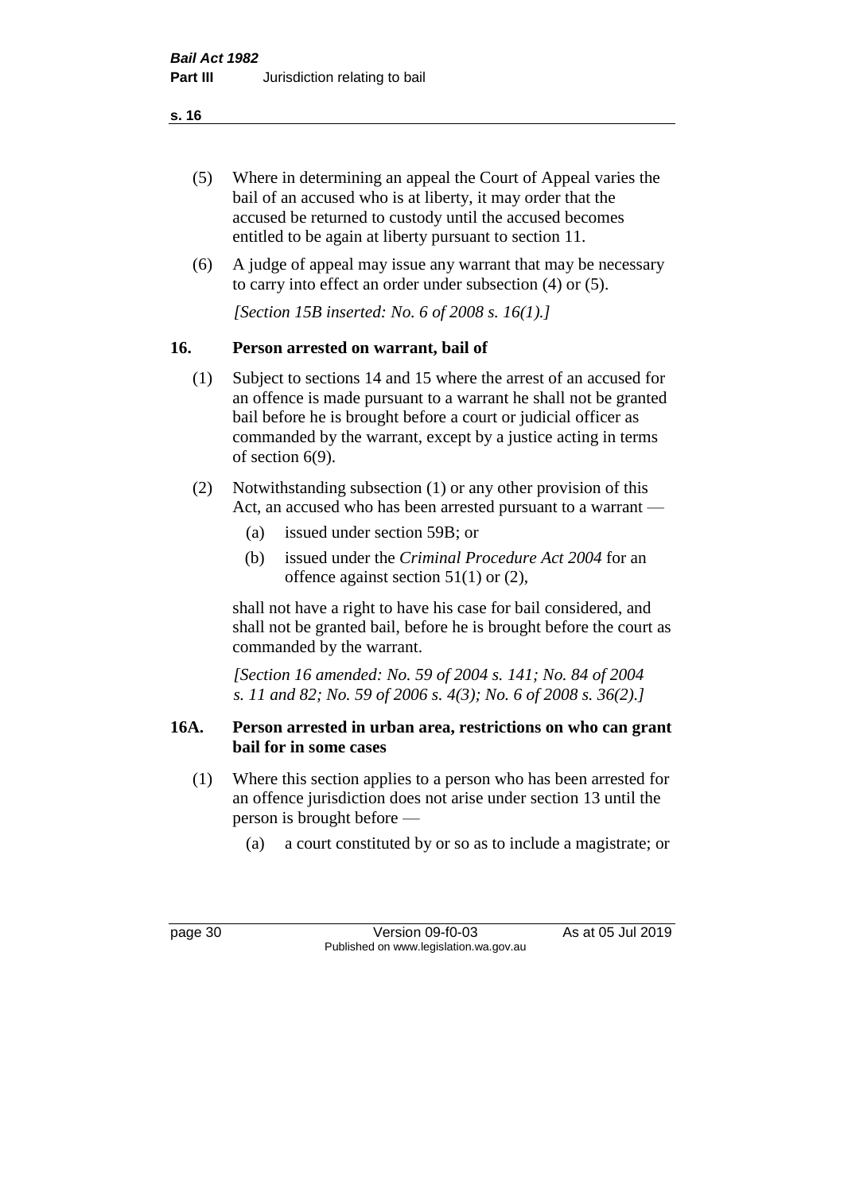(5) Where in determining an appeal the Court of Appeal varies the bail of an accused who is at liberty, it may order that the accused be returned to custody until the accused becomes entitled to be again at liberty pursuant to section 11.

(6) A judge of appeal may issue any warrant that may be necessary to carry into effect an order under subsection (4) or (5).

*[Section 15B inserted: No. 6 of 2008 s. 16(1).]*

## 16. Person arrested on warrant, bail of

(1) Subject to sections 14 and 15 where the arrest of an accused for an offence is made pursuant to a warrant he shall not be granted bail before he is brought before a court or judicial officer as commanded by the warrant, except by a justice acting in terms of section 6(9).

(2) Notwithstanding subsection (1) or any other provision of this Act, an accused who has been arrested pursuant to a warrant —

- (a) issued under section 59B; or
- (b) issued under the *Criminal Procedure Act 2004* for an offence against section 51(1) or (2),

shall not have a right to have his case for bail considered, and shall not be granted bail, before he is brought before the court as commanded by the warrant.

*[Section 16 amended: No. 59 of 2004 s. 141; No. 84 of 2004 s. 11 and 82; No. 59 of 2006 s. 4(3); No. 6 of 2008 s. 36(2).]*

## 16A. Person arrested in urban area, restrictions on who can grant bail for in some cases

(1) Where this section applies to a person who has been arrested for an offence jurisdiction does not arise under section 13 until the person is brought before —

- (a) a court constituted by or so as to include a magistrate; or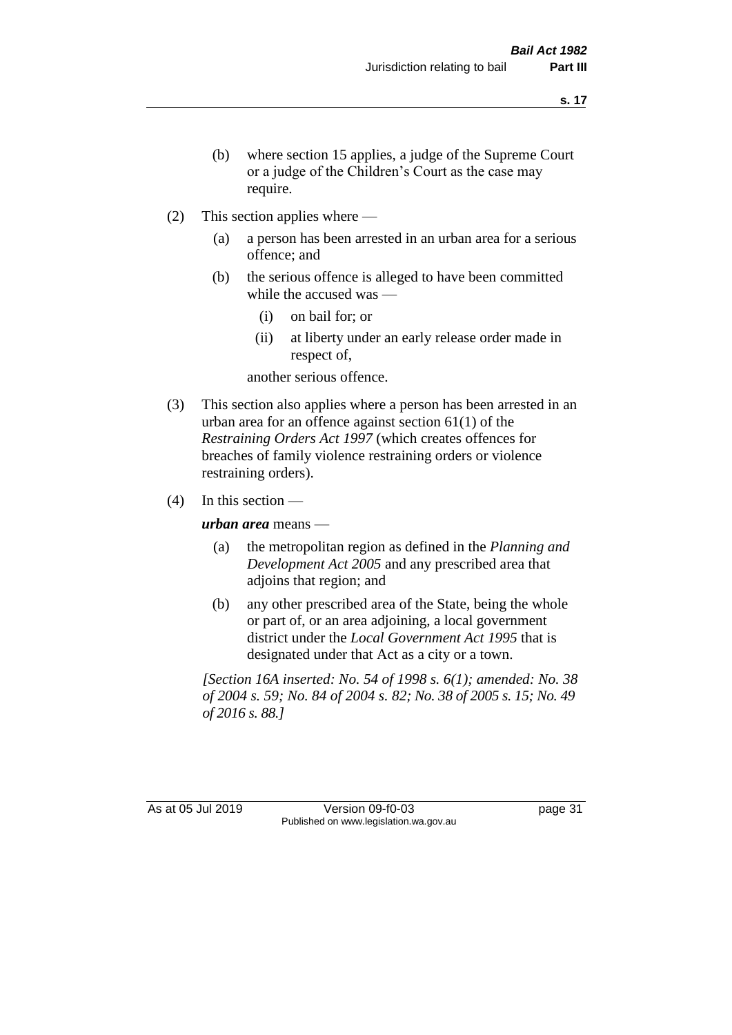(b) where section 15 applies, a judge of the Supreme Court or a judge of the Children's Court as the case may require.

(2) This section applies where —

(a) a person has been arrested in an urban area for a serious offence; and

(b) the serious offence is alleged to have been committed while the accused was —

(i) on bail for; or

(ii) at liberty under an early release order made in respect of,

another serious offence.

(3) This section also applies where a person has been arrested in an urban area for an offence against section 61(1) of the *Restraining Orders Act 1997* (which creates offences for breaches of family violence restraining orders or violence restraining orders).

(4) In this section —

***urban area*** means —

(a) the metropolitan region as defined in the *Planning and Development Act 2005* and any prescribed area that adjoins that region; and

(b) any other prescribed area of the State, being the whole or part of, or an area adjoining, a local government district under the *Local Government Act 1995* that is designated under that Act as a city or a town.

*[Section 16A inserted: No. 54 of 1998 s. 6(1); amended: No. 38 of 2004 s. 59; No. 84 of 2004 s. 82; No. 38 of 2005 s. 15; No. 49 of 2016 s. 88.]*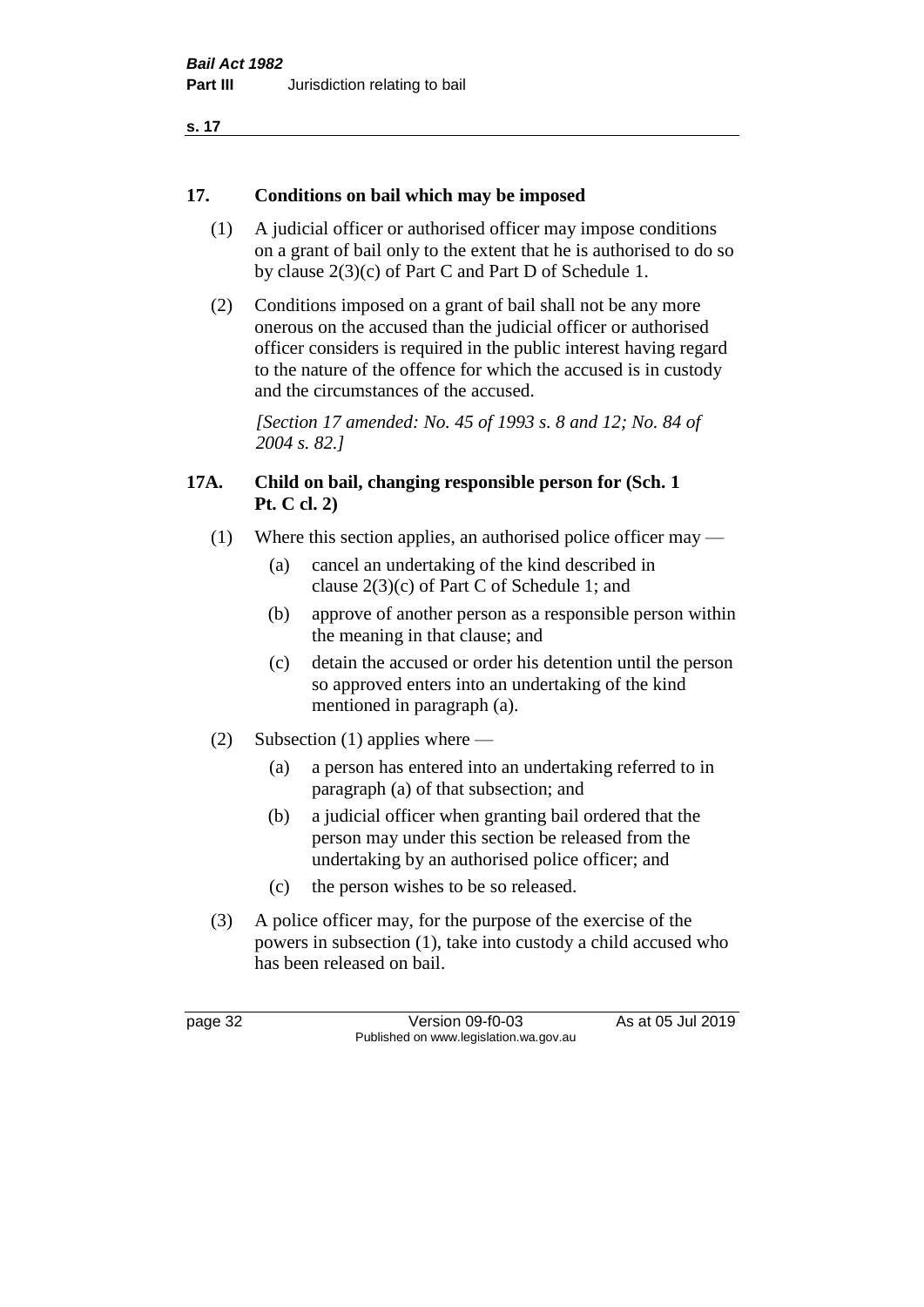## 17. Conditions on bail which may be imposed

(1) A judicial officer or authorised officer may impose conditions on a grant of bail only to the extent that he is authorised to do so by clause 2(3)(c) of Part C and Part D of Schedule 1.

(2) Conditions imposed on a grant of bail shall not be any more onerous on the accused than the judicial officer or authorised officer considers is required in the public interest having regard to the nature of the offence for which the accused is in custody and the circumstances of the accused.

*[Section 17 amended: No. 45 of 1993 s. 8 and 12; No. 84 of 2004 s. 82.]*

## 17A. Child on bail, changing responsible person for (Sch. 1 Pt. C cl. 2)

(1) Where this section applies, an authorised police officer may —

- (a) cancel an undertaking of the kind described in clause 2(3)(c) of Part C of Schedule 1; and
- (b) approve of another person as a responsible person within the meaning in that clause; and
- (c) detain the accused or order his detention until the person so approved enters into an undertaking of the kind mentioned in paragraph (a).

(2) Subsection (1) applies where —

- (a) a person has entered into an undertaking referred to in paragraph (a) of that subsection; and
- (b) a judicial officer when granting bail ordered that the person may under this section be released from the undertaking by an authorised police officer; and
- (c) the person wishes to be so released.

(3) A police officer may, for the purpose of the exercise of the powers in subsection (1), take into custody a child accused who has been released on bail.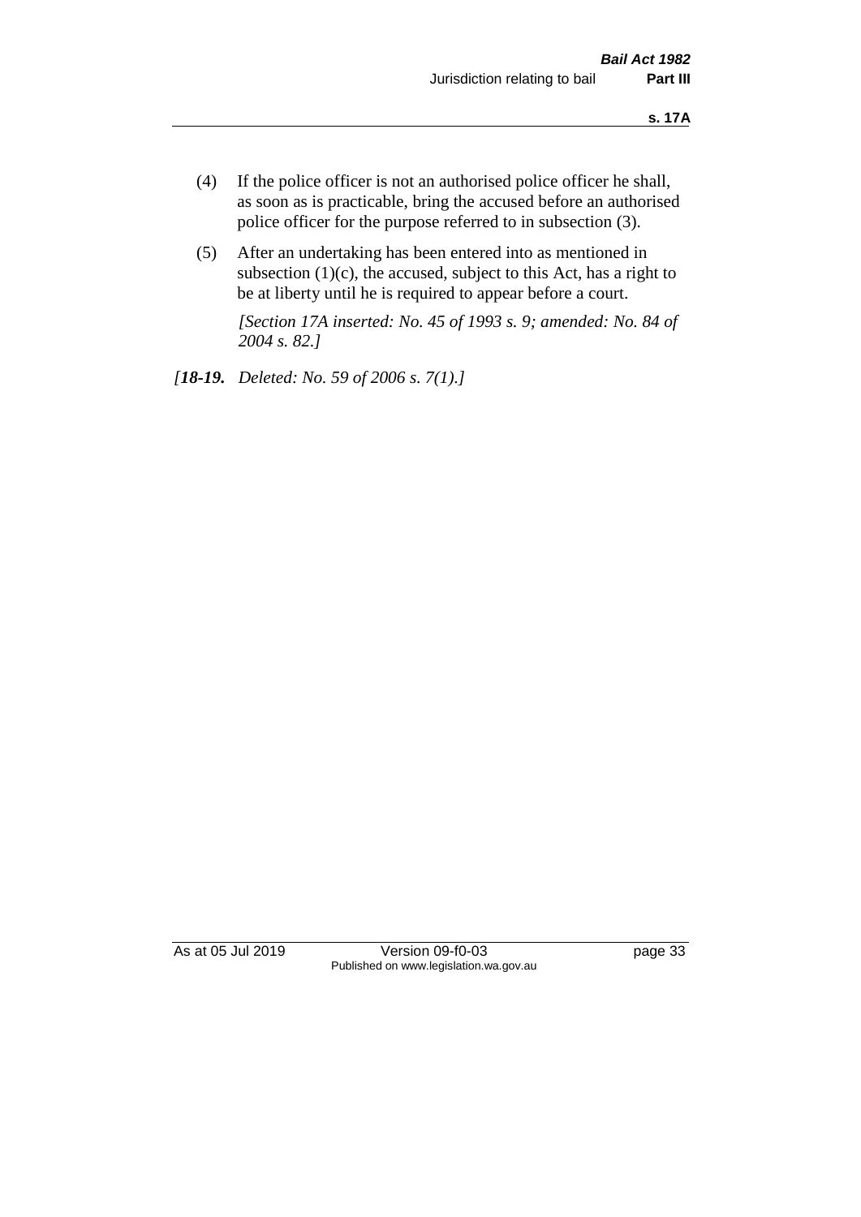(4) If the police officer is not an authorised police officer he shall, as soon as is practicable, bring the accused before an authorised police officer for the purpose referred to in subsection (3).

(5) After an undertaking has been entered into as mentioned in subsection (1)(c), the accused, subject to this Act, has a right to be at liberty until he is required to appear before a court.

*[Section 17A inserted: No. 45 of 1993 s. 9; amended: No. 84 of 2004 s. 82.]*

*[**18-19.** Deleted: No. 59 of 2006 s. 7(1).]*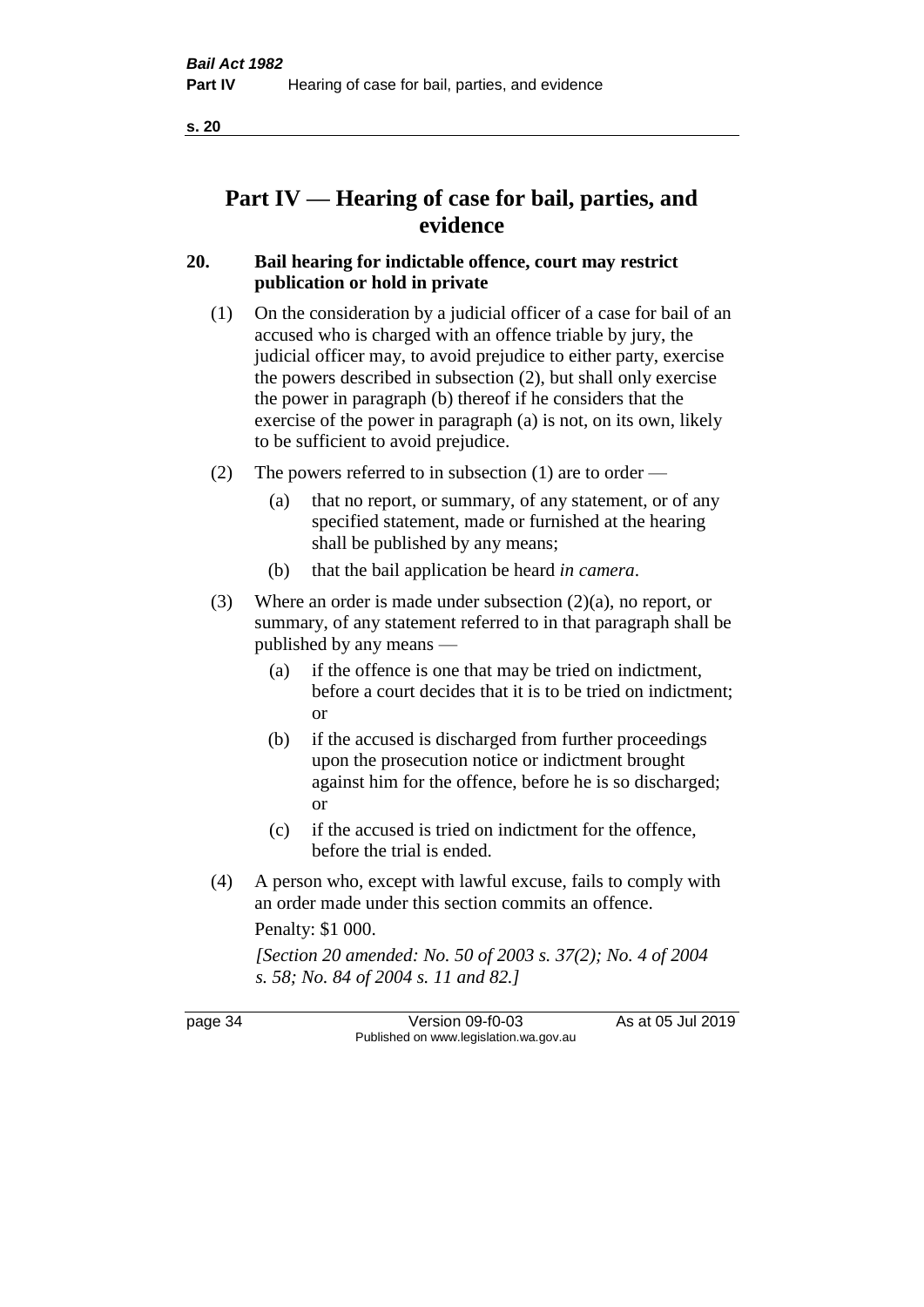# Part IV — Hearing of case for bail, parties, and evidence

## 20. Bail hearing for indictable offence, court may restrict publication or hold in private

(1) On the consideration by a judicial officer of a case for bail of an accused who is charged with an offence triable by jury, the judicial officer may, to avoid prejudice to either party, exercise the powers described in subsection (2), but shall only exercise the power in paragraph (b) thereof if he considers that the exercise of the power in paragraph (a) is not, on its own, likely to be sufficient to avoid prejudice.

(2) The powers referred to in subsection (1) are to order —

- (a) that no report, or summary, of any statement, or of any specified statement, made or furnished at the hearing shall be published by any means;
- (b) that the bail application be heard *in camera*.

(3) Where an order is made under subsection (2)(a), no report, or summary, of any statement referred to in that paragraph shall be published by any means —

- (a) if the offence is one that may be tried on indictment, before a court decides that it is to be tried on indictment; or
- (b) if the accused is discharged from further proceedings upon the prosecution notice or indictment brought against him for the offence, before he is so discharged; or
- (c) if the accused is tried on indictment for the offence, before the trial is ended.

(4) A person who, except with lawful excuse, fails to comply with an order made under this section commits an offence.

Penalty: $1 000.

*[Section 20 amended: No. 50 of 2003 s. 37(2); No. 4 of 2004 s. 58; No. 84 of 2004 s. 11 and 82.]*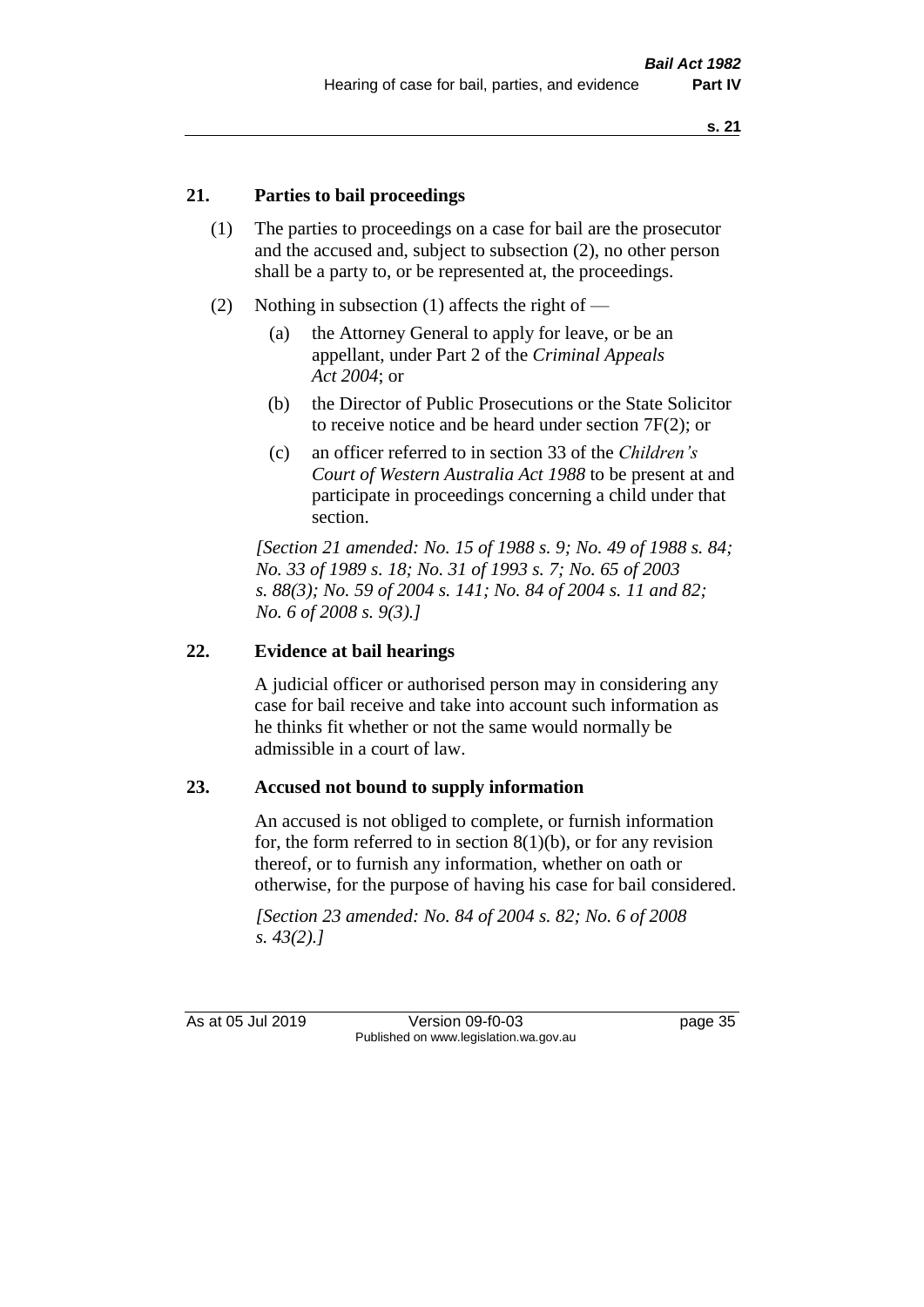## 21. Parties to bail proceedings

(1) The parties to proceedings on a case for bail are the prosecutor and the accused and, subject to subsection (2), no other person shall be a party to, or be represented at, the proceedings.

(2) Nothing in subsection (1) affects the right of —

   (a) the Attorney General to apply for leave, or be an appellant, under Part 2 of the *Criminal Appeals Act 2004*; or

   (b) the Director of Public Prosecutions or the State Solicitor to receive notice and be heard under section 7F(2); or

   (c) an officer referred to in section 33 of the *Children's Court of Western Australia Act 1988* to be present at and participate in proceedings concerning a child under that section.

*[Section 21 amended: No. 15 of 1988 s. 9; No. 49 of 1988 s. 84; No. 33 of 1989 s. 18; No. 31 of 1993 s. 7; No. 65 of 2003 s. 88(3); No. 59 of 2004 s. 141; No. 84 of 2004 s. 11 and 82; No. 6 of 2008 s. 9(3).]*

## 22. Evidence at bail hearings

A judicial officer or authorised person may in considering any case for bail receive and take into account such information as he thinks fit whether or not the same would normally be admissible in a court of law.

## 23. Accused not bound to supply information

An accused is not obliged to complete, or furnish information for, the form referred to in section 8(1)(b), or for any revision thereof, or to furnish any information, whether on oath or otherwise, for the purpose of having his case for bail considered.

*[Section 23 amended: No. 84 of 2004 s. 82; No. 6 of 2008 s. 43(2).]*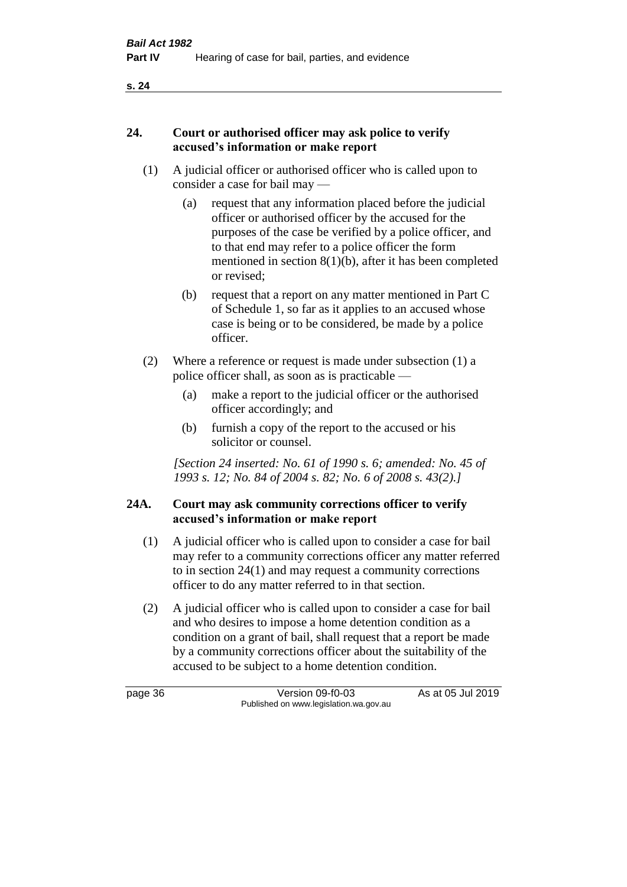## 24. Court or authorised officer may ask police to verify accused's information or make report

(1) A judicial officer or authorised officer who is called upon to consider a case for bail may —

(a) request that any information placed before the judicial officer or authorised officer by the accused for the purposes of the case be verified by a police officer, and to that end may refer to a police officer the form mentioned in section 8(1)(b), after it has been completed or revised;

(b) request that a report on any matter mentioned in Part C of Schedule 1, so far as it applies to an accused whose case is being or to be considered, be made by a police officer.

(2) Where a reference or request is made under subsection (1) a police officer shall, as soon as is practicable —

(a) make a report to the judicial officer or the authorised officer accordingly; and

(b) furnish a copy of the report to the accused or his solicitor or counsel.

*[Section 24 inserted: No. 61 of 1990 s. 6; amended: No. 45 of 1993 s. 12; No. 84 of 2004 s. 82; No. 6 of 2008 s. 43(2).]*

## 24A. Court may ask community corrections officer to verify accused's information or make report

(1) A judicial officer who is called upon to consider a case for bail may refer to a community corrections officer any matter referred to in section 24(1) and may request a community corrections officer to do any matter referred to in that section.

(2) A judicial officer who is called upon to consider a case for bail and who desires to impose a home detention condition as a condition on a grant of bail, shall request that a report be made by a community corrections officer about the suitability of the accused to be subject to a home detention condition.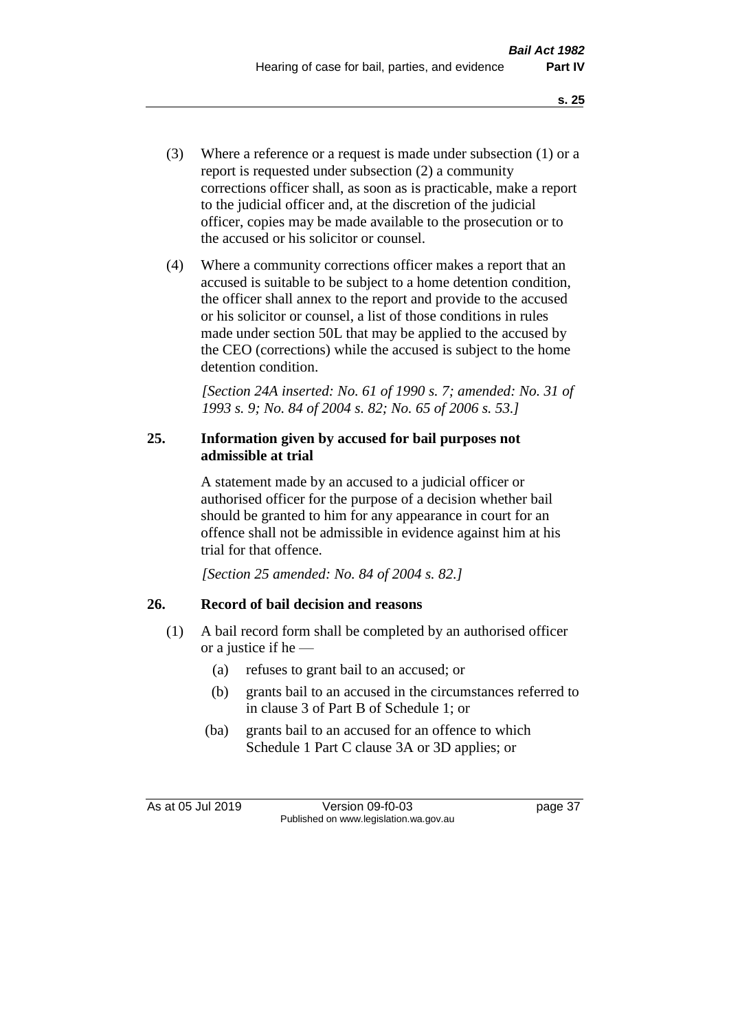(3) Where a reference or a request is made under subsection (1) or a report is requested under subsection (2) a community corrections officer shall, as soon as is practicable, make a report to the judicial officer and, at the discretion of the judicial officer, copies may be made available to the prosecution or to the accused or his solicitor or counsel.

(4) Where a community corrections officer makes a report that an accused is suitable to be subject to a home detention condition, the officer shall annex to the report and provide to the accused or his solicitor or counsel, a list of those conditions in rules made under section 50L that may be applied to the accused by the CEO (corrections) while the accused is subject to the home detention condition.

*[Section 24A inserted: No. 61 of 1990 s. 7; amended: No. 31 of 1993 s. 9; No. 84 of 2004 s. 82; No. 65 of 2006 s. 53.]*

### 25. Information given by accused for bail purposes not admissible at trial

A statement made by an accused to a judicial officer or authorised officer for the purpose of a decision whether bail should be granted to him for any appearance in court for an offence shall not be admissible in evidence against him at his trial for that offence.

*[Section 25 amended: No. 84 of 2004 s. 82.]*

### 26. Record of bail decision and reasons

(1) A bail record form shall be completed by an authorised officer or a justice if he —

(a) refuses to grant bail to an accused; or

(b) grants bail to an accused in the circumstances referred to in clause 3 of Part B of Schedule 1; or

(ba) grants bail to an accused for an offence to which Schedule 1 Part C clause 3A or 3D applies; or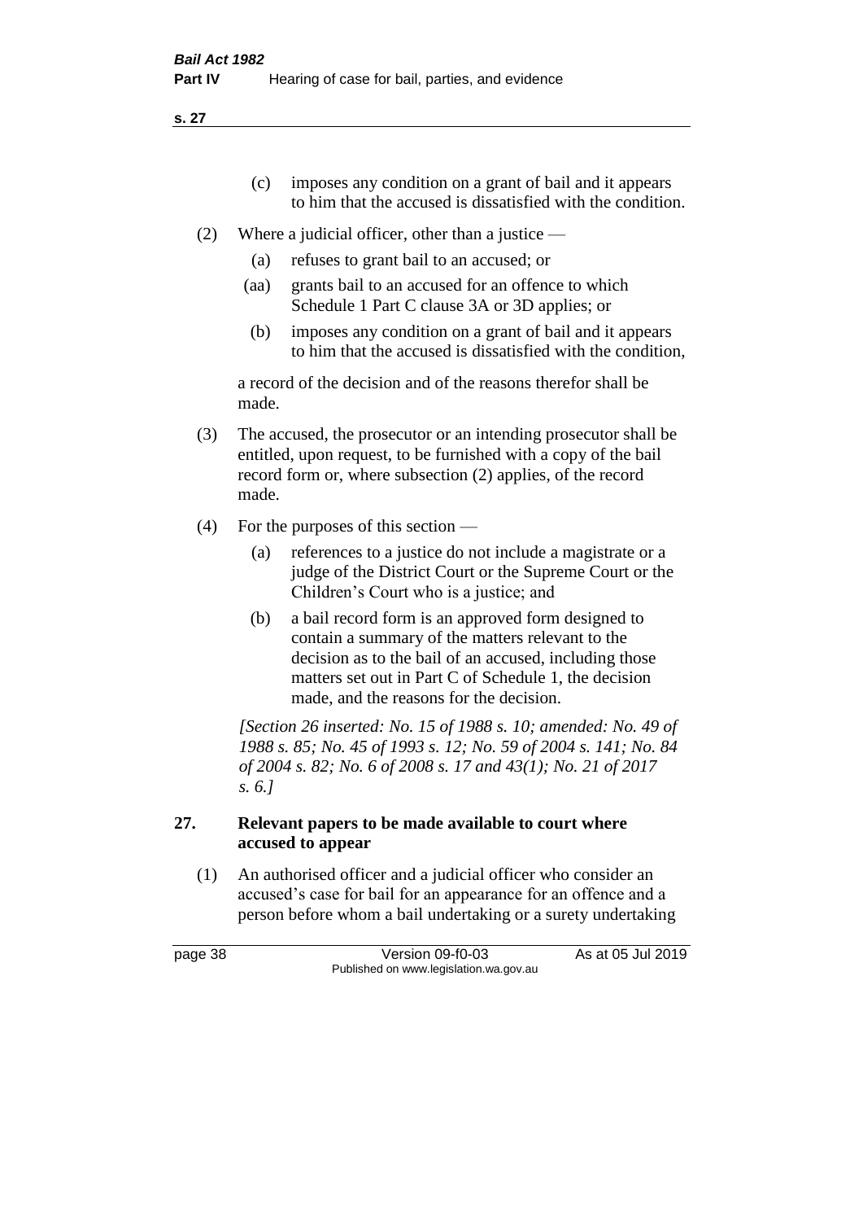(c) imposes any condition on a grant of bail and it appears to him that the accused is dissatisfied with the condition.

(2) Where a judicial officer, other than a justice —

(a) refuses to grant bail to an accused; or

(aa) grants bail to an accused for an offence to which Schedule 1 Part C clause 3A or 3D applies; or

(b) imposes any condition on a grant of bail and it appears to him that the accused is dissatisfied with the condition,

a record of the decision and of the reasons therefor shall be made.

(3) The accused, the prosecutor or an intending prosecutor shall be entitled, upon request, to be furnished with a copy of the bail record form or, where subsection (2) applies, of the record made.

(4) For the purposes of this section —

(a) references to a justice do not include a magistrate or a judge of the District Court or the Supreme Court or the Children's Court who is a justice; and

(b) a bail record form is an approved form designed to contain a summary of the matters relevant to the decision as to the bail of an accused, including those matters set out in Part C of Schedule 1, the decision made, and the reasons for the decision.

*[Section 26 inserted: No. 15 of 1988 s. 10; amended: No. 49 of 1988 s. 85; No. 45 of 1993 s. 12; No. 59 of 2004 s. 141; No. 84 of 2004 s. 82; No. 6 of 2008 s. 17 and 43(1); No. 21 of 2017 s. 6.]*

### 27. Relevant papers to be made available to court where accused to appear

(1) An authorised officer and a judicial officer who consider an accused's case for bail for an appearance for an offence and a person before whom a bail undertaking or a surety undertaking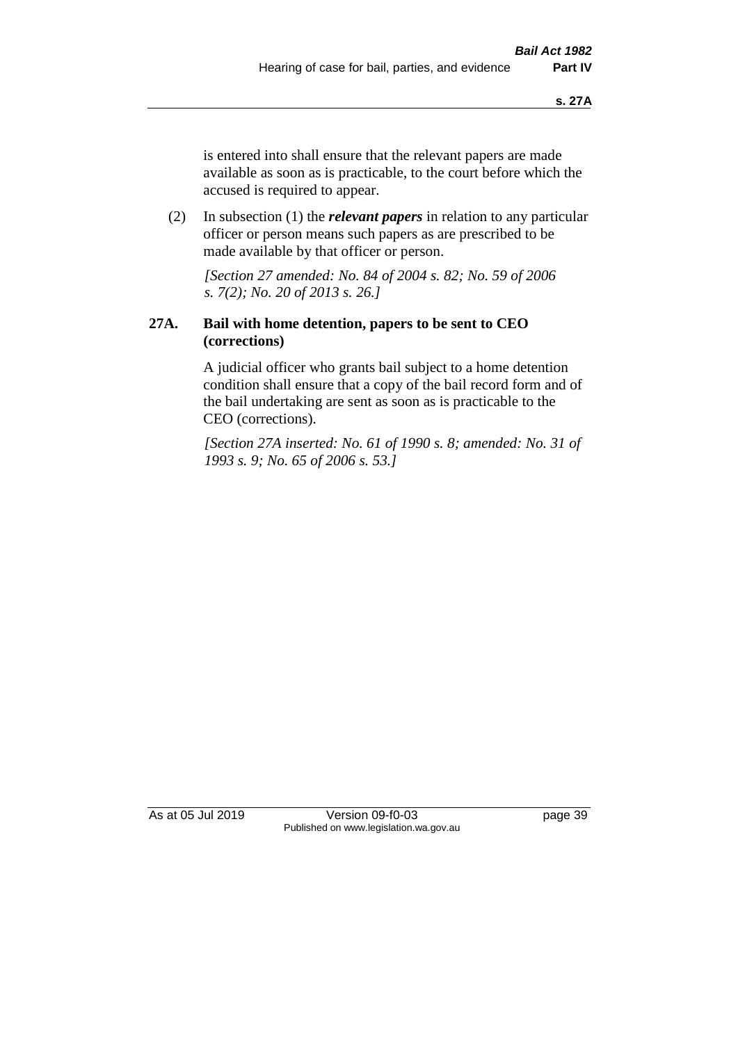is entered into shall ensure that the relevant papers are made available as soon as is practicable, to the court before which the accused is required to appear.

(2) In subsection (1) the ***relevant papers*** in relation to any particular officer or person means such papers as are prescribed to be made available by that officer or person.

*[Section 27 amended: No. 84 of 2004 s. 82; No. 59 of 2006 s. 7(2); No. 20 of 2013 s. 26.]*

### 27A. Bail with home detention, papers to be sent to CEO (corrections)

A judicial officer who grants bail subject to a home detention condition shall ensure that a copy of the bail record form and of the bail undertaking are sent as soon as is practicable to the CEO (corrections).

*[Section 27A inserted: No. 61 of 1990 s. 8; amended: No. 31 of 1993 s. 9; No. 65 of 2006 s. 53.]*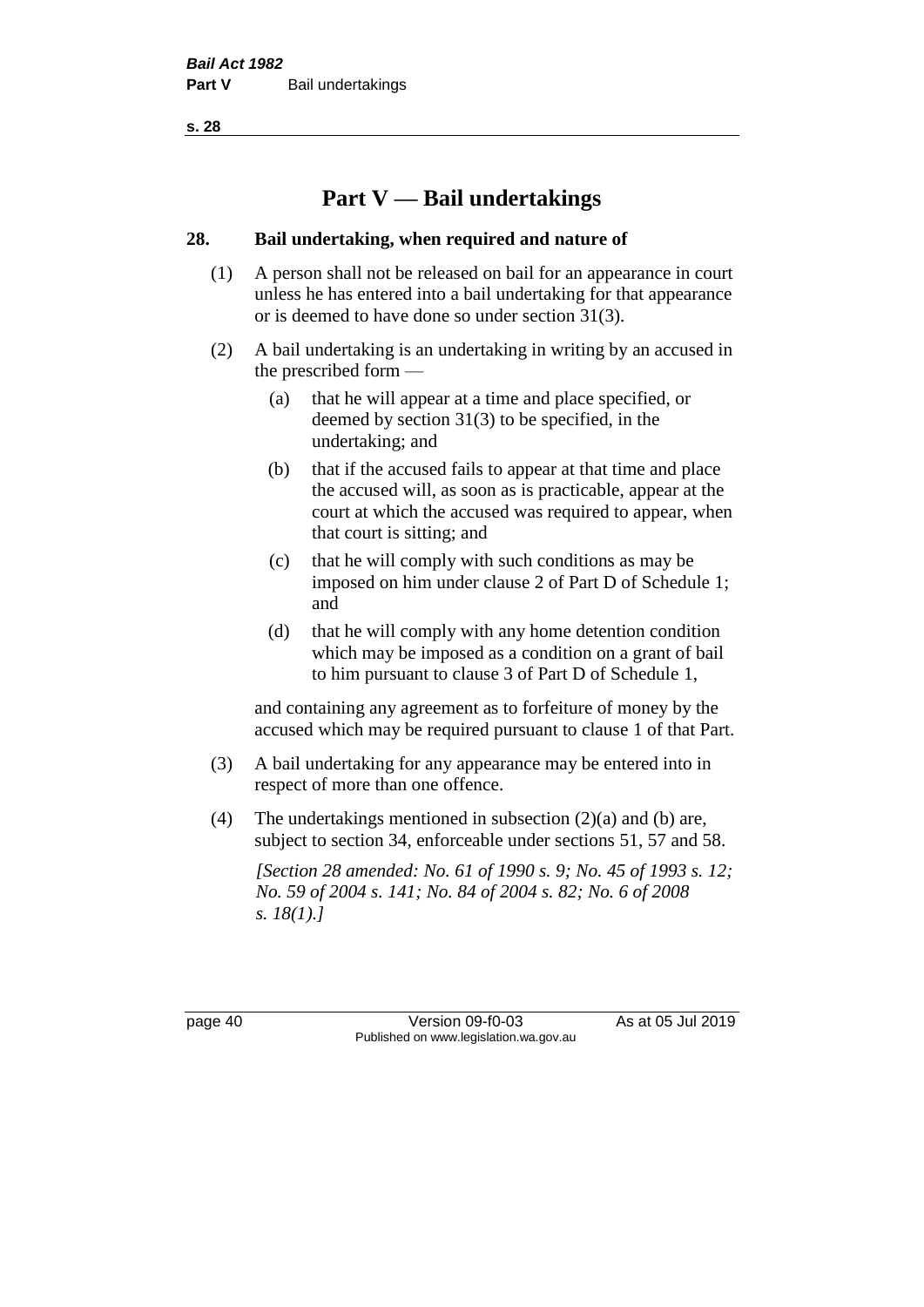# Part V — Bail undertakings

## 28. Bail undertaking, when required and nature of

(1) A person shall not be released on bail for an appearance in court unless he has entered into a bail undertaking for that appearance or is deemed to have done so under section 31(3).

(2) A bail undertaking is an undertaking in writing by an accused in the prescribed form —

   (a) that he will appear at a time and place specified, or deemed by section 31(3) to be specified, in the undertaking; and

   (b) that if the accused fails to appear at that time and place the accused will, as soon as is practicable, appear at the court at which the accused was required to appear, when that court is sitting; and

   (c) that he will comply with such conditions as may be imposed on him under clause 2 of Part D of Schedule 1; and

   (d) that he will comply with any home detention condition which may be imposed as a condition on a grant of bail to him pursuant to clause 3 of Part D of Schedule 1,

and containing any agreement as to forfeiture of money by the accused which may be required pursuant to clause 1 of that Part.

(3) A bail undertaking for any appearance may be entered into in respect of more than one offence.

(4) The undertakings mentioned in subsection (2)(a) and (b) are, subject to section 34, enforceable under sections 51, 57 and 58.

*[Section 28 amended: No. 61 of 1990 s. 9; No. 45 of 1993 s. 12; No. 59 of 2004 s. 141; No. 84 of 2004 s. 82; No. 6 of 2008 s. 18(1).]*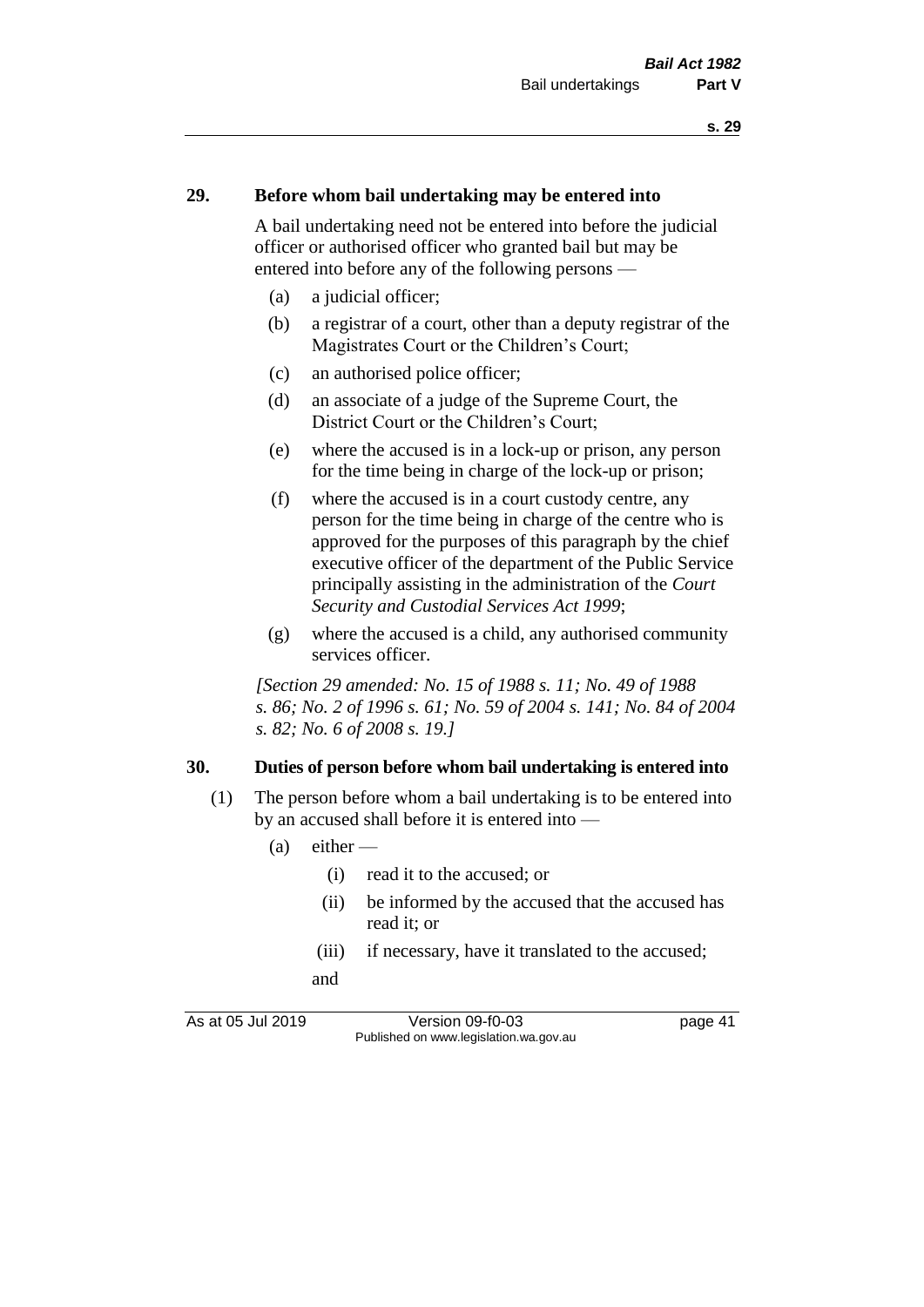## 29. Before whom bail undertaking may be entered into

A bail undertaking need not be entered into before the judicial officer or authorised officer who granted bail but may be entered into before any of the following persons —

(a) a judicial officer;

(b) a registrar of a court, other than a deputy registrar of the Magistrates Court or the Children's Court;

(c) an authorised police officer;

(d) an associate of a judge of the Supreme Court, the District Court or the Children's Court;

(e) where the accused is in a lock-up or prison, any person for the time being in charge of the lock-up or prison;

(f) where the accused is in a court custody centre, any person for the time being in charge of the centre who is approved for the purposes of this paragraph by the chief executive officer of the department of the Public Service principally assisting in the administration of the *Court Security and Custodial Services Act 1999*;

(g) where the accused is a child, any authorised community services officer.

*[Section 29 amended: No. 15 of 1988 s. 11; No. 49 of 1988 s. 86; No. 2 of 1996 s. 61; No. 59 of 2004 s. 141; No. 84 of 2004 s. 82; No. 6 of 2008 s. 19.]*

## 30. Duties of person before whom bail undertaking is entered into

(1) The person before whom a bail undertaking is to be entered into by an accused shall before it is entered into —

(a) either —

(i) read it to the accused; or

(ii) be informed by the accused that the accused has read it; or

(iii) if necessary, have it translated to the accused;

and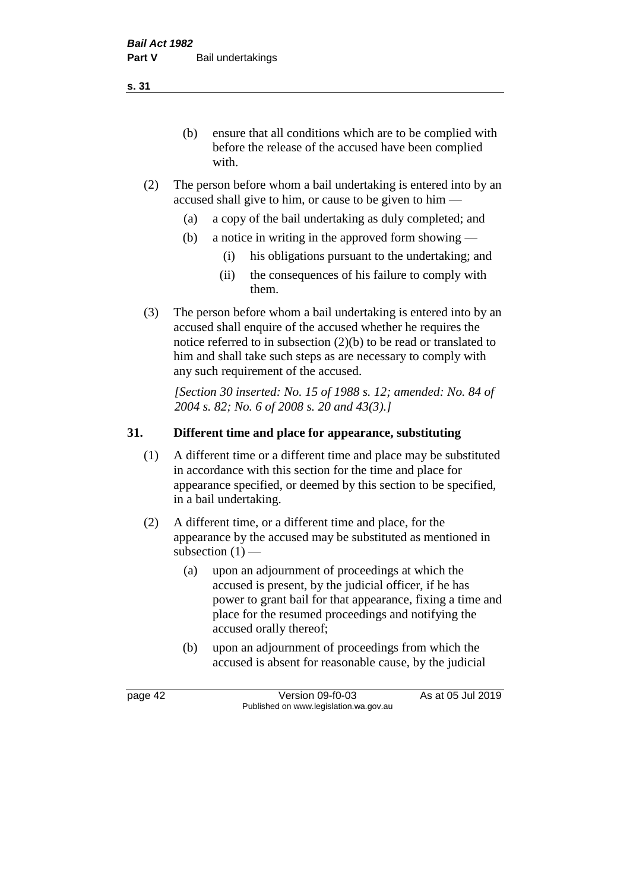(b) ensure that all conditions which are to be complied with before the release of the accused have been complied with.

(2) The person before whom a bail undertaking is entered into by an accused shall give to him, or cause to be given to him —

(a) a copy of the bail undertaking as duly completed; and

(b) a notice in writing in the approved form showing —

(i) his obligations pursuant to the undertaking; and

(ii) the consequences of his failure to comply with them.

(3) The person before whom a bail undertaking is entered into by an accused shall enquire of the accused whether he requires the notice referred to in subsection (2)(b) to be read or translated to him and shall take such steps as are necessary to comply with any such requirement of the accused.

*[Section 30 inserted: No. 15 of 1988 s. 12; amended: No. 84 of 2004 s. 82; No. 6 of 2008 s. 20 and 43(3).]*

## 31. Different time and place for appearance, substituting

(1) A different time or a different time and place may be substituted in accordance with this section for the time and place for appearance specified, or deemed by this section to be specified, in a bail undertaking.

(2) A different time, or a different time and place, for the appearance by the accused may be substituted as mentioned in subsection (1) —

(a) upon an adjournment of proceedings at which the accused is present, by the judicial officer, if he has power to grant bail for that appearance, fixing a time and place for the resumed proceedings and notifying the accused orally thereof;

(b) upon an adjournment of proceedings from which the accused is absent for reasonable cause, by the judicial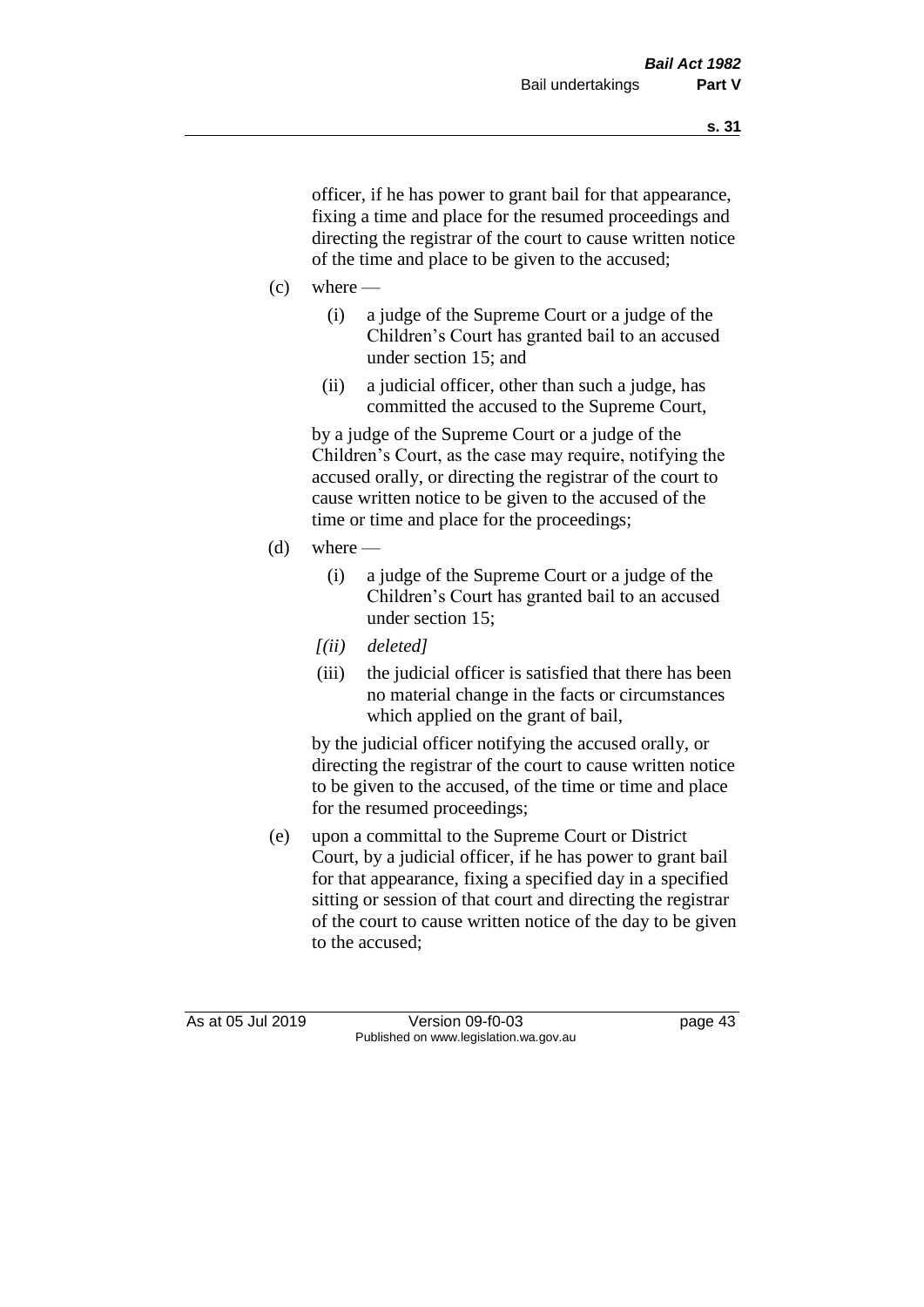officer, if he has power to grant bail for that appearance, fixing a time and place for the resumed proceedings and directing the registrar of the court to cause written notice of the time and place to be given to the accused;

(c) where —

  (i) a judge of the Supreme Court or a judge of the Children's Court has granted bail to an accused under section 15; and

  (ii) a judicial officer, other than such a judge, has committed the accused to the Supreme Court,

  by a judge of the Supreme Court or a judge of the Children's Court, as the case may require, notifying the accused orally, or directing the registrar of the court to cause written notice to be given to the accused of the time or time and place for the proceedings;

(d) where —

  (i) a judge of the Supreme Court or a judge of the Children's Court has granted bail to an accused under section 15;

  *[(ii) deleted]*

  (iii) the judicial officer is satisfied that there has been no material change in the facts or circumstances which applied on the grant of bail,

  by the judicial officer notifying the accused orally, or directing the registrar of the court to cause written notice to be given to the accused, of the time or time and place for the resumed proceedings;

(e) upon a committal to the Supreme Court or District Court, by a judicial officer, if he has power to grant bail for that appearance, fixing a specified day in a specified sitting or session of that court and directing the registrar of the court to cause written notice of the day to be given to the accused;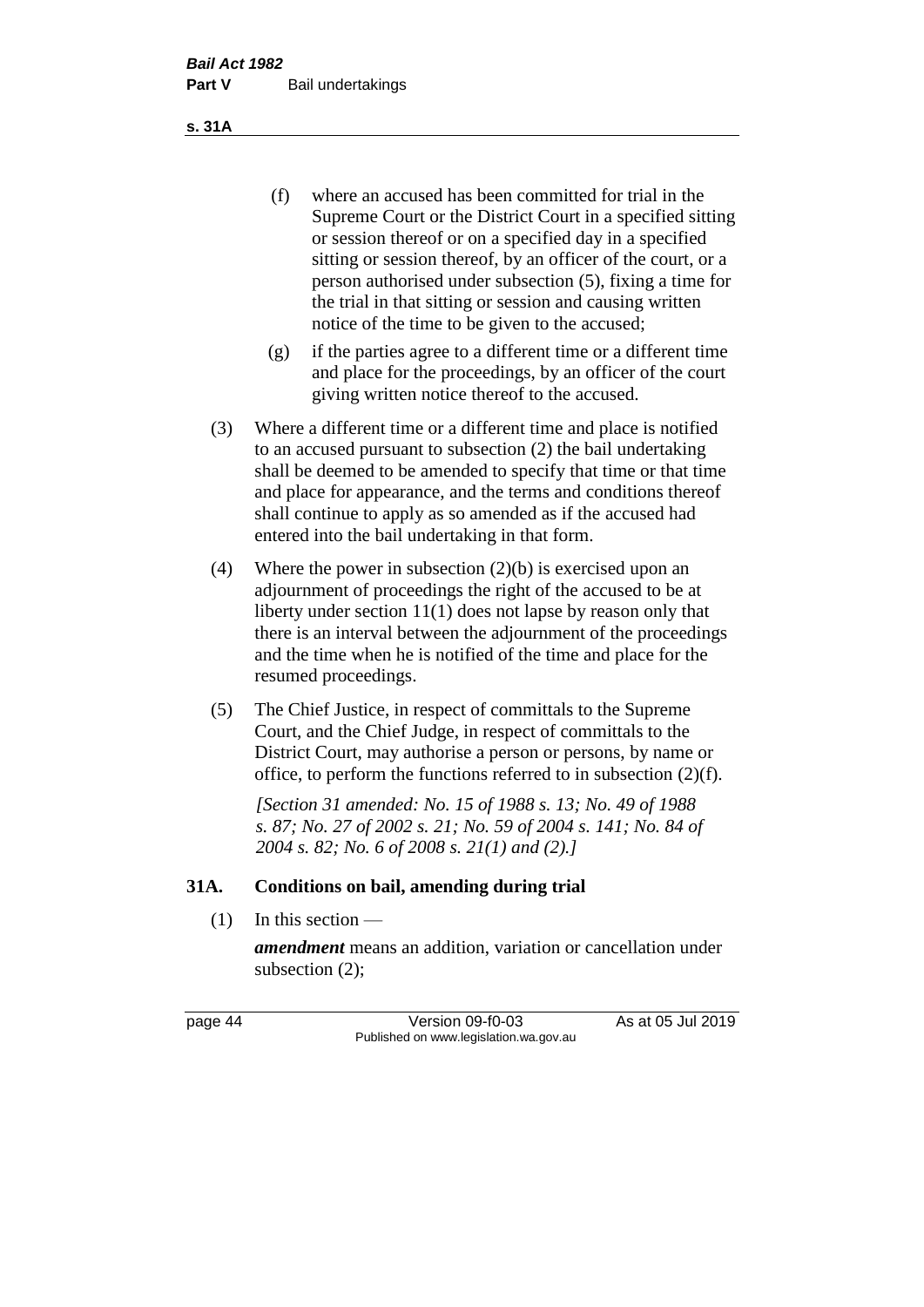(f) where an accused has been committed for trial in the Supreme Court or the District Court in a specified sitting or session thereof or on a specified day in a specified sitting or session thereof, by an officer of the court, or a person authorised under subsection (5), fixing a time for the trial in that sitting or session and causing written notice of the time to be given to the accused;

(g) if the parties agree to a different time or a different time and place for the proceedings, by an officer of the court giving written notice thereof to the accused.

(3) Where a different time or a different time and place is notified to an accused pursuant to subsection (2) the bail undertaking shall be deemed to be amended to specify that time or that time and place for appearance, and the terms and conditions thereof shall continue to apply as so amended as if the accused had entered into the bail undertaking in that form.

(4) Where the power in subsection (2)(b) is exercised upon an adjournment of proceedings the right of the accused to be at liberty under section 11(1) does not lapse by reason only that there is an interval between the adjournment of the proceedings and the time when he is notified of the time and place for the resumed proceedings.

(5) The Chief Justice, in respect of committals to the Supreme Court, and the Chief Judge, in respect of committals to the District Court, may authorise a person or persons, by name or office, to perform the functions referred to in subsection (2)(f).

*[Section 31 amended: No. 15 of 1988 s. 13; No. 49 of 1988 s. 87; No. 27 of 2002 s. 21; No. 59 of 2004 s. 141; No. 84 of 2004 s. 82; No. 6 of 2008 s. 21(1) and (2).]*

## 31A. Conditions on bail, amending during trial

(1) In this section —

***amendment*** means an addition, variation or cancellation under subsection (2);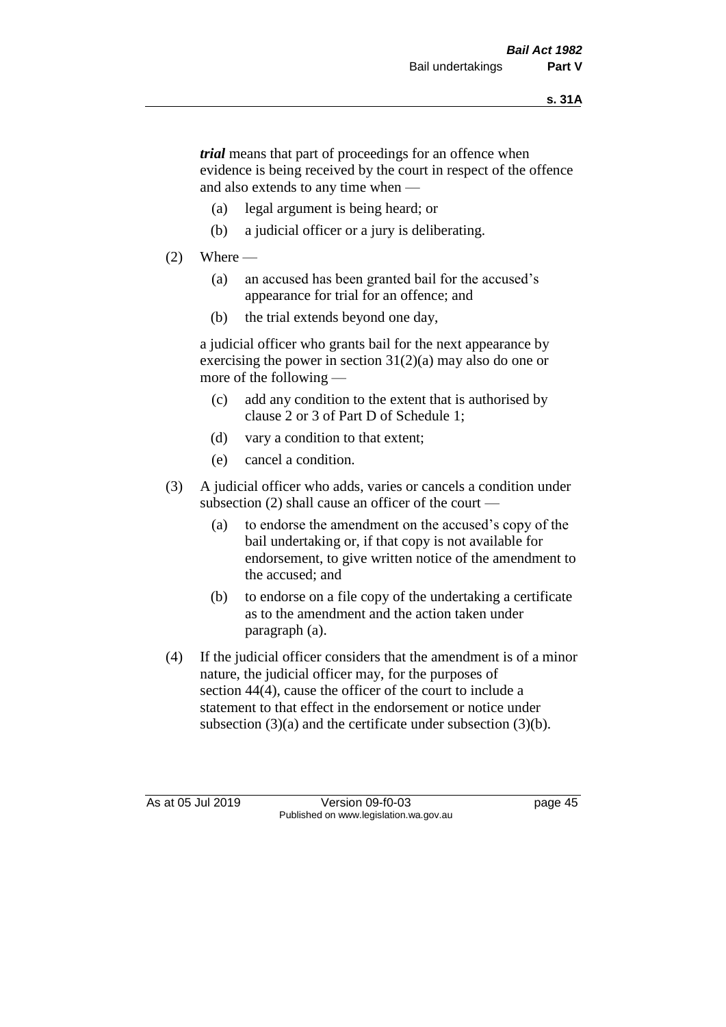***trial*** means that part of proceedings for an offence when evidence is being received by the court in respect of the offence and also extends to any time when —

(a) legal argument is being heard; or

(b) a judicial officer or a jury is deliberating.

(2) Where —

(a) an accused has been granted bail for the accused's appearance for trial for an offence; and

(b) the trial extends beyond one day,

a judicial officer who grants bail for the next appearance by exercising the power in section 31(2)(a) may also do one or more of the following —

(c) add any condition to the extent that is authorised by clause 2 or 3 of Part D of Schedule 1;

(d) vary a condition to that extent;

(e) cancel a condition.

(3) A judicial officer who adds, varies or cancels a condition under subsection (2) shall cause an officer of the court —

(a) to endorse the amendment on the accused's copy of the bail undertaking or, if that copy is not available for endorsement, to give written notice of the amendment to the accused; and

(b) to endorse on a file copy of the undertaking a certificate as to the amendment and the action taken under paragraph (a).

(4) If the judicial officer considers that the amendment is of a minor nature, the judicial officer may, for the purposes of section 44(4), cause the officer of the court to include a statement to that effect in the endorsement or notice under subsection (3)(a) and the certificate under subsection (3)(b).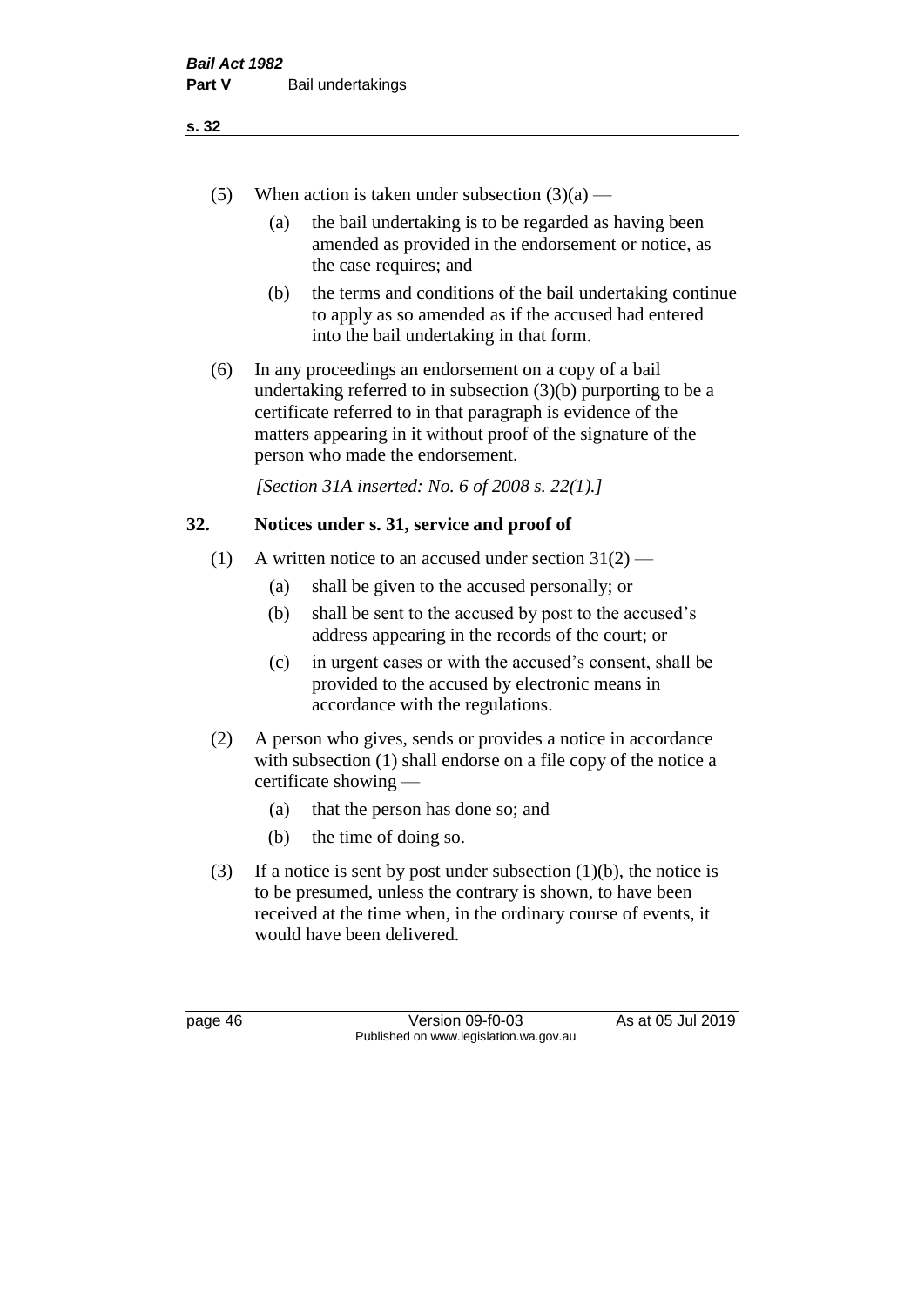(5) When action is taken under subsection (3)(a) —

(a) the bail undertaking is to be regarded as having been amended as provided in the endorsement or notice, as the case requires; and

(b) the terms and conditions of the bail undertaking continue to apply as so amended as if the accused had entered into the bail undertaking in that form.

(6) In any proceedings an endorsement on a copy of a bail undertaking referred to in subsection (3)(b) purporting to be a certificate referred to in that paragraph is evidence of the matters appearing in it without proof of the signature of the person who made the endorsement.

*[Section 31A inserted: No. 6 of 2008 s. 22(1).]*

## 32. Notices under s. 31, service and proof of

(1) A written notice to an accused under section 31(2) —

(a) shall be given to the accused personally; or

(b) shall be sent to the accused by post to the accused's address appearing in the records of the court; or

(c) in urgent cases or with the accused's consent, shall be provided to the accused by electronic means in accordance with the regulations.

(2) A person who gives, sends or provides a notice in accordance with subsection (1) shall endorse on a file copy of the notice a certificate showing —

(a) that the person has done so; and

(b) the time of doing so.

(3) If a notice is sent by post under subsection (1)(b), the notice is to be presumed, unless the contrary is shown, to have been received at the time when, in the ordinary course of events, it would have been delivered.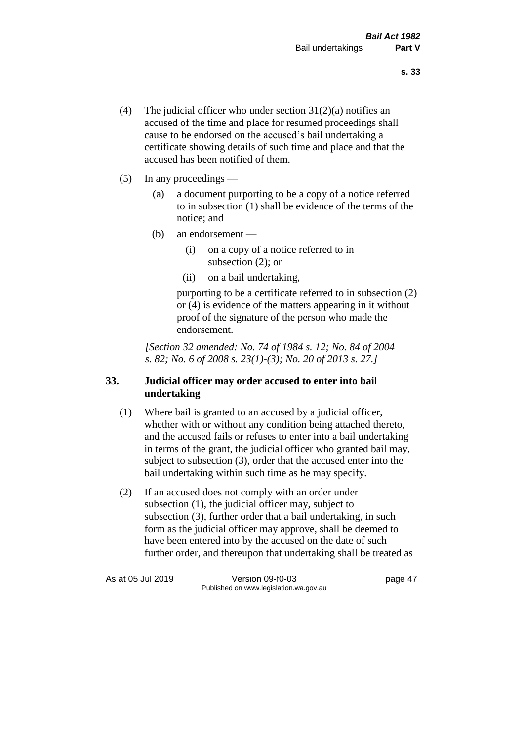(4) The judicial officer who under section 31(2)(a) notifies an accused of the time and place for resumed proceedings shall cause to be endorsed on the accused's bail undertaking a certificate showing details of such time and place and that the accused has been notified of them.

(5) In any proceedings —

(a) a document purporting to be a copy of a notice referred to in subsection (1) shall be evidence of the terms of the notice; and

(b) an endorsement —

(i) on a copy of a notice referred to in subsection (2); or

(ii) on a bail undertaking,

purporting to be a certificate referred to in subsection (2) or (4) is evidence of the matters appearing in it without proof of the signature of the person who made the endorsement.

*[Section 32 amended: No. 74 of 1984 s. 12; No. 84 of 2004 s. 82; No. 6 of 2008 s. 23(1)-(3); No. 20 of 2013 s. 27.]*

### 33. Judicial officer may order accused to enter into bail undertaking

(1) Where bail is granted to an accused by a judicial officer, whether with or without any condition being attached thereto, and the accused fails or refuses to enter into a bail undertaking in terms of the grant, the judicial officer who granted bail may, subject to subsection (3), order that the accused enter into the bail undertaking within such time as he may specify.

(2) If an accused does not comply with an order under subsection (1), the judicial officer may, subject to subsection (3), further order that a bail undertaking, in such form as the judicial officer may approve, shall be deemed to have been entered into by the accused on the date of such further order, and thereupon that undertaking shall be treated as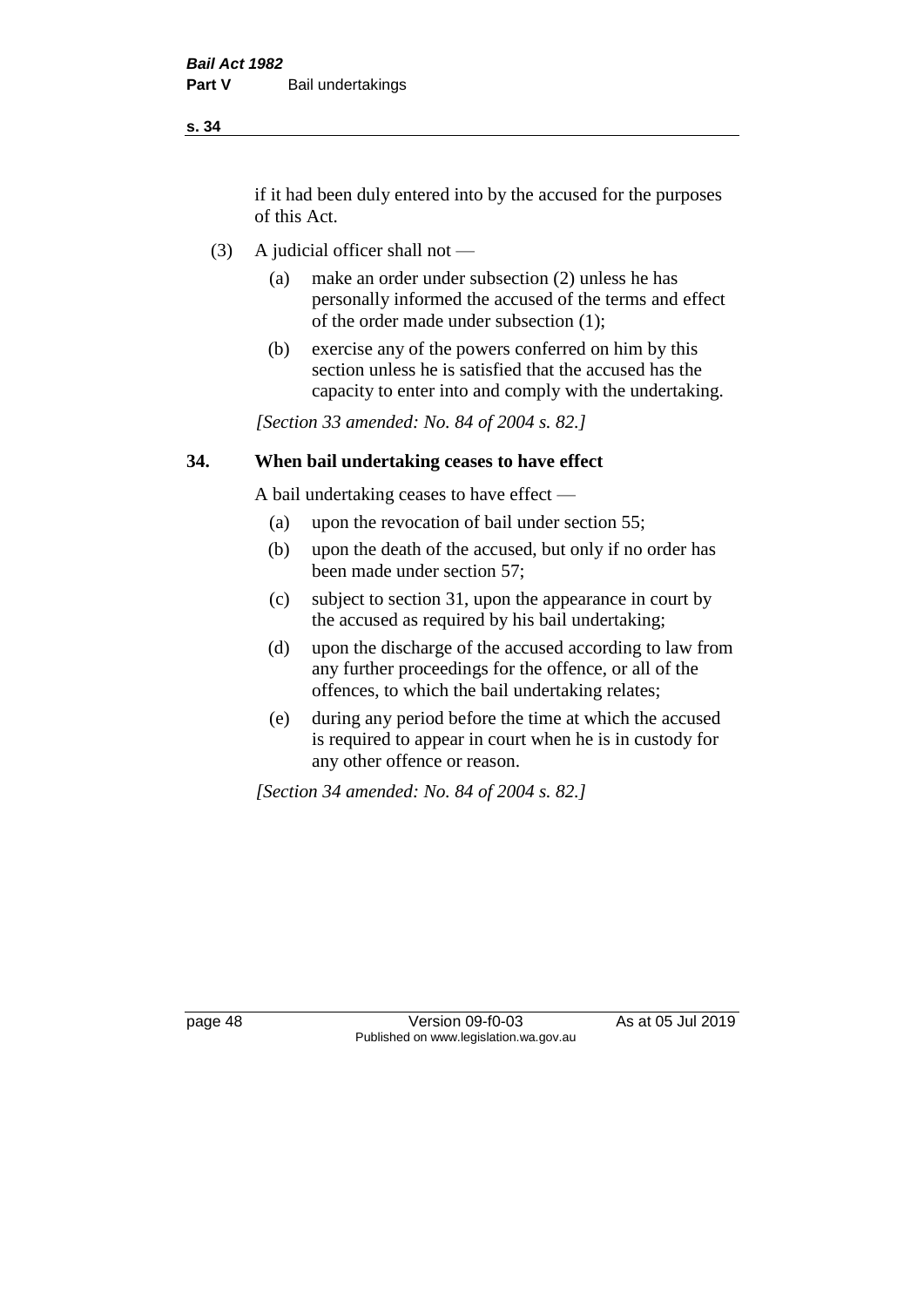if it had been duly entered into by the accused for the purposes of this Act.

(3) A judicial officer shall not —

(a) make an order under subsection (2) unless he has personally informed the accused of the terms and effect of the order made under subsection (1);

(b) exercise any of the powers conferred on him by this section unless he is satisfied that the accused has the capacity to enter into and comply with the undertaking.

*[Section 33 amended: No. 84 of 2004 s. 82.]*

## 34. When bail undertaking ceases to have effect

A bail undertaking ceases to have effect —

(a) upon the revocation of bail under section 55;

(b) upon the death of the accused, but only if no order has been made under section 57;

(c) subject to section 31, upon the appearance in court by the accused as required by his bail undertaking;

(d) upon the discharge of the accused according to law from any further proceedings for the offence, or all of the offences, to which the bail undertaking relates;

(e) during any period before the time at which the accused is required to appear in court when he is in custody for any other offence or reason.

*[Section 34 amended: No. 84 of 2004 s. 82.]*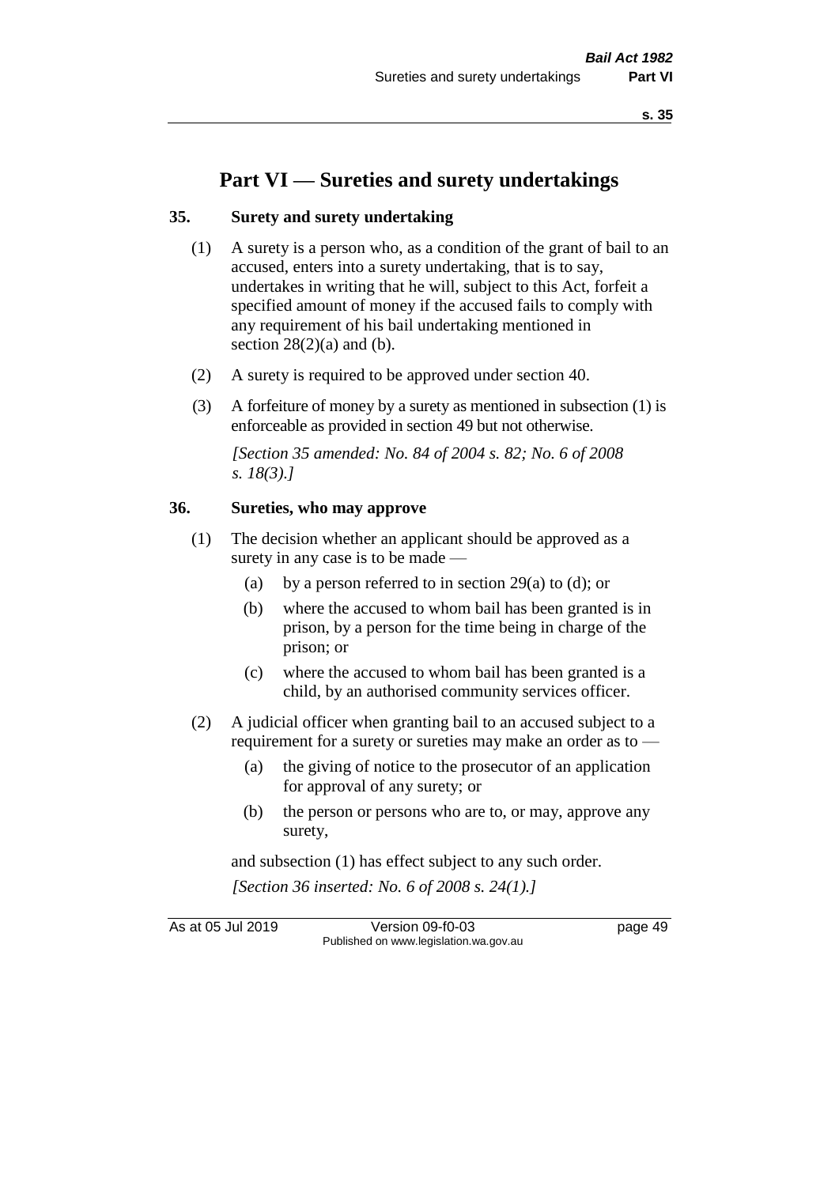# Part VI — Sureties and surety undertakings

## 35. Surety and surety undertaking

(1) A surety is a person who, as a condition of the grant of bail to an accused, enters into a surety undertaking, that is to say, undertakes in writing that he will, subject to this Act, forfeit a specified amount of money if the accused fails to comply with any requirement of his bail undertaking mentioned in section 28(2)(a) and (b).

(2) A surety is required to be approved under section 40.

(3) A forfeiture of money by a surety as mentioned in subsection (1) is enforceable as provided in section 49 but not otherwise.

*[Section 35 amended: No. 84 of 2004 s. 82; No. 6 of 2008 s. 18(3).]*

## 36. Sureties, who may approve

(1) The decision whether an applicant should be approved as a surety in any case is to be made —

- (a) by a person referred to in section 29(a) to (d); or
- (b) where the accused to whom bail has been granted is in prison, by a person for the time being in charge of the prison; or
- (c) where the accused to whom bail has been granted is a child, by an authorised community services officer.

(2) A judicial officer when granting bail to an accused subject to a requirement for a surety or sureties may make an order as to —

- (a) the giving of notice to the prosecutor of an application for approval of any surety; or
- (b) the person or persons who are to, or may, approve any surety,

and subsection (1) has effect subject to any such order.

*[Section 36 inserted: No. 6 of 2008 s. 24(1).]*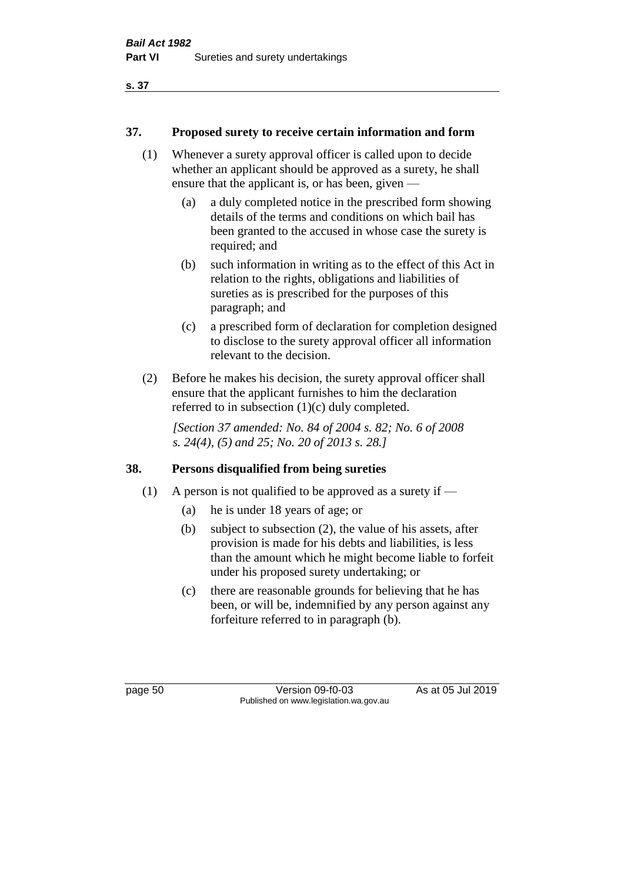## 37. Proposed surety to receive certain information and form

(1) Whenever a surety approval officer is called upon to decide whether an applicant should be approved as a surety, he shall ensure that the applicant is, or has been, given —

(a) a duly completed notice in the prescribed form showing details of the terms and conditions on which bail has been granted to the accused in whose case the surety is required; and

(b) such information in writing as to the effect of this Act in relation to the rights, obligations and liabilities of sureties as is prescribed for the purposes of this paragraph; and

(c) a prescribed form of declaration for completion designed to disclose to the surety approval officer all information relevant to the decision.

(2) Before he makes his decision, the surety approval officer shall ensure that the applicant furnishes to him the declaration referred to in subsection (1)(c) duly completed.

*[Section 37 amended: No. 84 of 2004 s. 82; No. 6 of 2008 s. 24(4), (5) and 25; No. 20 of 2013 s. 28.]*

## 38. Persons disqualified from being sureties

(1) A person is not qualified to be approved as a surety if —

(a) he is under 18 years of age; or

(b) subject to subsection (2), the value of his assets, after provision is made for his debts and liabilities, is less than the amount which he might become liable to forfeit under his proposed surety undertaking; or

(c) there are reasonable grounds for believing that he has been, or will be, indemnified by any person against any forfeiture referred to in paragraph (b).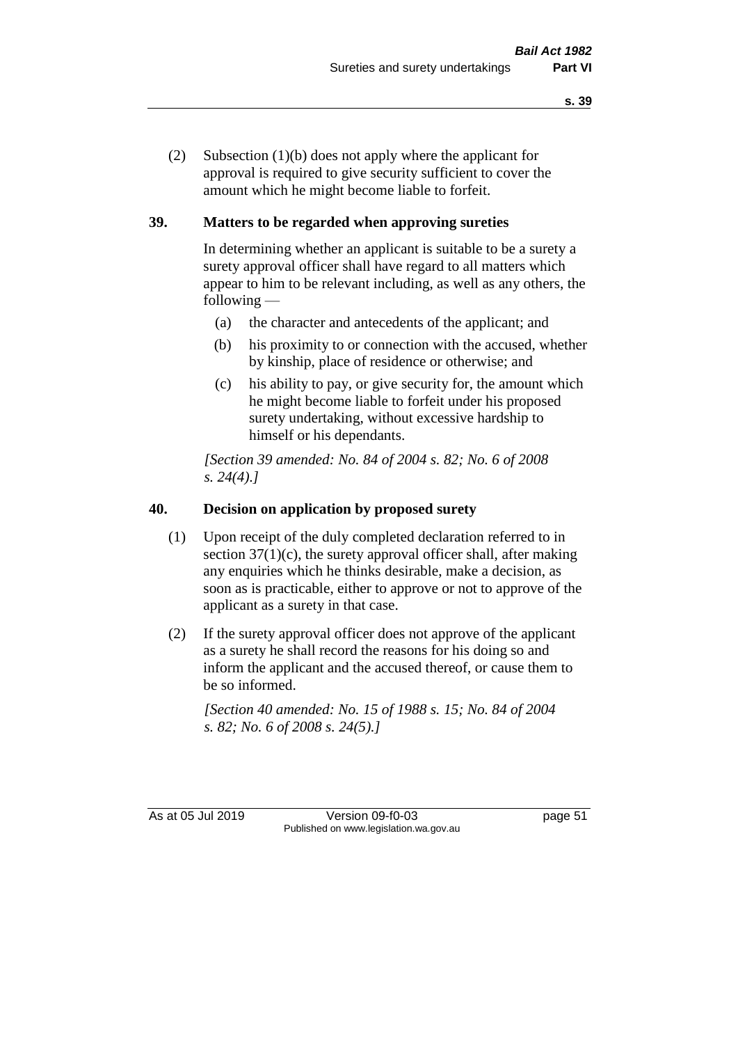(2) Subsection (1)(b) does not apply where the applicant for approval is required to give security sufficient to cover the amount which he might become liable to forfeit.

## 39. Matters to be regarded when approving sureties

In determining whether an applicant is suitable to be a surety a surety approval officer shall have regard to all matters which appear to him to be relevant including, as well as any others, the following —

- (a) the character and antecedents of the applicant; and
- (b) his proximity to or connection with the accused, whether by kinship, place of residence or otherwise; and
- (c) his ability to pay, or give security for, the amount which he might become liable to forfeit under his proposed surety undertaking, without excessive hardship to himself or his dependants.

*[Section 39 amended: No. 84 of 2004 s. 82; No. 6 of 2008 s. 24(4).]*

## 40. Decision on application by proposed surety

(1) Upon receipt of the duly completed declaration referred to in section 37(1)(c), the surety approval officer shall, after making any enquiries which he thinks desirable, make a decision, as soon as is practicable, either to approve or not to approve of the applicant as a surety in that case.

(2) If the surety approval officer does not approve of the applicant as a surety he shall record the reasons for his doing so and inform the applicant and the accused thereof, or cause them to be so informed.

*[Section 40 amended: No. 15 of 1988 s. 15; No. 84 of 2004 s. 82; No. 6 of 2008 s. 24(5).]*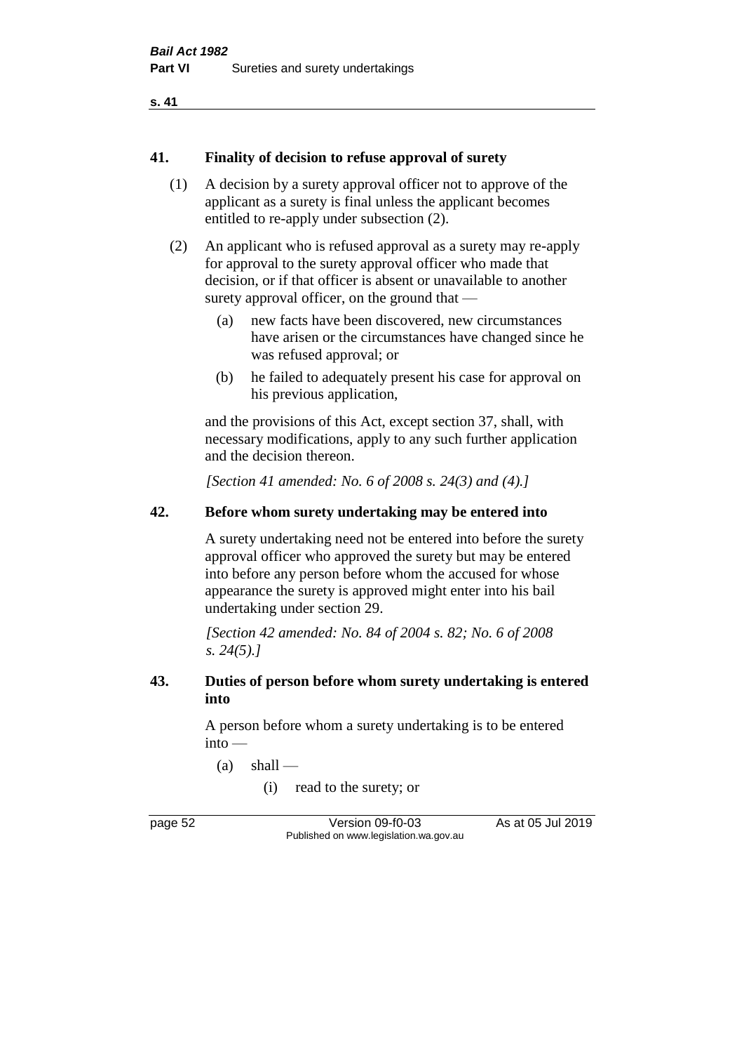## 41. Finality of decision to refuse approval of surety

(1) A decision by a surety approval officer not to approve of the applicant as a surety is final unless the applicant becomes entitled to re-apply under subsection (2).

(2) An applicant who is refused approval as a surety may re-apply for approval to the surety approval officer who made that decision, or if that officer is absent or unavailable to another surety approval officer, on the ground that —

- (a) new facts have been discovered, new circumstances have arisen or the circumstances have changed since he was refused approval; or
- (b) he failed to adequately present his case for approval on his previous application,

and the provisions of this Act, except section 37, shall, with necessary modifications, apply to any such further application and the decision thereon.

*[Section 41 amended: No. 6 of 2008 s. 24(3) and (4).]*

## 42. Before whom surety undertaking may be entered into

A surety undertaking need not be entered into before the surety approval officer who approved the surety but may be entered into before any person before whom the accused for whose appearance the surety is approved might enter into his bail undertaking under section 29.

*[Section 42 amended: No. 84 of 2004 s. 82; No. 6 of 2008 s. 24(5).]*

## 43. Duties of person before whom surety undertaking is entered into

A person before whom a surety undertaking is to be entered into —

- (a) shall —
  - (i) read to the surety; or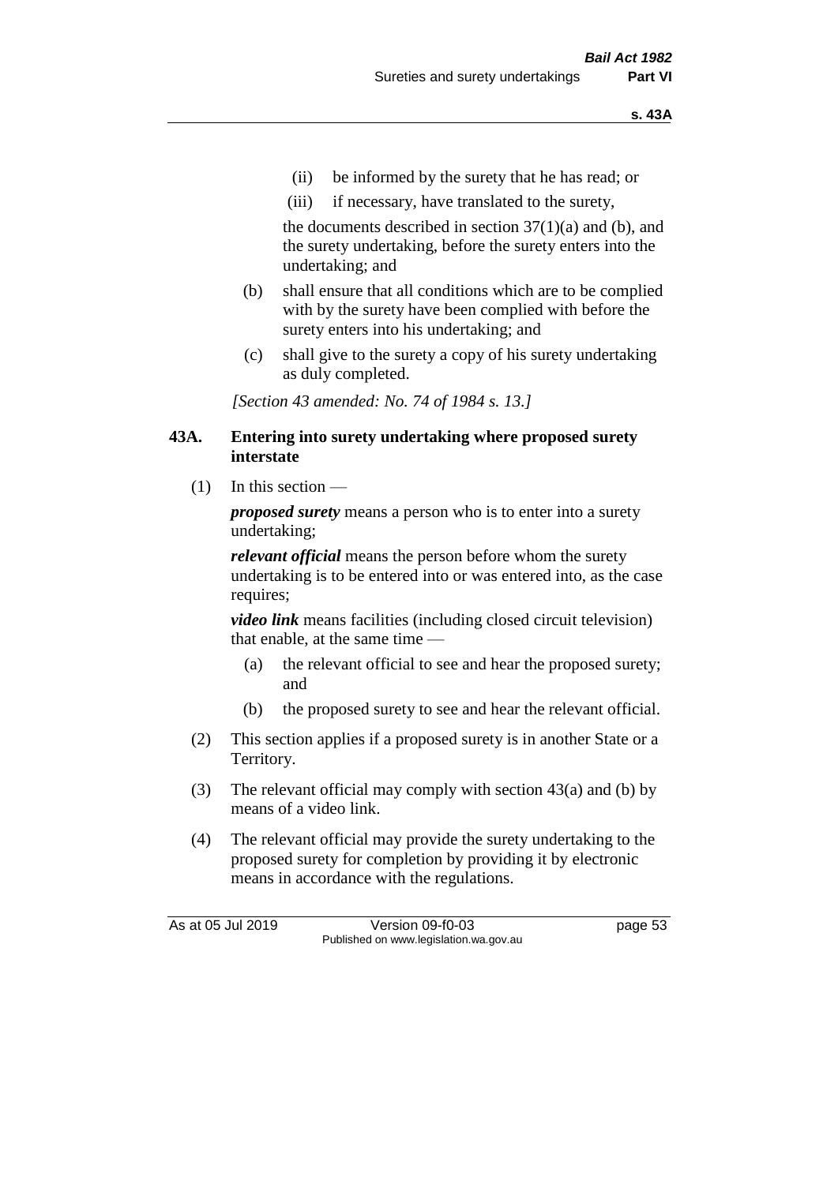(ii) be informed by the surety that he has read; or

(iii) if necessary, have translated to the surety,

the documents described in section 37(1)(a) and (b), and the surety undertaking, before the surety enters into the undertaking; and

(b) shall ensure that all conditions which are to be complied with by the surety have been complied with before the surety enters into his undertaking; and

(c) shall give to the surety a copy of his surety undertaking as duly completed.

*[Section 43 amended: No. 74 of 1984 s. 13.]*

### 43A. Entering into surety undertaking where proposed surety interstate

(1) In this section —

***proposed surety*** means a person who is to enter into a surety undertaking;

***relevant official*** means the person before whom the surety undertaking is to be entered into or was entered into, as the case requires;

***video link*** means facilities (including closed circuit television) that enable, at the same time —

(a) the relevant official to see and hear the proposed surety; and

(b) the proposed surety to see and hear the relevant official.

(2) This section applies if a proposed surety is in another State or a Territory.

(3) The relevant official may comply with section 43(a) and (b) by means of a video link.

(4) The relevant official may provide the surety undertaking to the proposed surety for completion by providing it by electronic means in accordance with the regulations.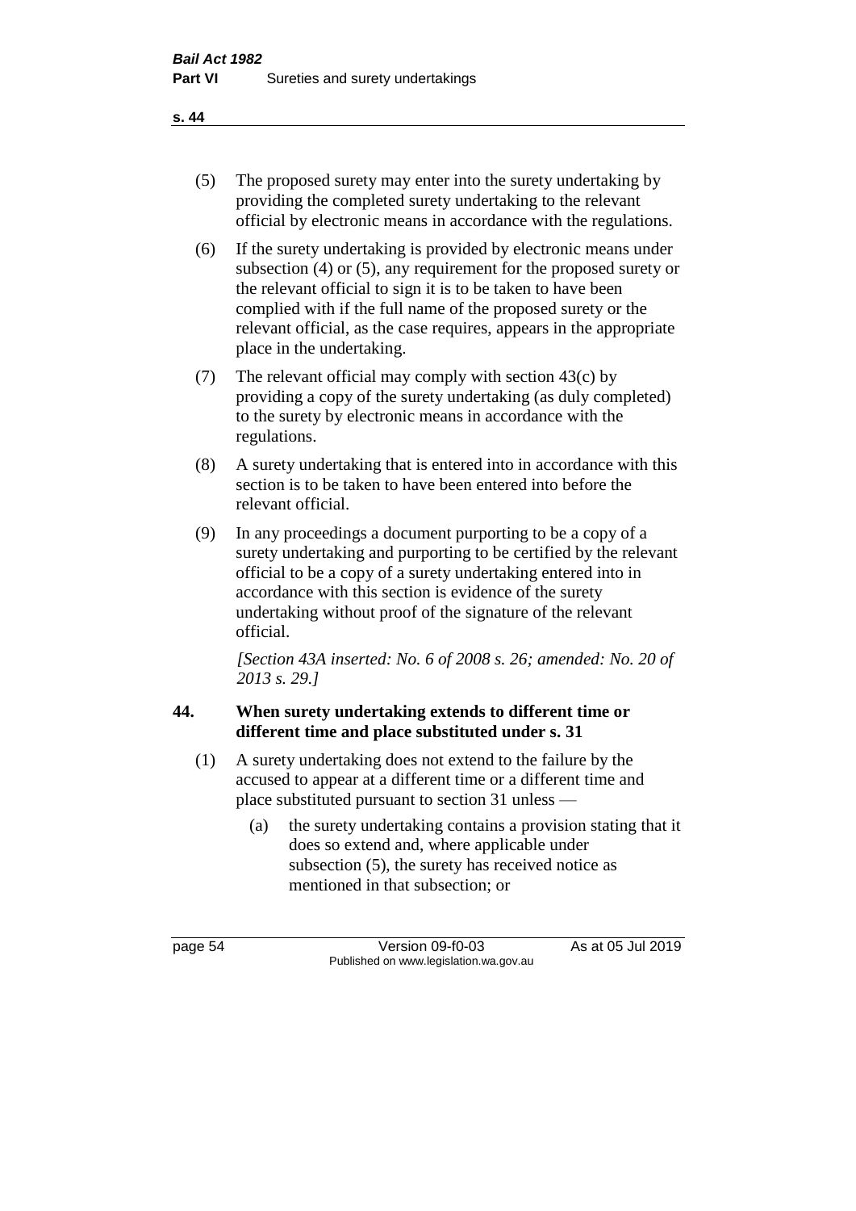(5) The proposed surety may enter into the surety undertaking by providing the completed surety undertaking to the relevant official by electronic means in accordance with the regulations.

(6) If the surety undertaking is provided by electronic means under subsection (4) or (5), any requirement for the proposed surety or the relevant official to sign it is to be taken to have been complied with if the full name of the proposed surety or the relevant official, as the case requires, appears in the appropriate place in the undertaking.

(7) The relevant official may comply with section 43(c) by providing a copy of the surety undertaking (as duly completed) to the surety by electronic means in accordance with the regulations.

(8) A surety undertaking that is entered into in accordance with this section is to be taken to have been entered into before the relevant official.

(9) In any proceedings a document purporting to be a copy of a surety undertaking and purporting to be certified by the relevant official to be a copy of a surety undertaking entered into in accordance with this section is evidence of the surety undertaking without proof of the signature of the relevant official.

*[Section 43A inserted: No. 6 of 2008 s. 26; amended: No. 20 of 2013 s. 29.]*

### 44. When surety undertaking extends to different time or different time and place substituted under s. 31

(1) A surety undertaking does not extend to the failure by the accused to appear at a different time or a different time and place substituted pursuant to section 31 unless —

(a) the surety undertaking contains a provision stating that it does so extend and, where applicable under subsection (5), the surety has received notice as mentioned in that subsection; or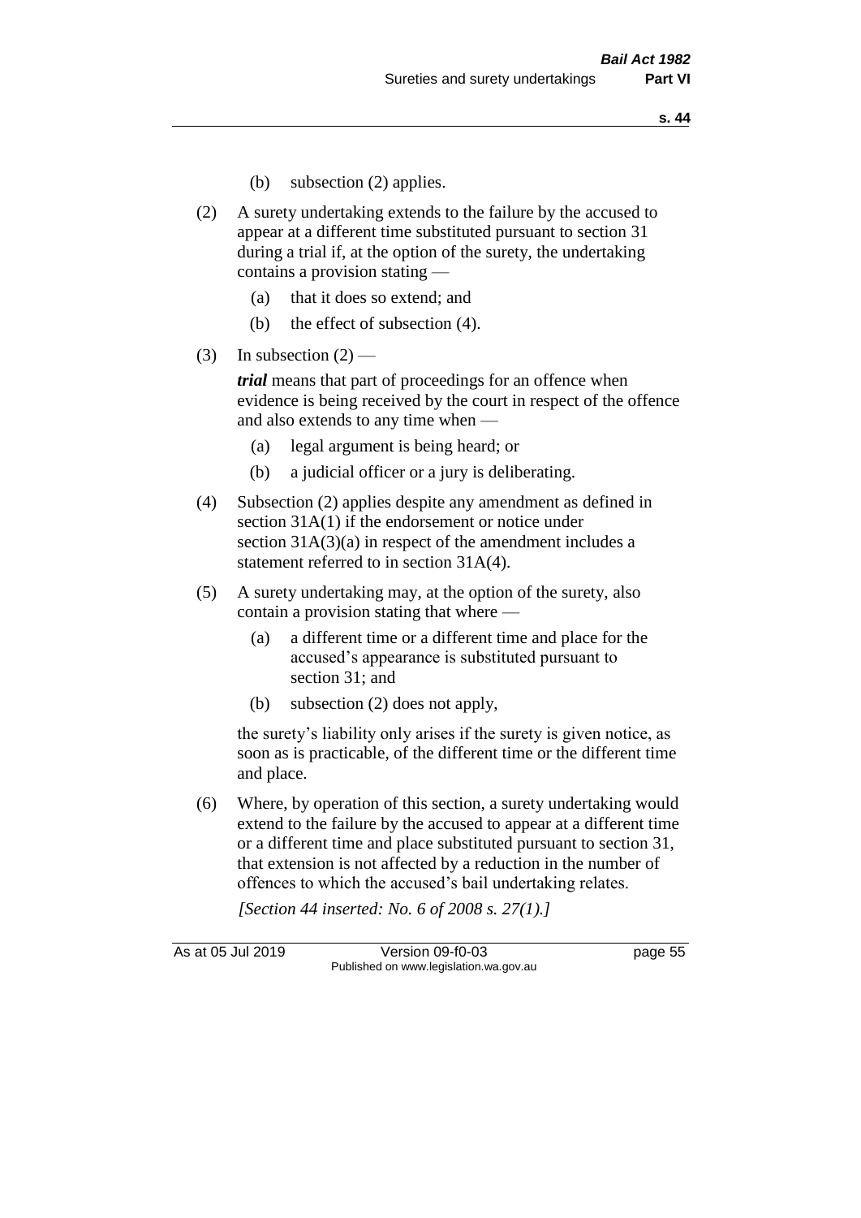(b) subsection (2) applies.

(2) A surety undertaking extends to the failure by the accused to appear at a different time substituted pursuant to section 31 during a trial if, at the option of the surety, the undertaking contains a provision stating —

(a) that it does so extend; and

(b) the effect of subsection (4).

(3) In subsection (2) —

***trial*** means that part of proceedings for an offence when evidence is being received by the court in respect of the offence and also extends to any time when —

(a) legal argument is being heard; or

(b) a judicial officer or a jury is deliberating.

(4) Subsection (2) applies despite any amendment as defined in section 31A(1) if the endorsement or notice under section 31A(3)(a) in respect of the amendment includes a statement referred to in section 31A(4).

(5) A surety undertaking may, at the option of the surety, also contain a provision stating that where —

(a) a different time or a different time and place for the accused's appearance is substituted pursuant to section 31; and

(b) subsection (2) does not apply,

the surety's liability only arises if the surety is given notice, as soon as is practicable, of the different time or the different time and place.

(6) Where, by operation of this section, a surety undertaking would extend to the failure by the accused to appear at a different time or a different time and place substituted pursuant to section 31, that extension is not affected by a reduction in the number of offences to which the accused's bail undertaking relates.

*[Section 44 inserted: No. 6 of 2008 s. 27(1).]*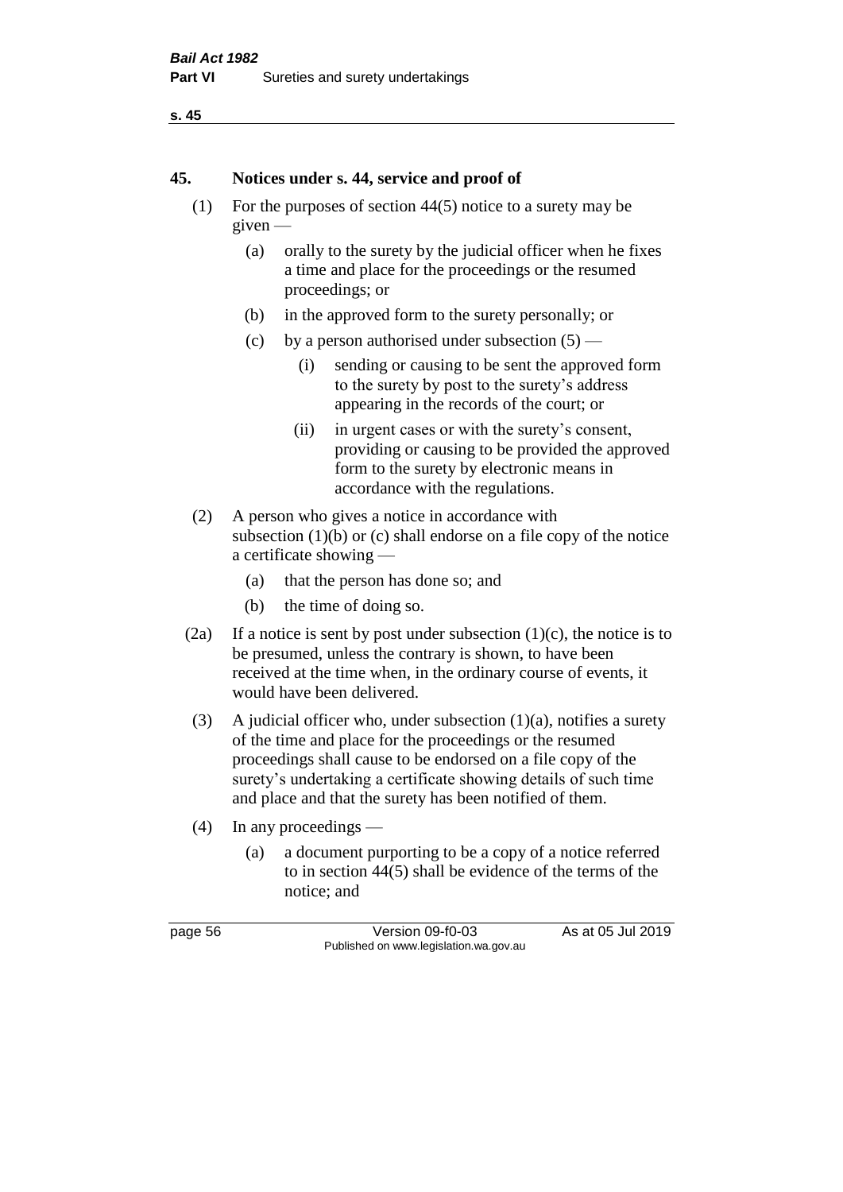## 45. Notices under s. 44, service and proof of

(1) For the purposes of section 44(5) notice to a surety may be given —

- (a) orally to the surety by the judicial officer when he fixes a time and place for the proceedings or the resumed proceedings; or
- (b) in the approved form to the surety personally; or
- (c) by a person authorised under subsection (5) —
  - (i) sending or causing to be sent the approved form to the surety by post to the surety's address appearing in the records of the court; or
  - (ii) in urgent cases or with the surety's consent, providing or causing to be provided the approved form to the surety by electronic means in accordance with the regulations.

(2) A person who gives a notice in accordance with subsection (1)(b) or (c) shall endorse on a file copy of the notice a certificate showing —

- (a) that the person has done so; and
- (b) the time of doing so.

(2a) If a notice is sent by post under subsection (1)(c), the notice is to be presumed, unless the contrary is shown, to have been received at the time when, in the ordinary course of events, it would have been delivered.

(3) A judicial officer who, under subsection (1)(a), notifies a surety of the time and place for the proceedings or the resumed proceedings shall cause to be endorsed on a file copy of the surety's undertaking a certificate showing details of such time and place and that the surety has been notified of them.

(4) In any proceedings —

- (a) a document purporting to be a copy of a notice referred to in section 44(5) shall be evidence of the terms of the notice; and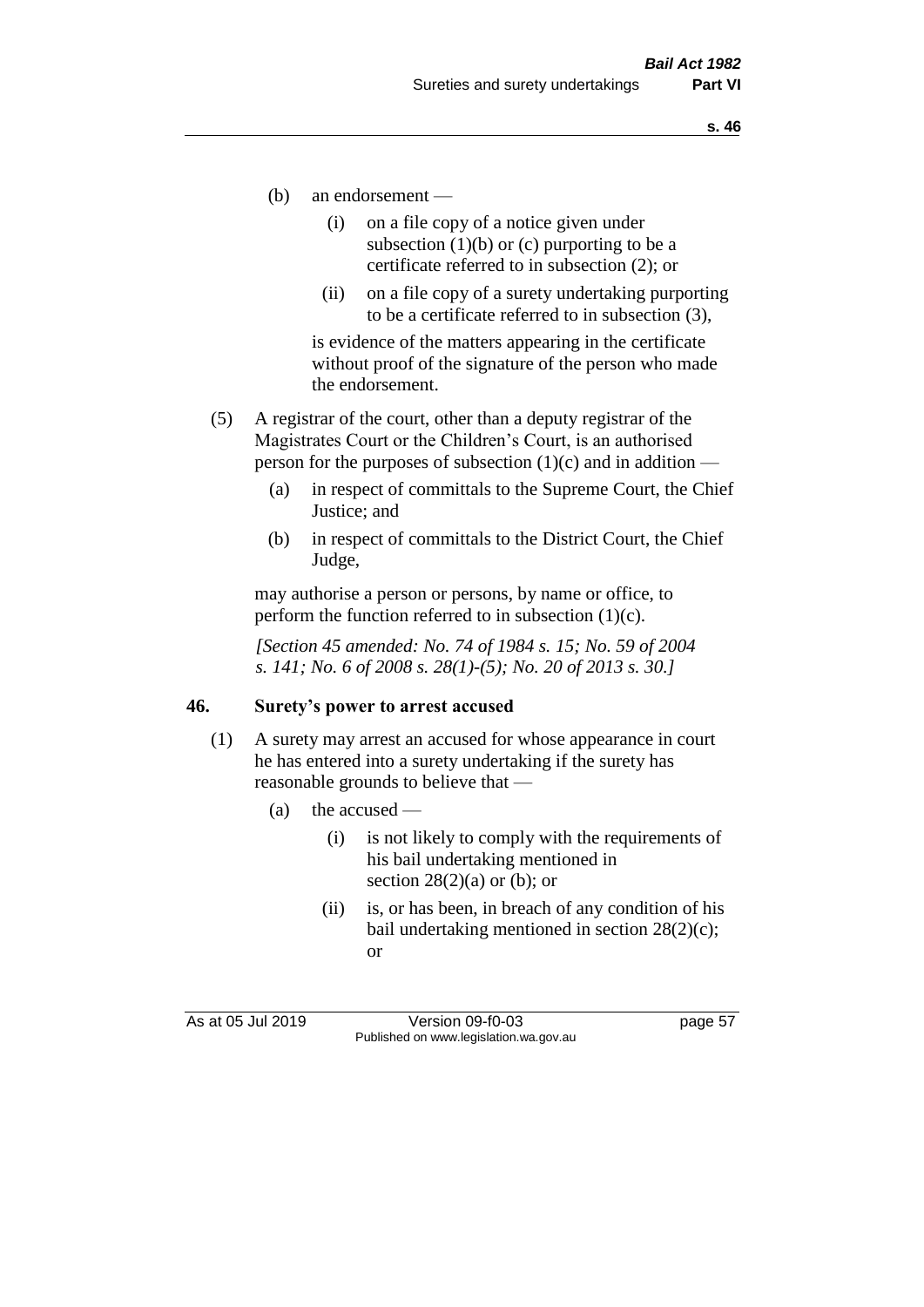(b) an endorsement —

(i) on a file copy of a notice given under subsection (1)(b) or (c) purporting to be a certificate referred to in subsection (2); or

(ii) on a file copy of a surety undertaking purporting to be a certificate referred to in subsection (3),

is evidence of the matters appearing in the certificate without proof of the signature of the person who made the endorsement.

(5) A registrar of the court, other than a deputy registrar of the Magistrates Court or the Children's Court, is an authorised person for the purposes of subsection (1)(c) and in addition —

(a) in respect of committals to the Supreme Court, the Chief Justice; and

(b) in respect of committals to the District Court, the Chief Judge,

may authorise a person or persons, by name or office, to perform the function referred to in subsection (1)(c).

*[Section 45 amended: No. 74 of 1984 s. 15; No. 59 of 2004 s. 141; No. 6 of 2008 s. 28(1)-(5); No. 20 of 2013 s. 30.]*

## 46. Surety's power to arrest accused

(1) A surety may arrest an accused for whose appearance in court he has entered into a surety undertaking if the surety has reasonable grounds to believe that —

(a) the accused —

(i) is not likely to comply with the requirements of his bail undertaking mentioned in section 28(2)(a) or (b); or

(ii) is, or has been, in breach of any condition of his bail undertaking mentioned in section 28(2)(c); or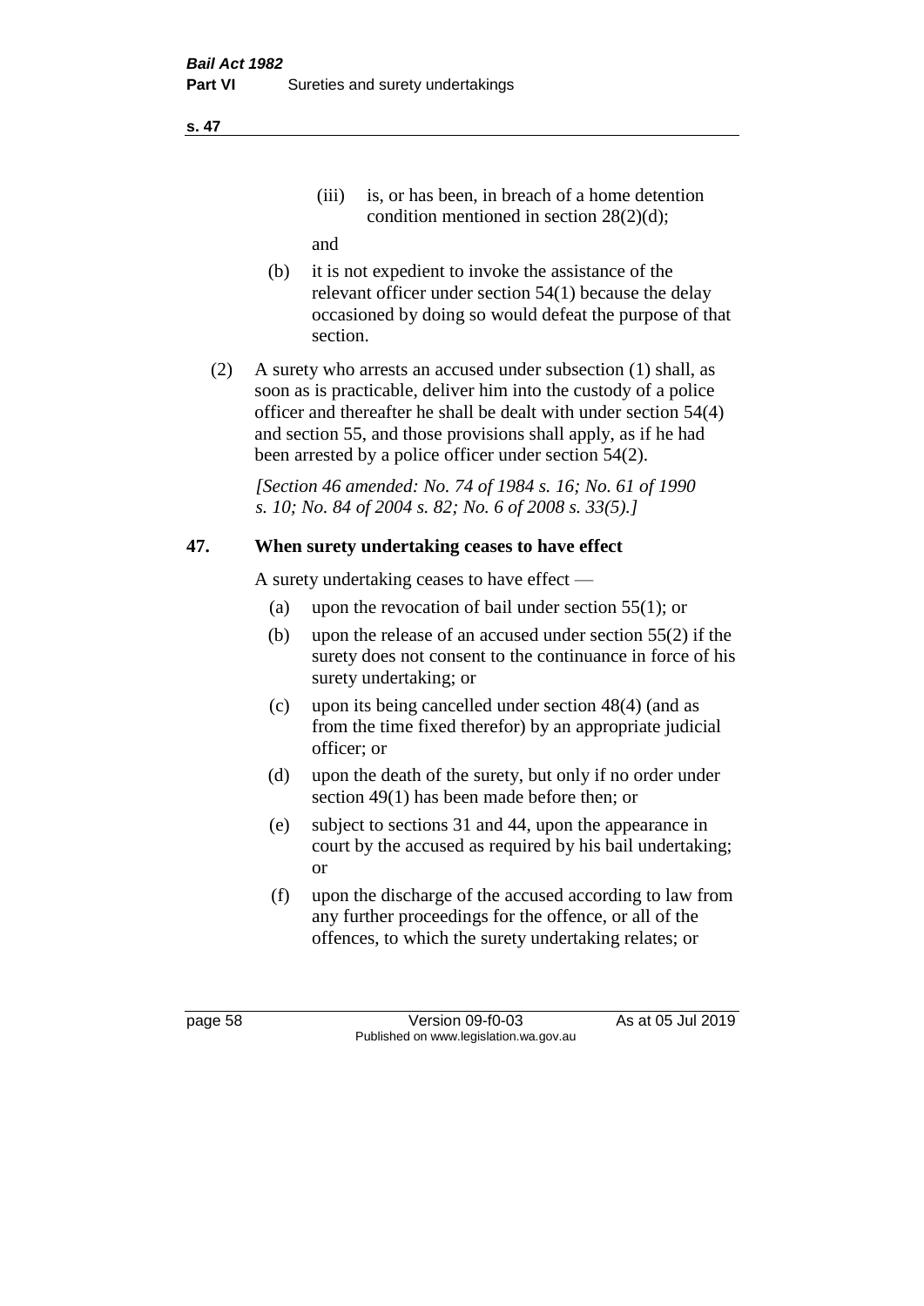(iii) is, or has been, in breach of a home detention condition mentioned in section 28(2)(d);

and

(b) it is not expedient to invoke the assistance of the relevant officer under section 54(1) because the delay occasioned by doing so would defeat the purpose of that section.

(2) A surety who arrests an accused under subsection (1) shall, as soon as is practicable, deliver him into the custody of a police officer and thereafter he shall be dealt with under section 54(4) and section 55, and those provisions shall apply, as if he had been arrested by a police officer under section 54(2).

*[Section 46 amended: No. 74 of 1984 s. 16; No. 61 of 1990 s. 10; No. 84 of 2004 s. 82; No. 6 of 2008 s. 33(5).]*

## 47. When surety undertaking ceases to have effect

A surety undertaking ceases to have effect —

(a) upon the revocation of bail under section 55(1); or

(b) upon the release of an accused under section 55(2) if the surety does not consent to the continuance in force of his surety undertaking; or

(c) upon its being cancelled under section 48(4) (and as from the time fixed therefor) by an appropriate judicial officer; or

(d) upon the death of the surety, but only if no order under section 49(1) has been made before then; or

(e) subject to sections 31 and 44, upon the appearance in court by the accused as required by his bail undertaking; or

(f) upon the discharge of the accused according to law from any further proceedings for the offence, or all of the offences, to which the surety undertaking relates; or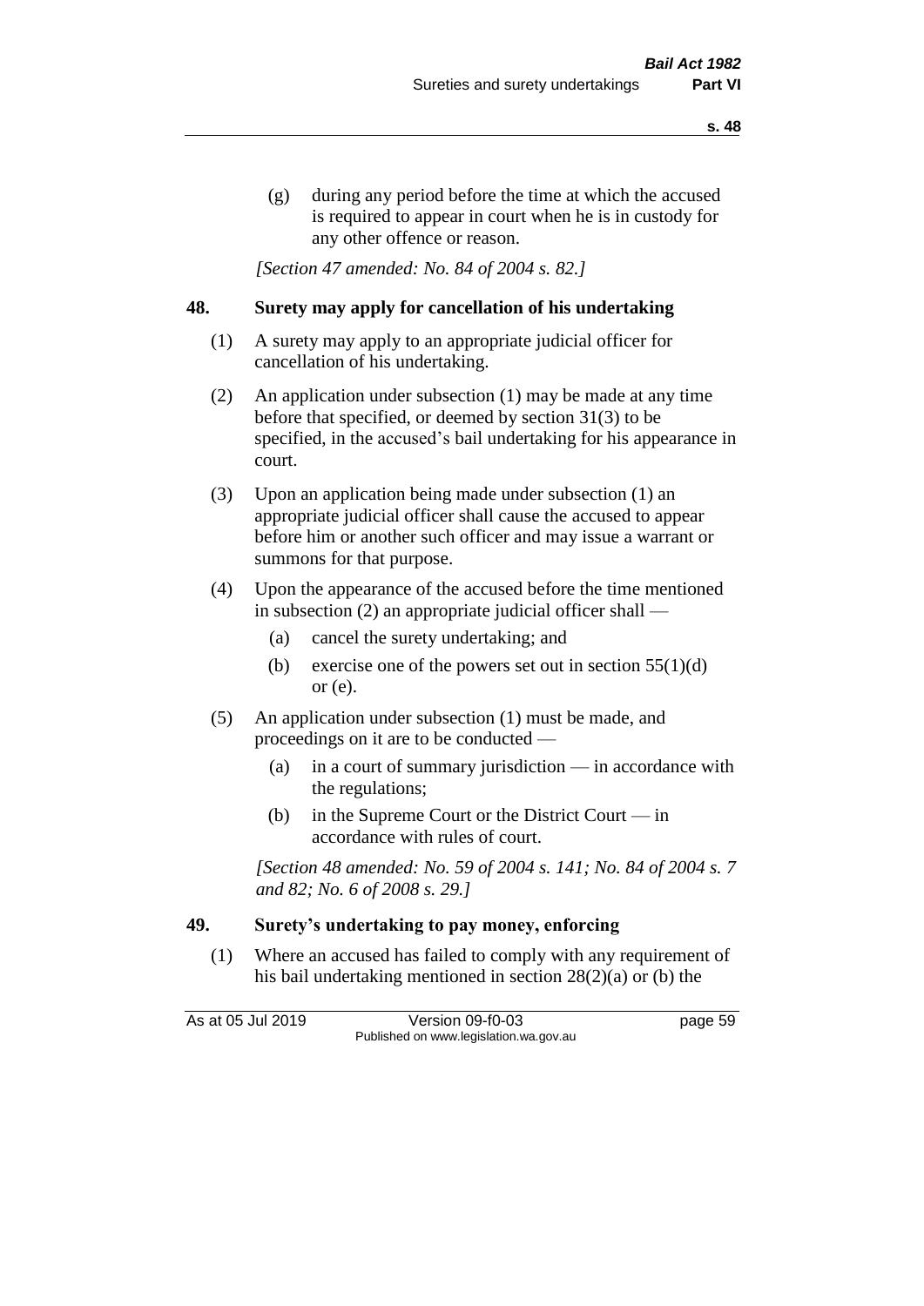(g) during any period before the time at which the accused is required to appear in court when he is in custody for any other offence or reason.

*[Section 47 amended: No. 84 of 2004 s. 82.]*

## 48. Surety may apply for cancellation of his undertaking

(1) A surety may apply to an appropriate judicial officer for cancellation of his undertaking.

(2) An application under subsection (1) may be made at any time before that specified, or deemed by section 31(3) to be specified, in the accused's bail undertaking for his appearance in court.

(3) Upon an application being made under subsection (1) an appropriate judicial officer shall cause the accused to appear before him or another such officer and may issue a warrant or summons for that purpose.

(4) Upon the appearance of the accused before the time mentioned in subsection (2) an appropriate judicial officer shall —

(a) cancel the surety undertaking; and

(b) exercise one of the powers set out in section 55(1)(d) or (e).

(5) An application under subsection (1) must be made, and proceedings on it are to be conducted —

(a) in a court of summary jurisdiction — in accordance with the regulations;

(b) in the Supreme Court or the District Court — in accordance with rules of court.

*[Section 48 amended: No. 59 of 2004 s. 141; No. 84 of 2004 s. 7 and 82; No. 6 of 2008 s. 29.]*

## 49. Surety's undertaking to pay money, enforcing

(1) Where an accused has failed to comply with any requirement of his bail undertaking mentioned in section 28(2)(a) or (b) the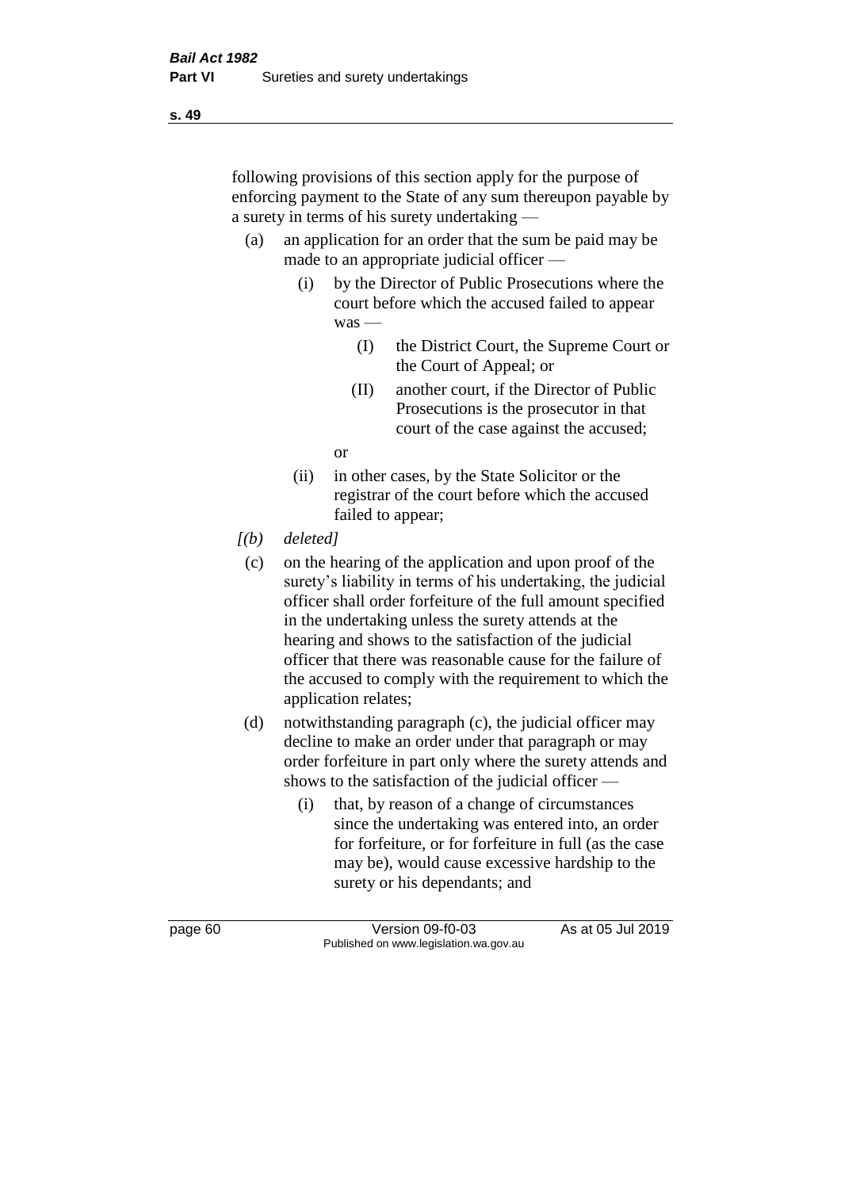following provisions of this section apply for the purpose of enforcing payment to the State of any sum thereupon payable by a surety in terms of his surety undertaking —

(a) an application for an order that the sum be paid may be made to an appropriate judicial officer —

  (i) by the Director of Public Prosecutions where the court before which the accused failed to appear was —

    (I) the District Court, the Supreme Court or the Court of Appeal; or

    (II) another court, if the Director of Public Prosecutions is the prosecutor in that court of the case against the accused;

  or

  (ii) in other cases, by the State Solicitor or the registrar of the court before which the accused failed to appear;

*[(b) deleted]*

(c) on the hearing of the application and upon proof of the surety's liability in terms of his undertaking, the judicial officer shall order forfeiture of the full amount specified in the undertaking unless the surety attends at the hearing and shows to the satisfaction of the judicial officer that there was reasonable cause for the failure of the accused to comply with the requirement to which the application relates;

(d) notwithstanding paragraph (c), the judicial officer may decline to make an order under that paragraph or may order forfeiture in part only where the surety attends and shows to the satisfaction of the judicial officer —

  (i) that, by reason of a change of circumstances since the undertaking was entered into, an order for forfeiture, or for forfeiture in full (as the case may be), would cause excessive hardship to the surety or his dependants; and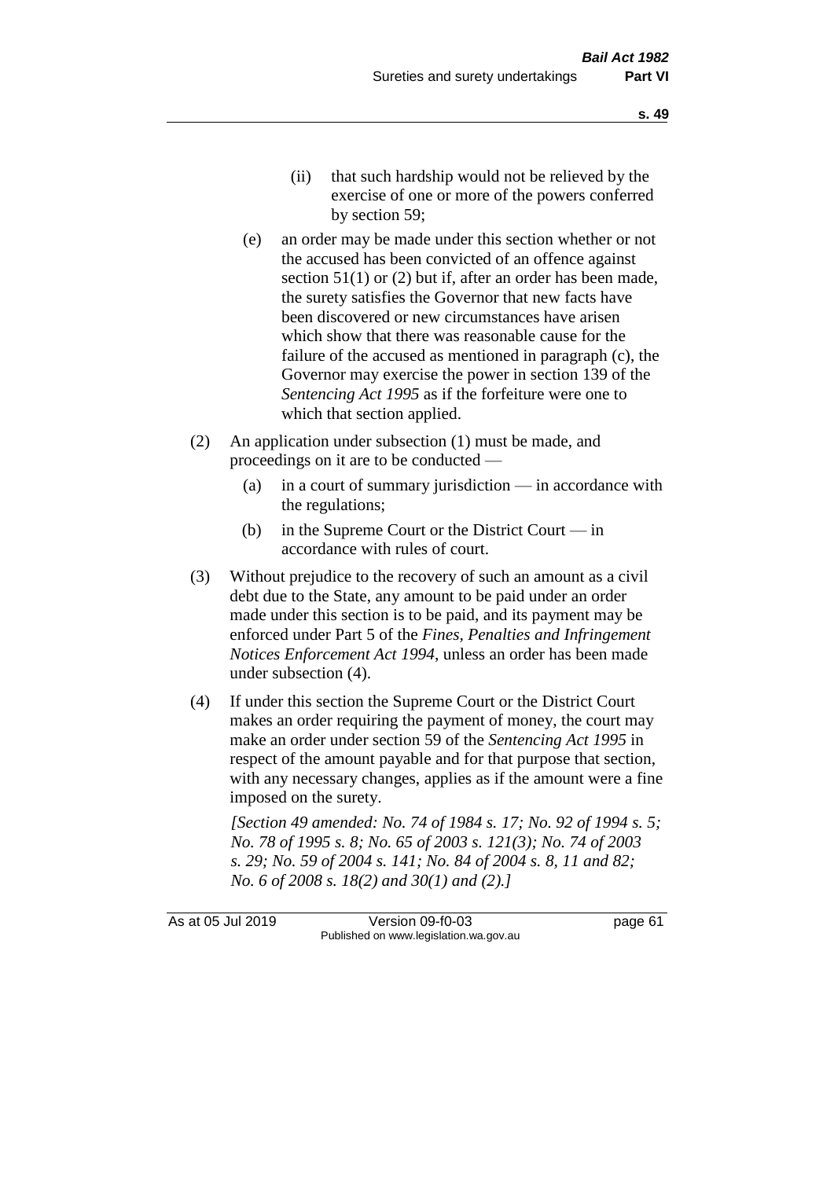(ii) that such hardship would not be relieved by the exercise of one or more of the powers conferred by section 59;

(e) an order may be made under this section whether or not the accused has been convicted of an offence against section 51(1) or (2) but if, after an order has been made, the surety satisfies the Governor that new facts have been discovered or new circumstances have arisen which show that there was reasonable cause for the failure of the accused as mentioned in paragraph (c), the Governor may exercise the power in section 139 of the *Sentencing Act 1995* as if the forfeiture were one to which that section applied.

(2) An application under subsection (1) must be made, and proceedings on it are to be conducted —

(a) in a court of summary jurisdiction — in accordance with the regulations;

(b) in the Supreme Court or the District Court — in accordance with rules of court.

(3) Without prejudice to the recovery of such an amount as a civil debt due to the State, any amount to be paid under an order made under this section is to be paid, and its payment may be enforced under Part 5 of the *Fines, Penalties and Infringement Notices Enforcement Act 1994*, unless an order has been made under subsection (4).

(4) If under this section the Supreme Court or the District Court makes an order requiring the payment of money, the court may make an order under section 59 of the *Sentencing Act 1995* in respect of the amount payable and for that purpose that section, with any necessary changes, applies as if the amount were a fine imposed on the surety.

*[Section 49 amended: No. 74 of 1984 s. 17; No. 92 of 1994 s. 5; No. 78 of 1995 s. 8; No. 65 of 2003 s. 121(3); No. 74 of 2003 s. 29; No. 59 of 2004 s. 141; No. 84 of 2004 s. 8, 11 and 82; No. 6 of 2008 s. 18(2) and 30(1) and (2).]*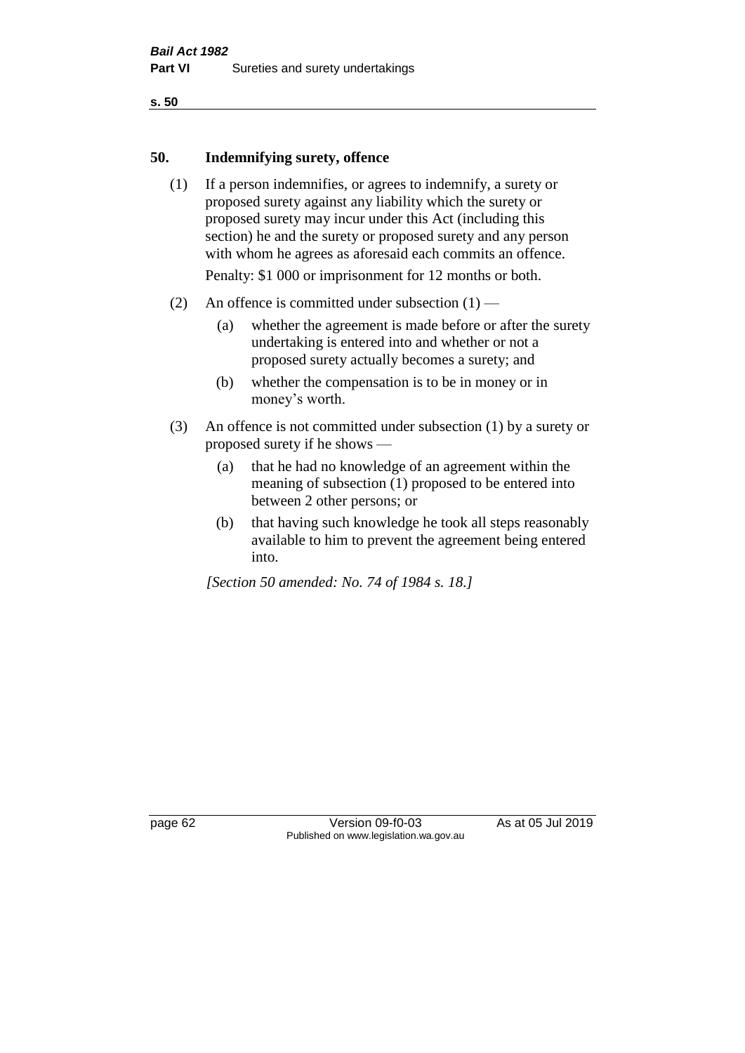## 50. Indemnifying surety, offence

(1) If a person indemnifies, or agrees to indemnify, a surety or proposed surety against any liability which the surety or proposed surety may incur under this Act (including this section) he and the surety or proposed surety and any person with whom he agrees as aforesaid each commits an offence.

Penalty: $1 000 or imprisonment for 12 months or both.

(2) An offence is committed under subsection (1) —

(a) whether the agreement is made before or after the surety undertaking is entered into and whether or not a proposed surety actually becomes a surety; and

(b) whether the compensation is to be in money or in money's worth.

(3) An offence is not committed under subsection (1) by a surety or proposed surety if he shows —

(a) that he had no knowledge of an agreement within the meaning of subsection (1) proposed to be entered into between 2 other persons; or

(b) that having such knowledge he took all steps reasonably available to him to prevent the agreement being entered into.

*[Section 50 amended: No. 74 of 1984 s. 18.]*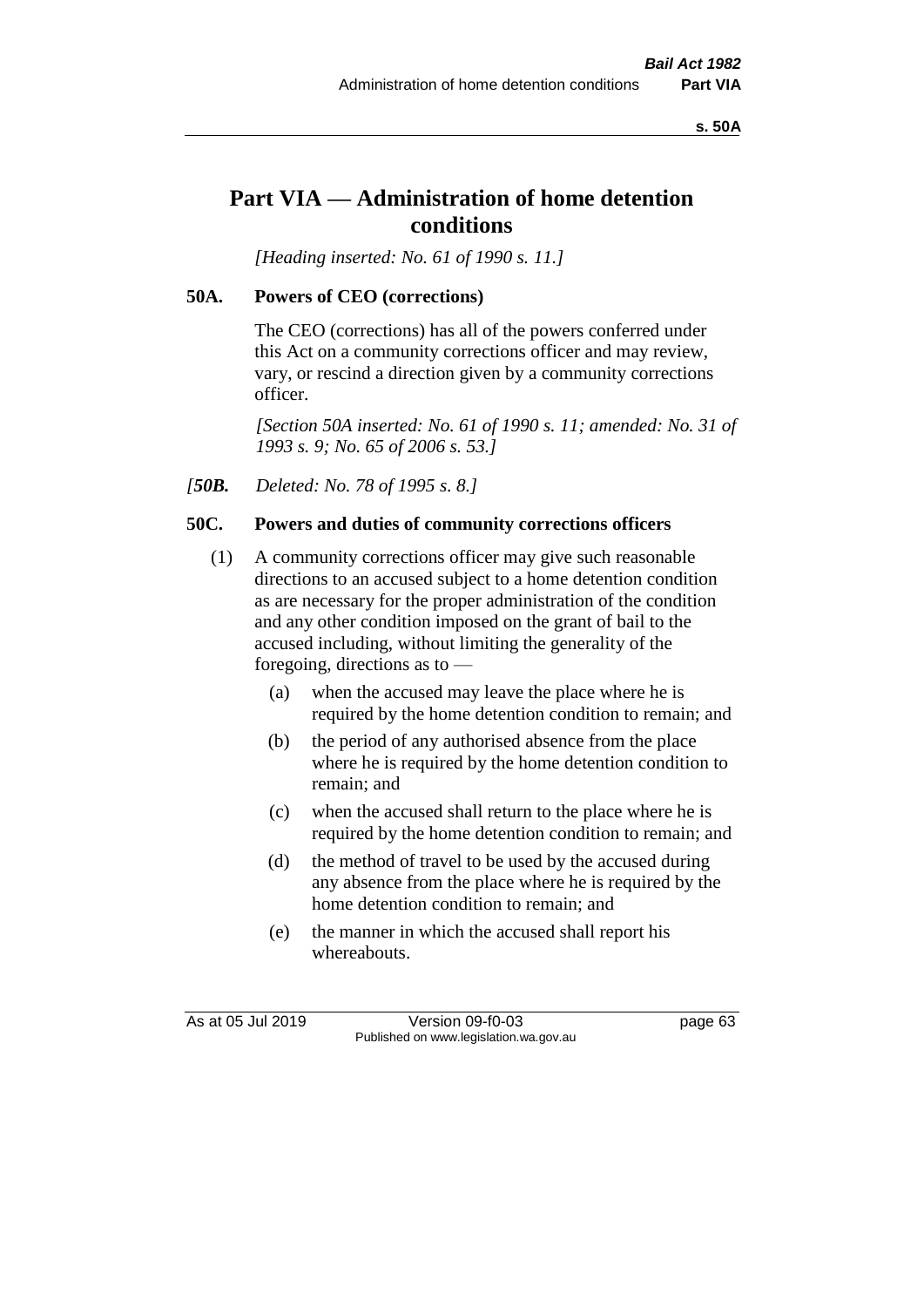# Part VIA — Administration of home detention conditions

*[Heading inserted: No. 61 of 1990 s. 11.]*

### 50A. Powers of CEO (corrections)

The CEO (corrections) has all of the powers conferred under this Act on a community corrections officer and may review, vary, or rescind a direction given by a community corrections officer.

*[Section 50A inserted: No. 61 of 1990 s. 11; amended: No. 31 of 1993 s. 9; No. 65 of 2006 s. 53.]*

*[**50B.** Deleted: No. 78 of 1995 s. 8.]*

### 50C. Powers and duties of community corrections officers

(1) A community corrections officer may give such reasonable directions to an accused subject to a home detention condition as are necessary for the proper administration of the condition and any other condition imposed on the grant of bail to the accused including, without limiting the generality of the foregoing, directions as to —

- (a) when the accused may leave the place where he is required by the home detention condition to remain; and
- (b) the period of any authorised absence from the place where he is required by the home detention condition to remain; and
- (c) when the accused shall return to the place where he is required by the home detention condition to remain; and
- (d) the method of travel to be used by the accused during any absence from the place where he is required by the home detention condition to remain; and
- (e) the manner in which the accused shall report his whereabouts.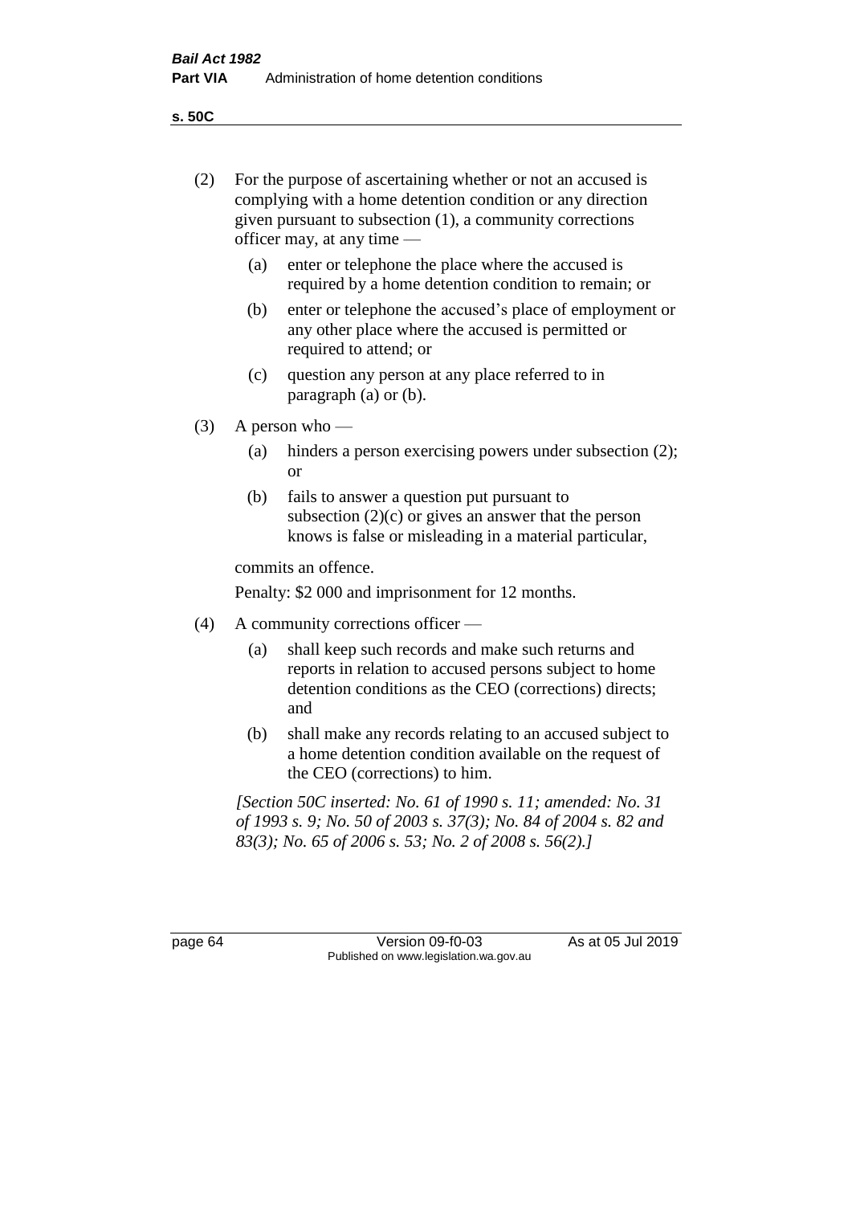(2) For the purpose of ascertaining whether or not an accused is complying with a home detention condition or any direction given pursuant to subsection (1), a community corrections officer may, at any time —

   (a) enter or telephone the place where the accused is required by a home detention condition to remain; or

   (b) enter or telephone the accused's place of employment or any other place where the accused is permitted or required to attend; or

   (c) question any person at any place referred to in paragraph (a) or (b).

(3) A person who —

   (a) hinders a person exercising powers under subsection (2); or

   (b) fails to answer a question put pursuant to subsection (2)(c) or gives an answer that the person knows is false or misleading in a material particular,

   commits an offence.

   Penalty: $2 000 and imprisonment for 12 months.

(4) A community corrections officer —

   (a) shall keep such records and make such returns and reports in relation to accused persons subject to home detention conditions as the CEO (corrections) directs; and

   (b) shall make any records relating to an accused subject to a home detention condition available on the request of the CEO (corrections) to him.

*[Section 50C inserted: No. 61 of 1990 s. 11; amended: No. 31 of 1993 s. 9; No. 50 of 2003 s. 37(3); No. 84 of 2004 s. 82 and 83(3); No. 65 of 2006 s. 53; No. 2 of 2008 s. 56(2).]*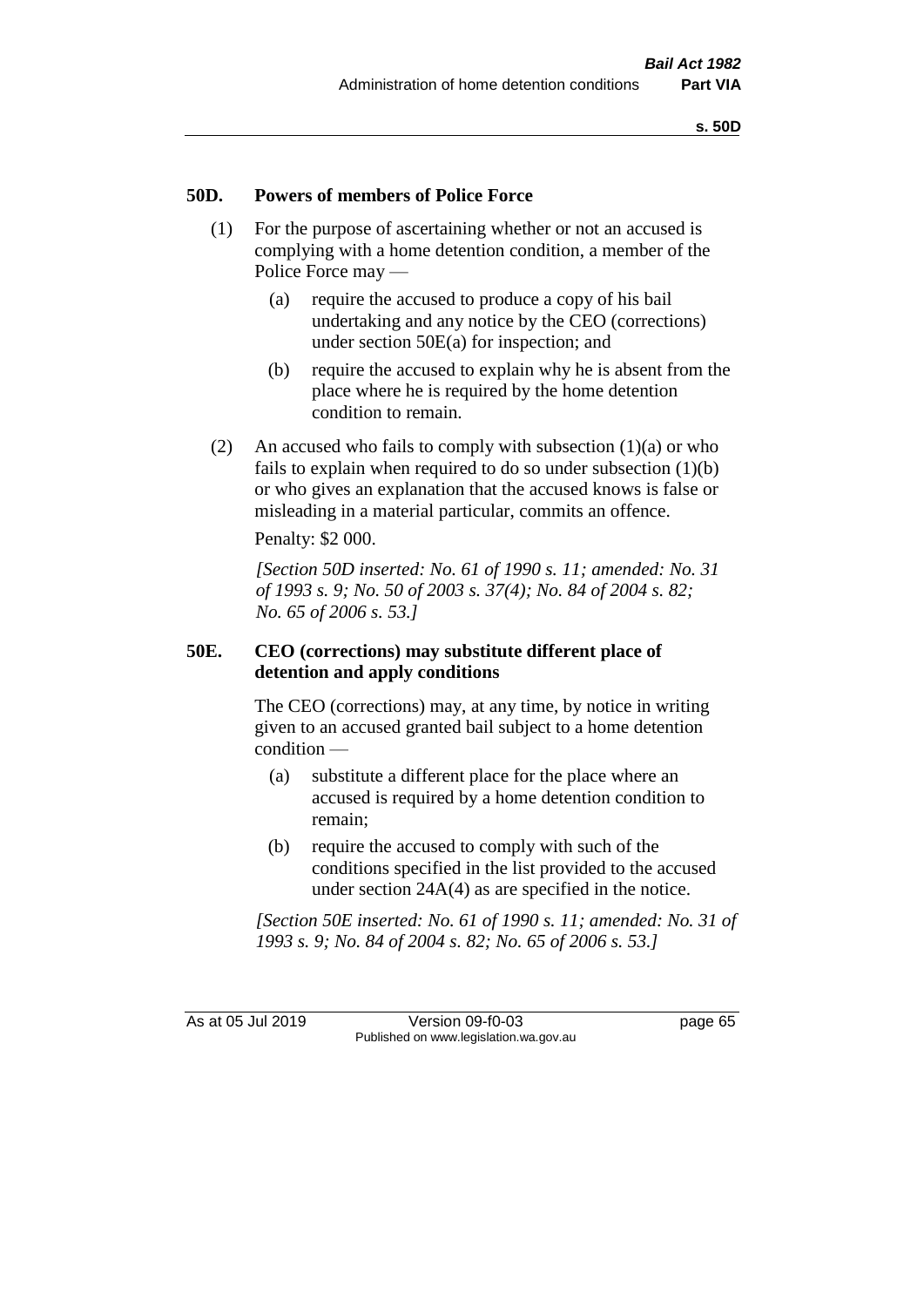## 50D. Powers of members of Police Force

(1) For the purpose of ascertaining whether or not an accused is complying with a home detention condition, a member of the Police Force may —

(a) require the accused to produce a copy of his bail undertaking and any notice by the CEO (corrections) under section 50E(a) for inspection; and

(b) require the accused to explain why he is absent from the place where he is required by the home detention condition to remain.

(2) An accused who fails to comply with subsection (1)(a) or who fails to explain when required to do so under subsection (1)(b) or who gives an explanation that the accused knows is false or misleading in a material particular, commits an offence.

Penalty: $2 000.

*[Section 50D inserted: No. 61 of 1990 s. 11; amended: No. 31 of 1993 s. 9; No. 50 of 2003 s. 37(4); No. 84 of 2004 s. 82; No. 65 of 2006 s. 53.]*

## 50E. CEO (corrections) may substitute different place of detention and apply conditions

The CEO (corrections) may, at any time, by notice in writing given to an accused granted bail subject to a home detention condition —

(a) substitute a different place for the place where an accused is required by a home detention condition to remain;

(b) require the accused to comply with such of the conditions specified in the list provided to the accused under section 24A(4) as are specified in the notice.

*[Section 50E inserted: No. 61 of 1990 s. 11; amended: No. 31 of 1993 s. 9; No. 84 of 2004 s. 82; No. 65 of 2006 s. 53.]*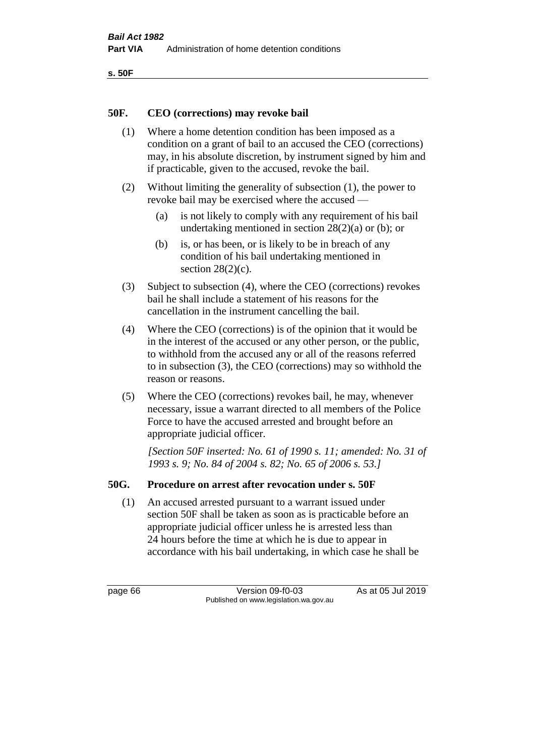## 50F. CEO (corrections) may revoke bail

(1) Where a home detention condition has been imposed as a condition on a grant of bail to an accused the CEO (corrections) may, in his absolute discretion, by instrument signed by him and if practicable, given to the accused, revoke the bail.

(2) Without limiting the generality of subsection (1), the power to revoke bail may be exercised where the accused —

- (a) is not likely to comply with any requirement of his bail undertaking mentioned in section 28(2)(a) or (b); or
- (b) is, or has been, or is likely to be in breach of any condition of his bail undertaking mentioned in section 28(2)(c).

(3) Subject to subsection (4), where the CEO (corrections) revokes bail he shall include a statement of his reasons for the cancellation in the instrument cancelling the bail.

(4) Where the CEO (corrections) is of the opinion that it would be in the interest of the accused or any other person, or the public, to withhold from the accused any or all of the reasons referred to in subsection (3), the CEO (corrections) may so withhold the reason or reasons.

(5) Where the CEO (corrections) revokes bail, he may, whenever necessary, issue a warrant directed to all members of the Police Force to have the accused arrested and brought before an appropriate judicial officer.

*[Section 50F inserted: No. 61 of 1990 s. 11; amended: No. 31 of 1993 s. 9; No. 84 of 2004 s. 82; No. 65 of 2006 s. 53.]*

## 50G. Procedure on arrest after revocation under s. 50F

(1) An accused arrested pursuant to a warrant issued under section 50F shall be taken as soon as is practicable before an appropriate judicial officer unless he is arrested less than 24 hours before the time at which he is due to appear in accordance with his bail undertaking, in which case he shall be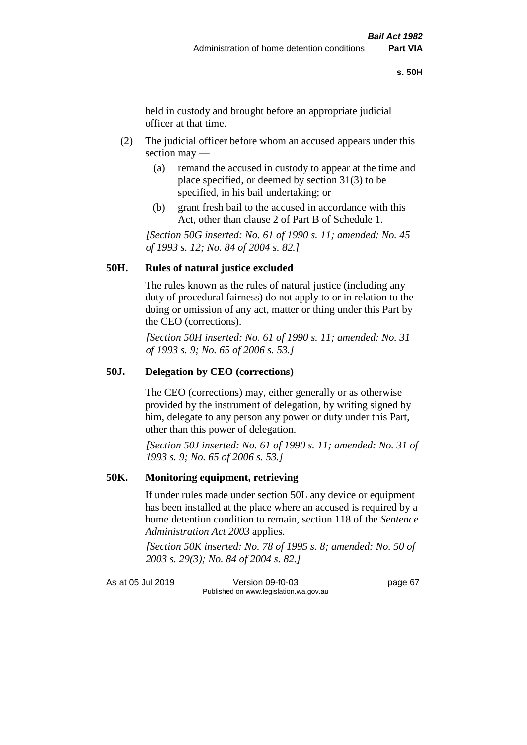held in custody and brought before an appropriate judicial officer at that time.

(2) The judicial officer before whom an accused appears under this section may —

(a) remand the accused in custody to appear at the time and place specified, or deemed by section 31(3) to be specified, in his bail undertaking; or

(b) grant fresh bail to the accused in accordance with this Act, other than clause 2 of Part B of Schedule 1.

*[Section 50G inserted: No. 61 of 1990 s. 11; amended: No. 45 of 1993 s. 12; No. 84 of 2004 s. 82.]*

### 50H. Rules of natural justice excluded

The rules known as the rules of natural justice (including any duty of procedural fairness) do not apply to or in relation to the doing or omission of any act, matter or thing under this Part by the CEO (corrections).

*[Section 50H inserted: No. 61 of 1990 s. 11; amended: No. 31 of 1993 s. 9; No. 65 of 2006 s. 53.]*

### 50J. Delegation by CEO (corrections)

The CEO (corrections) may, either generally or as otherwise provided by the instrument of delegation, by writing signed by him, delegate to any person any power or duty under this Part, other than this power of delegation.

*[Section 50J inserted: No. 61 of 1990 s. 11; amended: No. 31 of 1993 s. 9; No. 65 of 2006 s. 53.]*

### 50K. Monitoring equipment, retrieving

If under rules made under section 50L any device or equipment has been installed at the place where an accused is required by a home detention condition to remain, section 118 of the *Sentence Administration Act 2003* applies.

*[Section 50K inserted: No. 78 of 1995 s. 8; amended: No. 50 of 2003 s. 29(3); No. 84 of 2004 s. 82.]*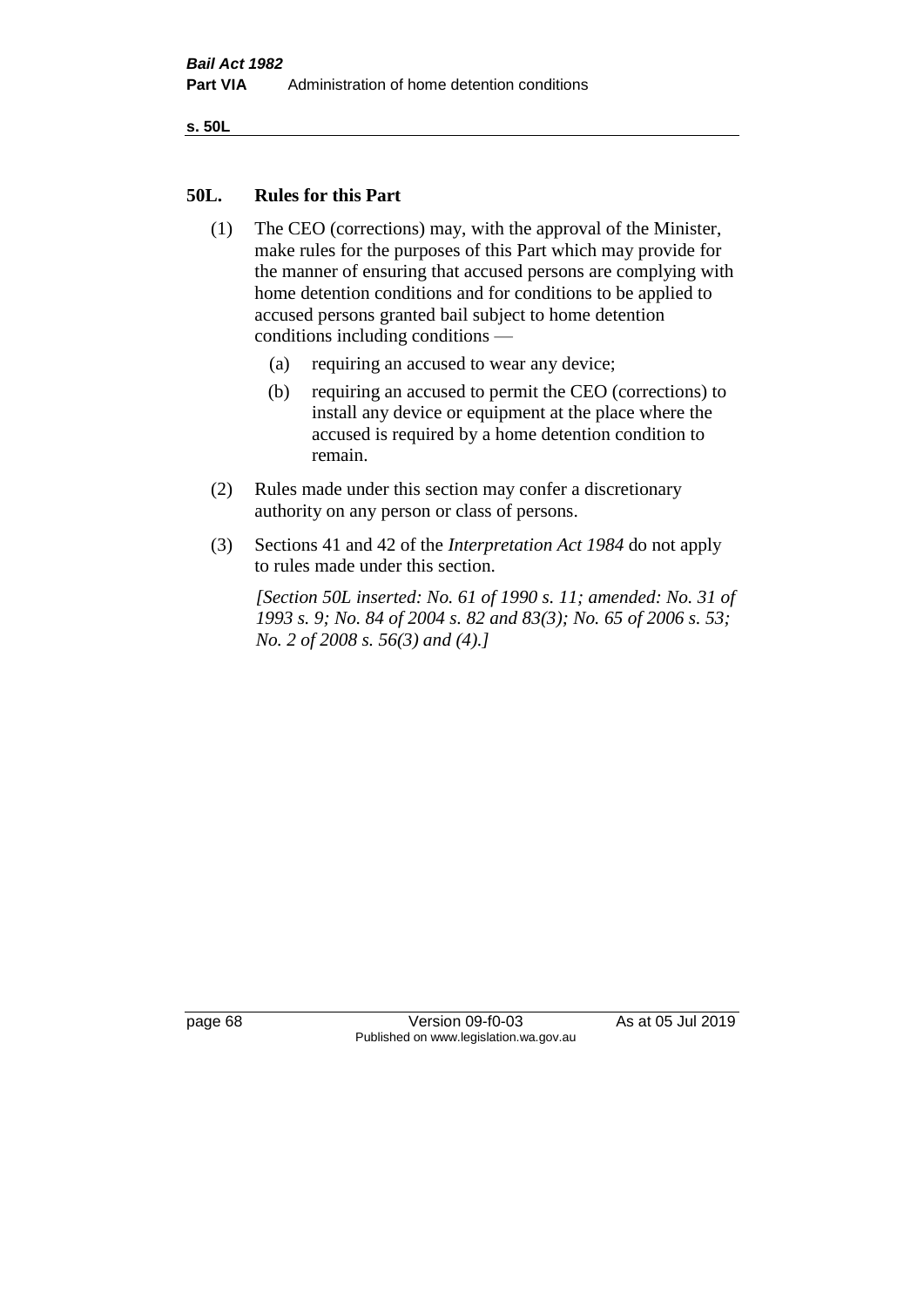## 50L. Rules for this Part

(1) The CEO (corrections) may, with the approval of the Minister, make rules for the purposes of this Part which may provide for the manner of ensuring that accused persons are complying with home detention conditions and for conditions to be applied to accused persons granted bail subject to home detention conditions including conditions —

(a) requiring an accused to wear any device;

(b) requiring an accused to permit the CEO (corrections) to install any device or equipment at the place where the accused is required by a home detention condition to remain.

(2) Rules made under this section may confer a discretionary authority on any person or class of persons.

(3) Sections 41 and 42 of the *Interpretation Act 1984* do not apply to rules made under this section.

*[Section 50L inserted: No. 61 of 1990 s. 11; amended: No. 31 of 1993 s. 9; No. 84 of 2004 s. 82 and 83(3); No. 65 of 2006 s. 53; No. 2 of 2008 s. 56(3) and (4).]*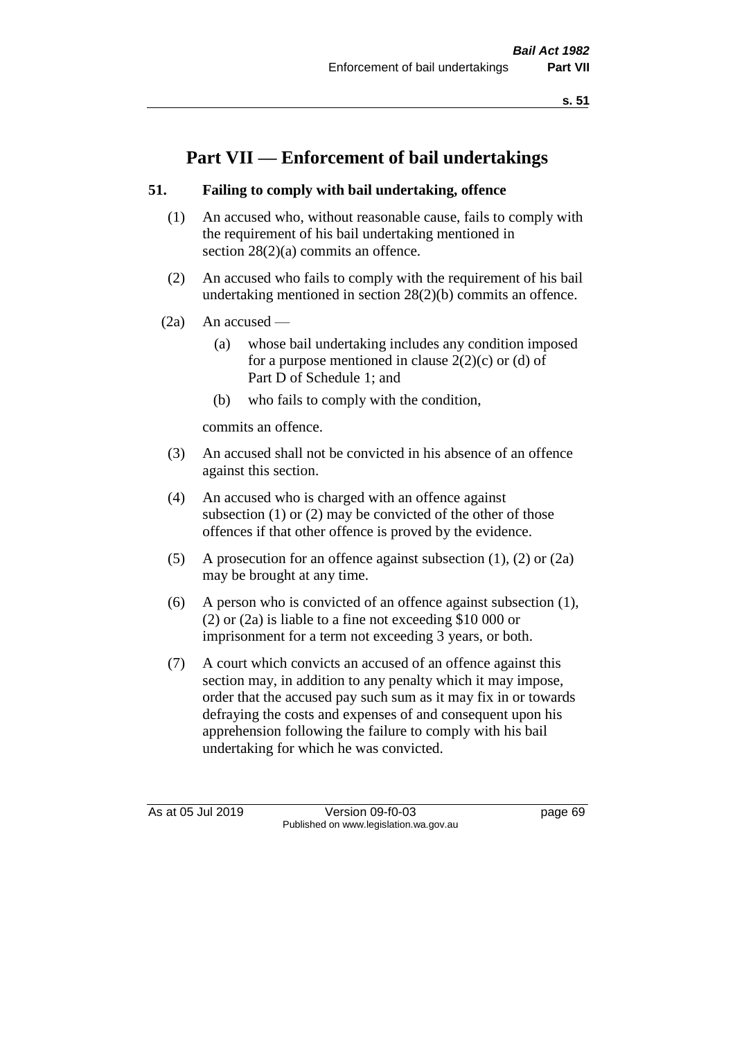# Part VII — Enforcement of bail undertakings

### 51. Failing to comply with bail undertaking, offence

(1) An accused who, without reasonable cause, fails to comply with the requirement of his bail undertaking mentioned in section 28(2)(a) commits an offence.

(2) An accused who fails to comply with the requirement of his bail undertaking mentioned in section 28(2)(b) commits an offence.

(2a) An accused —

- (a) whose bail undertaking includes any condition imposed for a purpose mentioned in clause 2(2)(c) or (d) of Part D of Schedule 1; and
- (b) who fails to comply with the condition,

commits an offence.

(3) An accused shall not be convicted in his absence of an offence against this section.

(4) An accused who is charged with an offence against subsection (1) or (2) may be convicted of the other of those offences if that other offence is proved by the evidence.

(5) A prosecution for an offence against subsection (1), (2) or (2a) may be brought at any time.

(6) A person who is convicted of an offence against subsection (1), (2) or (2a) is liable to a fine not exceeding $10 000 or imprisonment for a term not exceeding 3 years, or both.

(7) A court which convicts an accused of an offence against this section may, in addition to any penalty which it may impose, order that the accused pay such sum as it may fix in or towards defraying the costs and expenses of and consequent upon his apprehension following the failure to comply with his bail undertaking for which he was convicted.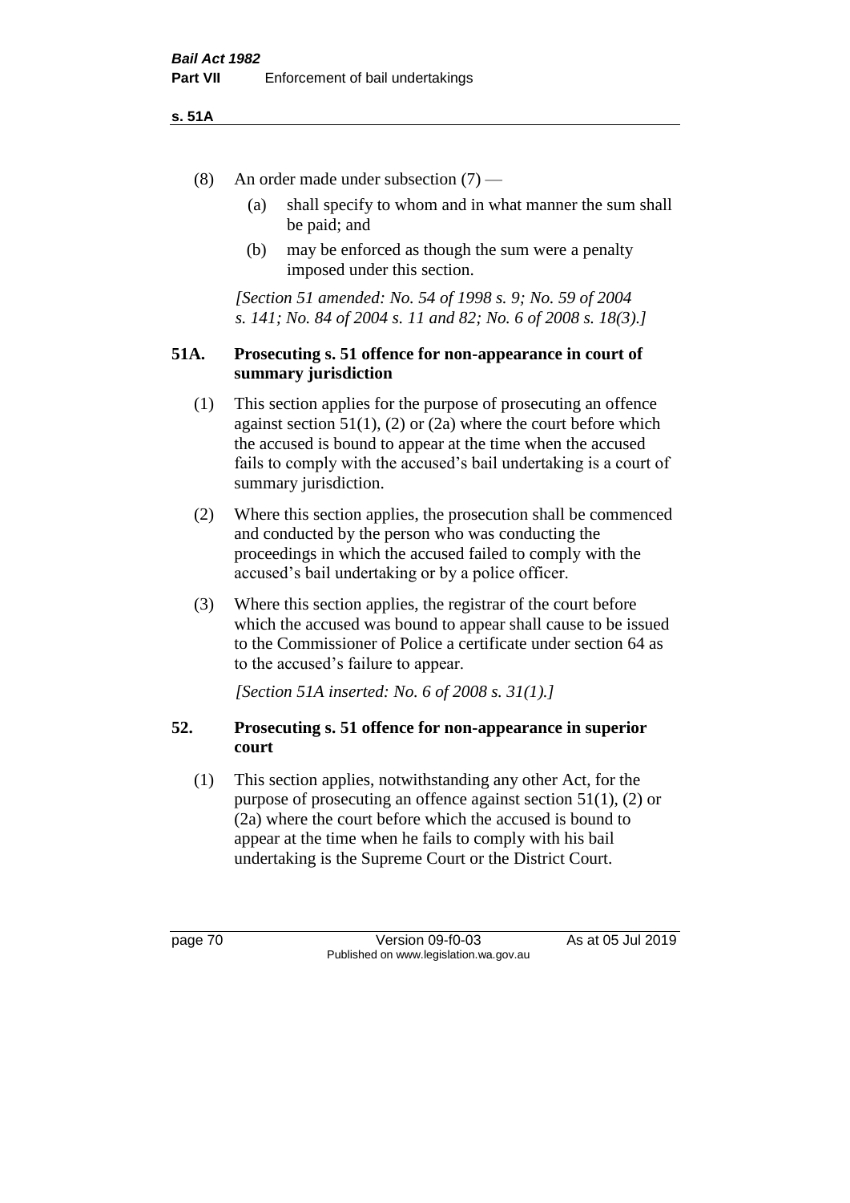(8) An order made under subsection (7) —

(a) shall specify to whom and in what manner the sum shall be paid; and

(b) may be enforced as though the sum were a penalty imposed under this section.

*[Section 51 amended: No. 54 of 1998 s. 9; No. 59 of 2004 s. 141; No. 84 of 2004 s. 11 and 82; No. 6 of 2008 s. 18(3).]*

### 51A. Prosecuting s. 51 offence for non-appearance in court of summary jurisdiction

(1) This section applies for the purpose of prosecuting an offence against section 51(1), (2) or (2a) where the court before which the accused is bound to appear at the time when the accused fails to comply with the accused's bail undertaking is a court of summary jurisdiction.

(2) Where this section applies, the prosecution shall be commenced and conducted by the person who was conducting the proceedings in which the accused failed to comply with the accused's bail undertaking or by a police officer.

(3) Where this section applies, the registrar of the court before which the accused was bound to appear shall cause to be issued to the Commissioner of Police a certificate under section 64 as to the accused's failure to appear.

*[Section 51A inserted: No. 6 of 2008 s. 31(1).]*

### 52. Prosecuting s. 51 offence for non-appearance in superior court

(1) This section applies, notwithstanding any other Act, for the purpose of prosecuting an offence against section 51(1), (2) or (2a) where the court before which the accused is bound to appear at the time when he fails to comply with his bail undertaking is the Supreme Court or the District Court.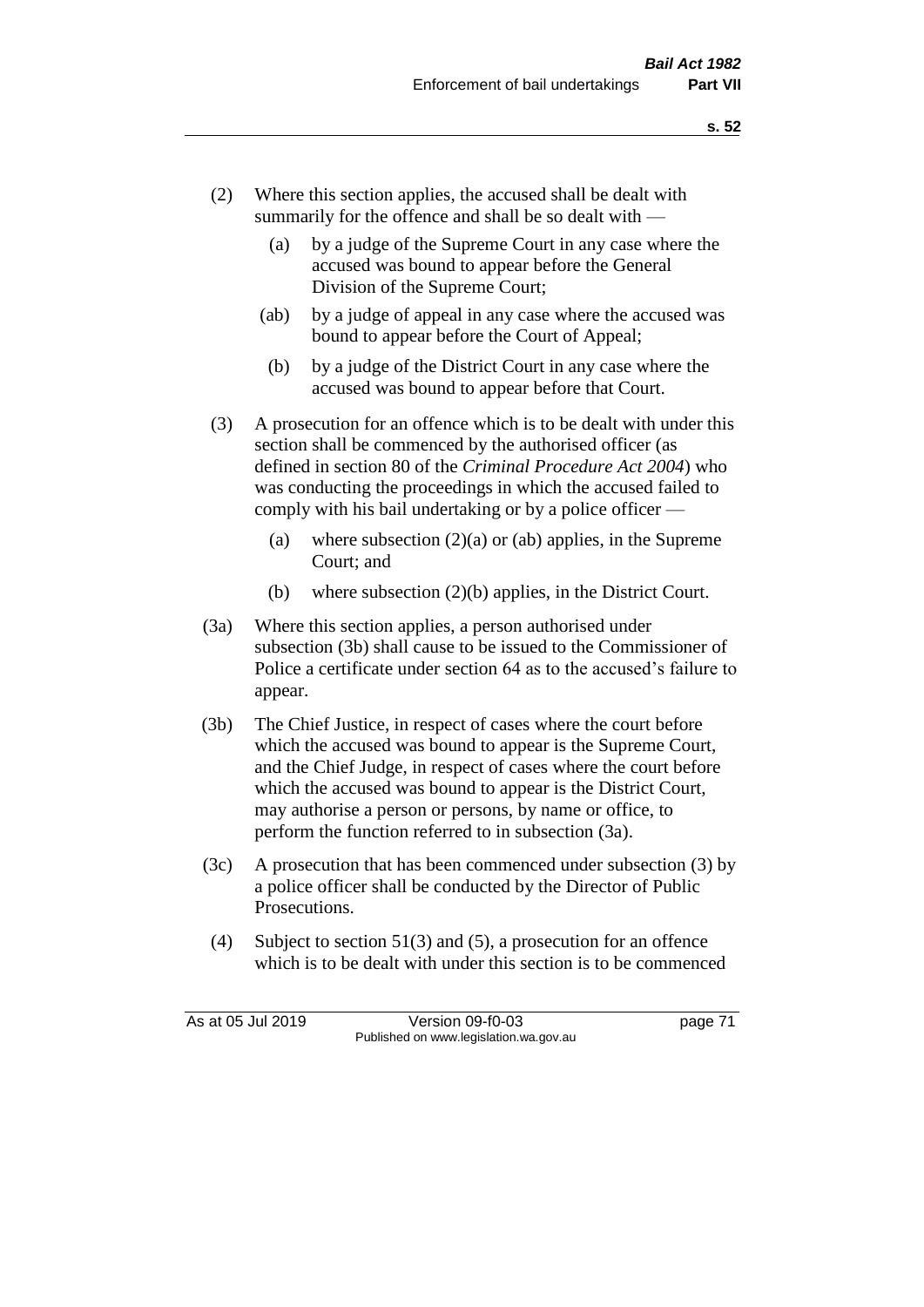(2) Where this section applies, the accused shall be dealt with summarily for the offence and shall be so dealt with —

  (a) by a judge of the Supreme Court in any case where the accused was bound to appear before the General Division of the Supreme Court;

  (ab) by a judge of appeal in any case where the accused was bound to appear before the Court of Appeal;

  (b) by a judge of the District Court in any case where the accused was bound to appear before that Court.

(3) A prosecution for an offence which is to be dealt with under this section shall be commenced by the authorised officer (as defined in section 80 of the *Criminal Procedure Act 2004*) who was conducting the proceedings in which the accused failed to comply with his bail undertaking or by a police officer —

  (a) where subsection (2)(a) or (ab) applies, in the Supreme Court; and

  (b) where subsection (2)(b) applies, in the District Court.

(3a) Where this section applies, a person authorised under subsection (3b) shall cause to be issued to the Commissioner of Police a certificate under section 64 as to the accused's failure to appear.

(3b) The Chief Justice, in respect of cases where the court before which the accused was bound to appear is the Supreme Court, and the Chief Judge, in respect of cases where the court before which the accused was bound to appear is the District Court, may authorise a person or persons, by name or office, to perform the function referred to in subsection (3a).

(3c) A prosecution that has been commenced under subsection (3) by a police officer shall be conducted by the Director of Public Prosecutions.

(4) Subject to section 51(3) and (5), a prosecution for an offence which is to be dealt with under this section is to be commenced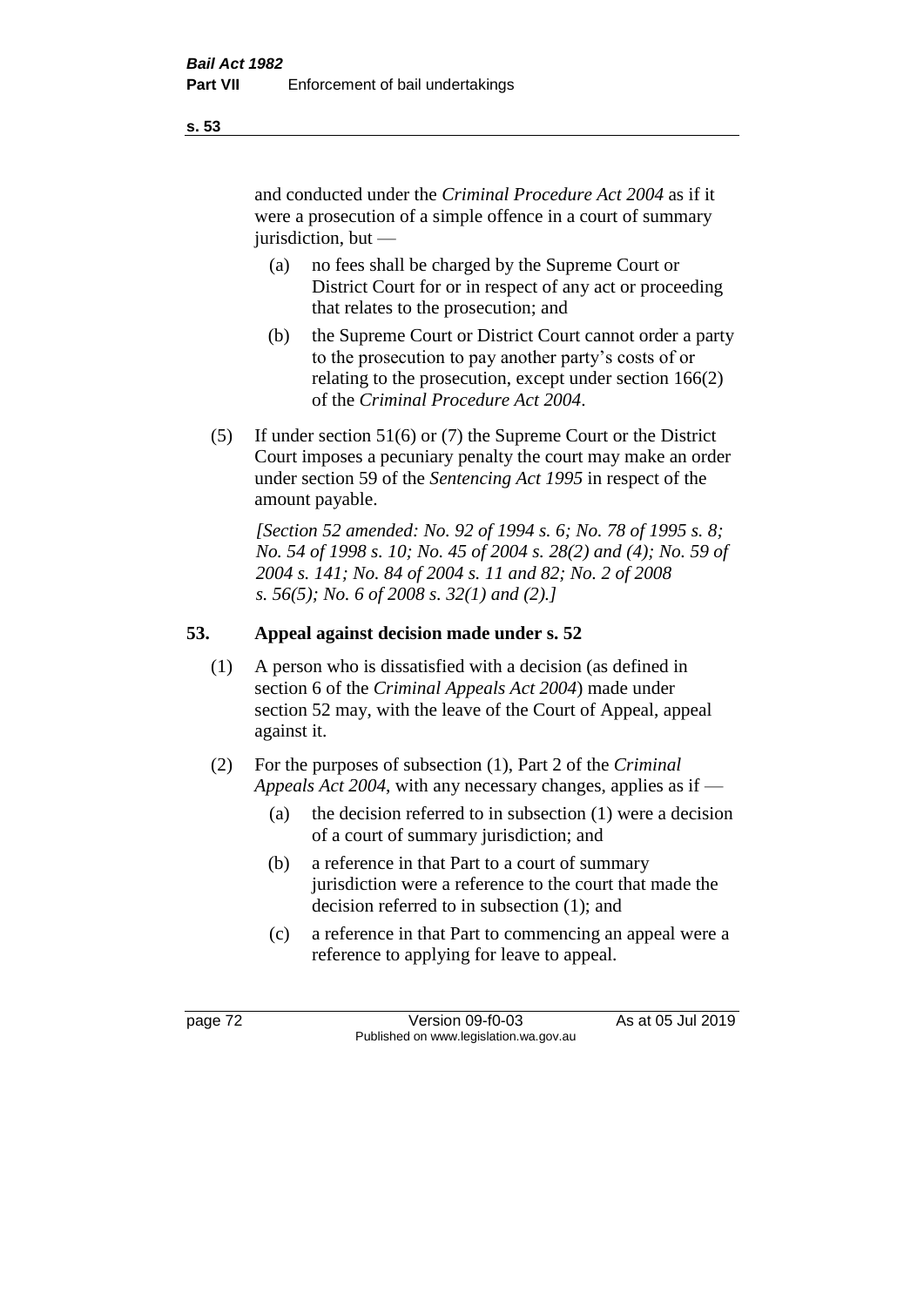and conducted under the *Criminal Procedure Act 2004* as if it were a prosecution of a simple offence in a court of summary jurisdiction, but —

(a) no fees shall be charged by the Supreme Court or District Court for or in respect of any act or proceeding that relates to the prosecution; and

(b) the Supreme Court or District Court cannot order a party to the prosecution to pay another party's costs of or relating to the prosecution, except under section 166(2) of the *Criminal Procedure Act 2004*.

(5) If under section 51(6) or (7) the Supreme Court or the District Court imposes a pecuniary penalty the court may make an order under section 59 of the *Sentencing Act 1995* in respect of the amount payable.

*[Section 52 amended: No. 92 of 1994 s. 6; No. 78 of 1995 s. 8; No. 54 of 1998 s. 10; No. 45 of 2004 s. 28(2) and (4); No. 59 of 2004 s. 141; No. 84 of 2004 s. 11 and 82; No. 2 of 2008 s. 56(5); No. 6 of 2008 s. 32(1) and (2).]*

## 53. Appeal against decision made under s. 52

(1) A person who is dissatisfied with a decision (as defined in section 6 of the *Criminal Appeals Act 2004*) made under section 52 may, with the leave of the Court of Appeal, appeal against it.

(2) For the purposes of subsection (1), Part 2 of the *Criminal Appeals Act 2004*, with any necessary changes, applies as if —

(a) the decision referred to in subsection (1) were a decision of a court of summary jurisdiction; and

(b) a reference in that Part to a court of summary jurisdiction were a reference to the court that made the decision referred to in subsection (1); and

(c) a reference in that Part to commencing an appeal were a reference to applying for leave to appeal.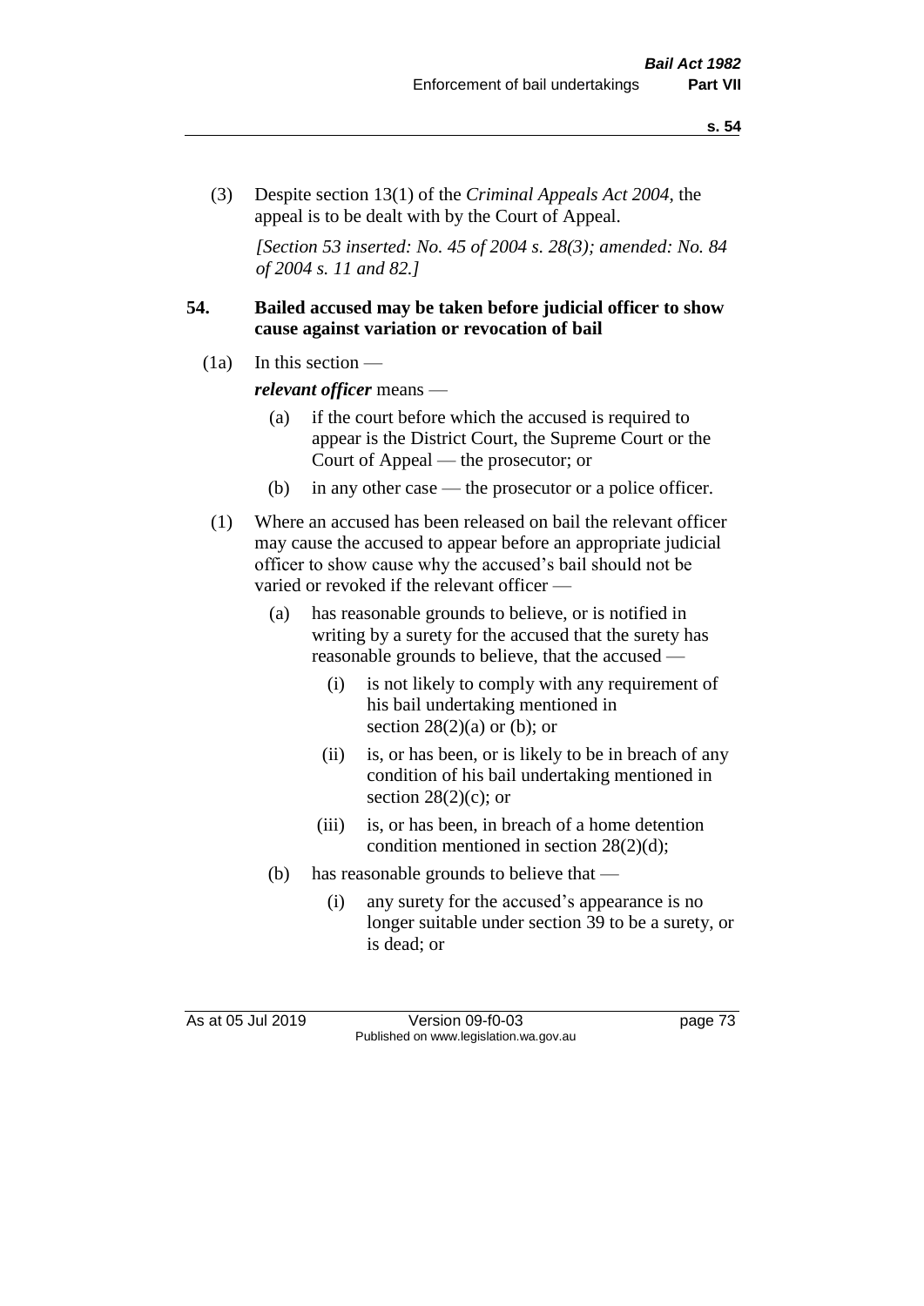(3) Despite section 13(1) of the *Criminal Appeals Act 2004*, the appeal is to be dealt with by the Court of Appeal.

*[Section 53 inserted: No. 45 of 2004 s. 28(3); amended: No. 84 of 2004 s. 11 and 82.]*

### 54. Bailed accused may be taken before judicial officer to show cause against variation or revocation of bail

(1a) In this section —

***relevant officer*** means —

- (a) if the court before which the accused is required to appear is the District Court, the Supreme Court or the Court of Appeal — the prosecutor; or
- (b) in any other case — the prosecutor or a police officer.

(1) Where an accused has been released on bail the relevant officer may cause the accused to appear before an appropriate judicial officer to show cause why the accused's bail should not be varied or revoked if the relevant officer —

- (a) has reasonable grounds to believe, or is notified in writing by a surety for the accused that the surety has reasonable grounds to believe, that the accused —
  - (i) is not likely to comply with any requirement of his bail undertaking mentioned in section 28(2)(a) or (b); or
  - (ii) is, or has been, or is likely to be in breach of any condition of his bail undertaking mentioned in section 28(2)(c); or
  - (iii) is, or has been, in breach of a home detention condition mentioned in section 28(2)(d);
- (b) has reasonable grounds to believe that —
  - (i) any surety for the accused's appearance is no longer suitable under section 39 to be a surety, or is dead; or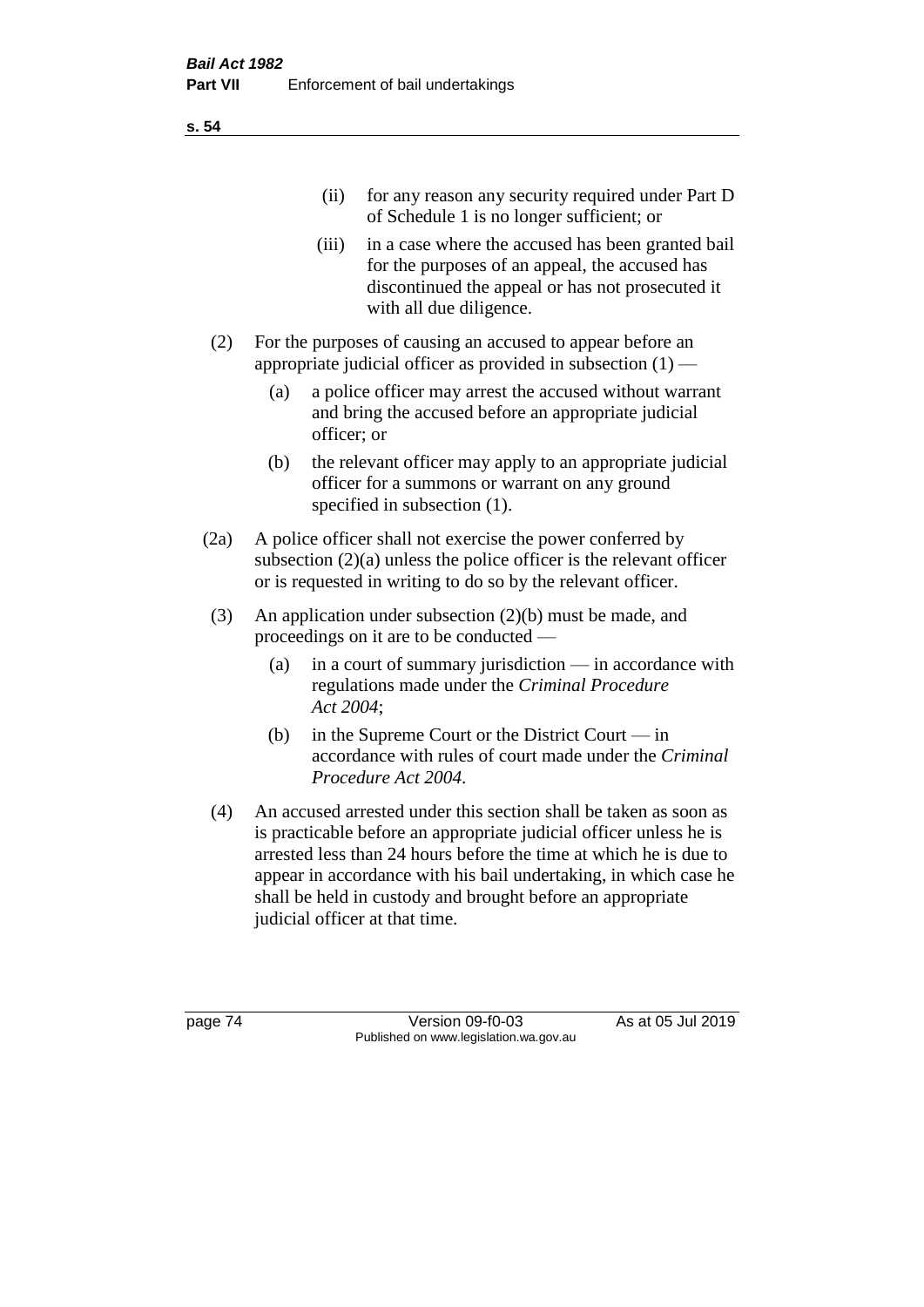(ii) for any reason any security required under Part D of Schedule 1 is no longer sufficient; or

(iii) in a case where the accused has been granted bail for the purposes of an appeal, the accused has discontinued the appeal or has not prosecuted it with all due diligence.

(2) For the purposes of causing an accused to appear before an appropriate judicial officer as provided in subsection (1) —

(a) a police officer may arrest the accused without warrant and bring the accused before an appropriate judicial officer; or

(b) the relevant officer may apply to an appropriate judicial officer for a summons or warrant on any ground specified in subsection (1).

(2a) A police officer shall not exercise the power conferred by subsection (2)(a) unless the police officer is the relevant officer or is requested in writing to do so by the relevant officer.

(3) An application under subsection (2)(b) must be made, and proceedings on it are to be conducted —

(a) in a court of summary jurisdiction — in accordance with regulations made under the *Criminal Procedure Act 2004*;

(b) in the Supreme Court or the District Court — in accordance with rules of court made under the *Criminal Procedure Act 2004*.

(4) An accused arrested under this section shall be taken as soon as is practicable before an appropriate judicial officer unless he is arrested less than 24 hours before the time at which he is due to appear in accordance with his bail undertaking, in which case he shall be held in custody and brought before an appropriate judicial officer at that time.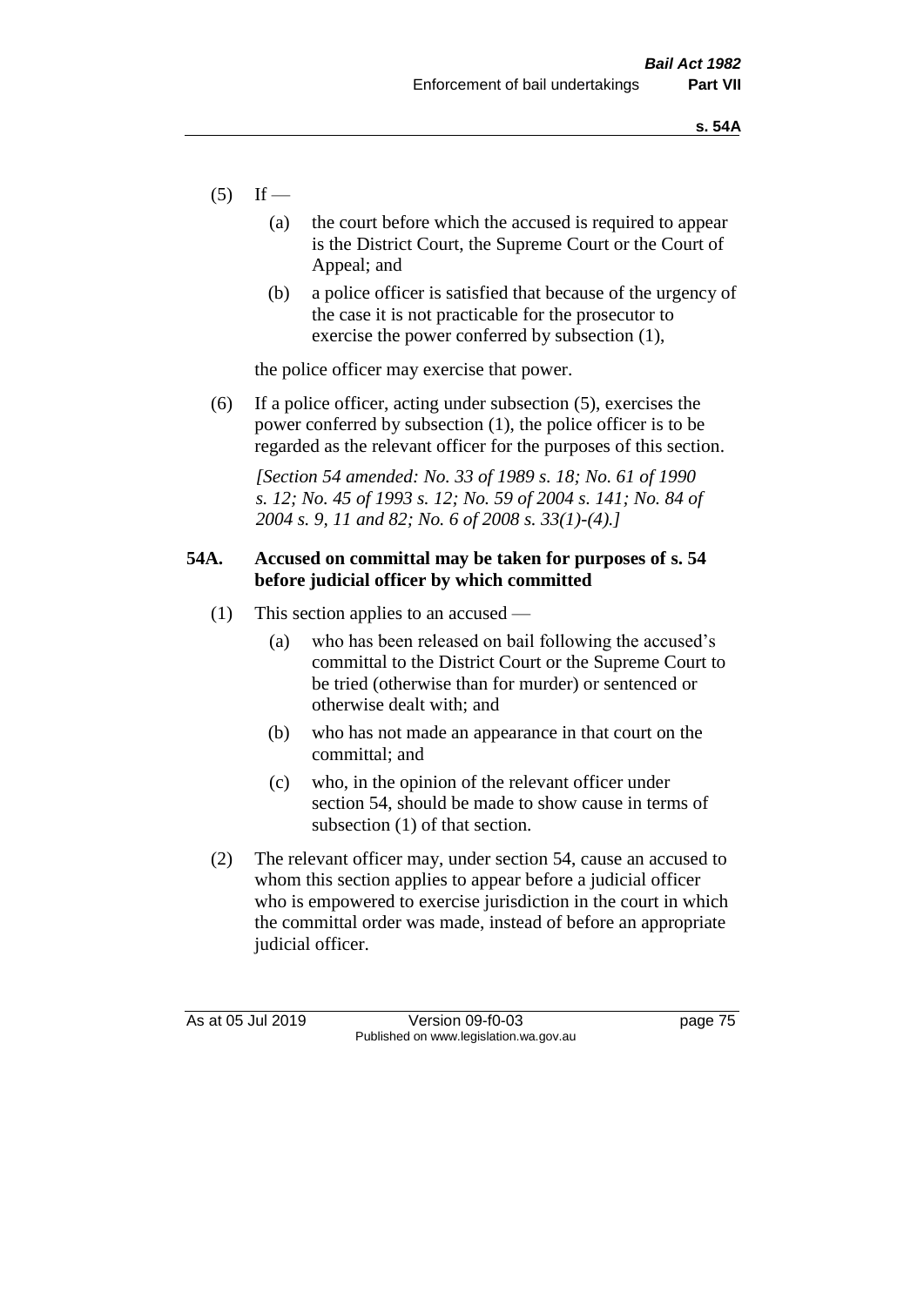(5) If —

(a) the court before which the accused is required to appear is the District Court, the Supreme Court or the Court of Appeal; and

(b) a police officer is satisfied that because of the urgency of the case it is not practicable for the prosecutor to exercise the power conferred by subsection (1),

the police officer may exercise that power.

(6) If a police officer, acting under subsection (5), exercises the power conferred by subsection (1), the police officer is to be regarded as the relevant officer for the purposes of this section.

*[Section 54 amended: No. 33 of 1989 s. 18; No. 61 of 1990 s. 12; No. 45 of 1993 s. 12; No. 59 of 2004 s. 141; No. 84 of 2004 s. 9, 11 and 82; No. 6 of 2008 s. 33(1)-(4).]*

**54A. Accused on committal may be taken for purposes of s. 54 before judicial officer by which committed**

(1) This section applies to an accused —

(a) who has been released on bail following the accused's committal to the District Court or the Supreme Court to be tried (otherwise than for murder) or sentenced or otherwise dealt with; and

(b) who has not made an appearance in that court on the committal; and

(c) who, in the opinion of the relevant officer under section 54, should be made to show cause in terms of subsection (1) of that section.

(2) The relevant officer may, under section 54, cause an accused to whom this section applies to appear before a judicial officer who is empowered to exercise jurisdiction in the court in which the committal order was made, instead of before an appropriate judicial officer.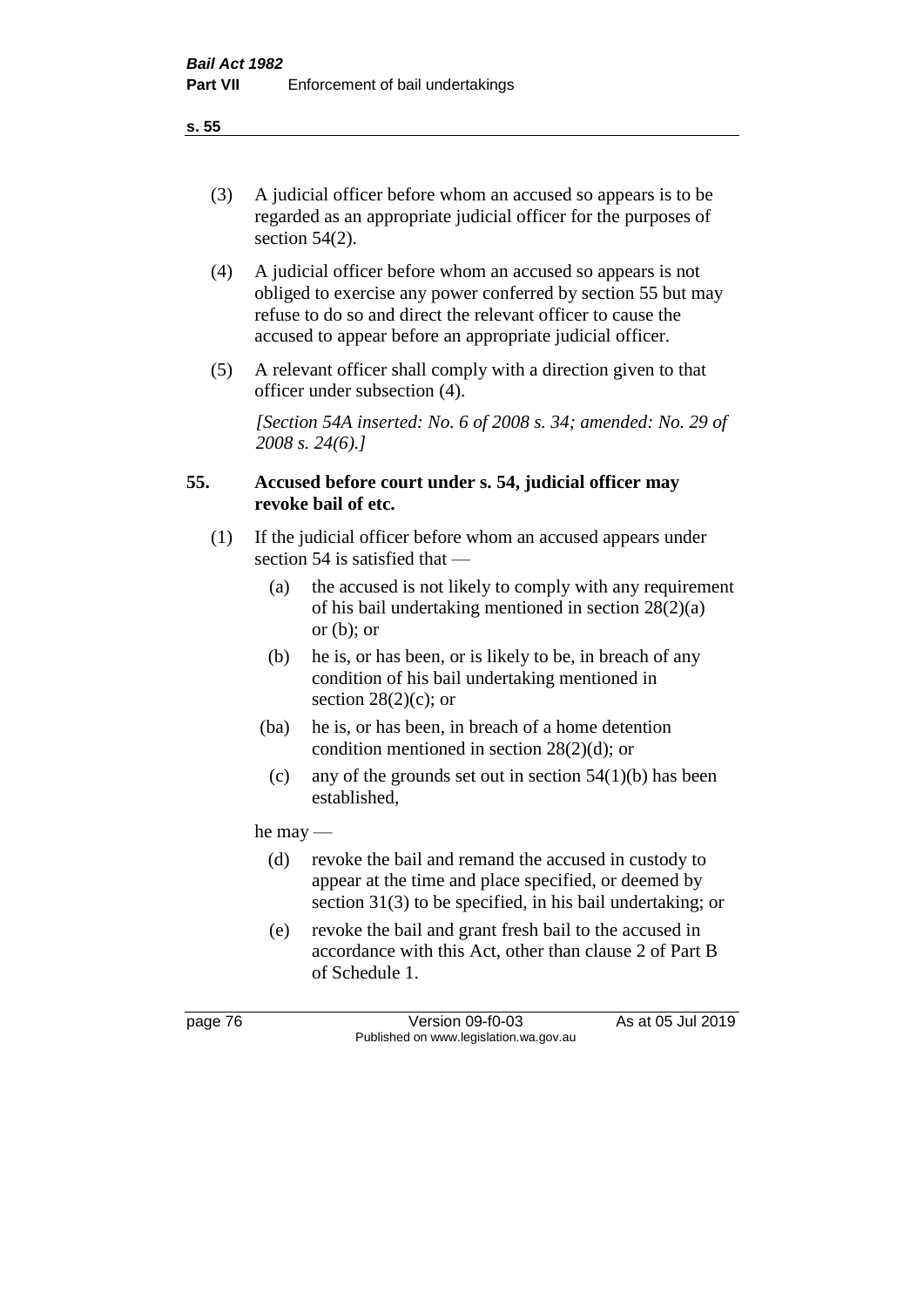(3) A judicial officer before whom an accused so appears is to be regarded as an appropriate judicial officer for the purposes of section 54(2).

(4) A judicial officer before whom an accused so appears is not obliged to exercise any power conferred by section 55 but may refuse to do so and direct the relevant officer to cause the accused to appear before an appropriate judicial officer.

(5) A relevant officer shall comply with a direction given to that officer under subsection (4).

*[Section 54A inserted: No. 6 of 2008 s. 34; amended: No. 29 of 2008 s. 24(6).]*

### 55. Accused before court under s. 54, judicial officer may revoke bail of etc.

(1) If the judicial officer before whom an accused appears under section 54 is satisfied that —

- (a) the accused is not likely to comply with any requirement of his bail undertaking mentioned in section 28(2)(a) or (b); or
- (b) he is, or has been, or is likely to be, in breach of any condition of his bail undertaking mentioned in section 28(2)(c); or
- (ba) he is, or has been, in breach of a home detention condition mentioned in section 28(2)(d); or
- (c) any of the grounds set out in section 54(1)(b) has been established,

he may —

- (d) revoke the bail and remand the accused in custody to appear at the time and place specified, or deemed by section 31(3) to be specified, in his bail undertaking; or
- (e) revoke the bail and grant fresh bail to the accused in accordance with this Act, other than clause 2 of Part B of Schedule 1.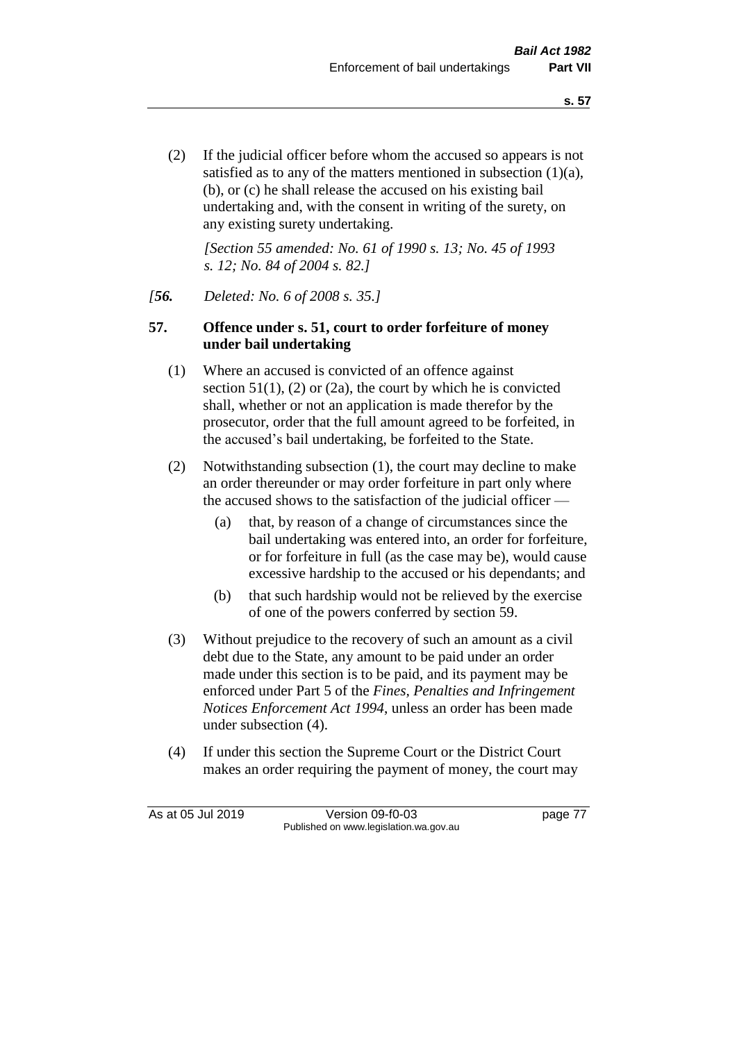(2) If the judicial officer before whom the accused so appears is not satisfied as to any of the matters mentioned in subsection (1)(a), (b), or (c) he shall release the accused on his existing bail undertaking and, with the consent in writing of the surety, on any existing surety undertaking.

*[Section 55 amended: No. 61 of 1990 s. 13; No. 45 of 1993 s. 12; No. 84 of 2004 s. 82.]*

*[**56.** Deleted: No. 6 of 2008 s. 35.]*

**57. Offence under s. 51, court to order forfeiture of money under bail undertaking**

(1) Where an accused is convicted of an offence against section 51(1), (2) or (2a), the court by which he is convicted shall, whether or not an application is made therefor by the prosecutor, order that the full amount agreed to be forfeited, in the accused's bail undertaking, be forfeited to the State.

(2) Notwithstanding subsection (1), the court may decline to make an order thereunder or may order forfeiture in part only where the accused shows to the satisfaction of the judicial officer —

(a) that, by reason of a change of circumstances since the bail undertaking was entered into, an order for forfeiture, or for forfeiture in full (as the case may be), would cause excessive hardship to the accused or his dependants; and

(b) that such hardship would not be relieved by the exercise of one of the powers conferred by section 59.

(3) Without prejudice to the recovery of such an amount as a civil debt due to the State, any amount to be paid under an order made under this section is to be paid, and its payment may be enforced under Part 5 of the *Fines, Penalties and Infringement Notices Enforcement Act 1994*, unless an order has been made under subsection (4).

(4) If under this section the Supreme Court or the District Court makes an order requiring the payment of money, the court may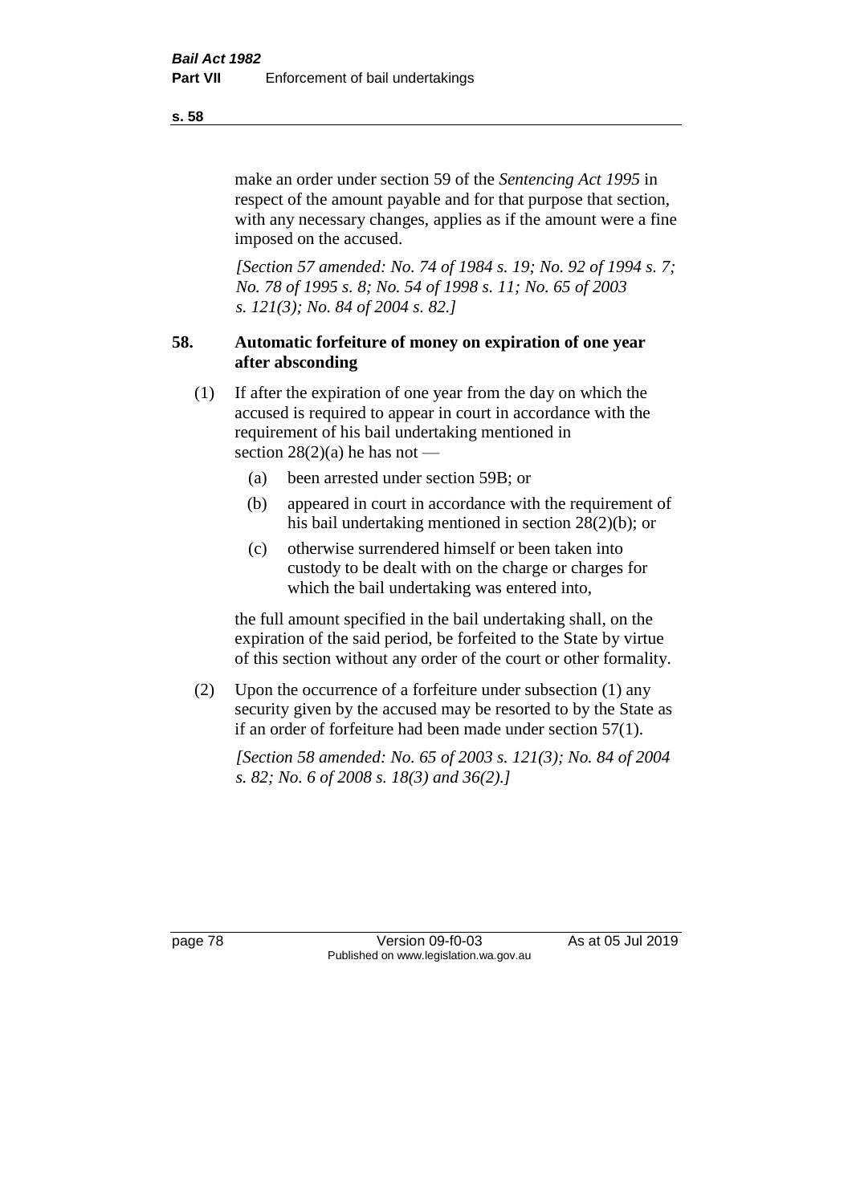make an order under section 59 of the *Sentencing Act 1995* in respect of the amount payable and for that purpose that section, with any necessary changes, applies as if the amount were a fine imposed on the accused.

*[Section 57 amended: No. 74 of 1984 s. 19; No. 92 of 1994 s. 7; No. 78 of 1995 s. 8; No. 54 of 1998 s. 11; No. 65 of 2003 s. 121(3); No. 84 of 2004 s. 82.]*

## 58. Automatic forfeiture of money on expiration of one year after absconding

(1) If after the expiration of one year from the day on which the accused is required to appear in court in accordance with the requirement of his bail undertaking mentioned in section 28(2)(a) he has not —

- (a) been arrested under section 59B; or
- (b) appeared in court in accordance with the requirement of his bail undertaking mentioned in section 28(2)(b); or
- (c) otherwise surrendered himself or been taken into custody to be dealt with on the charge or charges for which the bail undertaking was entered into,

the full amount specified in the bail undertaking shall, on the expiration of the said period, be forfeited to the State by virtue of this section without any order of the court or other formality.

(2) Upon the occurrence of a forfeiture under subsection (1) any security given by the accused may be resorted to by the State as if an order of forfeiture had been made under section 57(1).

*[Section 58 amended: No. 65 of 2003 s. 121(3); No. 84 of 2004 s. 82; No. 6 of 2008 s. 18(3) and 36(2).]*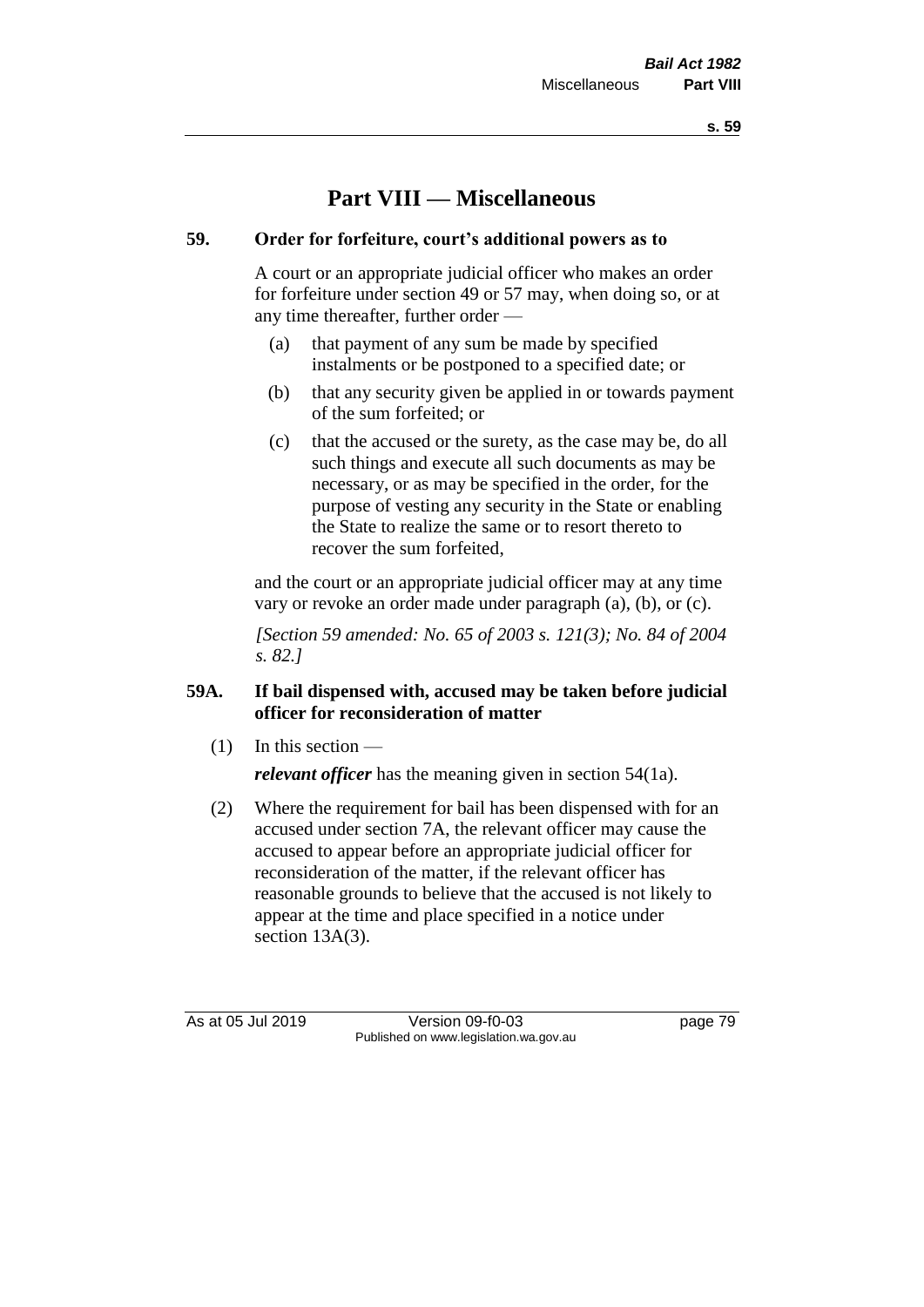# Part VIII — Miscellaneous

## 59. Order for forfeiture, court's additional powers as to

A court or an appropriate judicial officer who makes an order for forfeiture under section 49 or 57 may, when doing so, or at any time thereafter, further order —

- (a) that payment of any sum be made by specified instalments or be postponed to a specified date; or
- (b) that any security given be applied in or towards payment of the sum forfeited; or
- (c) that the accused or the surety, as the case may be, do all such things and execute all such documents as may be necessary, or as may be specified in the order, for the purpose of vesting any security in the State or enabling the State to realize the same or to resort thereto to recover the sum forfeited,

and the court or an appropriate judicial officer may at any time vary or revoke an order made under paragraph (a), (b), or (c).

*[Section 59 amended: No. 65 of 2003 s. 121(3); No. 84 of 2004 s. 82.]*

## 59A. If bail dispensed with, accused may be taken before judicial officer for reconsideration of matter

(1) In this section —

***relevant officer*** has the meaning given in section 54(1a).

(2) Where the requirement for bail has been dispensed with for an accused under section 7A, the relevant officer may cause the accused to appear before an appropriate judicial officer for reconsideration of the matter, if the relevant officer has reasonable grounds to believe that the accused is not likely to appear at the time and place specified in a notice under section 13A(3).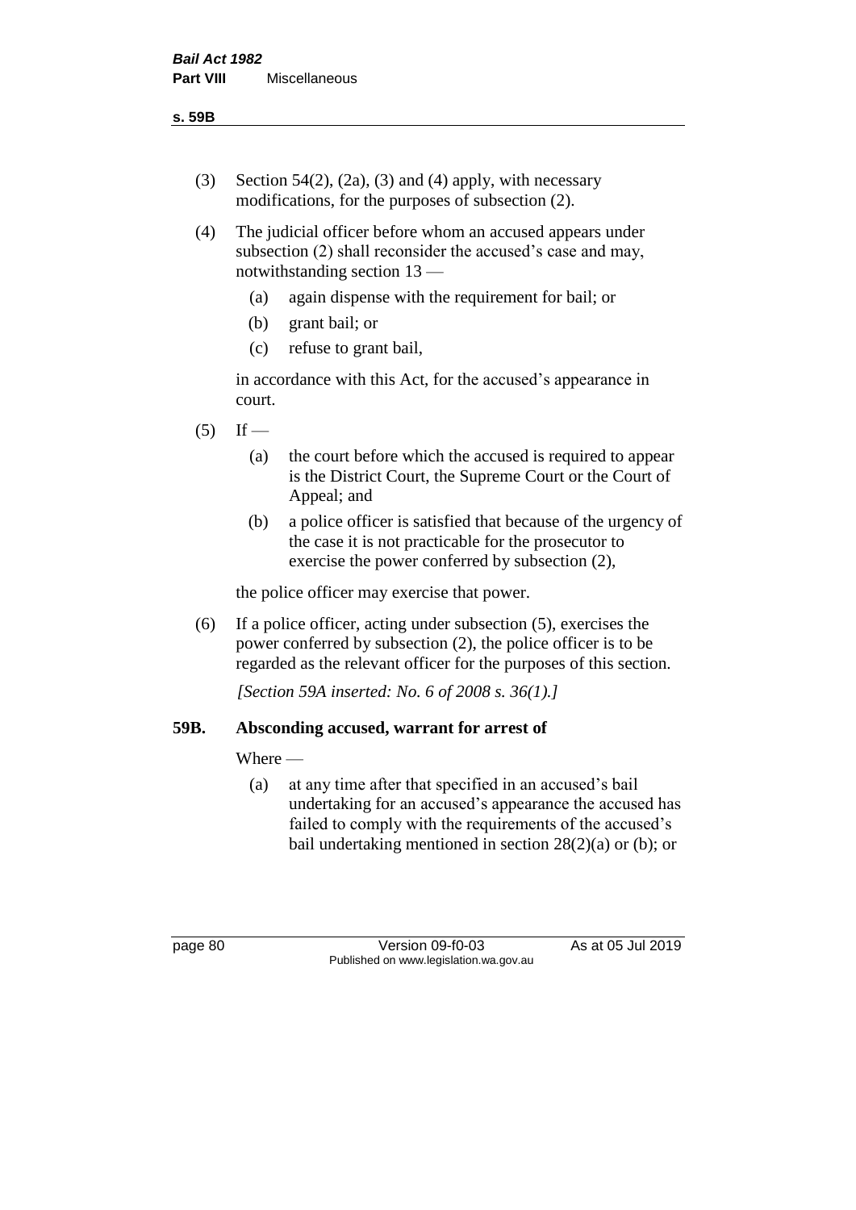(3) Section 54(2), (2a), (3) and (4) apply, with necessary modifications, for the purposes of subsection (2).

(4) The judicial officer before whom an accused appears under subsection (2) shall reconsider the accused's case and may, notwithstanding section 13 —

  (a) again dispense with the requirement for bail; or

  (b) grant bail; or

  (c) refuse to grant bail,

in accordance with this Act, for the accused's appearance in court.

(5) If —

  (a) the court before which the accused is required to appear is the District Court, the Supreme Court or the Court of Appeal; and

  (b) a police officer is satisfied that because of the urgency of the case it is not practicable for the prosecutor to exercise the power conferred by subsection (2),

the police officer may exercise that power.

(6) If a police officer, acting under subsection (5), exercises the power conferred by subsection (2), the police officer is to be regarded as the relevant officer for the purposes of this section.

*[Section 59A inserted: No. 6 of 2008 s. 36(1).]*

### 59B. Absconding accused, warrant for arrest of

Where —

  (a) at any time after that specified in an accused's bail undertaking for an accused's appearance the accused has failed to comply with the requirements of the accused's bail undertaking mentioned in section 28(2)(a) or (b); or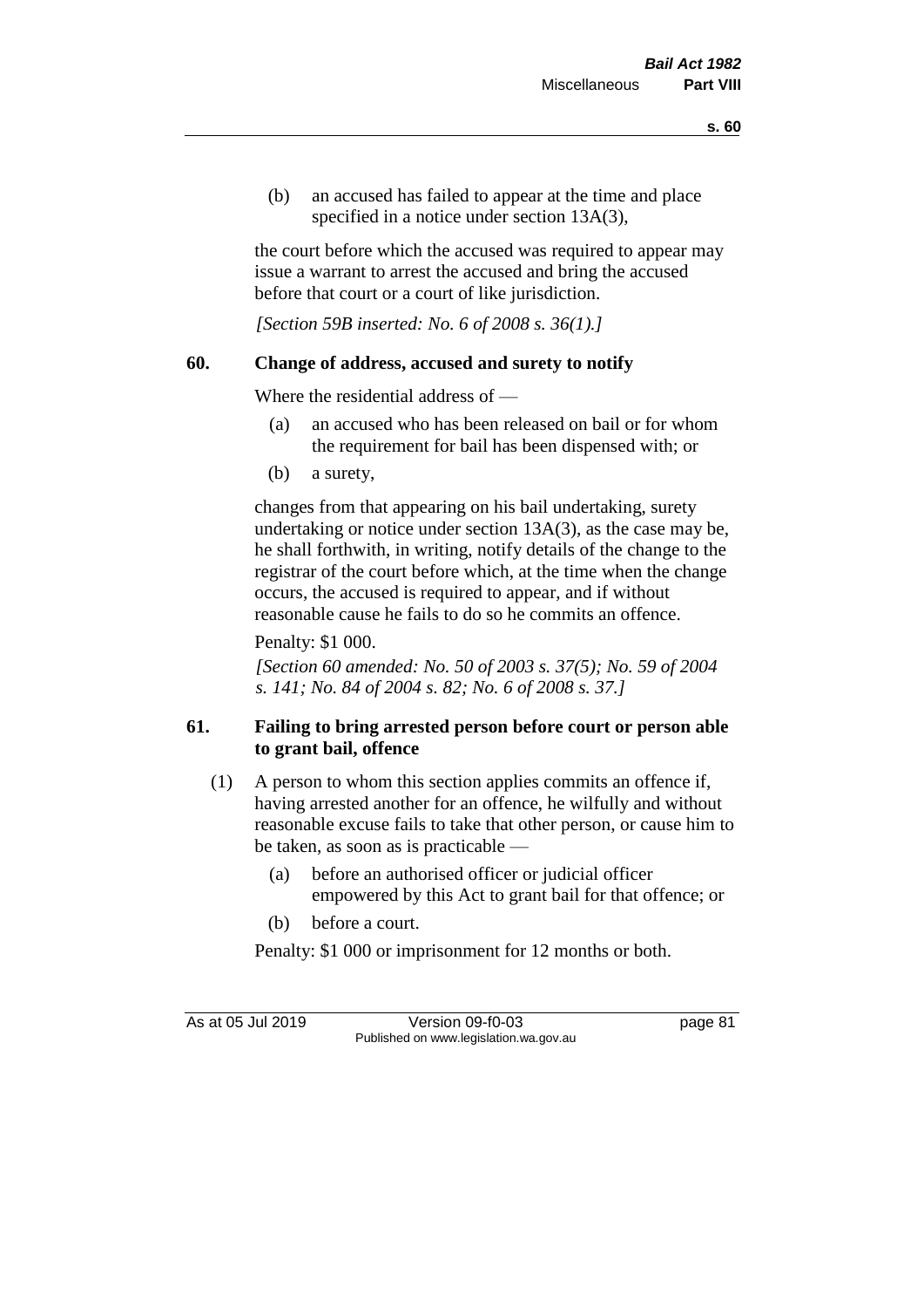(b) an accused has failed to appear at the time and place specified in a notice under section 13A(3),

the court before which the accused was required to appear may issue a warrant to arrest the accused and bring the accused before that court or a court of like jurisdiction.

*[Section 59B inserted: No. 6 of 2008 s. 36(1).]*

### 60. Change of address, accused and surety to notify

Where the residential address of —

(a) an accused who has been released on bail or for whom the requirement for bail has been dispensed with; or

(b) a surety,

changes from that appearing on his bail undertaking, surety undertaking or notice under section 13A(3), as the case may be, he shall forthwith, in writing, notify details of the change to the registrar of the court before which, at the time when the change occurs, the accused is required to appear, and if without reasonable cause he fails to do so he commits an offence.

Penalty: $1 000.

*[Section 60 amended: No. 50 of 2003 s. 37(5); No. 59 of 2004 s. 141; No. 84 of 2004 s. 82; No. 6 of 2008 s. 37.]*

### 61. Failing to bring arrested person before court or person able to grant bail, offence

(1) A person to whom this section applies commits an offence if, having arrested another for an offence, he wilfully and without reasonable excuse fails to take that other person, or cause him to be taken, as soon as is practicable —

(a) before an authorised officer or judicial officer empowered by this Act to grant bail for that offence; or

(b) before a court.

Penalty: $1 000 or imprisonment for 12 months or both.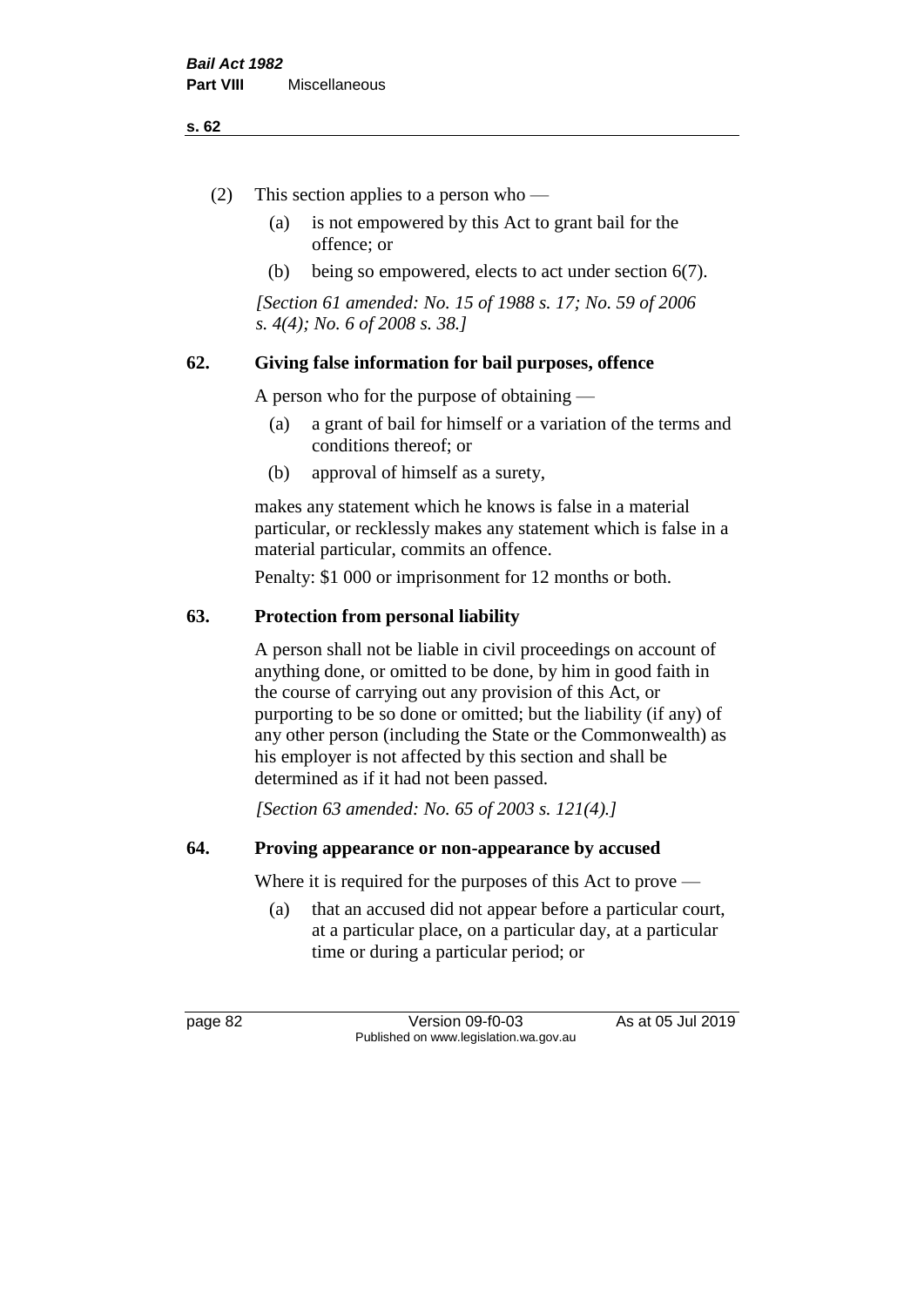(2) This section applies to a person who —

  (a) is not empowered by this Act to grant bail for the offence; or

  (b) being so empowered, elects to act under section 6(7).

*[Section 61 amended: No. 15 of 1988 s. 17; No. 59 of 2006 s. 4(4); No. 6 of 2008 s. 38.]*

## 62. Giving false information for bail purposes, offence

A person who for the purpose of obtaining —

  (a) a grant of bail for himself or a variation of the terms and conditions thereof; or

  (b) approval of himself as a surety,

makes any statement which he knows is false in a material particular, or recklessly makes any statement which is false in a material particular, commits an offence.

Penalty: $1 000 or imprisonment for 12 months or both.

## 63. Protection from personal liability

A person shall not be liable in civil proceedings on account of anything done, or omitted to be done, by him in good faith in the course of carrying out any provision of this Act, or purporting to be so done or omitted; but the liability (if any) of any other person (including the State or the Commonwealth) as his employer is not affected by this section and shall be determined as if it had not been passed.

*[Section 63 amended: No. 65 of 2003 s. 121(4).]*

## 64. Proving appearance or non-appearance by accused

Where it is required for the purposes of this Act to prove —

  (a) that an accused did not appear before a particular court, at a particular place, on a particular day, at a particular time or during a particular period; or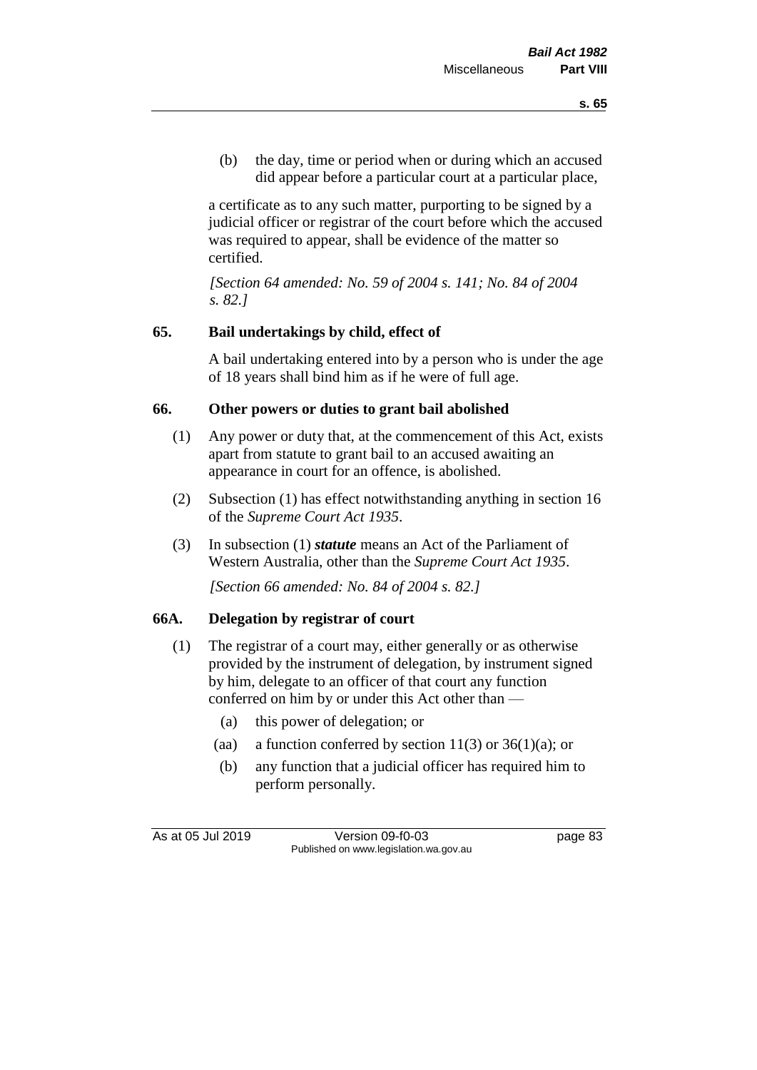(b) the day, time or period when or during which an accused did appear before a particular court at a particular place,

a certificate as to any such matter, purporting to be signed by a judicial officer or registrar of the court before which the accused was required to appear, shall be evidence of the matter so certified.

*[Section 64 amended: No. 59 of 2004 s. 141; No. 84 of 2004 s. 82.]*

## 65. Bail undertakings by child, effect of

A bail undertaking entered into by a person who is under the age of 18 years shall bind him as if he were of full age.

## 66. Other powers or duties to grant bail abolished

(1) Any power or duty that, at the commencement of this Act, exists apart from statute to grant bail to an accused awaiting an appearance in court for an offence, is abolished.

(2) Subsection (1) has effect notwithstanding anything in section 16 of the *Supreme Court Act 1935*.

(3) In subsection (1) ***statute*** means an Act of the Parliament of Western Australia, other than the *Supreme Court Act 1935*.

*[Section 66 amended: No. 84 of 2004 s. 82.]*

## 66A. Delegation by registrar of court

(1) The registrar of a court may, either generally or as otherwise provided by the instrument of delegation, by instrument signed by him, delegate to an officer of that court any function conferred on him by or under this Act other than —

(a) this power of delegation; or

(aa) a function conferred by section 11(3) or 36(1)(a); or

(b) any function that a judicial officer has required him to perform personally.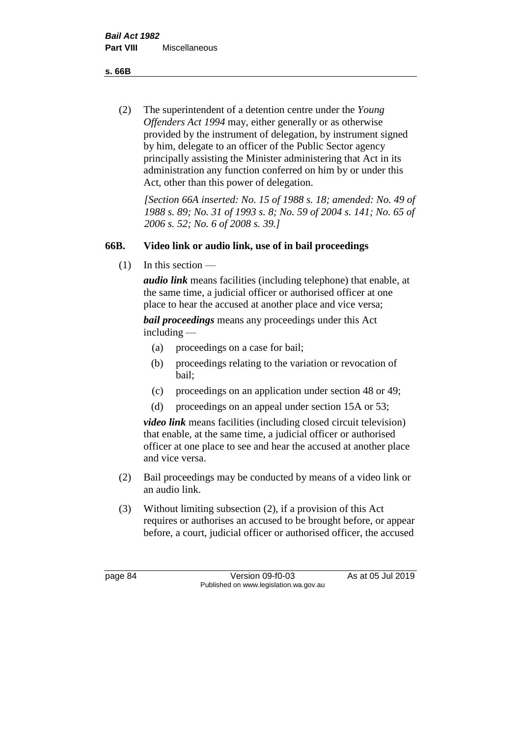(2) The superintendent of a detention centre under the *Young Offenders Act 1994* may, either generally or as otherwise provided by the instrument of delegation, by instrument signed by him, delegate to an officer of the Public Sector agency principally assisting the Minister administering that Act in its administration any function conferred on him by or under this Act, other than this power of delegation.

*[Section 66A inserted: No. 15 of 1988 s. 18; amended: No. 49 of 1988 s. 89; No. 31 of 1993 s. 8; No. 59 of 2004 s. 141; No. 65 of 2006 s. 52; No. 6 of 2008 s. 39.]*

### 66B. Video link or audio link, use of in bail proceedings

(1) In this section —

***audio link*** means facilities (including telephone) that enable, at the same time, a judicial officer or authorised officer at one place to hear the accused at another place and vice versa;

***bail proceedings*** means any proceedings under this Act including —

- (a) proceedings on a case for bail;
- (b) proceedings relating to the variation or revocation of bail;
- (c) proceedings on an application under section 48 or 49;
- (d) proceedings on an appeal under section 15A or 53;

***video link*** means facilities (including closed circuit television) that enable, at the same time, a judicial officer or authorised officer at one place to see and hear the accused at another place and vice versa.

(2) Bail proceedings may be conducted by means of a video link or an audio link.

(3) Without limiting subsection (2), if a provision of this Act requires or authorises an accused to be brought before, or appear before, a court, judicial officer or authorised officer, the accused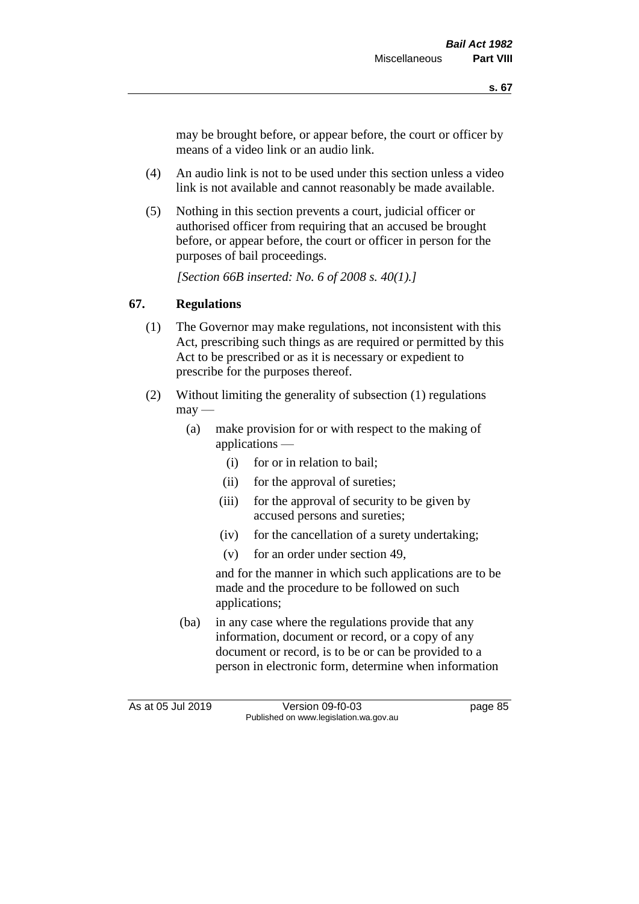may be brought before, or appear before, the court or officer by means of a video link or an audio link.

(4) An audio link is not to be used under this section unless a video link is not available and cannot reasonably be made available.

(5) Nothing in this section prevents a court, judicial officer or authorised officer from requiring that an accused be brought before, or appear before, the court or officer in person for the purposes of bail proceedings.

*[Section 66B inserted: No. 6 of 2008 s. 40(1).]*

## 67. Regulations

(1) The Governor may make regulations, not inconsistent with this Act, prescribing such things as are required or permitted by this Act to be prescribed or as it is necessary or expedient to prescribe for the purposes thereof.

(2) Without limiting the generality of subsection (1) regulations may —

(a) make provision for or with respect to the making of applications —

(i) for or in relation to bail;

(ii) for the approval of sureties;

(iii) for the approval of security to be given by accused persons and sureties;

(iv) for the cancellation of a surety undertaking;

(v) for an order under section 49,

and for the manner in which such applications are to be made and the procedure to be followed on such applications;

(ba) in any case where the regulations provide that any information, document or record, or a copy of any document or record, is to be or can be provided to a person in electronic form, determine when information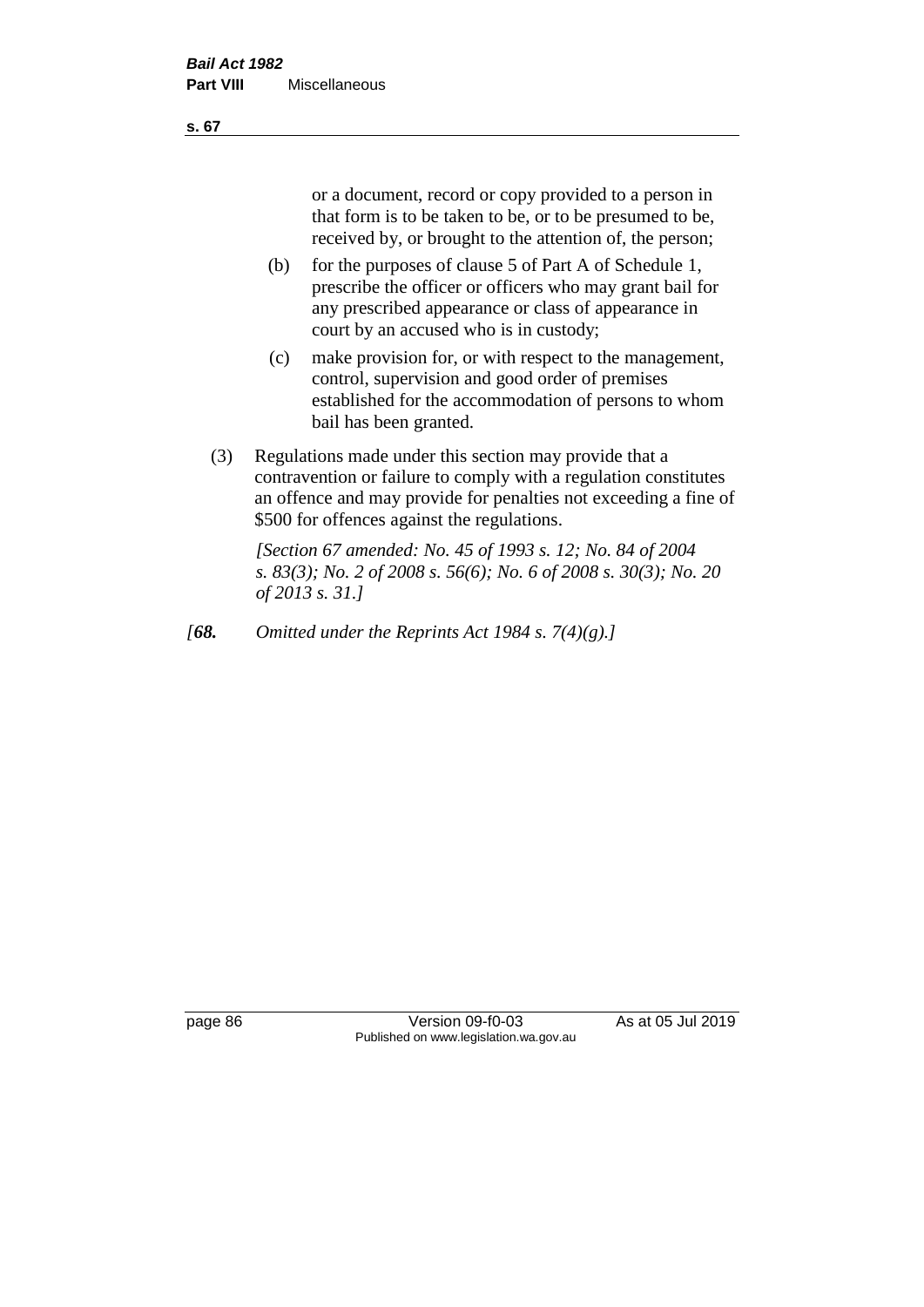or a document, record or copy provided to a person in that form is to be taken to be, or to be presumed to be, received by, or brought to the attention of, the person;

(b) for the purposes of clause 5 of Part A of Schedule 1, prescribe the officer or officers who may grant bail for any prescribed appearance or class of appearance in court by an accused who is in custody;

(c) make provision for, or with respect to the management, control, supervision and good order of premises established for the accommodation of persons to whom bail has been granted.

(3) Regulations made under this section may provide that a contravention or failure to comply with a regulation constitutes an offence and may provide for penalties not exceeding a fine of $500 for offences against the regulations.

*[Section 67 amended: No. 45 of 1993 s. 12; No. 84 of 2004 s. 83(3); No. 2 of 2008 s. 56(6); No. 6 of 2008 s. 30(3); No. 20 of 2013 s. 31.]*

*[**68.** Omitted under the Reprints Act 1984 s. 7(4)(g).]*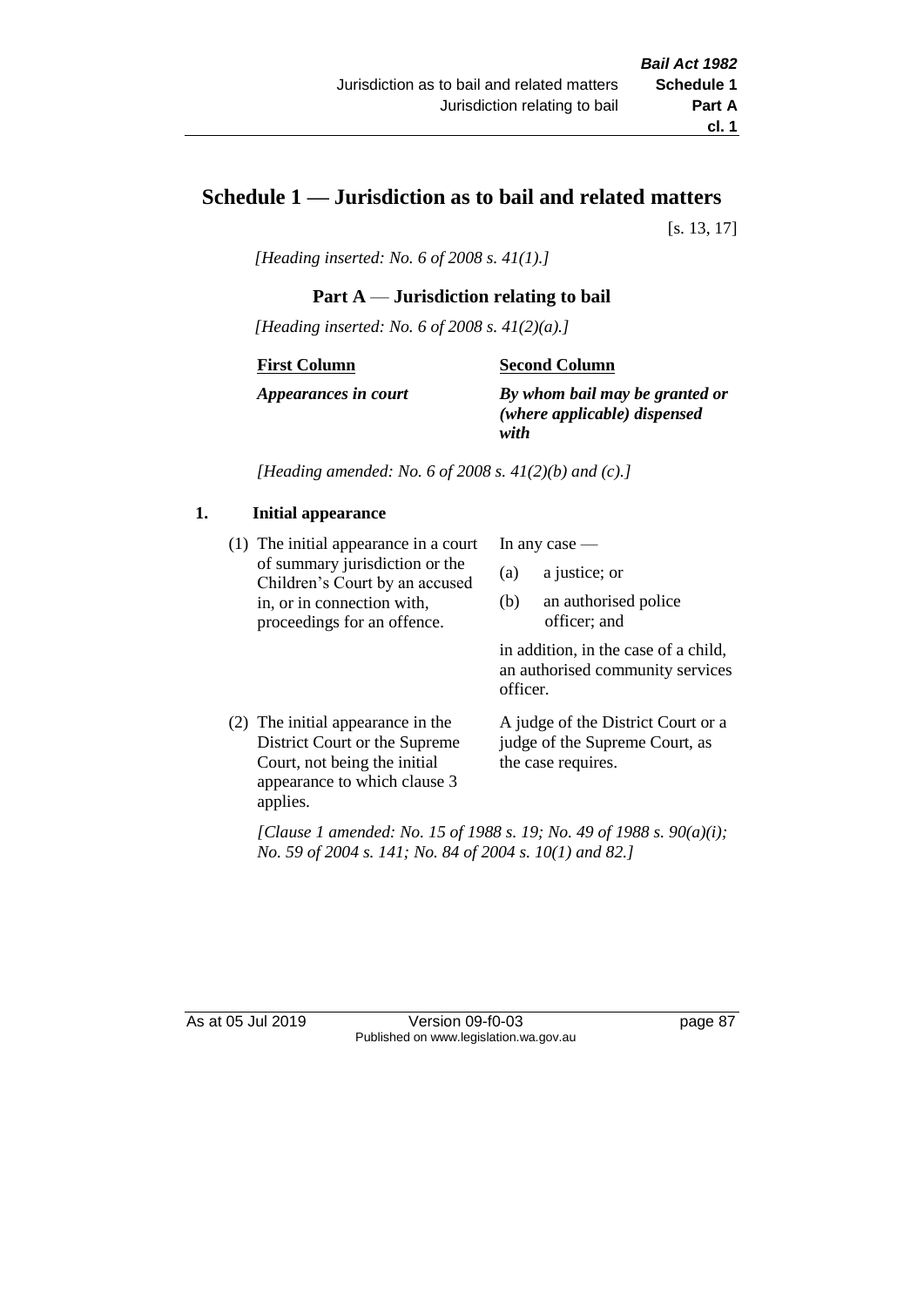# Schedule 1 — Jurisdiction as to bail and related matters

[s. 13, 17]

*[Heading inserted: No. 6 of 2008 s. 41(1).]*

## Part A — Jurisdiction relating to bail

*[Heading inserted: No. 6 of 2008 s. 41(2)(a).]*

| First Column | Second Column |
|---|---|
| ***Appearances in court*** | ***By whom bail may be granted or (where applicable) dispensed with*** |

*[Heading amended: No. 6 of 2008 s. 41(2)(b) and (c).]*

### 1. Initial appearance

| | |
|---|---|
| (1) The initial appearance in a court of summary jurisdiction or the Children's Court by an accused in, or in connection with, proceedings for an offence. | In any case — (a) a justice; or (b) an authorised police officer; and in addition, in the case of a child, an authorised community services officer. |
| (2) The initial appearance in the District Court or the Supreme Court, not being the initial appearance to which clause 3 applies. | A judge of the District Court or a judge of the Supreme Court, as the case requires. |

*[Clause 1 amended: No. 15 of 1988 s. 19; No. 49 of 1988 s. 90(a)(i); No. 59 of 2004 s. 141; No. 84 of 2004 s. 10(1) and 82.]*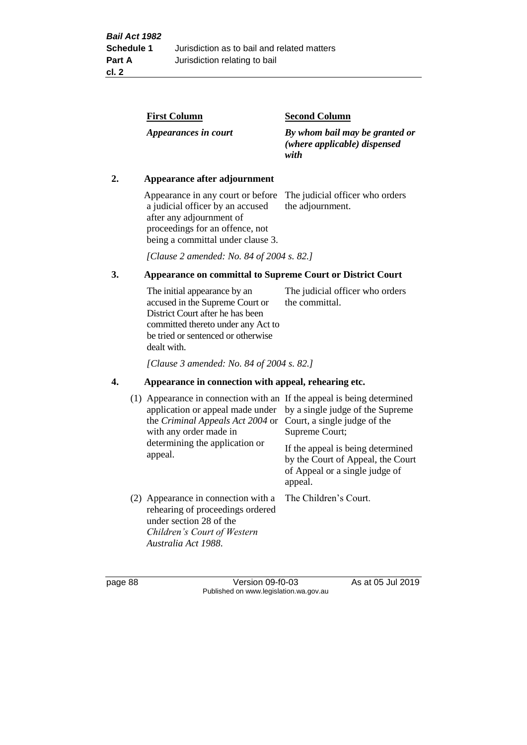| First Column | Second Column |
|---|---|
| *Appearances in court* | *By whom bail may be granted or (where applicable) dispensed with* |

**2. Appearance after adjournment**

| | |
|---|---|
| Appearance in any court or before a judicial officer by an accused after any adjournment of proceedings for an offence, not being a committal under clause 3. | The judicial officer who orders the adjournment. |

*[Clause 2 amended: No. 84 of 2004 s. 82.]*

**3. Appearance on committal to Supreme Court or District Court**

| | |
|---|---|
| The initial appearance by an accused in the Supreme Court or District Court after he has been committed thereto under any Act to be tried or sentenced or otherwise dealt with. | The judicial officer who orders the committal. |

*[Clause 3 amended: No. 84 of 2004 s. 82.]*

**4. Appearance in connection with appeal, rehearing etc.**

| | |
|---|---|
| (1) Appearance in connection with an application or appeal made under the *Criminal Appeals Act 2004* or with any order made in determining the application or appeal. | If the appeal is being determined by a single judge of the Supreme Court, a single judge of the Supreme Court; If the appeal is being determined by the Court of Appeal, the Court of Appeal or a single judge of appeal. |
| (2) Appearance in connection with a rehearing of proceedings ordered under section 28 of the *Children's Court of Western Australia Act 1988*. | The Children's Court. |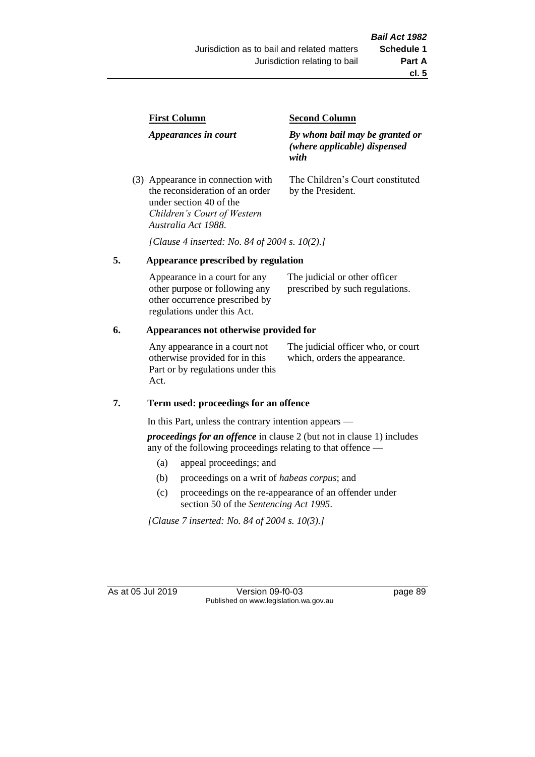| First Column | Second Column |
|---|---|
| *Appearances in court* | *By whom bail may be granted or (where applicable) dispensed with* |
| (3) Appearance in connection with the reconsideration of an order under section 40 of the *Children's Court of Western Australia Act 1988*. | The Children's Court constituted by the President. |

*[Clause 4 inserted: No. 84 of 2004 s. 10(2).]*

## 5. Appearance prescribed by regulation

| | |
|---|---|
| Appearance in a court for any other purpose or following any other occurrence prescribed by regulations under this Act. | The judicial or other officer prescribed by such regulations. |

## 6. Appearances not otherwise provided for

| | |
|---|---|
| Any appearance in a court not otherwise provided for in this Part or by regulations under this Act. | The judicial officer who, or court which, orders the appearance. |

## 7. Term used: proceedings for an offence

In this Part, unless the contrary intention appears —

***proceedings for an offence*** in clause 2 (but not in clause 1) includes any of the following proceedings relating to that offence —

(a) appeal proceedings; and

(b) proceedings on a writ of *habeas corpus*; and

(c) proceedings on the re-appearance of an offender under section 50 of the *Sentencing Act 1995*.

*[Clause 7 inserted: No. 84 of 2004 s. 10(3).]*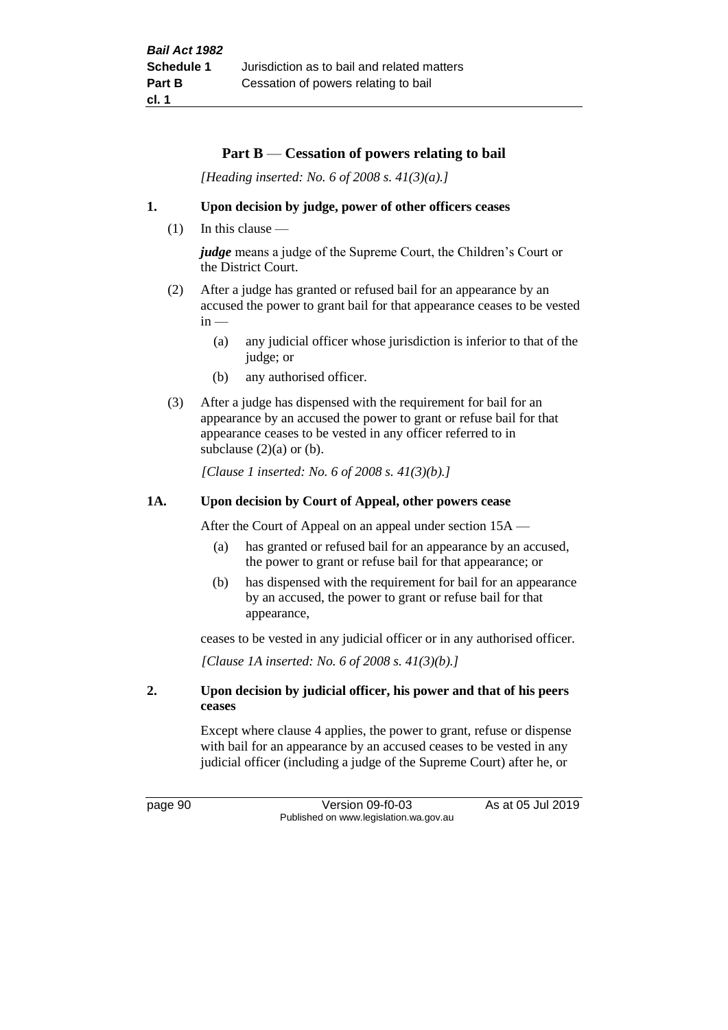## Part B — Cessation of powers relating to bail

*[Heading inserted: No. 6 of 2008 s. 41(3)(a).]*

**1. Upon decision by judge, power of other officers ceases**

(1) In this clause —

***judge*** means a judge of the Supreme Court, the Children's Court or the District Court.

(2) After a judge has granted or refused bail for an appearance by an accused the power to grant bail for that appearance ceases to be vested in —

(a) any judicial officer whose jurisdiction is inferior to that of the judge; or

(b) any authorised officer.

(3) After a judge has dispensed with the requirement for bail for an appearance by an accused the power to grant or refuse bail for that appearance ceases to be vested in any officer referred to in subclause (2)(a) or (b).

*[Clause 1 inserted: No. 6 of 2008 s. 41(3)(b).]*

**1A. Upon decision by Court of Appeal, other powers cease**

After the Court of Appeal on an appeal under section 15A —

(a) has granted or refused bail for an appearance by an accused, the power to grant or refuse bail for that appearance; or

(b) has dispensed with the requirement for bail for an appearance by an accused, the power to grant or refuse bail for that appearance,

ceases to be vested in any judicial officer or in any authorised officer.

*[Clause 1A inserted: No. 6 of 2008 s. 41(3)(b).]*

**2. Upon decision by judicial officer, his power and that of his peers ceases**

Except where clause 4 applies, the power to grant, refuse or dispense with bail for an appearance by an accused ceases to be vested in any judicial officer (including a judge of the Supreme Court) after he, or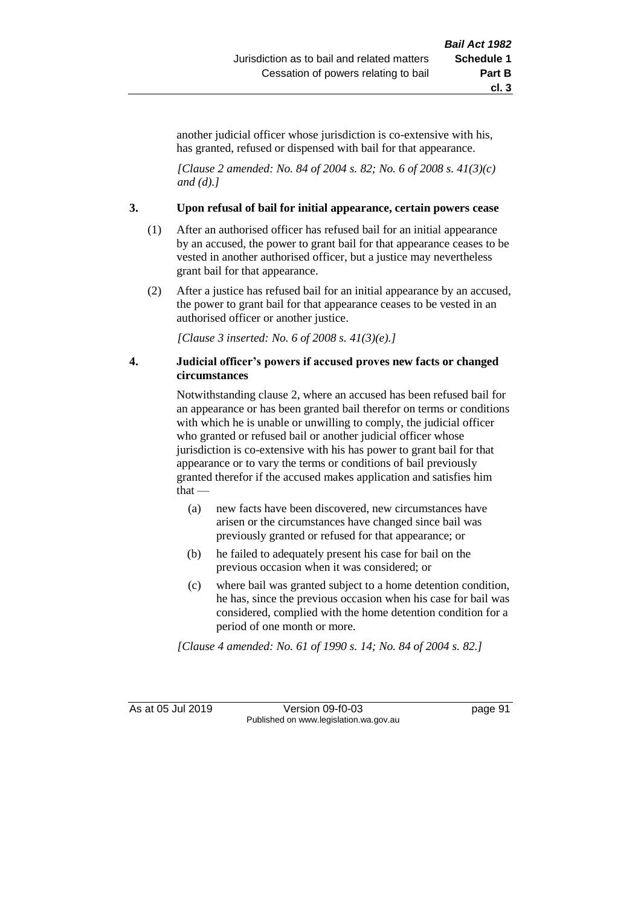another judicial officer whose jurisdiction is co-extensive with his, has granted, refused or dispensed with bail for that appearance.

*[Clause 2 amended: No. 84 of 2004 s. 82; No. 6 of 2008 s. 41(3)(c) and (d).]*

**3. Upon refusal of bail for initial appearance, certain powers cease**

(1) After an authorised officer has refused bail for an initial appearance by an accused, the power to grant bail for that appearance ceases to be vested in another authorised officer, but a justice may nevertheless grant bail for that appearance.

(2) After a justice has refused bail for an initial appearance by an accused, the power to grant bail for that appearance ceases to be vested in an authorised officer or another justice.

*[Clause 3 inserted: No. 6 of 2008 s. 41(3)(e).]*

**4. Judicial officer's powers if accused proves new facts or changed circumstances**

Notwithstanding clause 2, where an accused has been refused bail for an appearance or has been granted bail therefor on terms or conditions with which he is unable or unwilling to comply, the judicial officer who granted or refused bail or another judicial officer whose jurisdiction is co-extensive with his has power to grant bail for that appearance or to vary the terms or conditions of bail previously granted therefor if the accused makes application and satisfies him that —

(a) new facts have been discovered, new circumstances have arisen or the circumstances have changed since bail was previously granted or refused for that appearance; or

(b) he failed to adequately present his case for bail on the previous occasion when it was considered; or

(c) where bail was granted subject to a home detention condition, he has, since the previous occasion when his case for bail was considered, complied with the home detention condition for a period of one month or more.

*[Clause 4 amended: No. 61 of 1990 s. 14; No. 84 of 2004 s. 82.]*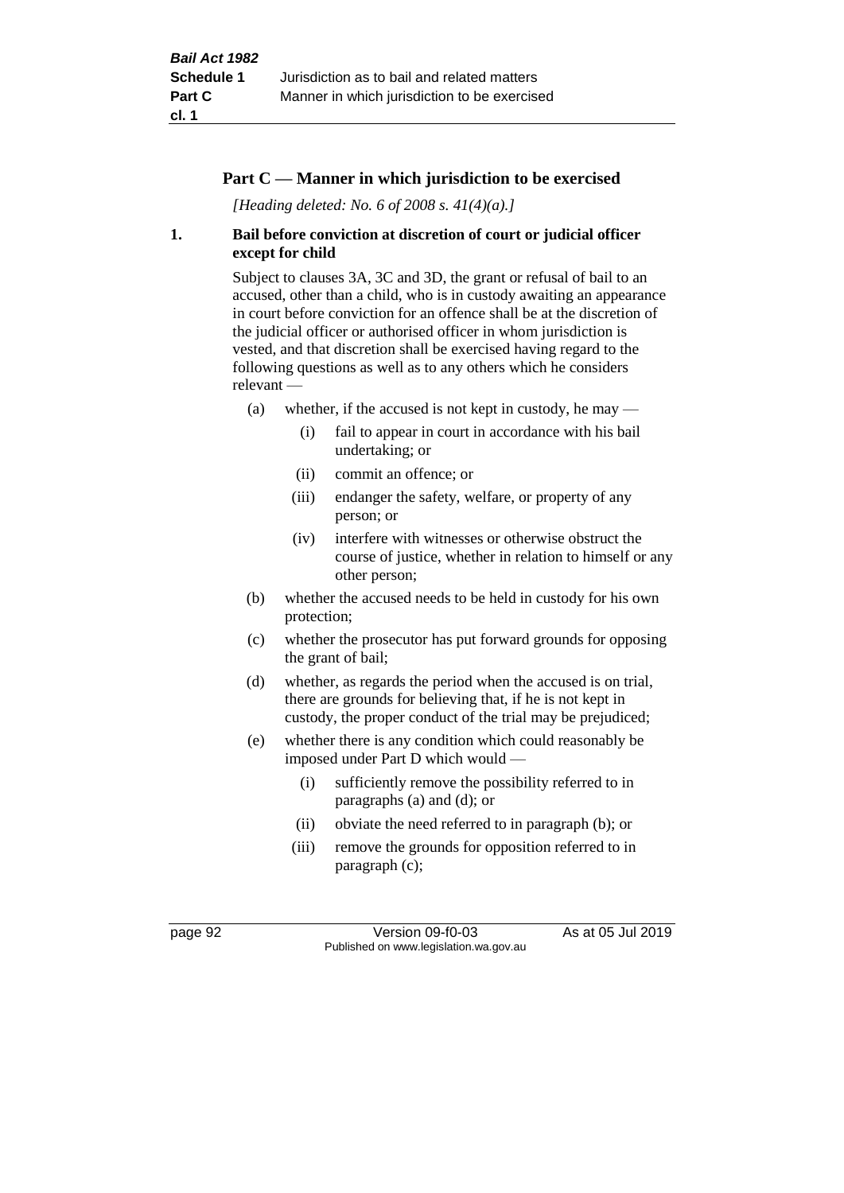## Part C — Manner in which jurisdiction to be exercised

*[Heading deleted: No. 6 of 2008 s. 41(4)(a).]*

### 1. Bail before conviction at discretion of court or judicial officer except for child

Subject to clauses 3A, 3C and 3D, the grant or refusal of bail to an accused, other than a child, who is in custody awaiting an appearance in court before conviction for an offence shall be at the discretion of the judicial officer or authorised officer in whom jurisdiction is vested, and that discretion shall be exercised having regard to the following questions as well as to any others which he considers relevant —

(a) whether, if the accused is not kept in custody, he may —

  (i) fail to appear in court in accordance with his bail undertaking; or

  (ii) commit an offence; or

  (iii) endanger the safety, welfare, or property of any person; or

  (iv) interfere with witnesses or otherwise obstruct the course of justice, whether in relation to himself or any other person;

(b) whether the accused needs to be held in custody for his own protection;

(c) whether the prosecutor has put forward grounds for opposing the grant of bail;

(d) whether, as regards the period when the accused is on trial, there are grounds for believing that, if he is not kept in custody, the proper conduct of the trial may be prejudiced;

(e) whether there is any condition which could reasonably be imposed under Part D which would —

  (i) sufficiently remove the possibility referred to in paragraphs (a) and (d); or

  (ii) obviate the need referred to in paragraph (b); or

  (iii) remove the grounds for opposition referred to in paragraph (c);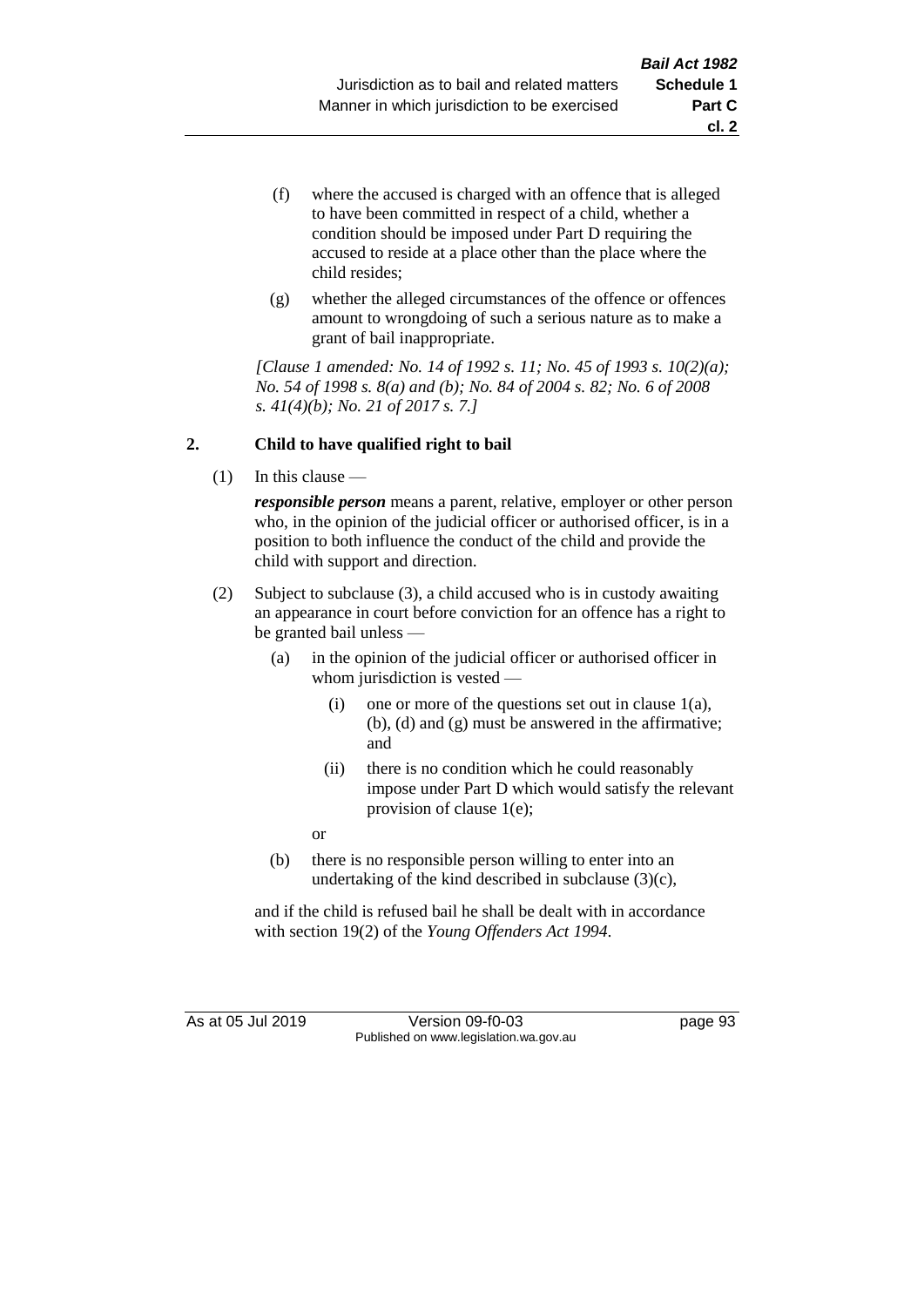(f) where the accused is charged with an offence that is alleged to have been committed in respect of a child, whether a condition should be imposed under Part D requiring the accused to reside at a place other than the place where the child resides;

(g) whether the alleged circumstances of the offence or offences amount to wrongdoing of such a serious nature as to make a grant of bail inappropriate.

*[Clause 1 amended: No. 14 of 1992 s. 11; No. 45 of 1993 s. 10(2)(a); No. 54 of 1998 s. 8(a) and (b); No. 84 of 2004 s. 82; No. 6 of 2008 s. 41(4)(b); No. 21 of 2017 s. 7.]*

## 2. Child to have qualified right to bail

(1) In this clause —

***responsible person*** means a parent, relative, employer or other person who, in the opinion of the judicial officer or authorised officer, is in a position to both influence the conduct of the child and provide the child with support and direction.

(2) Subject to subclause (3), a child accused who is in custody awaiting an appearance in court before conviction for an offence has a right to be granted bail unless —

(a) in the opinion of the judicial officer or authorised officer in whom jurisdiction is vested —

(i) one or more of the questions set out in clause 1(a), (b), (d) and (g) must be answered in the affirmative; and

(ii) there is no condition which he could reasonably impose under Part D which would satisfy the relevant provision of clause 1(e);

or

(b) there is no responsible person willing to enter into an undertaking of the kind described in subclause (3)(c),

and if the child is refused bail he shall be dealt with in accordance with section 19(2) of the *Young Offenders Act 1994*.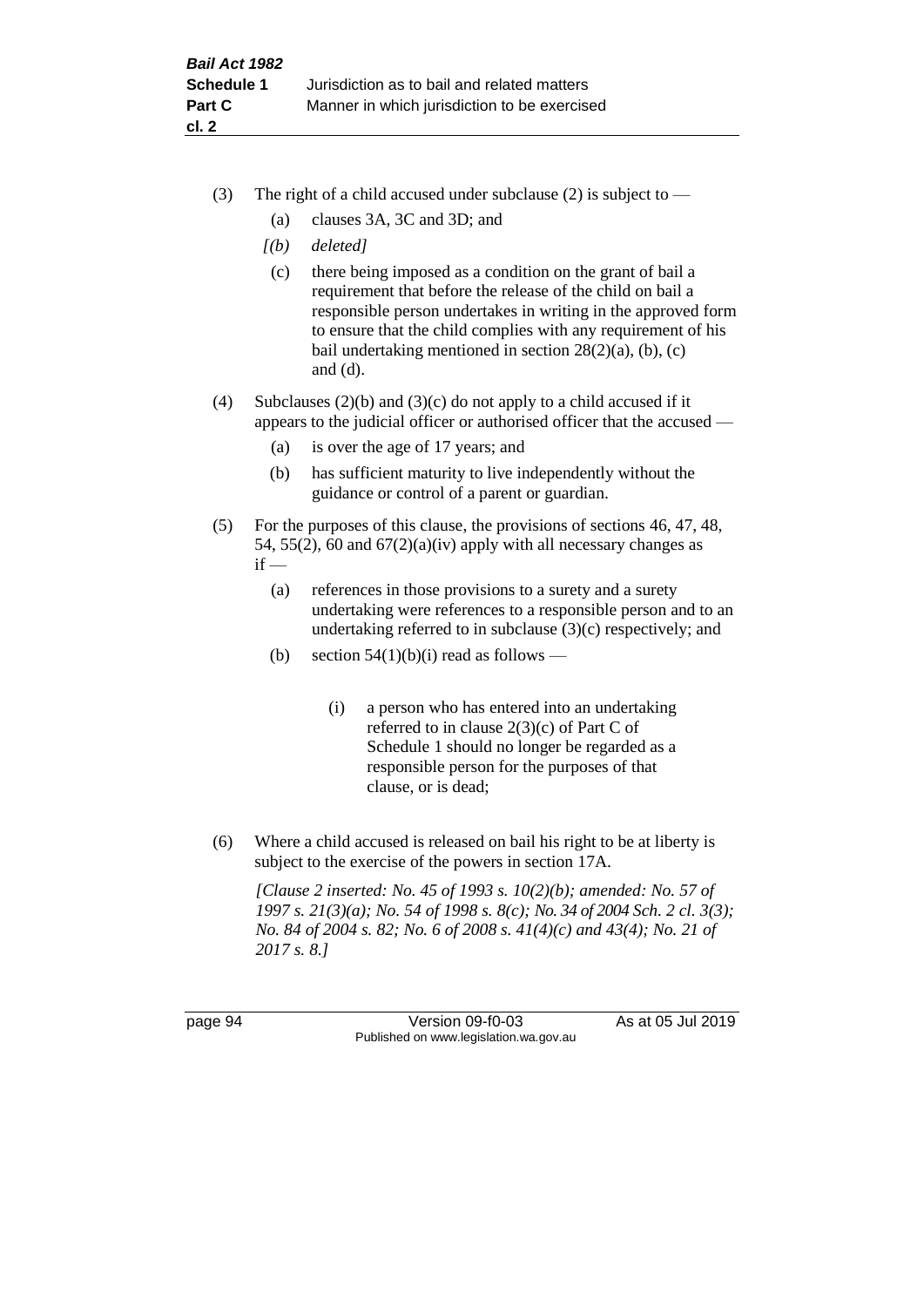(3) The right of a child accused under subclause (2) is subject to —

(a) clauses 3A, 3C and 3D; and

*[(b) deleted]*

(c) there being imposed as a condition on the grant of bail a requirement that before the release of the child on bail a responsible person undertakes in writing in the approved form to ensure that the child complies with any requirement of his bail undertaking mentioned in section 28(2)(a), (b), (c) and (d).

(4) Subclauses (2)(b) and (3)(c) do not apply to a child accused if it appears to the judicial officer or authorised officer that the accused —

(a) is over the age of 17 years; and

(b) has sufficient maturity to live independently without the guidance or control of a parent or guardian.

(5) For the purposes of this clause, the provisions of sections 46, 47, 48, 54, 55(2), 60 and 67(2)(a)(iv) apply with all necessary changes as if —

(a) references in those provisions to a surety and a surety undertaking were references to a responsible person and to an undertaking referred to in subclause (3)(c) respectively; and

(b) section 54(1)(b)(i) read as follows —

(i) a person who has entered into an undertaking referred to in clause 2(3)(c) of Part C of Schedule 1 should no longer be regarded as a responsible person for the purposes of that clause, or is dead;

(6) Where a child accused is released on bail his right to be at liberty is subject to the exercise of the powers in section 17A.

*[Clause 2 inserted: No. 45 of 1993 s. 10(2)(b); amended: No. 57 of 1997 s. 21(3)(a); No. 54 of 1998 s. 8(c); No. 34 of 2004 Sch. 2 cl. 3(3); No. 84 of 2004 s. 82; No. 6 of 2008 s. 41(4)(c) and 43(4); No. 21 of 2017 s. 8.]*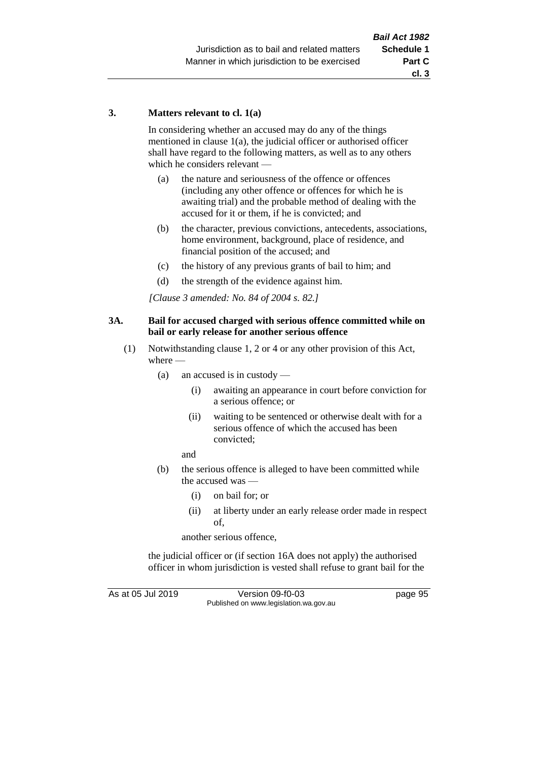### 3. Matters relevant to cl. 1(a)

In considering whether an accused may do any of the things mentioned in clause 1(a), the judicial officer or authorised officer shall have regard to the following matters, as well as to any others which he considers relevant —

(a) the nature and seriousness of the offence or offences (including any other offence or offences for which he is awaiting trial) and the probable method of dealing with the accused for it or them, if he is convicted; and

(b) the character, previous convictions, antecedents, associations, home environment, background, place of residence, and financial position of the accused; and

(c) the history of any previous grants of bail to him; and

(d) the strength of the evidence against him.

*[Clause 3 amended: No. 84 of 2004 s. 82.]*

### 3A. Bail for accused charged with serious offence committed while on bail or early release for another serious offence

(1) Notwithstanding clause 1, 2 or 4 or any other provision of this Act, where —

(a) an accused is in custody —

(i) awaiting an appearance in court before conviction for a serious offence; or

(ii) waiting to be sentenced or otherwise dealt with for a serious offence of which the accused has been convicted;

and

(b) the serious offence is alleged to have been committed while the accused was —

(i) on bail for; or

(ii) at liberty under an early release order made in respect of,

another serious offence,

the judicial officer or (if section 16A does not apply) the authorised officer in whom jurisdiction is vested shall refuse to grant bail for the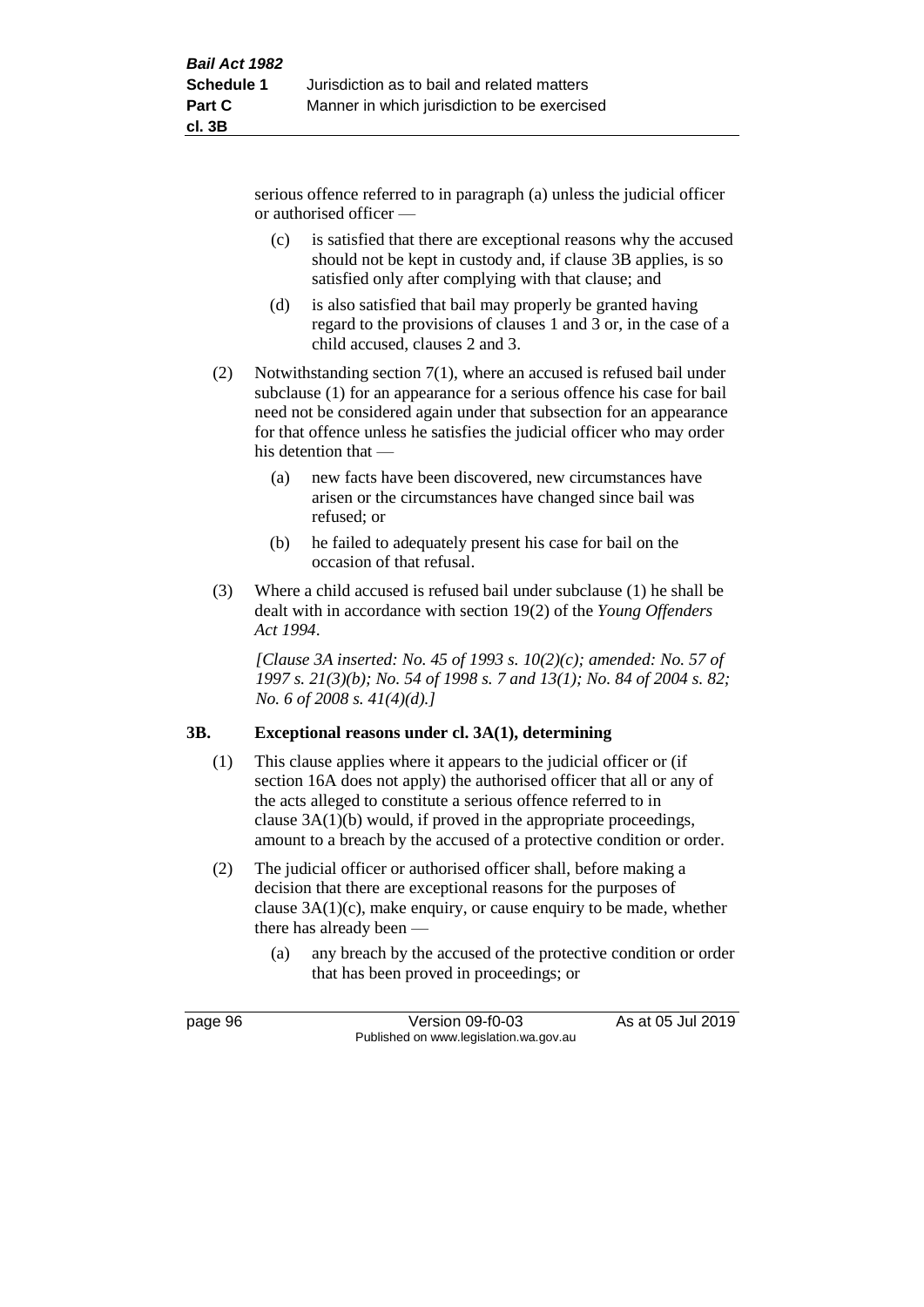serious offence referred to in paragraph (a) unless the judicial officer or authorised officer —

(c) is satisfied that there are exceptional reasons why the accused should not be kept in custody and, if clause 3B applies, is so satisfied only after complying with that clause; and

(d) is also satisfied that bail may properly be granted having regard to the provisions of clauses 1 and 3 or, in the case of a child accused, clauses 2 and 3.

(2) Notwithstanding section 7(1), where an accused is refused bail under subclause (1) for an appearance for a serious offence his case for bail need not be considered again under that subsection for an appearance for that offence unless he satisfies the judicial officer who may order his detention that —

(a) new facts have been discovered, new circumstances have arisen or the circumstances have changed since bail was refused; or

(b) he failed to adequately present his case for bail on the occasion of that refusal.

(3) Where a child accused is refused bail under subclause (1) he shall be dealt with in accordance with section 19(2) of the *Young Offenders Act 1994*.

*[Clause 3A inserted: No. 45 of 1993 s. 10(2)(c); amended: No. 57 of 1997 s. 21(3)(b); No. 54 of 1998 s. 7 and 13(1); No. 84 of 2004 s. 82; No. 6 of 2008 s. 41(4)(d).]*

### 3B. Exceptional reasons under cl. 3A(1), determining

(1) This clause applies where it appears to the judicial officer or (if section 16A does not apply) the authorised officer that all or any of the acts alleged to constitute a serious offence referred to in clause 3A(1)(b) would, if proved in the appropriate proceedings, amount to a breach by the accused of a protective condition or order.

(2) The judicial officer or authorised officer shall, before making a decision that there are exceptional reasons for the purposes of clause 3A(1)(c), make enquiry, or cause enquiry to be made, whether there has already been —

(a) any breach by the accused of the protective condition or order that has been proved in proceedings; or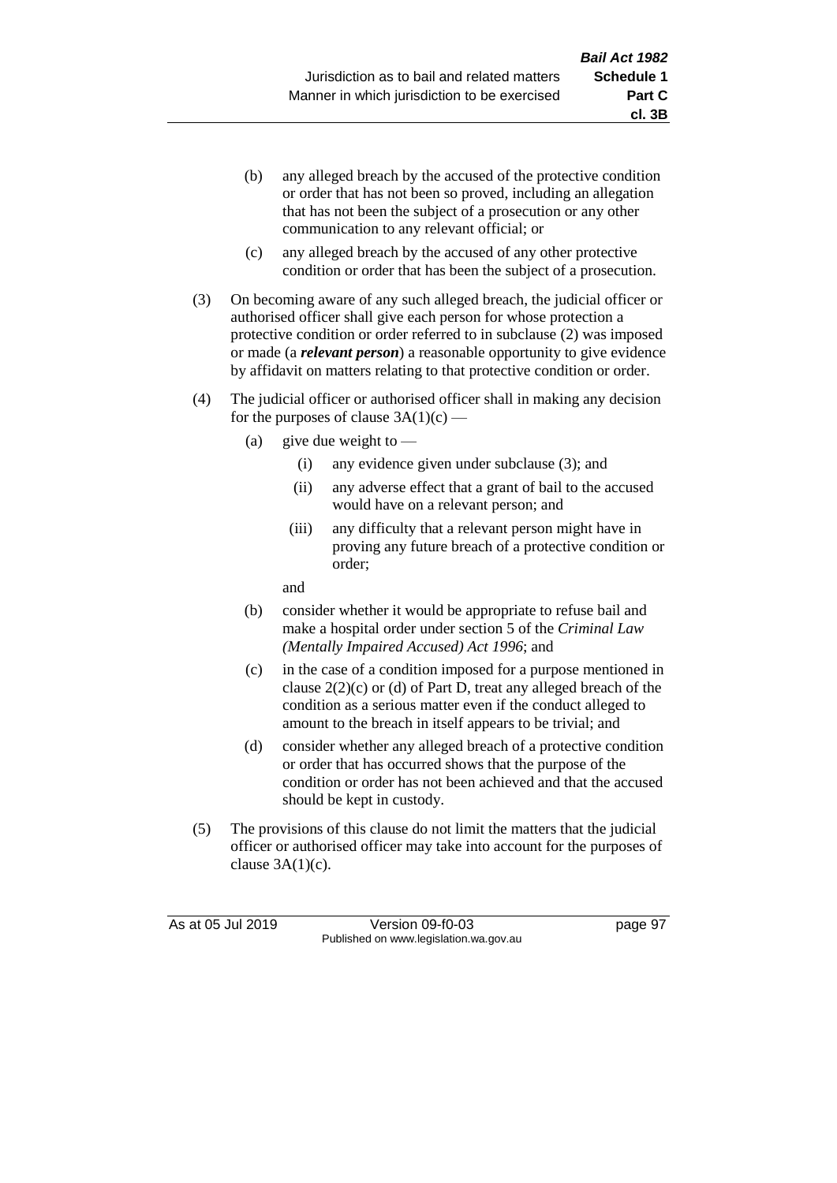- (b) any alleged breach by the accused of the protective condition or order that has not been so proved, including an allegation that has not been the subject of a prosecution or any other communication to any relevant official; or
- (c) any alleged breach by the accused of any other protective condition or order that has been the subject of a prosecution.

(3) On becoming aware of any such alleged breach, the judicial officer or authorised officer shall give each person for whose protection a protective condition or order referred to in subclause (2) was imposed or made (a ***relevant person***) a reasonable opportunity to give evidence by affidavit on matters relating to that protective condition or order.

(4) The judicial officer or authorised officer shall in making any decision for the purposes of clause 3A(1)(c) —

- (a) give due weight to —
  - (i) any evidence given under subclause (3); and
  - (ii) any adverse effect that a grant of bail to the accused would have on a relevant person; and
  - (iii) any difficulty that a relevant person might have in proving any future breach of a protective condition or order;

  and
- (b) consider whether it would be appropriate to refuse bail and make a hospital order under section 5 of the *Criminal Law (Mentally Impaired Accused) Act 1996*; and
- (c) in the case of a condition imposed for a purpose mentioned in clause 2(2)(c) or (d) of Part D, treat any alleged breach of the condition as a serious matter even if the conduct alleged to amount to the breach in itself appears to be trivial; and
- (d) consider whether any alleged breach of a protective condition or order that has occurred shows that the purpose of the condition or order has not been achieved and that the accused should be kept in custody.

(5) The provisions of this clause do not limit the matters that the judicial officer or authorised officer may take into account for the purposes of clause 3A(1)(c).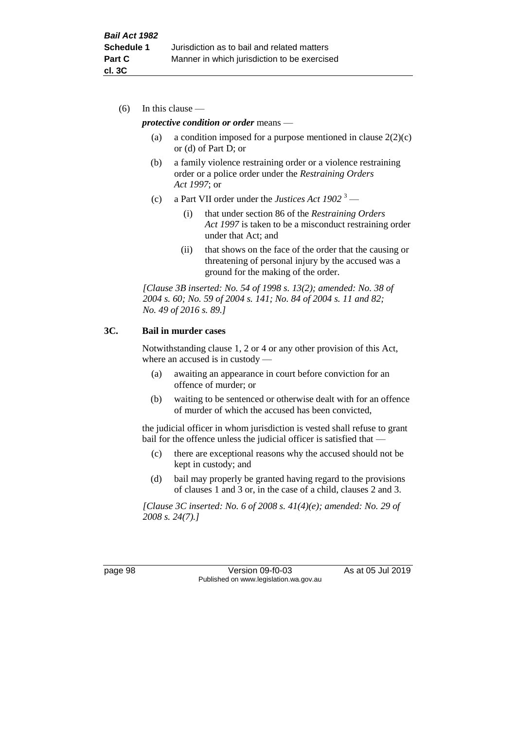(6) In this clause —

***protective condition or order*** means —

(a) a condition imposed for a purpose mentioned in clause 2(2)(c) or (d) of Part D; or

(b) a family violence restraining order or a violence restraining order or a police order under the *Restraining Orders Act 1997*; or

(c) a Part VII order under the *Justices Act 1902* [3] —

(i) that under section 86 of the *Restraining Orders Act 1997* is taken to be a misconduct restraining order under that Act; and

(ii) that shows on the face of the order that the causing or threatening of personal injury by the accused was a ground for the making of the order.

*[Clause 3B inserted: No. 54 of 1998 s. 13(2); amended: No. 38 of 2004 s. 60; No. 59 of 2004 s. 141; No. 84 of 2004 s. 11 and 82; No. 49 of 2016 s. 89.]*

### 3C. Bail in murder cases

Notwithstanding clause 1, 2 or 4 or any other provision of this Act, where an accused is in custody —

(a) awaiting an appearance in court before conviction for an offence of murder; or

(b) waiting to be sentenced or otherwise dealt with for an offence of murder of which the accused has been convicted,

the judicial officer in whom jurisdiction is vested shall refuse to grant bail for the offence unless the judicial officer is satisfied that —

(c) there are exceptional reasons why the accused should not be kept in custody; and

(d) bail may properly be granted having regard to the provisions of clauses 1 and 3 or, in the case of a child, clauses 2 and 3.

*[Clause 3C inserted: No. 6 of 2008 s. 41(4)(e); amended: No. 29 of 2008 s. 24(7).]*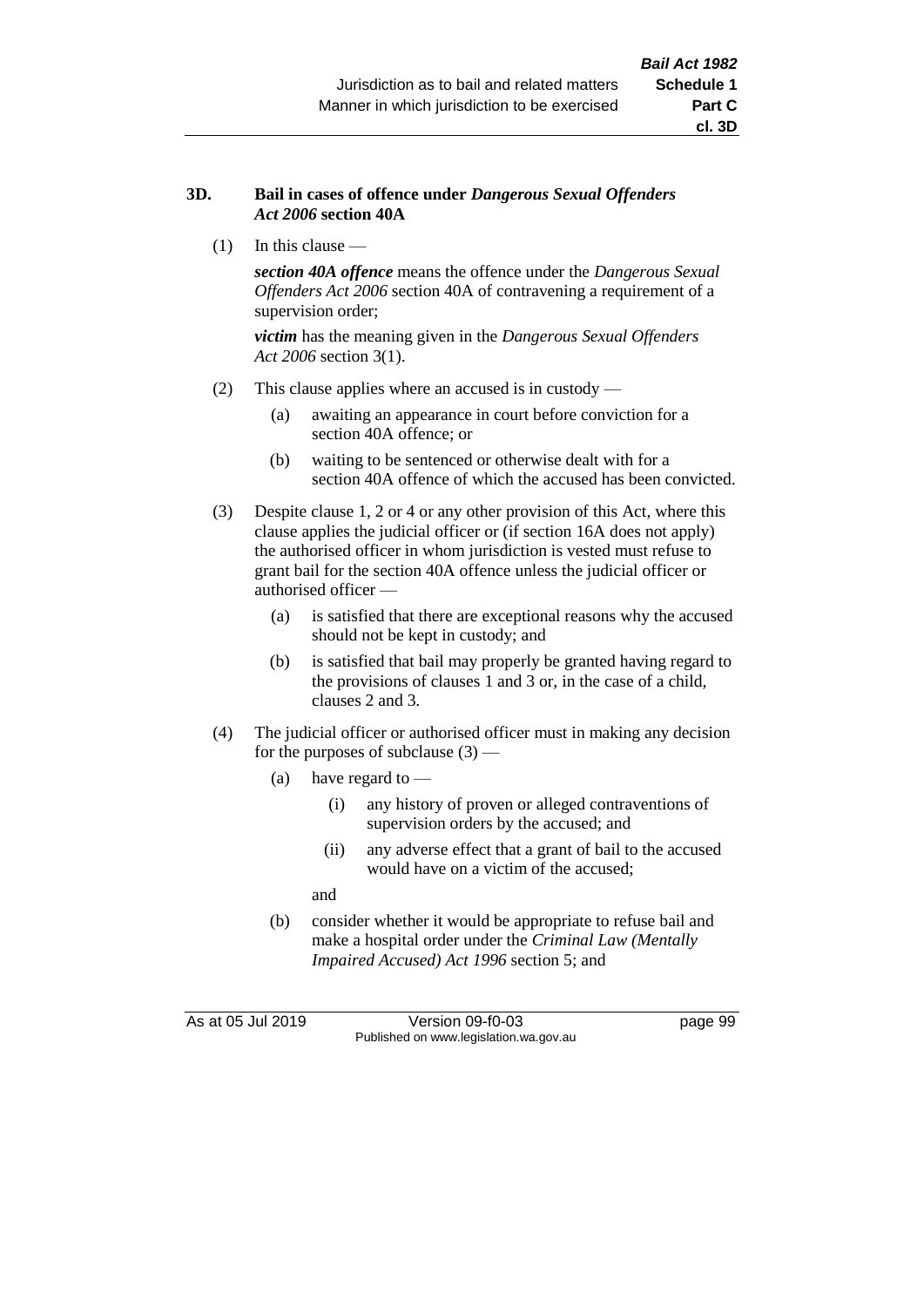### 3D. Bail in cases of offence under *Dangerous Sexual Offenders Act 2006* section 40A

(1) In this clause —

***section 40A offence*** means the offence under the *Dangerous Sexual Offenders Act 2006* section 40A of contravening a requirement of a supervision order;

***victim*** has the meaning given in the *Dangerous Sexual Offenders Act 2006* section 3(1).

(2) This clause applies where an accused is in custody —

(a) awaiting an appearance in court before conviction for a section 40A offence; or

(b) waiting to be sentenced or otherwise dealt with for a section 40A offence of which the accused has been convicted.

(3) Despite clause 1, 2 or 4 or any other provision of this Act, where this clause applies the judicial officer or (if section 16A does not apply) the authorised officer in whom jurisdiction is vested must refuse to grant bail for the section 40A offence unless the judicial officer or authorised officer —

(a) is satisfied that there are exceptional reasons why the accused should not be kept in custody; and

(b) is satisfied that bail may properly be granted having regard to the provisions of clauses 1 and 3 or, in the case of a child, clauses 2 and 3.

(4) The judicial officer or authorised officer must in making any decision for the purposes of subclause (3) —

(a) have regard to —

(i) any history of proven or alleged contraventions of supervision orders by the accused; and

(ii) any adverse effect that a grant of bail to the accused would have on a victim of the accused;

and

(b) consider whether it would be appropriate to refuse bail and make a hospital order under the *Criminal Law (Mentally Impaired Accused) Act 1996* section 5; and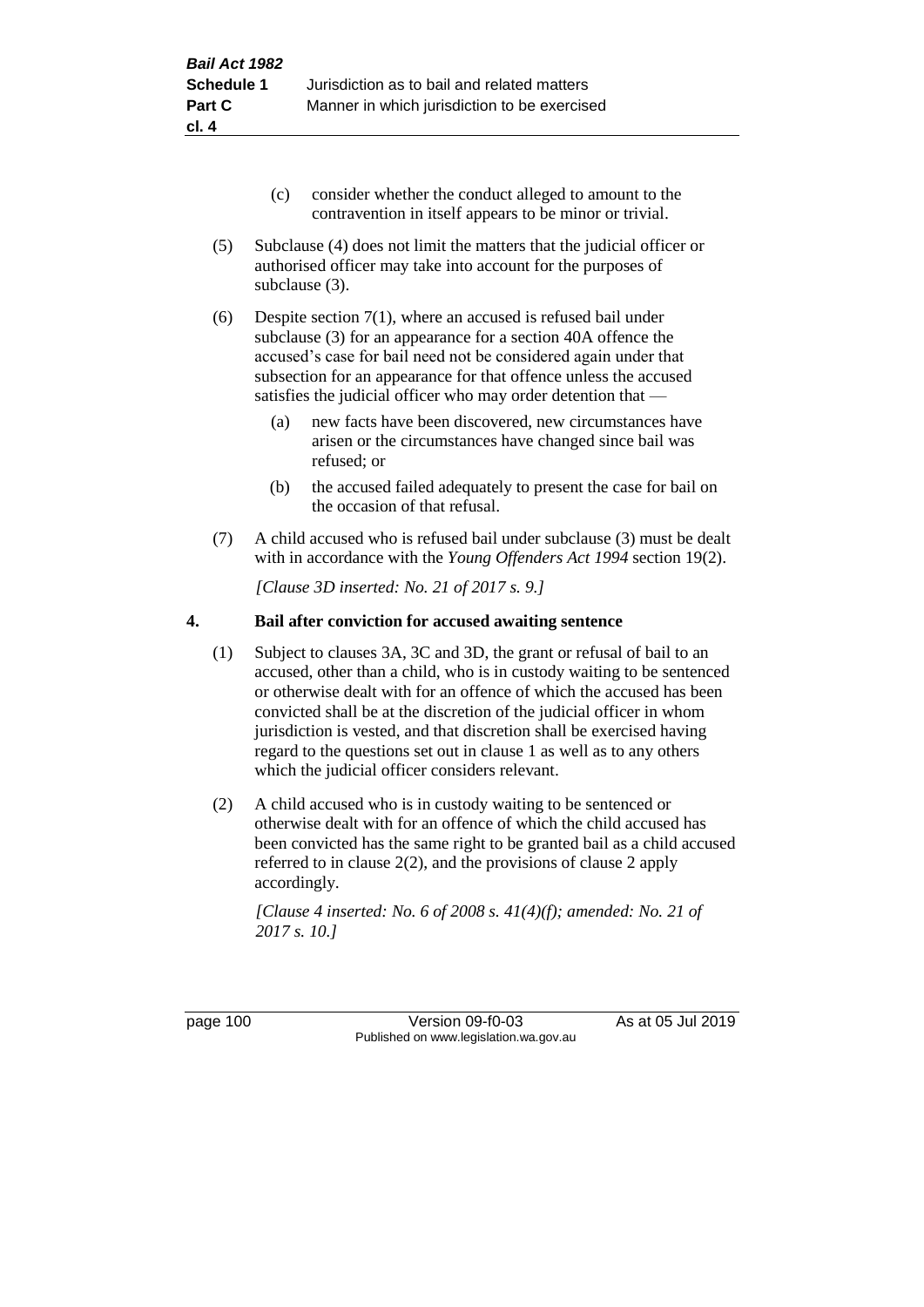(c) consider whether the conduct alleged to amount to the contravention in itself appears to be minor or trivial.

(5) Subclause (4) does not limit the matters that the judicial officer or authorised officer may take into account for the purposes of subclause (3).

(6) Despite section 7(1), where an accused is refused bail under subclause (3) for an appearance for a section 40A offence the accused's case for bail need not be considered again under that subsection for an appearance for that offence unless the accused satisfies the judicial officer who may order detention that —

(a) new facts have been discovered, new circumstances have arisen or the circumstances have changed since bail was refused; or

(b) the accused failed adequately to present the case for bail on the occasion of that refusal.

(7) A child accused who is refused bail under subclause (3) must be dealt with in accordance with the *Young Offenders Act 1994* section 19(2).

*[Clause 3D inserted: No. 21 of 2017 s. 9.]*

## 4. Bail after conviction for accused awaiting sentence

(1) Subject to clauses 3A, 3C and 3D, the grant or refusal of bail to an accused, other than a child, who is in custody waiting to be sentenced or otherwise dealt with for an offence of which the accused has been convicted shall be at the discretion of the judicial officer in whom jurisdiction is vested, and that discretion shall be exercised having regard to the questions set out in clause 1 as well as to any others which the judicial officer considers relevant.

(2) A child accused who is in custody waiting to be sentenced or otherwise dealt with for an offence of which the child accused has been convicted has the same right to be granted bail as a child accused referred to in clause 2(2), and the provisions of clause 2 apply accordingly.

*[Clause 4 inserted: No. 6 of 2008 s. 41(4)(f); amended: No. 21 of 2017 s. 10.]*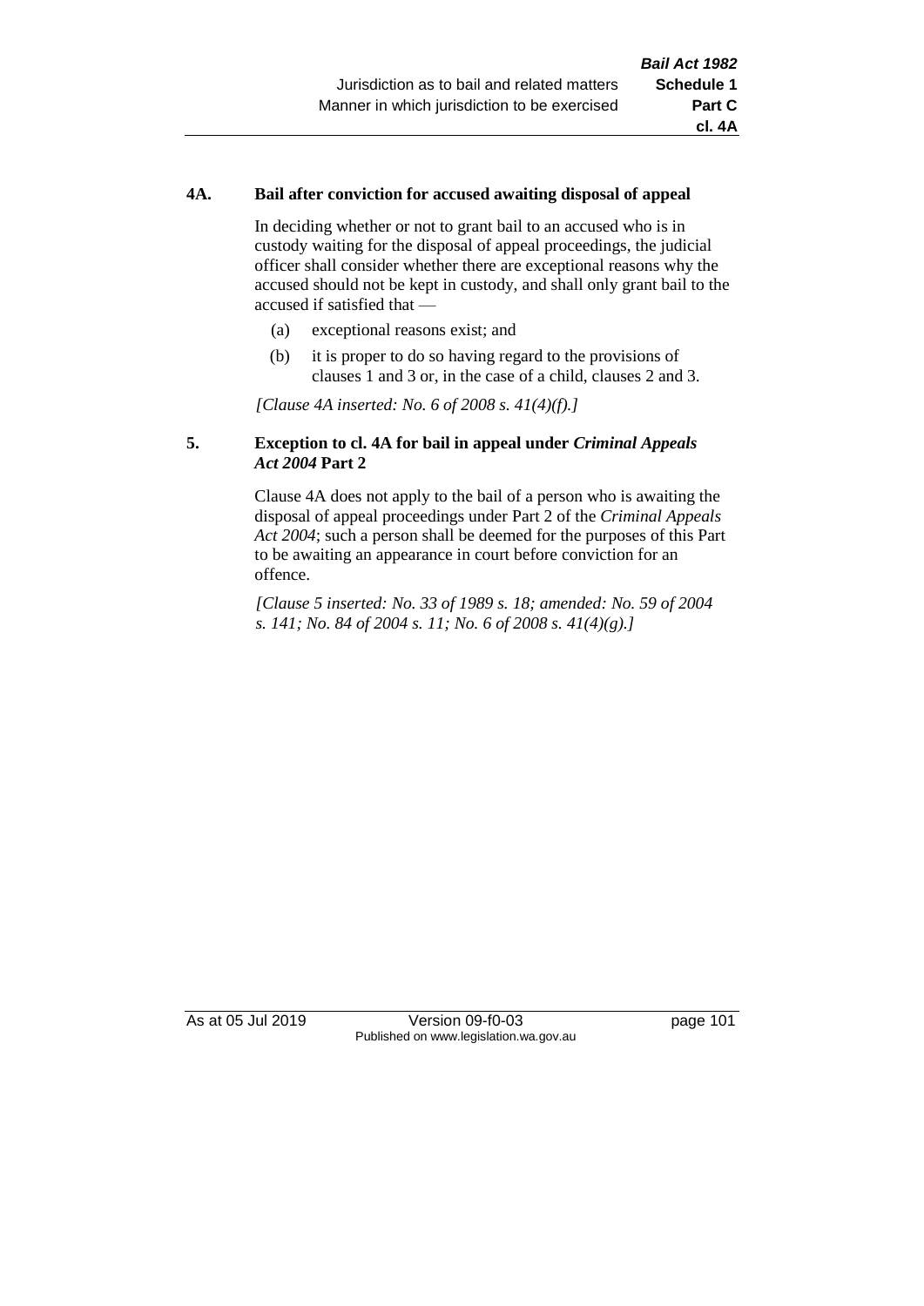#### 4A. Bail after conviction for accused awaiting disposal of appeal

In deciding whether or not to grant bail to an accused who is in custody waiting for the disposal of appeal proceedings, the judicial officer shall consider whether there are exceptional reasons why the accused should not be kept in custody, and shall only grant bail to the accused if satisfied that —

(a) exceptional reasons exist; and

(b) it is proper to do so having regard to the provisions of clauses 1 and 3 or, in the case of a child, clauses 2 and 3.

*[Clause 4A inserted: No. 6 of 2008 s. 41(4)(f).]*

#### 5. Exception to cl. 4A for bail in appeal under *Criminal Appeals Act 2004* Part 2

Clause 4A does not apply to the bail of a person who is awaiting the disposal of appeal proceedings under Part 2 of the *Criminal Appeals Act 2004*; such a person shall be deemed for the purposes of this Part to be awaiting an appearance in court before conviction for an offence.

*[Clause 5 inserted: No. 33 of 1989 s. 18; amended: No. 59 of 2004 s. 141; No. 84 of 2004 s. 11; No. 6 of 2008 s. 41(4)(g).]*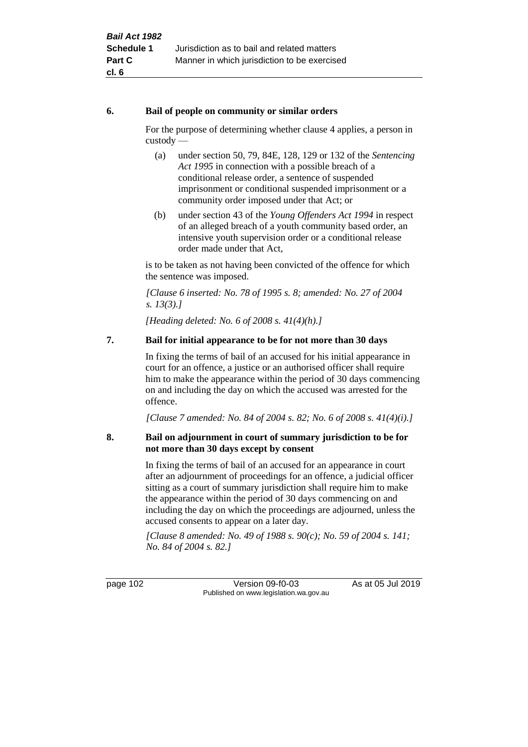### 6. Bail of people on community or similar orders

For the purpose of determining whether clause 4 applies, a person in custody —

(a) under section 50, 79, 84E, 128, 129 or 132 of the *Sentencing Act 1995* in connection with a possible breach of a conditional release order, a sentence of suspended imprisonment or conditional suspended imprisonment or a community order imposed under that Act; or

(b) under section 43 of the *Young Offenders Act 1994* in respect of an alleged breach of a youth community based order, an intensive youth supervision order or a conditional release order made under that Act,

is to be taken as not having been convicted of the offence for which the sentence was imposed.

*[Clause 6 inserted: No. 78 of 1995 s. 8; amended: No. 27 of 2004 s. 13(3).]*

*[Heading deleted: No. 6 of 2008 s. 41(4)(h).]*

### 7. Bail for initial appearance to be for not more than 30 days

In fixing the terms of bail of an accused for his initial appearance in court for an offence, a justice or an authorised officer shall require him to make the appearance within the period of 30 days commencing on and including the day on which the accused was arrested for the offence.

*[Clause 7 amended: No. 84 of 2004 s. 82; No. 6 of 2008 s. 41(4)(i).]*

### 8. Bail on adjournment in court of summary jurisdiction to be for not more than 30 days except by consent

In fixing the terms of bail of an accused for an appearance in court after an adjournment of proceedings for an offence, a judicial officer sitting as a court of summary jurisdiction shall require him to make the appearance within the period of 30 days commencing on and including the day on which the proceedings are adjourned, unless the accused consents to appear on a later day.

*[Clause 8 amended: No. 49 of 1988 s. 90(c); No. 59 of 2004 s. 141; No. 84 of 2004 s. 82.]*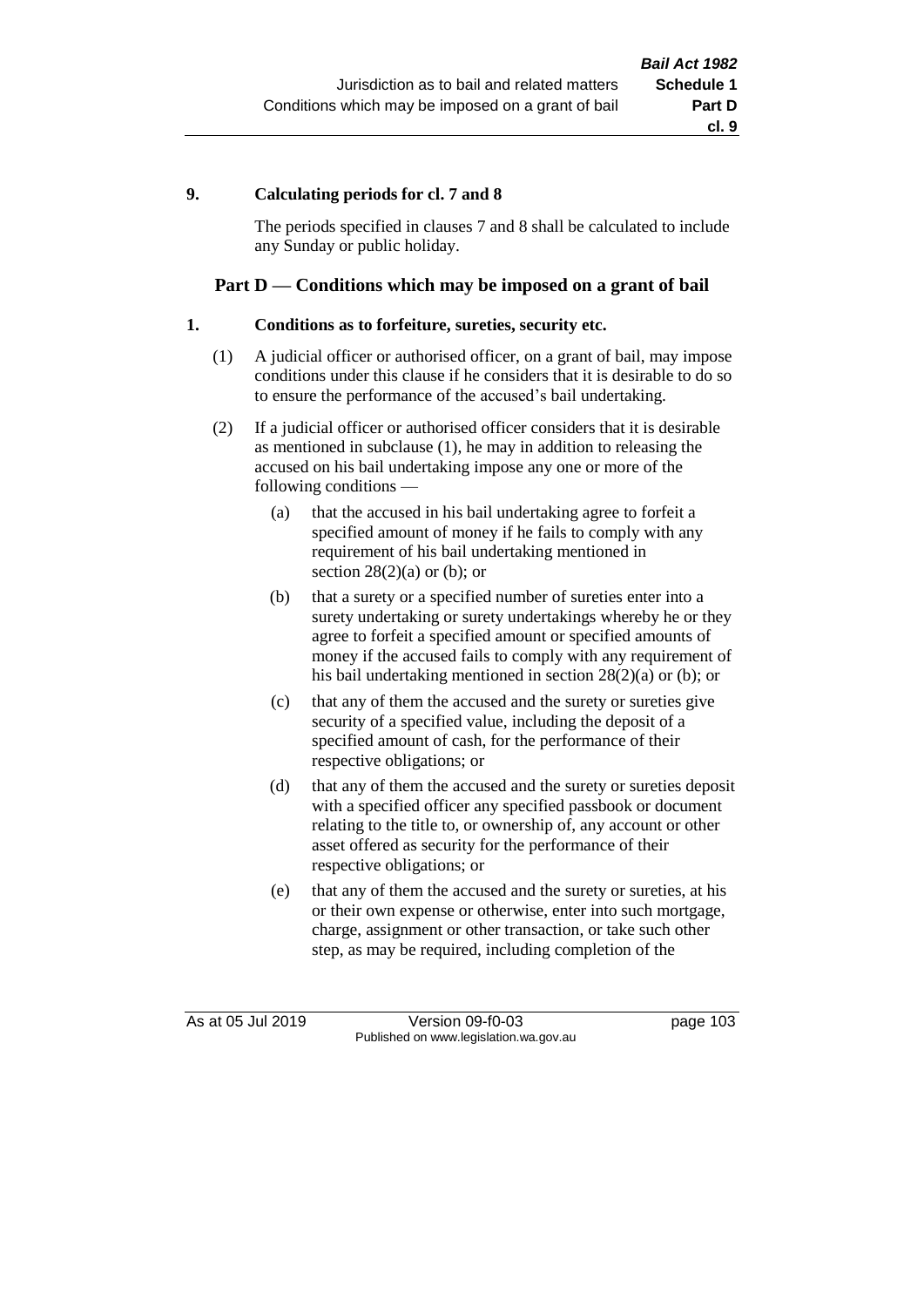**9. Calculating periods for cl. 7 and 8**

The periods specified in clauses 7 and 8 shall be calculated to include any Sunday or public holiday.

## Part D — Conditions which may be imposed on a grant of bail

**1. Conditions as to forfeiture, sureties, security etc.**

(1) A judicial officer or authorised officer, on a grant of bail, may impose conditions under this clause if he considers that it is desirable to do so to ensure the performance of the accused's bail undertaking.

(2) If a judicial officer or authorised officer considers that it is desirable as mentioned in subclause (1), he may in addition to releasing the accused on his bail undertaking impose any one or more of the following conditions —

(a) that the accused in his bail undertaking agree to forfeit a specified amount of money if he fails to comply with any requirement of his bail undertaking mentioned in section 28(2)(a) or (b); or

(b) that a surety or a specified number of sureties enter into a surety undertaking or surety undertakings whereby he or they agree to forfeit a specified amount or specified amounts of money if the accused fails to comply with any requirement of his bail undertaking mentioned in section 28(2)(a) or (b); or

(c) that any of them the accused and the surety or sureties give security of a specified value, including the deposit of a specified amount of cash, for the performance of their respective obligations; or

(d) that any of them the accused and the surety or sureties deposit with a specified officer any specified passbook or document relating to the title to, or ownership of, any account or other asset offered as security for the performance of their respective obligations; or

(e) that any of them the accused and the surety or sureties, at his or their own expense or otherwise, enter into such mortgage, charge, assignment or other transaction, or take such other step, as may be required, including completion of the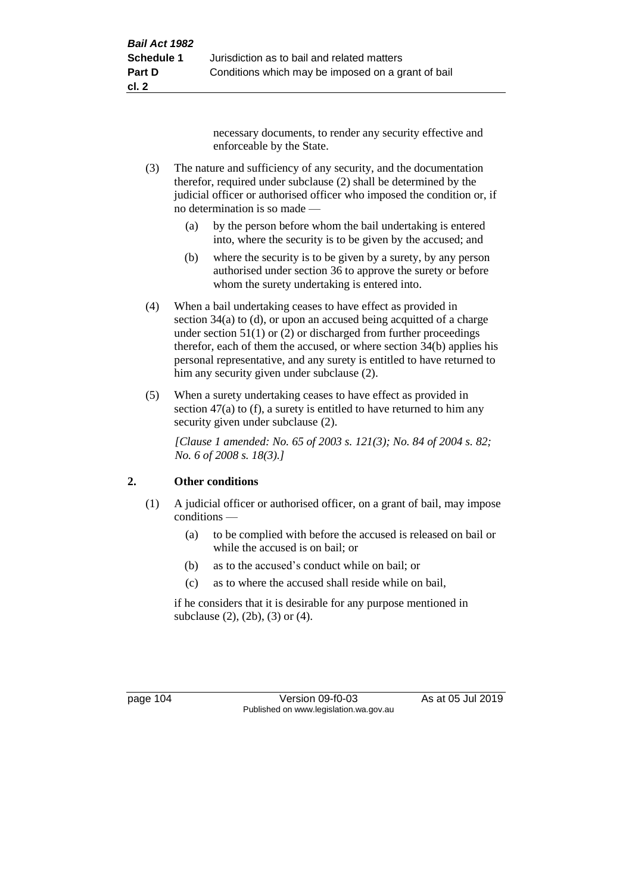necessary documents, to render any security effective and enforceable by the State.

(3) The nature and sufficiency of any security, and the documentation therefor, required under subclause (2) shall be determined by the judicial officer or authorised officer who imposed the condition or, if no determination is so made —

  (a) by the person before whom the bail undertaking is entered into, where the security is to be given by the accused; and

  (b) where the security is to be given by a surety, by any person authorised under section 36 to approve the surety or before whom the surety undertaking is entered into.

(4) When a bail undertaking ceases to have effect as provided in section 34(a) to (d), or upon an accused being acquitted of a charge under section 51(1) or (2) or discharged from further proceedings therefor, each of them the accused, or where section 34(b) applies his personal representative, and any surety is entitled to have returned to him any security given under subclause (2).

(5) When a surety undertaking ceases to have effect as provided in section 47(a) to (f), a surety is entitled to have returned to him any security given under subclause (2).

*[Clause 1 amended: No. 65 of 2003 s. 121(3); No. 84 of 2004 s. 82; No. 6 of 2008 s. 18(3).]*

**2. Other conditions**

(1) A judicial officer or authorised officer, on a grant of bail, may impose conditions —

  (a) to be complied with before the accused is released on bail or while the accused is on bail; or

  (b) as to the accused's conduct while on bail; or

  (c) as to where the accused shall reside while on bail,

if he considers that it is desirable for any purpose mentioned in subclause (2), (2b), (3) or (4).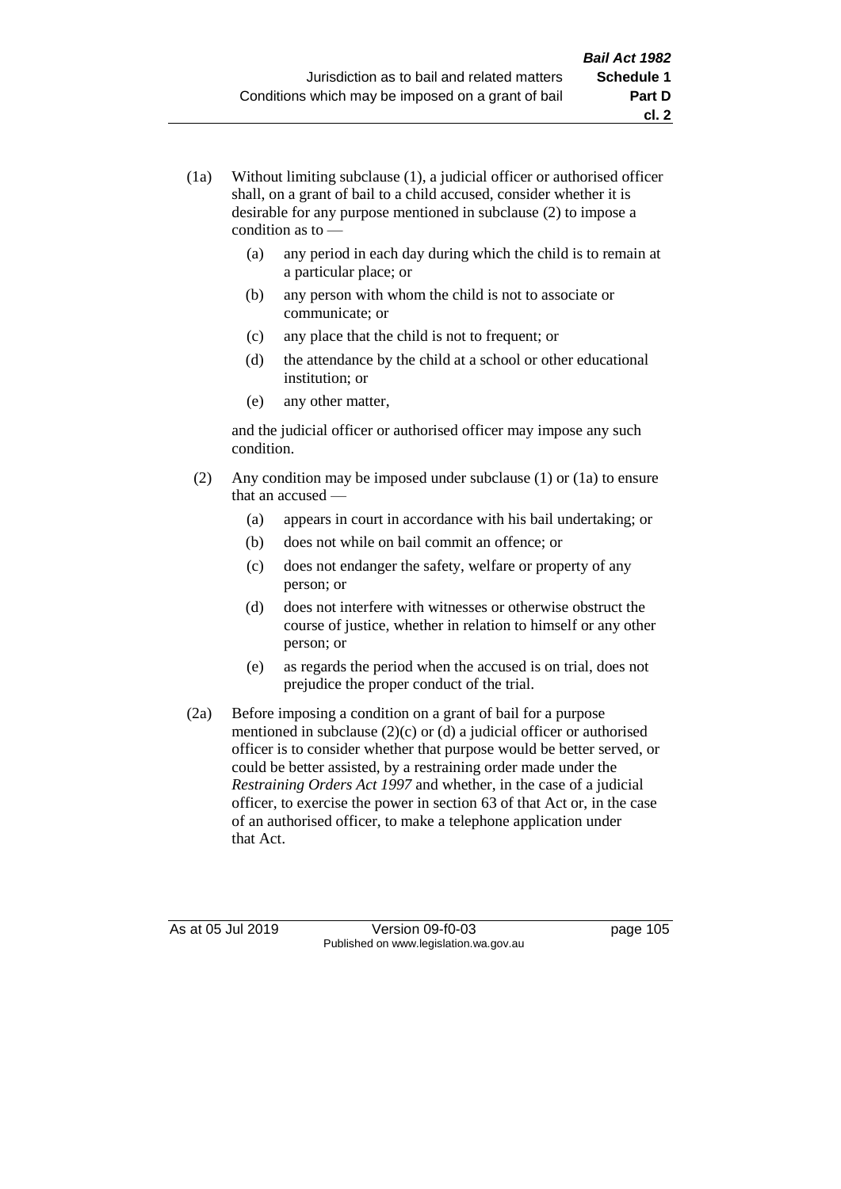(1a) Without limiting subclause (1), a judicial officer or authorised officer shall, on a grant of bail to a child accused, consider whether it is desirable for any purpose mentioned in subclause (2) to impose a condition as to —

  (a) any period in each day during which the child is to remain at a particular place; or

  (b) any person with whom the child is not to associate or communicate; or

  (c) any place that the child is not to frequent; or

  (d) the attendance by the child at a school or other educational institution; or

  (e) any other matter,

  and the judicial officer or authorised officer may impose any such condition.

(2) Any condition may be imposed under subclause (1) or (1a) to ensure that an accused —

  (a) appears in court in accordance with his bail undertaking; or

  (b) does not while on bail commit an offence; or

  (c) does not endanger the safety, welfare or property of any person; or

  (d) does not interfere with witnesses or otherwise obstruct the course of justice, whether in relation to himself or any other person; or

  (e) as regards the period when the accused is on trial, does not prejudice the proper conduct of the trial.

(2a) Before imposing a condition on a grant of bail for a purpose mentioned in subclause (2)(c) or (d) a judicial officer or authorised officer is to consider whether that purpose would be better served, or could be better assisted, by a restraining order made under the *Restraining Orders Act 1997* and whether, in the case of a judicial officer, to exercise the power in section 63 of that Act or, in the case of an authorised officer, to make a telephone application under that Act.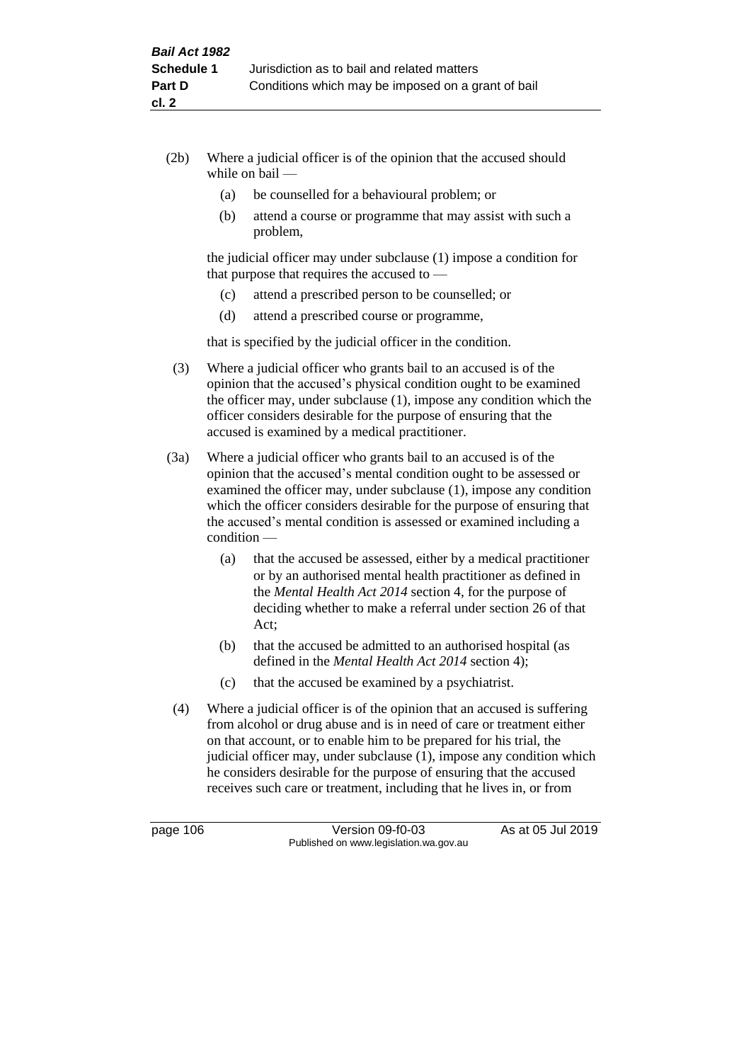(2b) Where a judicial officer is of the opinion that the accused should while on bail —

  (a) be counselled for a behavioural problem; or

  (b) attend a course or programme that may assist with such a problem,

  the judicial officer may under subclause (1) impose a condition for that purpose that requires the accused to —

  (c) attend a prescribed person to be counselled; or

  (d) attend a prescribed course or programme,

  that is specified by the judicial officer in the condition.

(3) Where a judicial officer who grants bail to an accused is of the opinion that the accused's physical condition ought to be examined the officer may, under subclause (1), impose any condition which the officer considers desirable for the purpose of ensuring that the accused is examined by a medical practitioner.

(3a) Where a judicial officer who grants bail to an accused is of the opinion that the accused's mental condition ought to be assessed or examined the officer may, under subclause (1), impose any condition which the officer considers desirable for the purpose of ensuring that the accused's mental condition is assessed or examined including a condition —

  (a) that the accused be assessed, either by a medical practitioner or by an authorised mental health practitioner as defined in the *Mental Health Act 2014* section 4, for the purpose of deciding whether to make a referral under section 26 of that Act;

  (b) that the accused be admitted to an authorised hospital (as defined in the *Mental Health Act 2014* section 4);

  (c) that the accused be examined by a psychiatrist.

(4) Where a judicial officer is of the opinion that an accused is suffering from alcohol or drug abuse and is in need of care or treatment either on that account, or to enable him to be prepared for his trial, the judicial officer may, under subclause (1), impose any condition which he considers desirable for the purpose of ensuring that the accused receives such care or treatment, including that he lives in, or from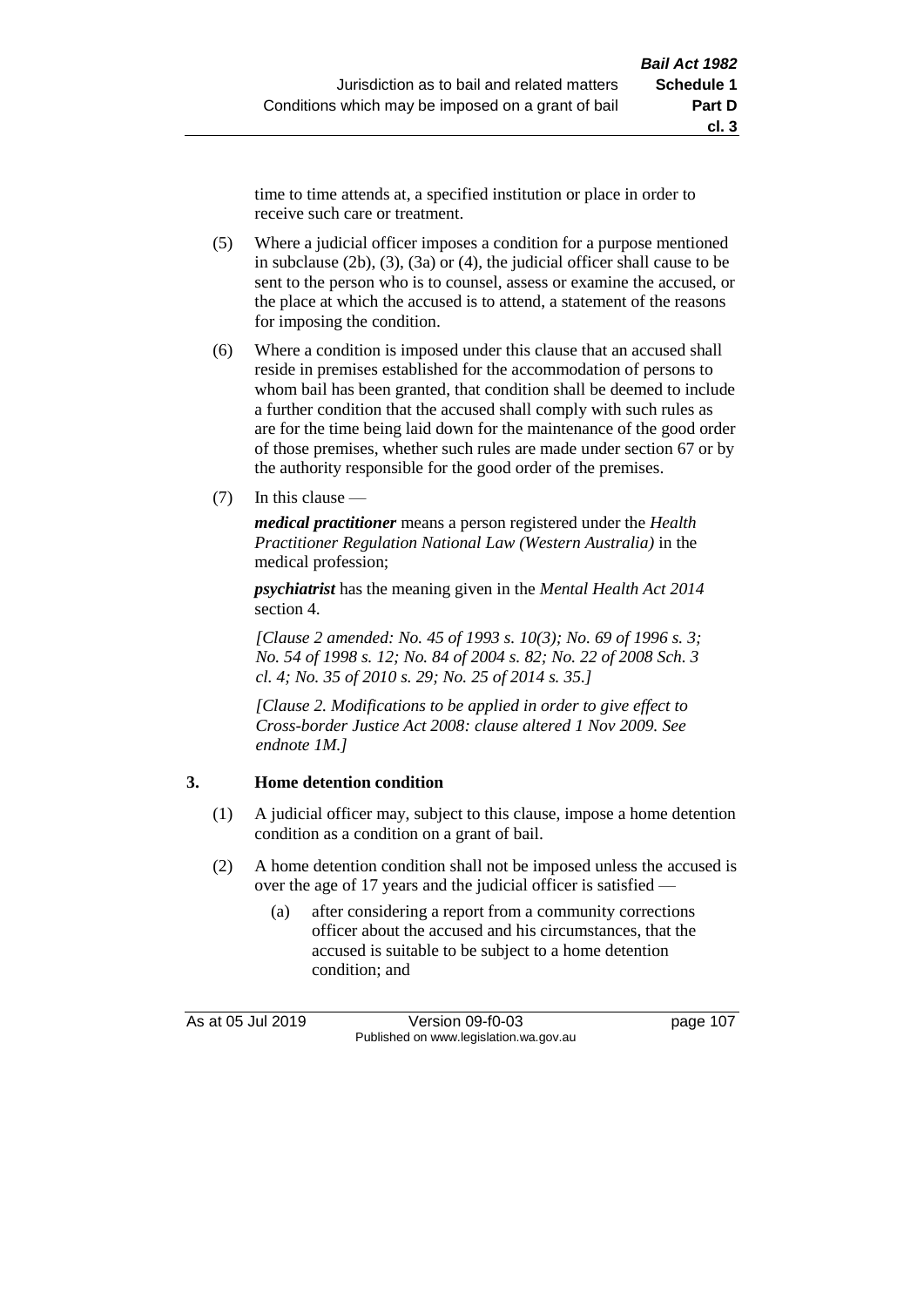time to time attends at, a specified institution or place in order to receive such care or treatment.

(5) Where a judicial officer imposes a condition for a purpose mentioned in subclause (2b), (3), (3a) or (4), the judicial officer shall cause to be sent to the person who is to counsel, assess or examine the accused, or the place at which the accused is to attend, a statement of the reasons for imposing the condition.

(6) Where a condition is imposed under this clause that an accused shall reside in premises established for the accommodation of persons to whom bail has been granted, that condition shall be deemed to include a further condition that the accused shall comply with such rules as are for the time being laid down for the maintenance of the good order of those premises, whether such rules are made under section 67 or by the authority responsible for the good order of the premises.

(7) In this clause —

***medical practitioner*** means a person registered under the *Health Practitioner Regulation National Law (Western Australia)* in the medical profession;

***psychiatrist*** has the meaning given in the *Mental Health Act 2014* section 4.

*[Clause 2 amended: No. 45 of 1993 s. 10(3); No. 69 of 1996 s. 3; No. 54 of 1998 s. 12; No. 84 of 2004 s. 82; No. 22 of 2008 Sch. 3 cl. 4; No. 35 of 2010 s. 29; No. 25 of 2014 s. 35.]*

*[Clause 2. Modifications to be applied in order to give effect to Cross-border Justice Act 2008: clause altered 1 Nov 2009. See endnote 1M.]*

## 3. Home detention condition

(1) A judicial officer may, subject to this clause, impose a home detention condition as a condition on a grant of bail.

(2) A home detention condition shall not be imposed unless the accused is over the age of 17 years and the judicial officer is satisfied —

(a) after considering a report from a community corrections officer about the accused and his circumstances, that the accused is suitable to be subject to a home detention condition; and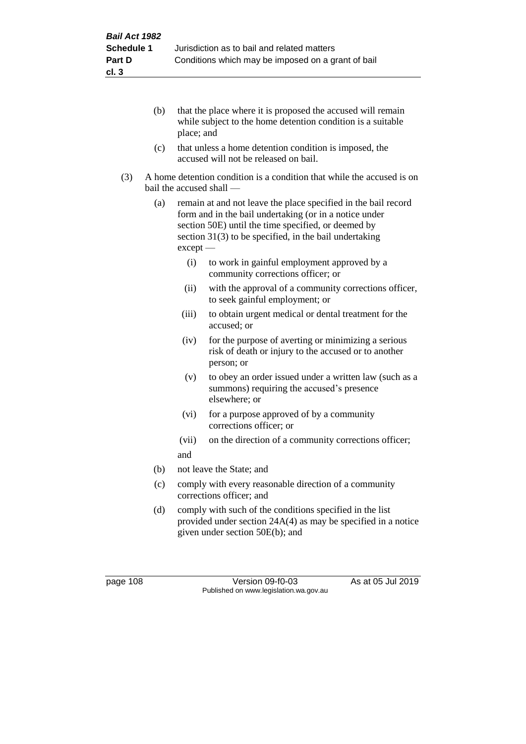(b) that the place where it is proposed the accused will remain while subject to the home detention condition is a suitable place; and

(c) that unless a home detention condition is imposed, the accused will not be released on bail.

(3) A home detention condition is a condition that while the accused is on bail the accused shall —

(a) remain at and not leave the place specified in the bail record form and in the bail undertaking (or in a notice under section 50E) until the time specified, or deemed by section 31(3) to be specified, in the bail undertaking except —

(i) to work in gainful employment approved by a community corrections officer; or

(ii) with the approval of a community corrections officer, to seek gainful employment; or

(iii) to obtain urgent medical or dental treatment for the accused; or

(iv) for the purpose of averting or minimizing a serious risk of death or injury to the accused or to another person; or

(v) to obey an order issued under a written law (such as a summons) requiring the accused's presence elsewhere; or

(vi) for a purpose approved of by a community corrections officer; or

(vii) on the direction of a community corrections officer;

and

(b) not leave the State; and

(c) comply with every reasonable direction of a community corrections officer; and

(d) comply with such of the conditions specified in the list provided under section 24A(4) as may be specified in a notice given under section 50E(b); and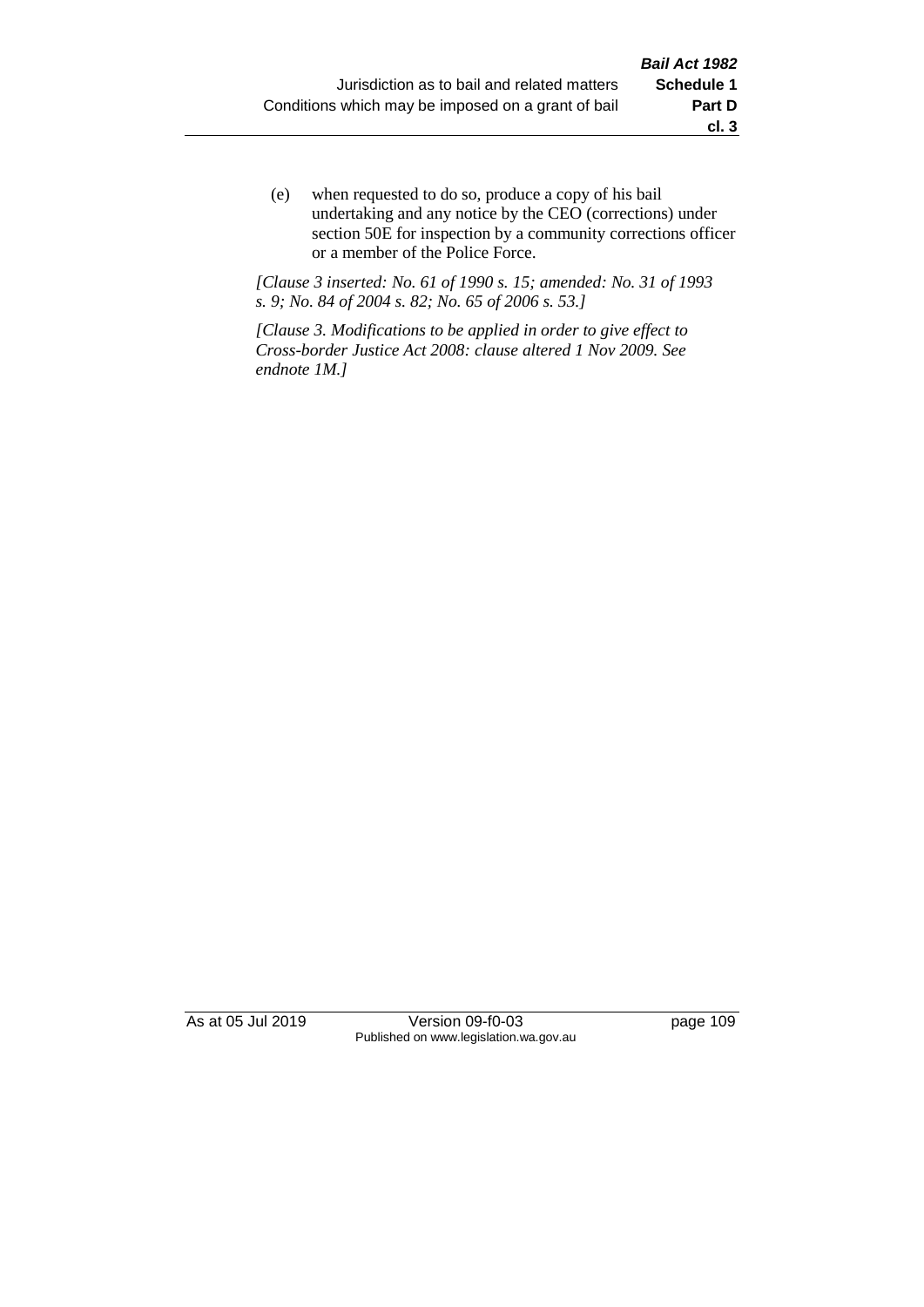(e) when requested to do so, produce a copy of his bail undertaking and any notice by the CEO (corrections) under section 50E for inspection by a community corrections officer or a member of the Police Force.

*[Clause 3 inserted: No. 61 of 1990 s. 15; amended: No. 31 of 1993 s. 9; No. 84 of 2004 s. 82; No. 65 of 2006 s. 53.]*

*[Clause 3. Modifications to be applied in order to give effect to Cross-border Justice Act 2008: clause altered 1 Nov 2009. See endnote 1M.]*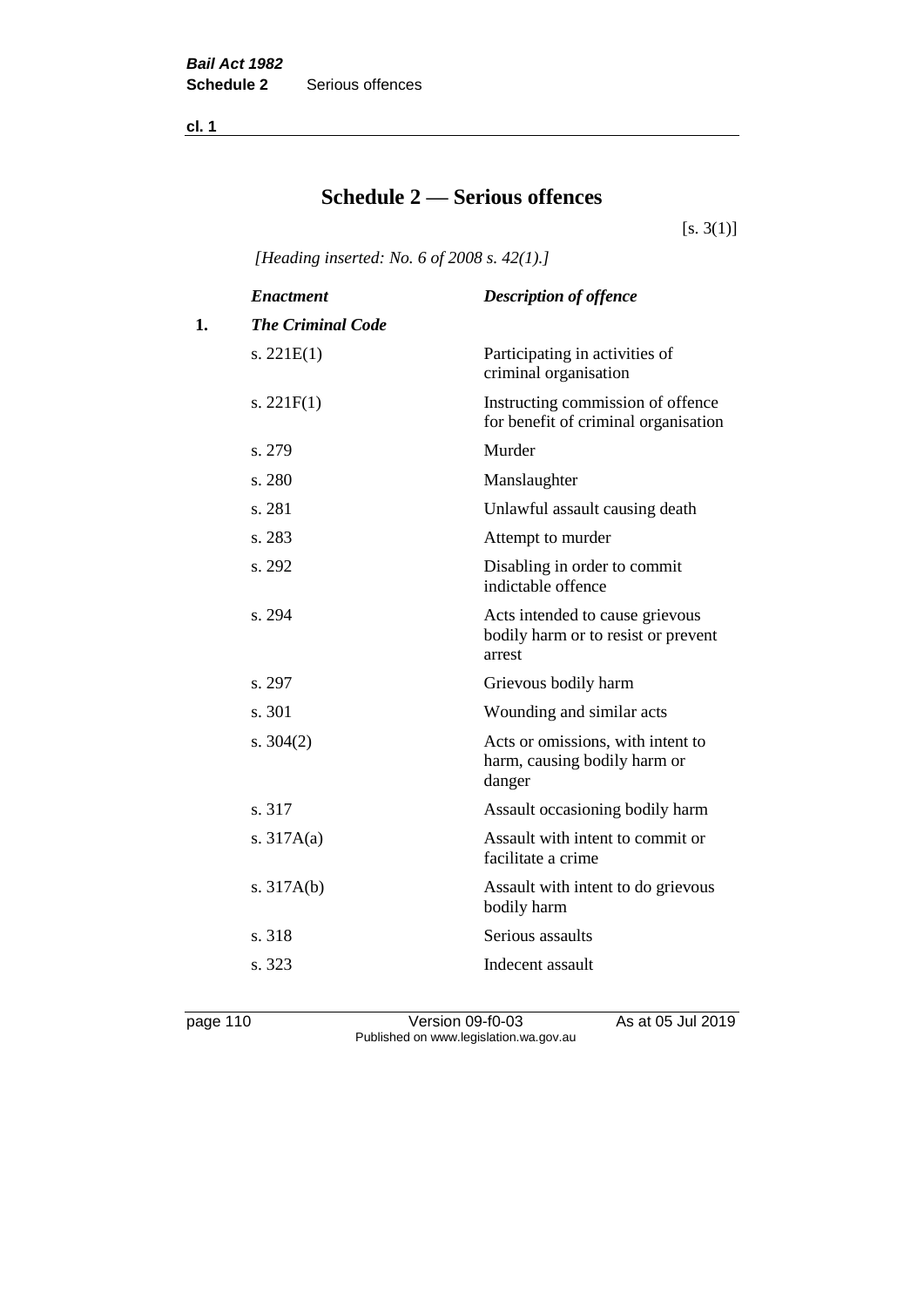# Schedule 2 — Serious offences

[s. 3(1)]

*[Heading inserted: No. 6 of 2008 s. 42(1).]*

| | *Enactment* | *Description of offence* |
|---|---|---|
| **1.** | ***The Criminal Code*** | |
| | s. 221E(1) | Participating in activities of criminal organisation |
| | s. 221F(1) | Instructing commission of offence for benefit of criminal organisation |
| | s. 279 | Murder |
| | s. 280 | Manslaughter |
| | s. 281 | Unlawful assault causing death |
| | s. 283 | Attempt to murder |
| | s. 292 | Disabling in order to commit indictable offence |
| | s. 294 | Acts intended to cause grievous bodily harm or to resist or prevent arrest |
| | s. 297 | Grievous bodily harm |
| | s. 301 | Wounding and similar acts |
| | s. 304(2) | Acts or omissions, with intent to harm, causing bodily harm or danger |
| | s. 317 | Assault occasioning bodily harm |
| | s. 317A(a) | Assault with intent to commit or facilitate a crime |
| | s. 317A(b) | Assault with intent to do grievous bodily harm |
| | s. 318 | Serious assaults |
| | s. 323 | Indecent assault |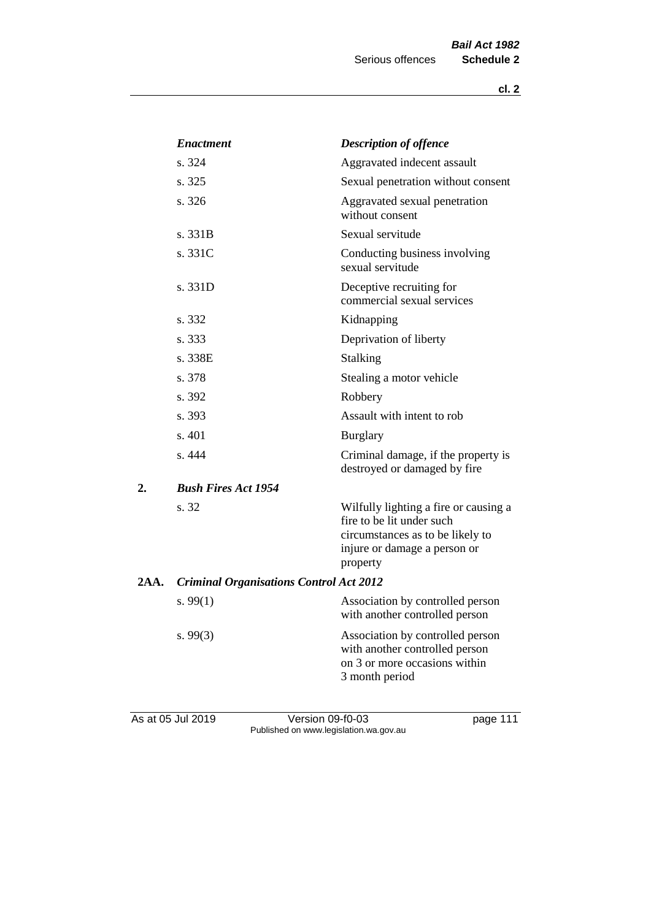| *Enactment* | *Description of offence* |
|---|---|
| s. 324 | Aggravated indecent assault |
| s. 325 | Sexual penetration without consent |
| s. 326 | Aggravated sexual penetration without consent |
| s. 331B | Sexual servitude |
| s. 331C | Conducting business involving sexual servitude |
| s. 331D | Deceptive recruiting for commercial sexual services |
| s. 332 | Kidnapping |
| s. 333 | Deprivation of liberty |
| s. 338E | Stalking |
| s. 378 | Stealing a motor vehicle |
| s. 392 | Robbery |
| s. 393 | Assault with intent to rob |
| s. 401 | Burglary |
| s. 444 | Criminal damage, if the property is destroyed or damaged by fire |

**2.** ***Bush Fires Act 1954***

| | |
|---|---|
| s. 32 | Wilfully lighting a fire or causing a fire to be lit under such circumstances as to be likely to injure or damage a person or property |

**2AA.** ***Criminal Organisations Control Act 2012***

| | |
|---|---|
| s. 99(1) | Association by controlled person with another controlled person |
| s. 99(3) | Association by controlled person with another controlled person on 3 or more occasions within 3 month period |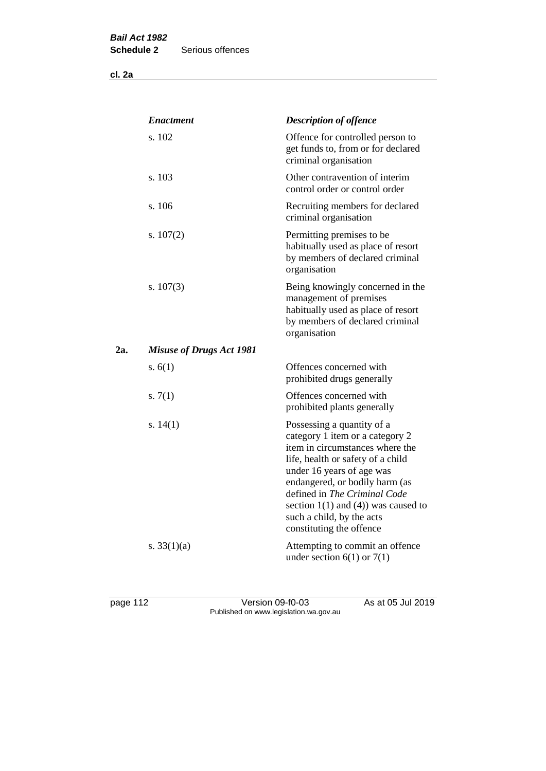| | *Enactment* | *Description of offence* |
|---|---|---|
| | s. 102 | Offence for controlled person to get funds to, from or for declared criminal organisation |
| | s. 103 | Other contravention of interim control order or control order |
| | s. 106 | Recruiting members for declared criminal organisation |
| | s. 107(2) | Permitting premises to be habitually used as place of resort by members of declared criminal organisation |
| | s. 107(3) | Being knowingly concerned in the management of premises habitually used as place of resort by members of declared criminal organisation |
| **2a.** | ***Misuse of Drugs Act 1981*** | |
| | s. 6(1) | Offences concerned with prohibited drugs generally |
| | s. 7(1) | Offences concerned with prohibited plants generally |
| | s. 14(1) | Possessing a quantity of a category 1 item or a category 2 item in circumstances where the life, health or safety of a child under 16 years of age was endangered, or bodily harm (as defined in *The Criminal Code* section 1(1) and (4)) was caused to such a child, by the acts constituting the offence |
| | s. 33(1)(a) | Attempting to commit an offence under section 6(1) or 7(1) |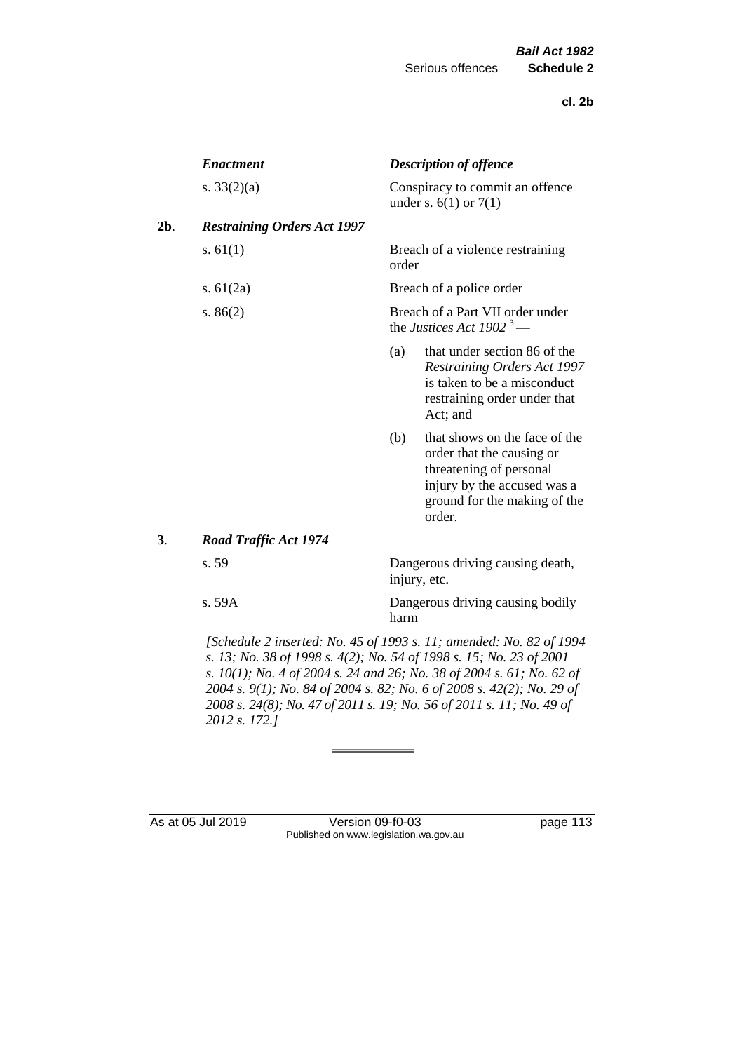| | *Enactment* | *Description of offence* |
|---|---|---|
| | s. 33(2)(a) | Conspiracy to commit an offence under s. 6(1) or 7(1) |
| **2b**. | ***Restraining Orders Act 1997*** | |
| | s. 61(1) | Breach of a violence restraining order |
| | s. 61(2a) | Breach of a police order |
| | s. 86(2) | Breach of a Part VII order under the *Justices Act 1902* [3] — (a) that under section 86 of the *Restraining Orders Act 1997* is taken to be a misconduct restraining order under that Act; and (b) that shows on the face of the order that the causing or threatening of personal injury by the accused was a ground for the making of the order. |
| **3**. | ***Road Traffic Act 1974*** | |
| | s. 59 | Dangerous driving causing death, injury, etc. |
| | s. 59A | Dangerous driving causing bodily harm |

*[Schedule 2 inserted: No. 45 of 1993 s. 11; amended: No. 82 of 1994 s. 13; No. 38 of 1998 s. 4(2); No. 54 of 1998 s. 15; No. 23 of 2001 s. 10(1); No. 4 of 2004 s. 24 and 26; No. 38 of 2004 s. 61; No. 62 of 2004 s. 9(1); No. 84 of 2004 s. 82; No. 6 of 2008 s. 42(2); No. 29 of 2008 s. 24(8); No. 47 of 2011 s. 19; No. 56 of 2011 s. 11; No. 49 of 2012 s. 172.]*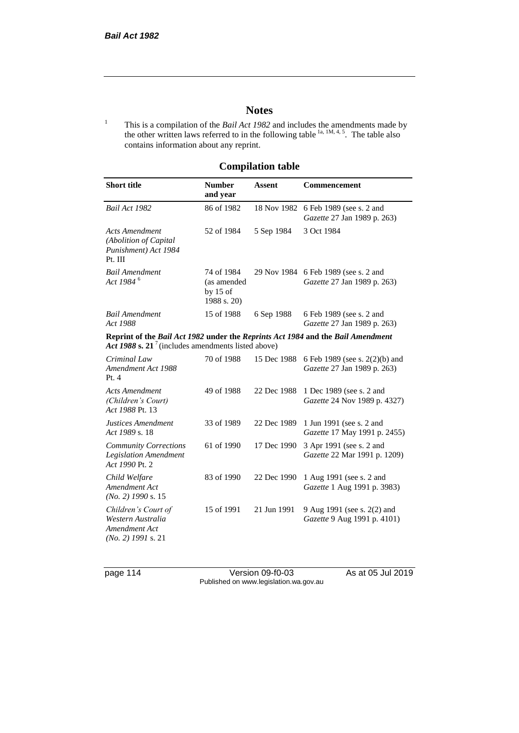# Notes

[1] This is a compilation of the *Bail Act 1982* and includes the amendments made by the other written laws referred to in the following table [1a, 1M, 4, 5]. The table also contains information about any reprint.

## Compilation table

| Short title | Number and year | Assent | Commencement |
|---|---|---|---|
| *Bail Act 1982* | 86 of 1982 | 18 Nov 1982 | 6 Feb 1989 (see s. 2 and *Gazette* 27 Jan 1989 p. 263) |
| *Acts Amendment (Abolition of Capital Punishment) Act 1984* Pt. III | 52 of 1984 | 5 Sep 1984 | 3 Oct 1984 |
| *Bail Amendment Act 1984* [6] | 74 of 1984 (as amended by 15 of 1988 s. 20) | 29 Nov 1984 | 6 Feb 1989 (see s. 2 and *Gazette* 27 Jan 1989 p. 263) |
| *Bail Amendment Act 1988* | 15 of 1988 | 6 Sep 1988 | 6 Feb 1989 (see s. 2 and *Gazette* 27 Jan 1989 p. 263) |
| **Reprint of the *Bail Act 1982* under the *Reprints Act 1984* and the *Bail Amendment Act 1988* s. 21** [7] (includes amendments listed above) | | | |
| *Criminal Law Amendment Act 1988* Pt. 4 | 70 of 1988 | 15 Dec 1988 | 6 Feb 1989 (see s. 2(2)(b) and *Gazette* 27 Jan 1989 p. 263) |
| *Acts Amendment (Children's Court) Act 1988* Pt. 13 | 49 of 1988 | 22 Dec 1988 | 1 Dec 1989 (see s. 2 and *Gazette* 24 Nov 1989 p. 4327) |
| *Justices Amendment Act 1989* s. 18 | 33 of 1989 | 22 Dec 1989 | 1 Jun 1991 (see s. 2 and *Gazette* 17 May 1991 p. 2455) |
| *Community Corrections Legislation Amendment Act 1990* Pt. 2 | 61 of 1990 | 17 Dec 1990 | 3 Apr 1991 (see s. 2 and *Gazette* 22 Mar 1991 p. 1209) |
| *Child Welfare Amendment Act (No. 2) 1990* s. 15 | 83 of 1990 | 22 Dec 1990 | 1 Aug 1991 (see s. 2 and *Gazette* 1 Aug 1991 p. 3983) |
| *Children's Court of Western Australia Amendment Act (No. 2) 1991* s. 21 | 15 of 1991 | 21 Jun 1991 | 9 Aug 1991 (see s. 2(2) and *Gazette* 9 Aug 1991 p. 4101) |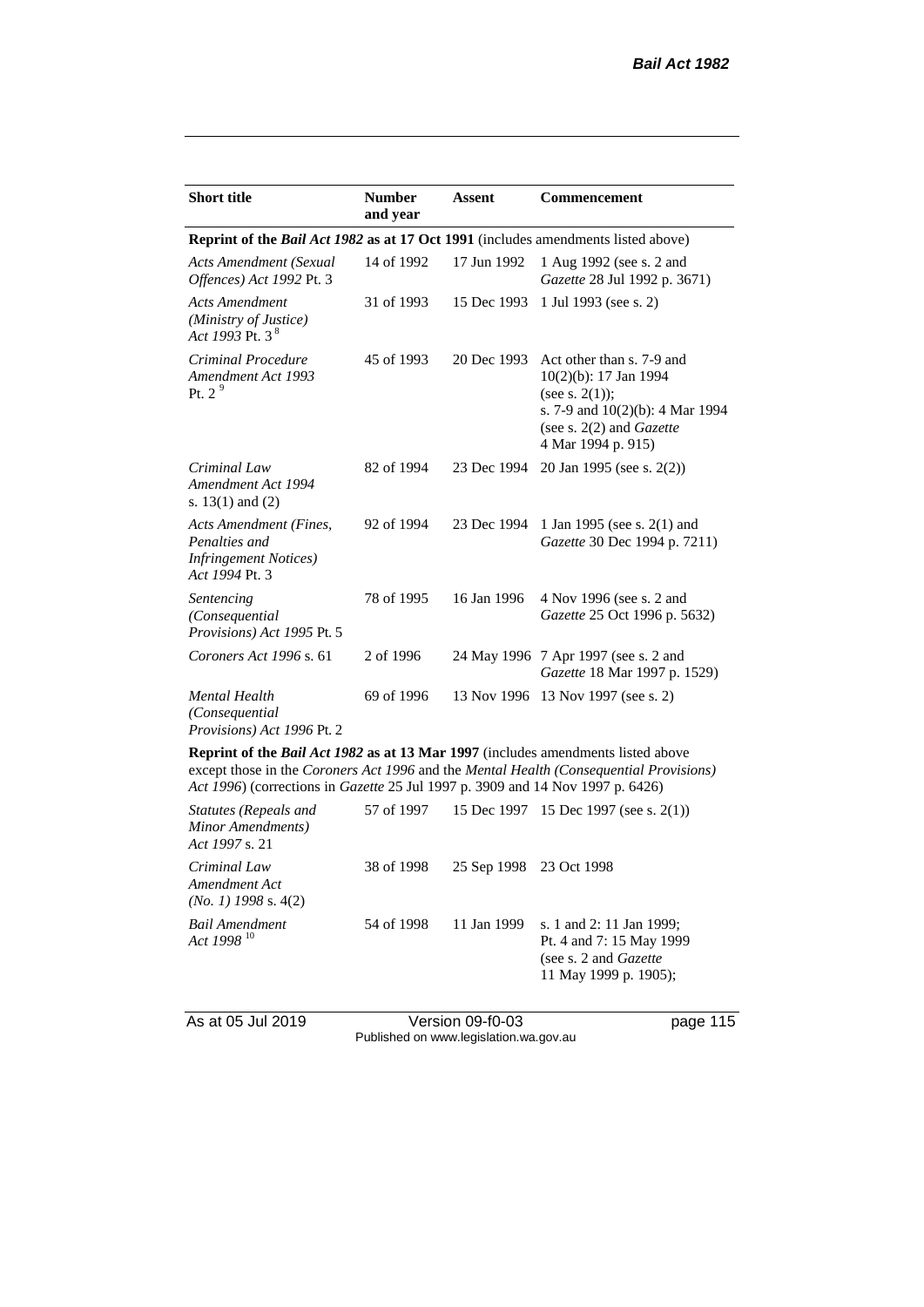| Short title | Number and year | Assent | Commencement |
|---|---|---|---|
| **Reprint of the *Bail Act 1982* as at 17 Oct 1991** (includes amendments listed above) | | | |
| *Acts Amendment (Sexual Offences) Act 1992* Pt. 3 | 14 of 1992 | 17 Jun 1992 | 1 Aug 1992 (see s. 2 and *Gazette* 28 Jul 1992 p. 3671) |
| *Acts Amendment (Ministry of Justice) Act 1993* Pt. 3 [8] | 31 of 1993 | 15 Dec 1993 | 1 Jul 1993 (see s. 2) |
| *Criminal Procedure Amendment Act 1993* Pt. 2 [9] | 45 of 1993 | 20 Dec 1993 | Act other than s. 7-9 and 10(2)(b): 17 Jan 1994 (see s. 2(1)); s. 7-9 and 10(2)(b): 4 Mar 1994 (see s. 2(2) and *Gazette* 4 Mar 1994 p. 915) |
| *Criminal Law Amendment Act 1994* s. 13(1) and (2) | 82 of 1994 | 23 Dec 1994 | 20 Jan 1995 (see s. 2(2)) |
| *Acts Amendment (Fines, Penalties and Infringement Notices) Act 1994* Pt. 3 | 92 of 1994 | 23 Dec 1994 | 1 Jan 1995 (see s. 2(1) and *Gazette* 30 Dec 1994 p. 7211) |
| *Sentencing (Consequential Provisions) Act 1995* Pt. 5 | 78 of 1995 | 16 Jan 1996 | 4 Nov 1996 (see s. 2 and *Gazette* 25 Oct 1996 p. 5632) |
| *Coroners Act 1996* s. 61 | 2 of 1996 | 24 May 1996 | 7 Apr 1997 (see s. 2 and *Gazette* 18 Mar 1997 p. 1529) |
| *Mental Health (Consequential Provisions) Act 1996* Pt. 2 | 69 of 1996 | 13 Nov 1996 | 13 Nov 1997 (see s. 2) |
| **Reprint of the *Bail Act 1982* as at 13 Mar 1997** (includes amendments listed above except those in the *Coroners Act 1996* and the *Mental Health (Consequential Provisions) Act 1996*) (corrections in *Gazette* 25 Jul 1997 p. 3909 and 14 Nov 1997 p. 6426) | | | |
| *Statutes (Repeals and Minor Amendments) Act 1997* s. 21 | 57 of 1997 | 15 Dec 1997 | 15 Dec 1997 (see s. 2(1)) |
| *Criminal Law Amendment Act (No. 1) 1998* s. 4(2) | 38 of 1998 | 25 Sep 1998 | 23 Oct 1998 |
| *Bail Amendment Act 1998* [10] | 54 of 1998 | 11 Jan 1999 | s. 1 and 2: 11 Jan 1999; Pt. 4 and 7: 15 May 1999 (see s. 2 and *Gazette* 11 May 1999 p. 1905); |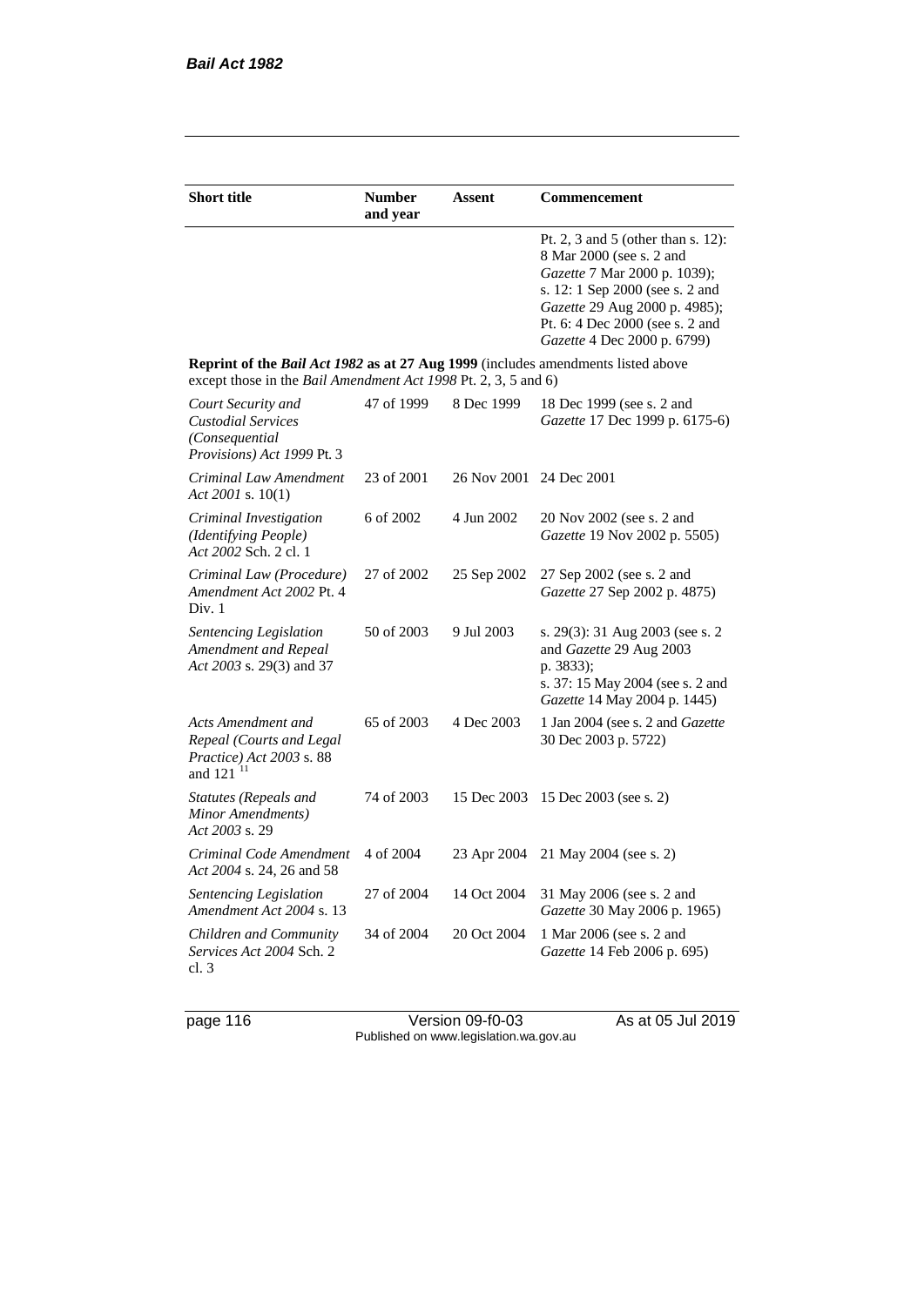| Short title | Number and year | Assent | Commencement |
|---|---|---|---|
| | | | Pt. 2, 3 and 5 (other than s. 12): 8 Mar 2000 (see s. 2 and *Gazette* 7 Mar 2000 p. 1039); s. 12: 1 Sep 2000 (see s. 2 and *Gazette* 29 Aug 2000 p. 4985); Pt. 6: 4 Dec 2000 (see s. 2 and *Gazette* 4 Dec 2000 p. 6799) |
| **Reprint of the *Bail Act 1982* as at 27 Aug 1999** (includes amendments listed above except those in the *Bail Amendment Act 1998* Pt. 2, 3, 5 and 6) | | | |
| *Court Security and Custodial Services (Consequential Provisions) Act 1999* Pt. 3 | 47 of 1999 | 8 Dec 1999 | 18 Dec 1999 (see s. 2 and *Gazette* 17 Dec 1999 p. 6175-6) |
| *Criminal Law Amendment Act 2001* s. 10(1) | 23 of 2001 | 26 Nov 2001 | 24 Dec 2001 |
| *Criminal Investigation (Identifying People) Act 2002* Sch. 2 cl. 1 | 6 of 2002 | 4 Jun 2002 | 20 Nov 2002 (see s. 2 and *Gazette* 19 Nov 2002 p. 5505) |
| *Criminal Law (Procedure) Amendment Act 2002* Pt. 4 Div. 1 | 27 of 2002 | 25 Sep 2002 | 27 Sep 2002 (see s. 2 and *Gazette* 27 Sep 2002 p. 4875) |
| *Sentencing Legislation Amendment and Repeal Act 2003* s. 29(3) and 37 | 50 of 2003 | 9 Jul 2003 | s. 29(3): 31 Aug 2003 (see s. 2 and *Gazette* 29 Aug 2003 p. 3833); s. 37: 15 May 2004 (see s. 2 and *Gazette* 14 May 2004 p. 1445) |
| *Acts Amendment and Repeal (Courts and Legal Practice) Act 2003* s. 88 and 121 [11] | 65 of 2003 | 4 Dec 2003 | 1 Jan 2004 (see s. 2 and *Gazette* 30 Dec 2003 p. 5722) |
| *Statutes (Repeals and Minor Amendments) Act 2003* s. 29 | 74 of 2003 | 15 Dec 2003 | 15 Dec 2003 (see s. 2) |
| *Criminal Code Amendment Act 2004* s. 24, 26 and 58 | 4 of 2004 | 23 Apr 2004 | 21 May 2004 (see s. 2) |
| *Sentencing Legislation Amendment Act 2004* s. 13 | 27 of 2004 | 14 Oct 2004 | 31 May 2006 (see s. 2 and *Gazette* 30 May 2006 p. 1965) |
| *Children and Community Services Act 2004* Sch. 2 cl. 3 | 34 of 2004 | 20 Oct 2004 | 1 Mar 2006 (see s. 2 and *Gazette* 14 Feb 2006 p. 695) |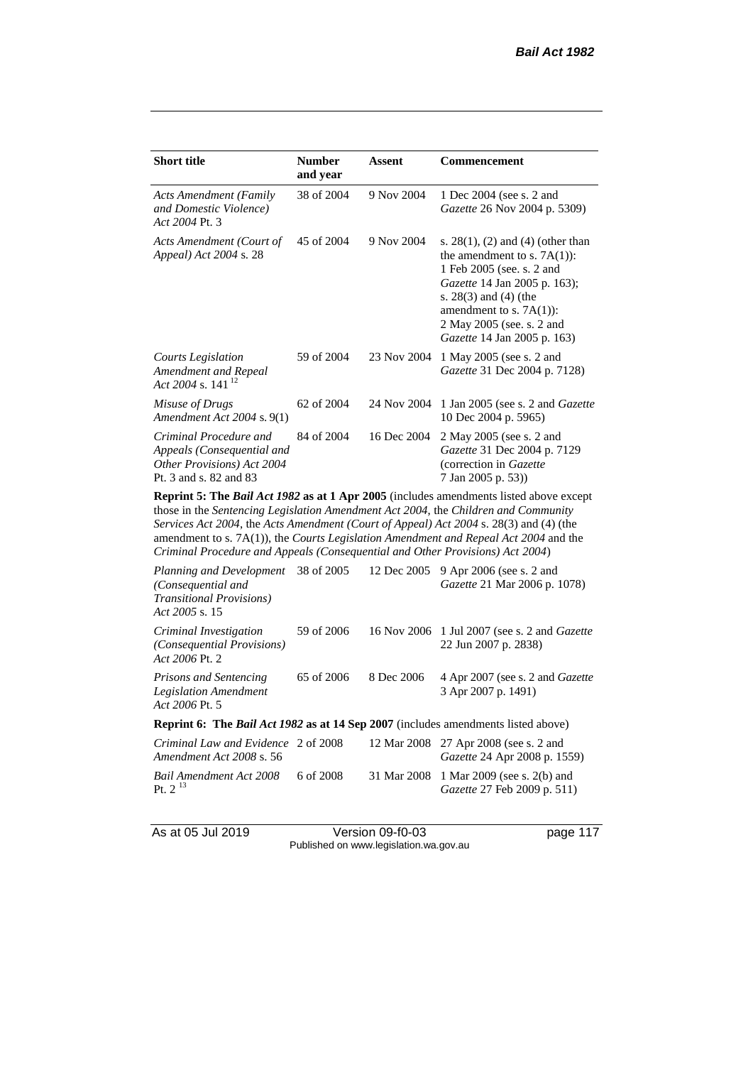| Short title | Number and year | Assent | Commencement |
|---|---|---|---|
| *Acts Amendment (Family and Domestic Violence) Act 2004* Pt. 3 | 38 of 2004 | 9 Nov 2004 | 1 Dec 2004 (see s. 2 and *Gazette* 26 Nov 2004 p. 5309) |
| *Acts Amendment (Court of Appeal) Act 2004* s. 28 | 45 of 2004 | 9 Nov 2004 | s. 28(1), (2) and (4) (other than the amendment to s. 7A(1)): 1 Feb 2005 (see. s. 2 and *Gazette* 14 Jan 2005 p. 163); s. 28(3) and (4) (the amendment to s. 7A(1)): 2 May 2005 (see. s. 2 and *Gazette* 14 Jan 2005 p. 163) |
| *Courts Legislation Amendment and Repeal Act 2004* s. 141 [12] | 59 of 2004 | 23 Nov 2004 | 1 May 2005 (see s. 2 and *Gazette* 31 Dec 2004 p. 7128) |
| *Misuse of Drugs Amendment Act 2004* s. 9(1) | 62 of 2004 | 24 Nov 2004 | 1 Jan 2005 (see s. 2 and *Gazette* 10 Dec 2004 p. 5965) |
| *Criminal Procedure and Appeals (Consequential and Other Provisions) Act 2004* Pt. 3 and s. 82 and 83 | 84 of 2004 | 16 Dec 2004 | 2 May 2005 (see s. 2 and *Gazette* 31 Dec 2004 p. 7129 (correction in *Gazette* 7 Jan 2005 p. 53)) |
| **Reprint 5: The *Bail Act 1982* as at 1 Apr 2005** (includes amendments listed above except those in the *Sentencing Legislation Amendment Act 2004*, the *Children and Community Services Act 2004*, the *Acts Amendment (Court of Appeal) Act 2004* s. 28(3) and (4) (the amendment to s. 7A(1)), the *Courts Legislation Amendment and Repeal Act 2004* and the *Criminal Procedure and Appeals (Consequential and Other Provisions) Act 2004*) | | | |
| *Planning and Development (Consequential and Transitional Provisions) Act 2005* s. 15 | 38 of 2005 | 12 Dec 2005 | 9 Apr 2006 (see s. 2 and *Gazette* 21 Mar 2006 p. 1078) |
| *Criminal Investigation (Consequential Provisions) Act 2006* Pt. 2 | 59 of 2006 | 16 Nov 2006 | 1 Jul 2007 (see s. 2 and *Gazette* 22 Jun 2007 p. 2838) |
| *Prisons and Sentencing Legislation Amendment Act 2006* Pt. 5 | 65 of 2006 | 8 Dec 2006 | 4 Apr 2007 (see s. 2 and *Gazette* 3 Apr 2007 p. 1491) |
| **Reprint 6: The *Bail Act 1982* as at 14 Sep 2007** (includes amendments listed above) | | | |
| *Criminal Law and Evidence Amendment Act 2008* s. 56 | 2 of 2008 | 12 Mar 2008 | 27 Apr 2008 (see s. 2 and *Gazette* 24 Apr 2008 p. 1559) |
| *Bail Amendment Act 2008* Pt. 2 [13] | 6 of 2008 | 31 Mar 2008 | 1 Mar 2009 (see s. 2(b) and *Gazette* 27 Feb 2009 p. 511) |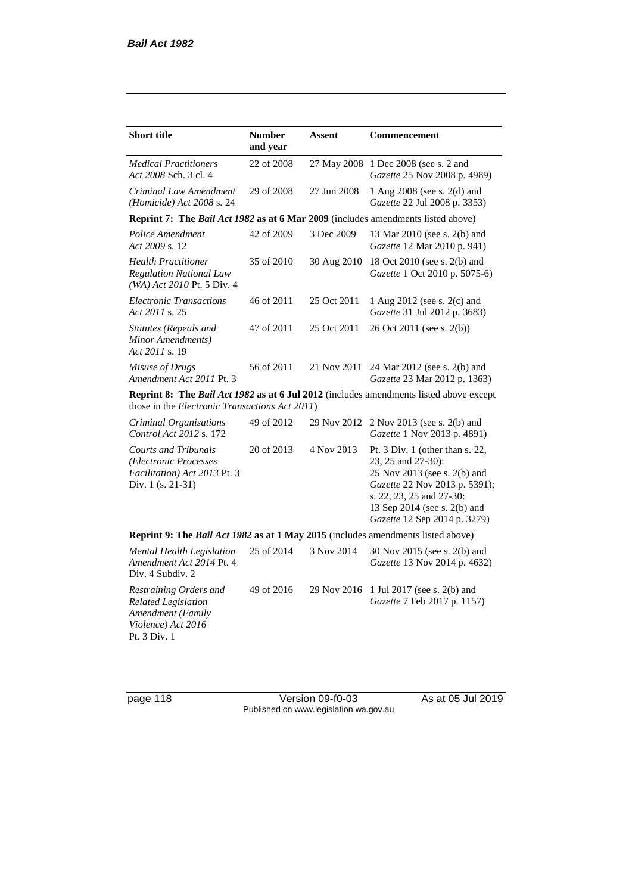| Short title | Number and year | Assent | Commencement |
|---|---|---|---|
| *Medical Practitioners Act 2008* Sch. 3 cl. 4 | 22 of 2008 | 27 May 2008 | 1 Dec 2008 (see s. 2 and *Gazette* 25 Nov 2008 p. 4989) |
| *Criminal Law Amendment (Homicide) Act 2008* s. 24 | 29 of 2008 | 27 Jun 2008 | 1 Aug 2008 (see s. 2(d) and *Gazette* 22 Jul 2008 p. 3353) |
| **Reprint 7: The *Bail Act 1982* as at 6 Mar 2009** (includes amendments listed above) | | | |
| *Police Amendment Act 2009* s. 12 | 42 of 2009 | 3 Dec 2009 | 13 Mar 2010 (see s. 2(b) and *Gazette* 12 Mar 2010 p. 941) |
| *Health Practitioner Regulation National Law (WA) Act 2010* Pt. 5 Div. 4 | 35 of 2010 | 30 Aug 2010 | 18 Oct 2010 (see s. 2(b) and *Gazette* 1 Oct 2010 p. 5075-6) |
| *Electronic Transactions Act 2011* s. 25 | 46 of 2011 | 25 Oct 2011 | 1 Aug 2012 (see s. 2(c) and *Gazette* 31 Jul 2012 p. 3683) |
| *Statutes (Repeals and Minor Amendments) Act 2011* s. 19 | 47 of 2011 | 25 Oct 2011 | 26 Oct 2011 (see s. 2(b)) |
| *Misuse of Drugs Amendment Act 2011* Pt. 3 | 56 of 2011 | 21 Nov 2011 | 24 Mar 2012 (see s. 2(b) and *Gazette* 23 Mar 2012 p. 1363) |
| **Reprint 8: The *Bail Act 1982* as at 6 Jul 2012** (includes amendments listed above except those in the *Electronic Transactions Act 2011*) | | | |
| *Criminal Organisations Control Act 2012* s. 172 | 49 of 2012 | 29 Nov 2012 | 2 Nov 2013 (see s. 2(b) and *Gazette* 1 Nov 2013 p. 4891) |
| *Courts and Tribunals (Electronic Processes Facilitation) Act 2013* Pt. 3 Div. 1 (s. 21-31) | 20 of 2013 | 4 Nov 2013 | Pt. 3 Div. 1 (other than s. 22, 23, 25 and 27-30): 25 Nov 2013 (see s. 2(b) and *Gazette* 22 Nov 2013 p. 5391); s. 22, 23, 25 and 27-30: 13 Sep 2014 (see s. 2(b) and *Gazette* 12 Sep 2014 p. 3279) |
| **Reprint 9: The *Bail Act 1982* as at 1 May 2015** (includes amendments listed above) | | | |
| *Mental Health Legislation Amendment Act 2014* Pt. 4 Div. 4 Subdiv. 2 | 25 of 2014 | 3 Nov 2014 | 30 Nov 2015 (see s. 2(b) and *Gazette* 13 Nov 2014 p. 4632) |
| *Restraining Orders and Related Legislation Amendment (Family Violence) Act 2016* Pt. 3 Div. 1 | 49 of 2016 | 29 Nov 2016 | 1 Jul 2017 (see s. 2(b) and *Gazette* 7 Feb 2017 p. 1157) |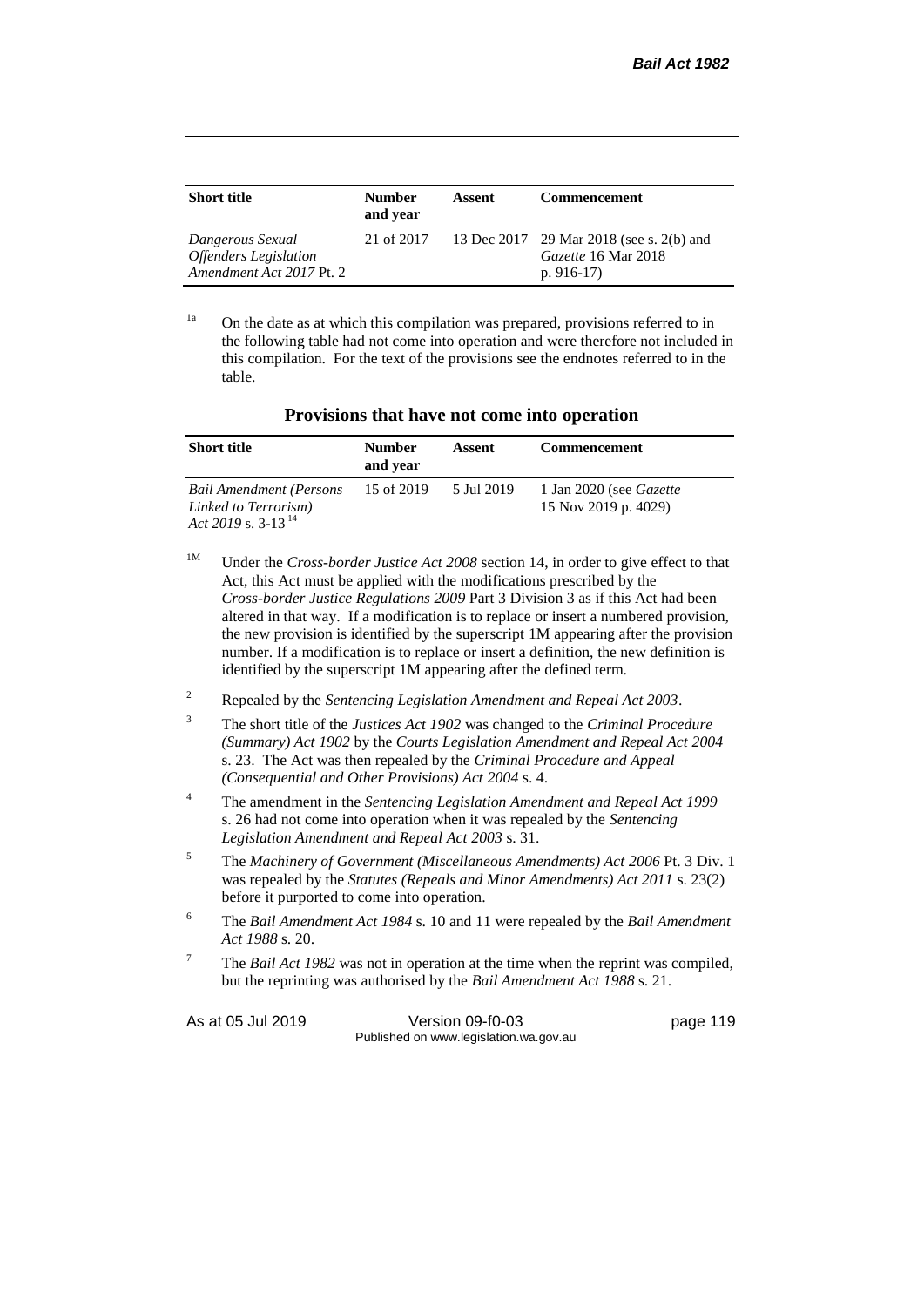| Short title | Number and year | Assent | Commencement |
|---|---|---|---|
| *Dangerous Sexual Offenders Legislation Amendment Act 2017* Pt. 2 | 21 of 2017 | 13 Dec 2017 | 29 Mar 2018 (see s. 2(b) and *Gazette* 16 Mar 2018 p. 916-17) |

[1a] On the date as at which this compilation was prepared, provisions referred to in the following table had not come into operation and were therefore not included in this compilation. For the text of the provisions see the endnotes referred to in the table.

**Provisions that have not come into operation**

| Short title | Number and year | Assent | Commencement |
|---|---|---|---|
| *Bail Amendment (Persons Linked to Terrorism) Act 2019* s. 3-13 [14] | 15 of 2019 | 5 Jul 2019 | 1 Jan 2020 (see *Gazette* 15 Nov 2019 p. 4029) |

[1M] Under the *Cross-border Justice Act 2008* section 14, in order to give effect to that Act, this Act must be applied with the modifications prescribed by the *Cross-border Justice Regulations 2009* Part 3 Division 3 as if this Act had been altered in that way. If a modification is to replace or insert a numbered provision, the new provision is identified by the superscript 1M appearing after the provision number. If a modification is to replace or insert a definition, the new definition is identified by the superscript 1M appearing after the defined term.

[2] Repealed by the *Sentencing Legislation Amendment and Repeal Act 2003*.

[3] The short title of the *Justices Act 1902* was changed to the *Criminal Procedure (Summary) Act 1902* by the *Courts Legislation Amendment and Repeal Act 2004* s. 23. The Act was then repealed by the *Criminal Procedure and Appeal (Consequential and Other Provisions) Act 2004* s. 4.

[4] The amendment in the *Sentencing Legislation Amendment and Repeal Act 1999* s. 26 had not come into operation when it was repealed by the *Sentencing Legislation Amendment and Repeal Act 2003* s. 31.

[5] The *Machinery of Government (Miscellaneous Amendments) Act 2006* Pt. 3 Div. 1 was repealed by the *Statutes (Repeals and Minor Amendments) Act 2011* s. 23(2) before it purported to come into operation.

[6] The *Bail Amendment Act 1984* s. 10 and 11 were repealed by the *Bail Amendment Act 1988* s. 20.

[7] The *Bail Act 1982* was not in operation at the time when the reprint was compiled, but the reprinting was authorised by the *Bail Amendment Act 1988* s. 21.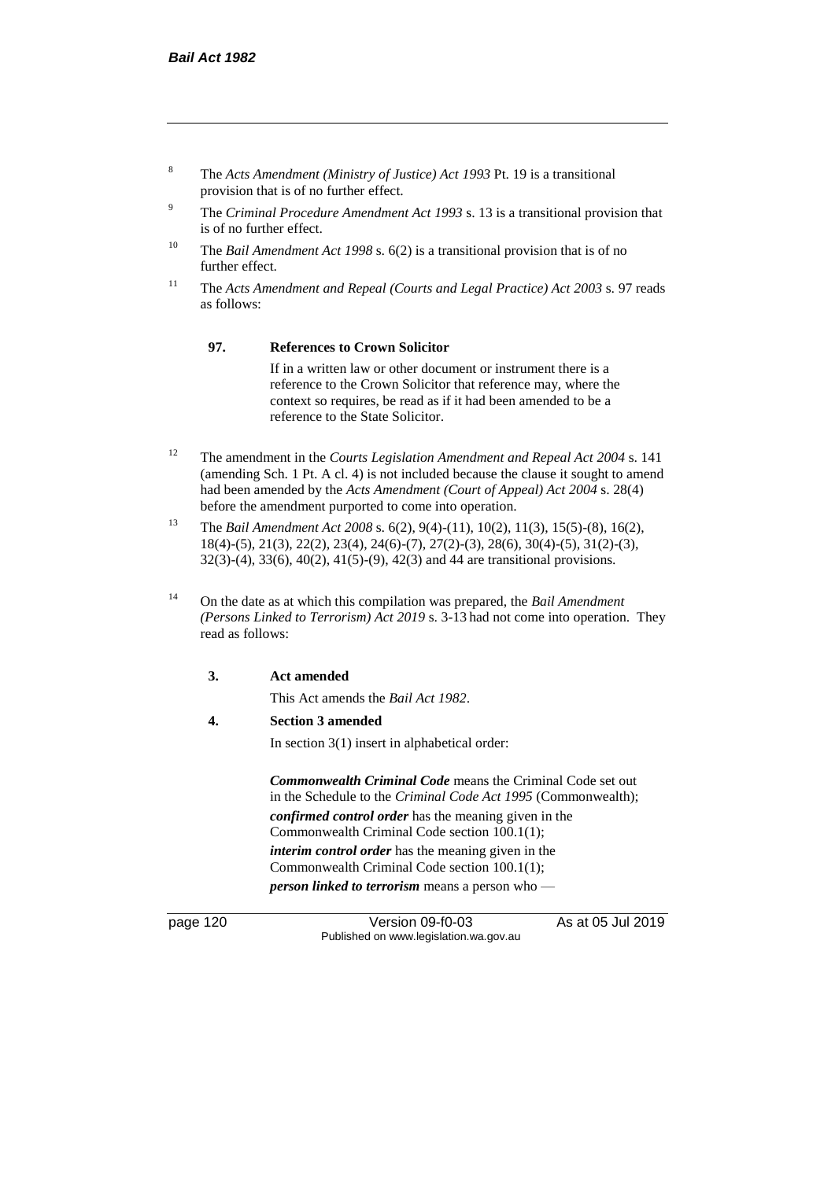[8] The *Acts Amendment (Ministry of Justice) Act 1993* Pt. 19 is a transitional provision that is of no further effect.

[9] The *Criminal Procedure Amendment Act 1993* s. 13 is a transitional provision that is of no further effect.

[10] The *Bail Amendment Act 1998* s. 6(2) is a transitional provision that is of no further effect.

[11] The *Acts Amendment and Repeal (Courts and Legal Practice) Act 2003* s. 97 reads as follows:

> **97. References to Crown Solicitor**
>
> If in a written law or other document or instrument there is a reference to the Crown Solicitor that reference may, where the context so requires, be read as if it had been amended to be a reference to the State Solicitor.

[12] The amendment in the *Courts Legislation Amendment and Repeal Act 2004* s. 141 (amending Sch. 1 Pt. A cl. 4) is not included because the clause it sought to amend had been amended by the *Acts Amendment (Court of Appeal) Act 2004* s. 28(4) before the amendment purported to come into operation.

[13] The *Bail Amendment Act 2008* s. 6(2), 9(4)-(11), 10(2), 11(3), 15(5)-(8), 16(2), 18(4)-(5), 21(3), 22(2), 23(4), 24(6)-(7), 27(2)-(3), 28(6), 30(4)-(5), 31(2)-(3), 32(3)-(4), 33(6), 40(2), 41(5)-(9), 42(3) and 44 are transitional provisions.

[14] On the date as at which this compilation was prepared, the *Bail Amendment (Persons Linked to Terrorism) Act 2019* s. 3-13 had not come into operation. They read as follows:

> **3. Act amended**
>
> This Act amends the *Bail Act 1982*.
>
> **4. Section 3 amended**
>
> In section 3(1) insert in alphabetical order:
>
> ***Commonwealth Criminal Code*** means the Criminal Code set out in the Schedule to the *Criminal Code Act 1995* (Commonwealth);
>
> ***confirmed control order*** has the meaning given in the Commonwealth Criminal Code section 100.1(1);
>
> ***interim control order*** has the meaning given in the Commonwealth Criminal Code section 100.1(1);
>
> ***person linked to terrorism*** means a person who —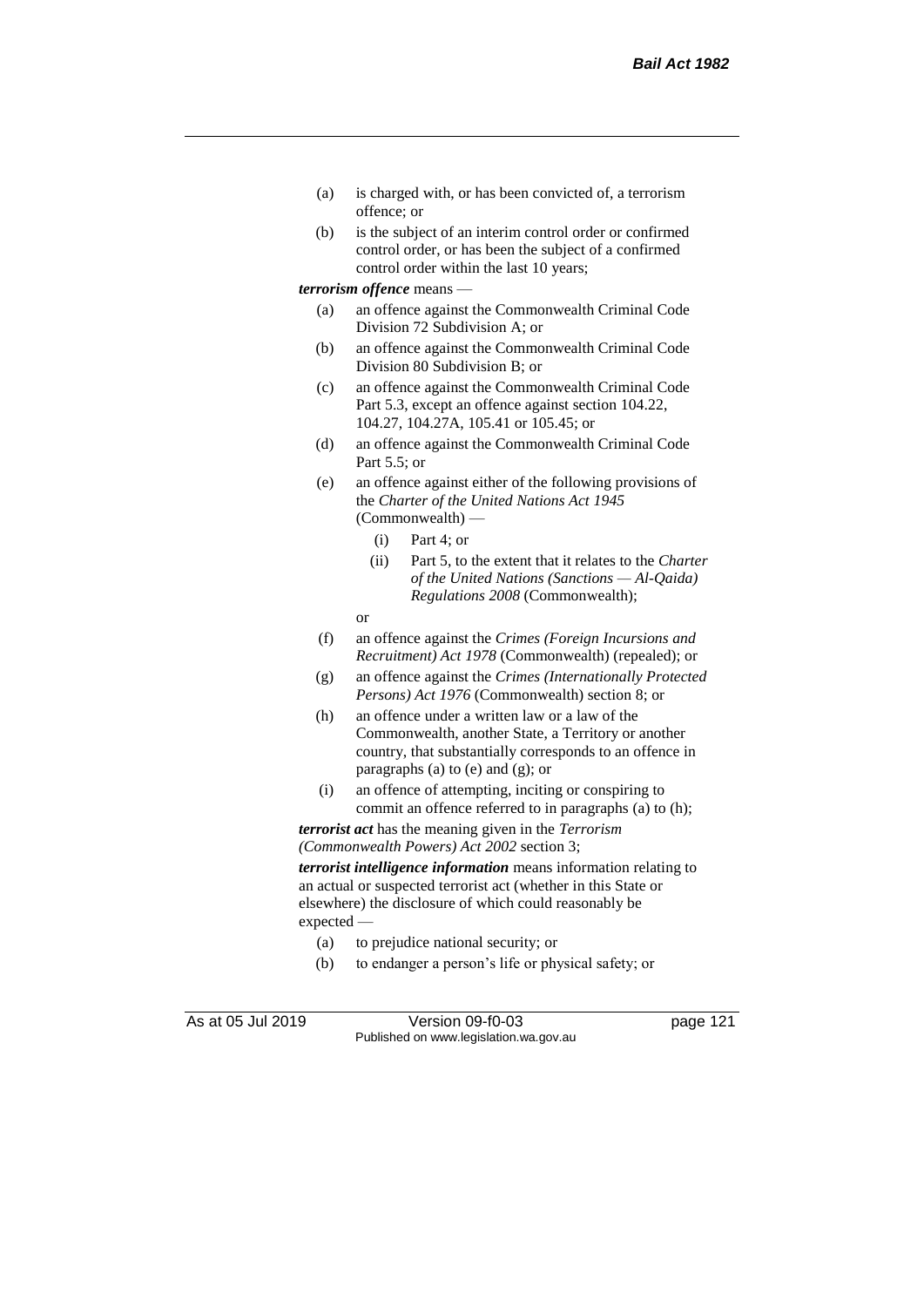(a) is charged with, or has been convicted of, a terrorism offence; or

(b) is the subject of an interim control order or confirmed control order, or has been the subject of a confirmed control order within the last 10 years;

***terrorism offence*** means —

(a) an offence against the Commonwealth Criminal Code Division 72 Subdivision A; or

(b) an offence against the Commonwealth Criminal Code Division 80 Subdivision B; or

(c) an offence against the Commonwealth Criminal Code Part 5.3, except an offence against section 104.22, 104.27, 104.27A, 105.41 or 105.45; or

(d) an offence against the Commonwealth Criminal Code Part 5.5; or

(e) an offence against either of the following provisions of the *Charter of the United Nations Act 1945* (Commonwealth) —

  (i) Part 4; or

  (ii) Part 5, to the extent that it relates to the *Charter of the United Nations (Sanctions — Al-Qaida) Regulations 2008* (Commonwealth);

  or

(f) an offence against the *Crimes (Foreign Incursions and Recruitment) Act 1978* (Commonwealth) (repealed); or

(g) an offence against the *Crimes (Internationally Protected Persons) Act 1976* (Commonwealth) section 8; or

(h) an offence under a written law or a law of the Commonwealth, another State, a Territory or another country, that substantially corresponds to an offence in paragraphs (a) to (e) and (g); or

(i) an offence of attempting, inciting or conspiring to commit an offence referred to in paragraphs (a) to (h);

***terrorist act*** has the meaning given in the *Terrorism (Commonwealth Powers) Act 2002* section 3;

***terrorist intelligence information*** means information relating to an actual or suspected terrorist act (whether in this State or elsewhere) the disclosure of which could reasonably be expected —

(a) to prejudice national security; or

(b) to endanger a person's life or physical safety; or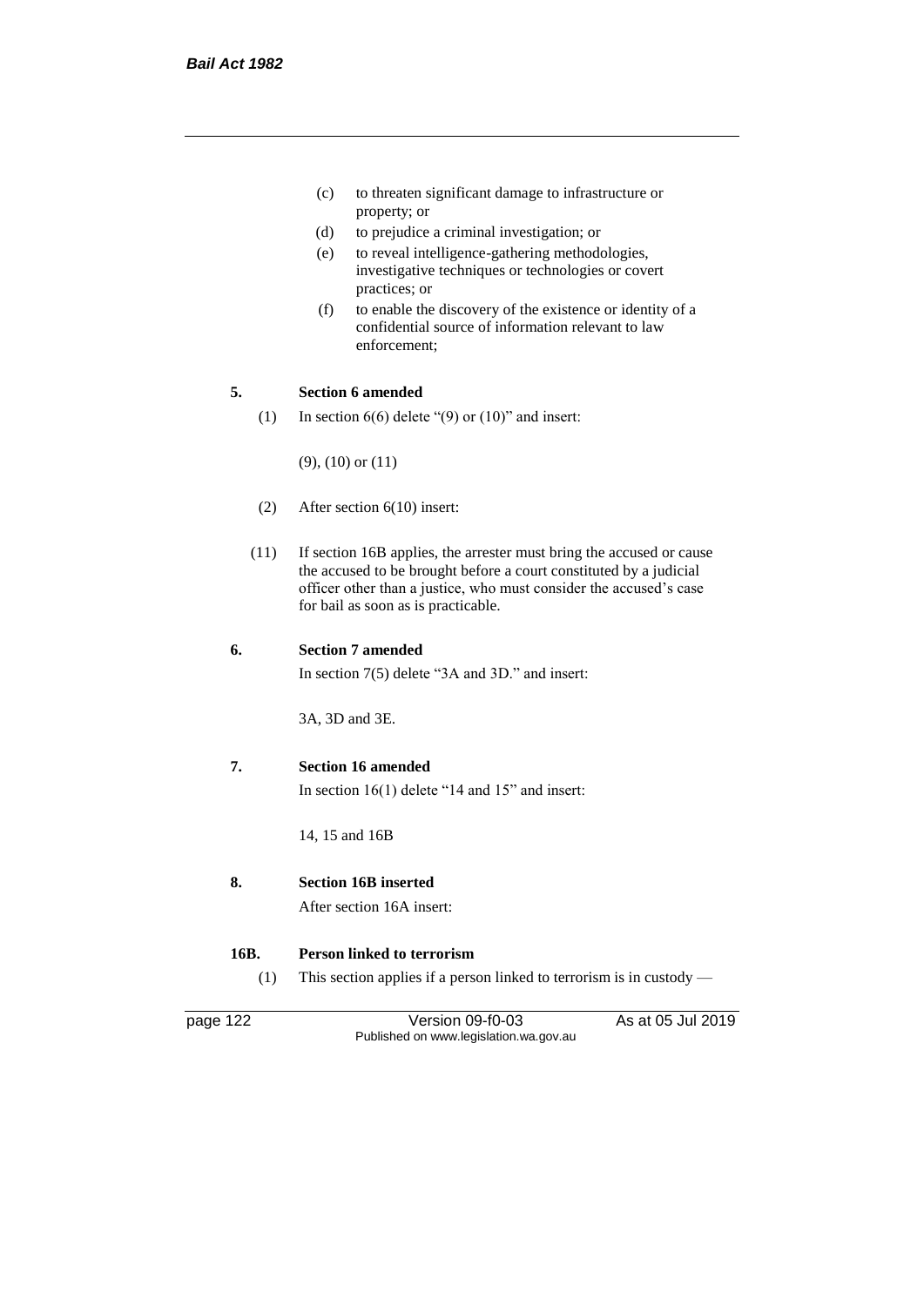(c) to threaten significant damage to infrastructure or property; or

(d) to prejudice a criminal investigation; or

(e) to reveal intelligence-gathering methodologies, investigative techniques or technologies or covert practices; or

(f) to enable the discovery of the existence or identity of a confidential source of information relevant to law enforcement;

**5. Section 6 amended**

(1) In section 6(6) delete "(9) or (10)" and insert:

(9), (10) or (11)

(2) After section 6(10) insert:

(11) If section 16B applies, the arrester must bring the accused or cause the accused to be brought before a court constituted by a judicial officer other than a justice, who must consider the accused's case for bail as soon as is practicable.

**6. Section 7 amended**

In section 7(5) delete "3A and 3D." and insert:

3A, 3D and 3E.

**7. Section 16 amended**

In section 16(1) delete "14 and 15" and insert:

14, 15 and 16B

**8. Section 16B inserted**

After section 16A insert:

**16B. Person linked to terrorism**

(1) This section applies if a person linked to terrorism is in custody —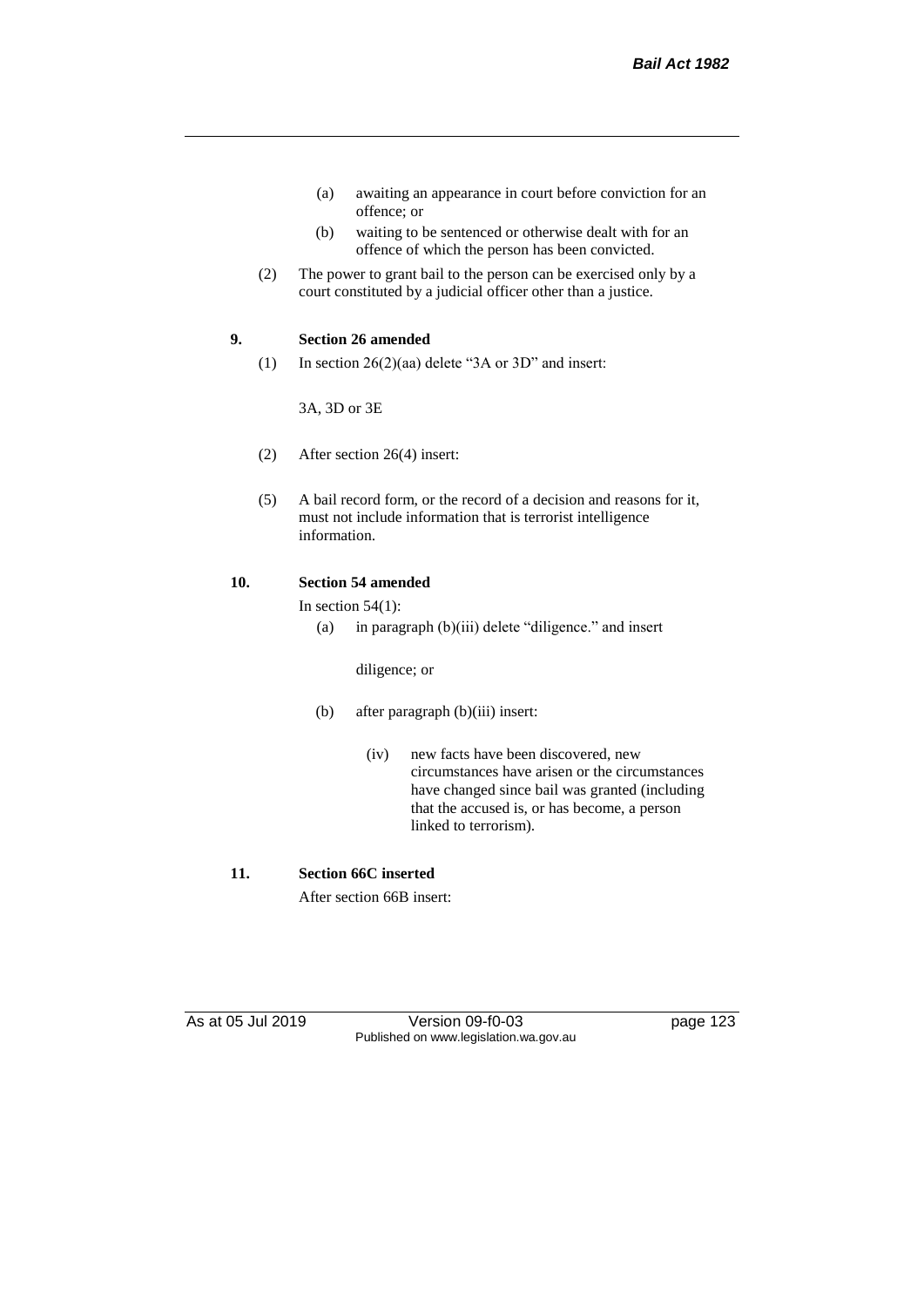(a) awaiting an appearance in court before conviction for an offence; or

(b) waiting to be sentenced or otherwise dealt with for an offence of which the person has been convicted.

(2) The power to grant bail to the person can be exercised only by a court constituted by a judicial officer other than a justice.

**9. Section 26 amended**

(1) In section 26(2)(aa) delete "3A or 3D" and insert:

3A, 3D or 3E

(2) After section 26(4) insert:

(5) A bail record form, or the record of a decision and reasons for it, must not include information that is terrorist intelligence information.

**10. Section 54 amended**

In section 54(1):

(a) in paragraph (b)(iii) delete "diligence." and insert

diligence; or

(b) after paragraph (b)(iii) insert:

(iv) new facts have been discovered, new circumstances have arisen or the circumstances have changed since bail was granted (including that the accused is, or has become, a person linked to terrorism).

**11. Section 66C inserted**

After section 66B insert: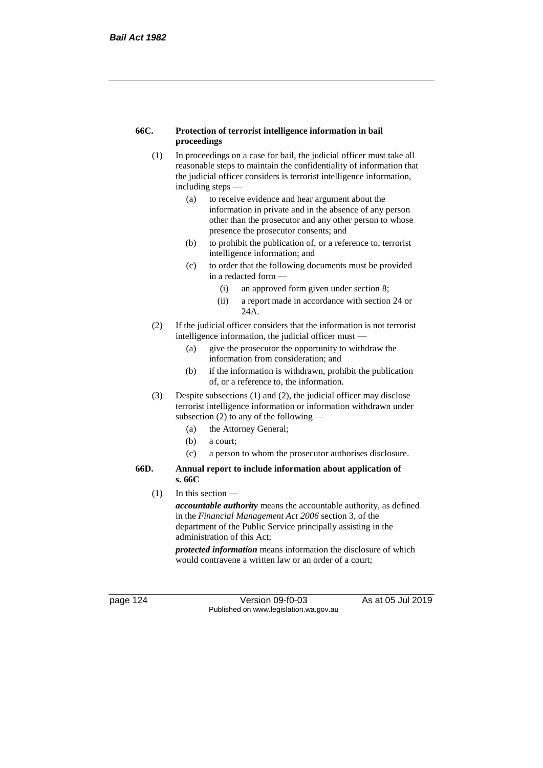#### 66C. Protection of terrorist intelligence information in bail proceedings

(1) In proceedings on a case for bail, the judicial officer must take all reasonable steps to maintain the confidentiality of information that the judicial officer considers is terrorist intelligence information, including steps —

  (a) to receive evidence and hear argument about the information in private and in the absence of any person other than the prosecutor and any other person to whose presence the prosecutor consents; and

  (b) to prohibit the publication of, or a reference to, terrorist intelligence information; and

  (c) to order that the following documents must be provided in a redacted form —

    (i) an approved form given under section 8;

    (ii) a report made in accordance with section 24 or 24A.

(2) If the judicial officer considers that the information is not terrorist intelligence information, the judicial officer must —

  (a) give the prosecutor the opportunity to withdraw the information from consideration; and

  (b) if the information is withdrawn, prohibit the publication of, or a reference to, the information.

(3) Despite subsections (1) and (2), the judicial officer may disclose terrorist intelligence information or information withdrawn under subsection (2) to any of the following —

  (a) the Attorney General;

  (b) a court;

  (c) a person to whom the prosecutor authorises disclosure.

#### 66D. Annual report to include information about application of s. 66C

(1) In this section —

***accountable authority*** means the accountable authority, as defined in the *Financial Management Act 2006* section 3, of the department of the Public Service principally assisting in the administration of this Act;

***protected information*** means information the disclosure of which would contravene a written law or an order of a court;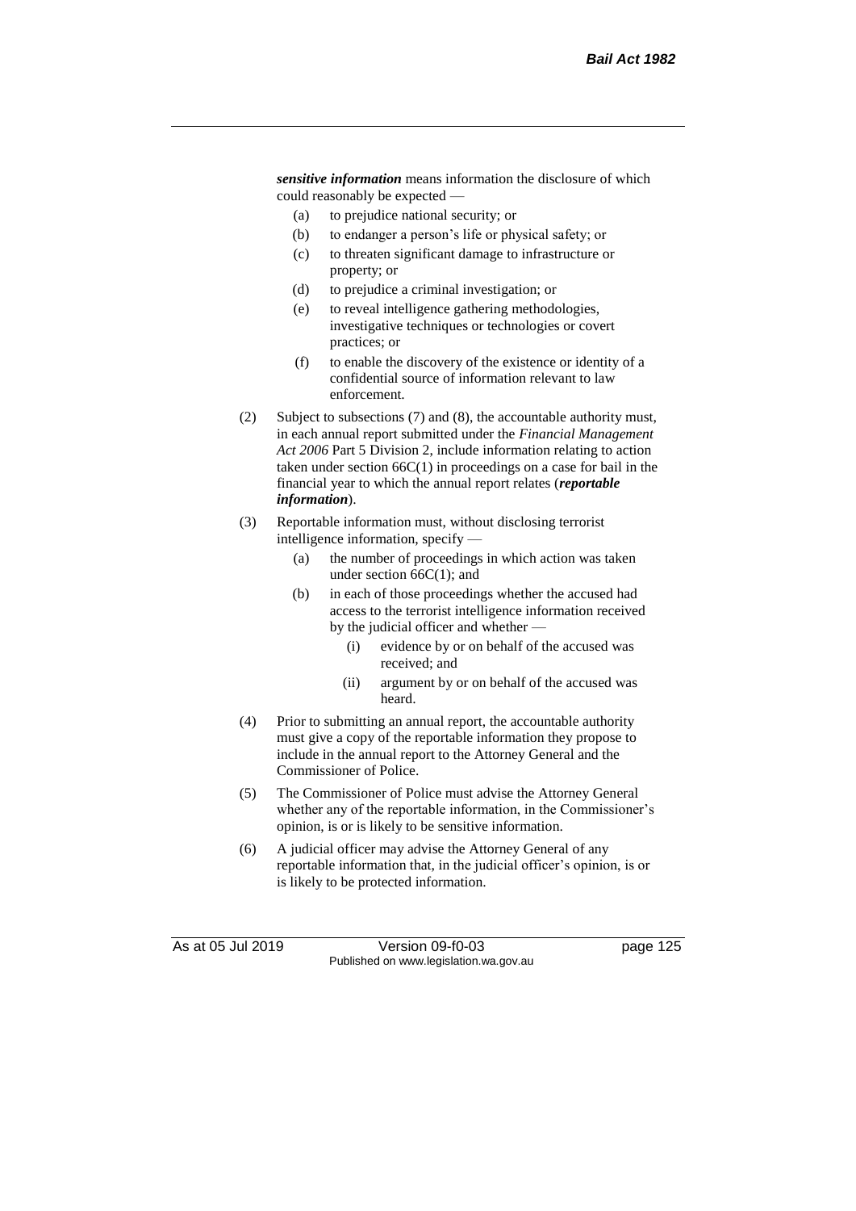***sensitive information*** means information the disclosure of which could reasonably be expected —

(a) to prejudice national security; or

(b) to endanger a person's life or physical safety; or

(c) to threaten significant damage to infrastructure or property; or

(d) to prejudice a criminal investigation; or

(e) to reveal intelligence gathering methodologies, investigative techniques or technologies or covert practices; or

(f) to enable the discovery of the existence or identity of a confidential source of information relevant to law enforcement.

(2) Subject to subsections (7) and (8), the accountable authority must, in each annual report submitted under the *Financial Management Act 2006* Part 5 Division 2, include information relating to action taken under section 66C(1) in proceedings on a case for bail in the financial year to which the annual report relates (***reportable information***).

(3) Reportable information must, without disclosing terrorist intelligence information, specify —

(a) the number of proceedings in which action was taken under section 66C(1); and

(b) in each of those proceedings whether the accused had access to the terrorist intelligence information received by the judicial officer and whether —

(i) evidence by or on behalf of the accused was received; and

(ii) argument by or on behalf of the accused was heard.

(4) Prior to submitting an annual report, the accountable authority must give a copy of the reportable information they propose to include in the annual report to the Attorney General and the Commissioner of Police.

(5) The Commissioner of Police must advise the Attorney General whether any of the reportable information, in the Commissioner's opinion, is or is likely to be sensitive information.

(6) A judicial officer may advise the Attorney General of any reportable information that, in the judicial officer's opinion, is or is likely to be protected information.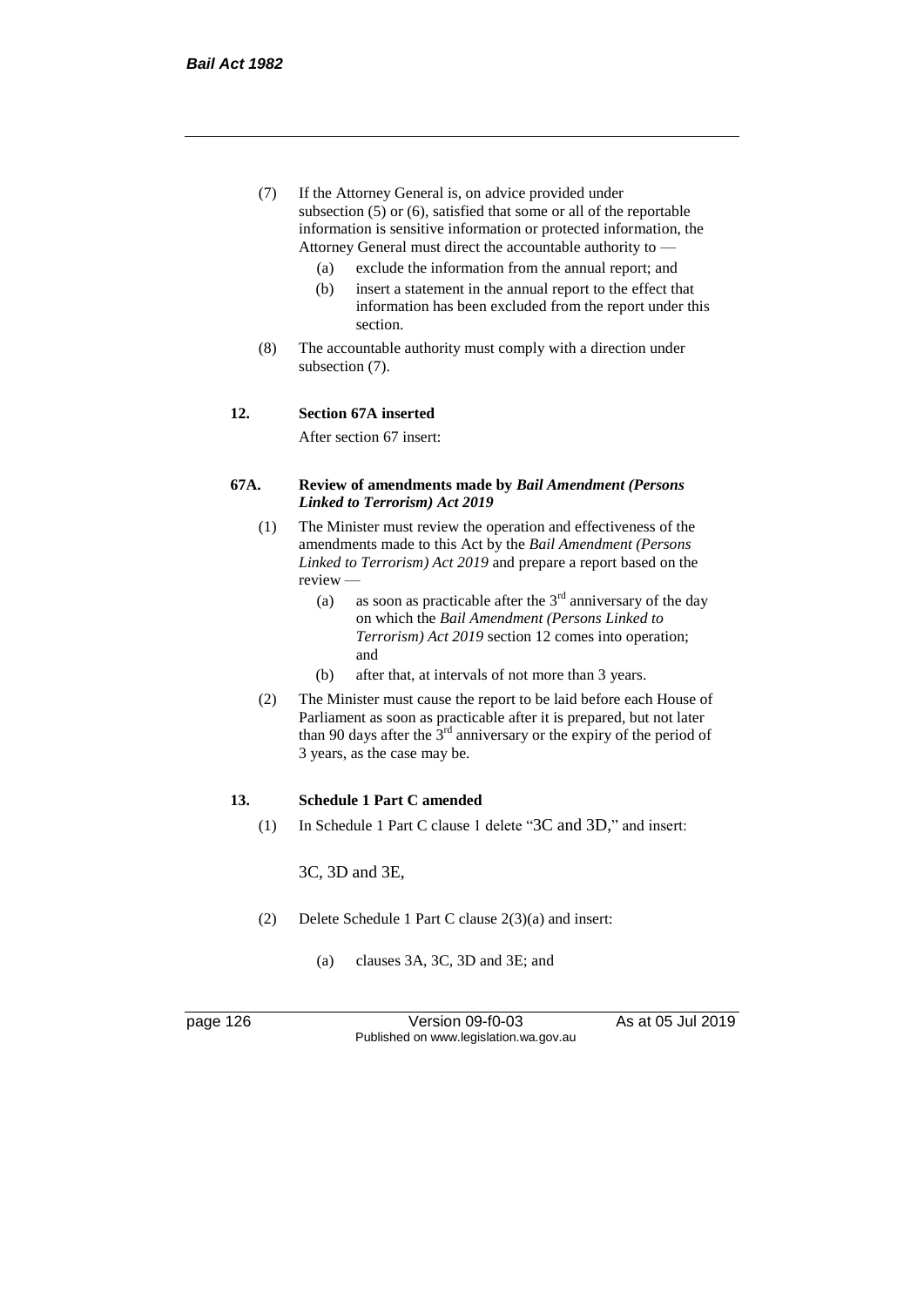(7) If the Attorney General is, on advice provided under subsection (5) or (6), satisfied that some or all of the reportable information is sensitive information or protected information, the Attorney General must direct the accountable authority to —

(a) exclude the information from the annual report; and

(b) insert a statement in the annual report to the effect that information has been excluded from the report under this section.

(8) The accountable authority must comply with a direction under subsection (7).

**12. Section 67A inserted**

After section 67 insert:

**67A. Review of amendments made by *Bail Amendment (Persons Linked to Terrorism) Act 2019***

(1) The Minister must review the operation and effectiveness of the amendments made to this Act by the *Bail Amendment (Persons Linked to Terrorism) Act 2019* and prepare a report based on the review —

(a) as soon as practicable after the 3rd anniversary of the day on which the *Bail Amendment (Persons Linked to Terrorism) Act 2019* section 12 comes into operation; and

(b) after that, at intervals of not more than 3 years.

(2) The Minister must cause the report to be laid before each House of Parliament as soon as practicable after it is prepared, but not later than 90 days after the 3rd anniversary or the expiry of the period of 3 years, as the case may be.

**13. Schedule 1 Part C amended**

(1) In Schedule 1 Part C clause 1 delete "3C and 3D," and insert:

3C, 3D and 3E,

(2) Delete Schedule 1 Part C clause 2(3)(a) and insert:

(a) clauses 3A, 3C, 3D and 3E; and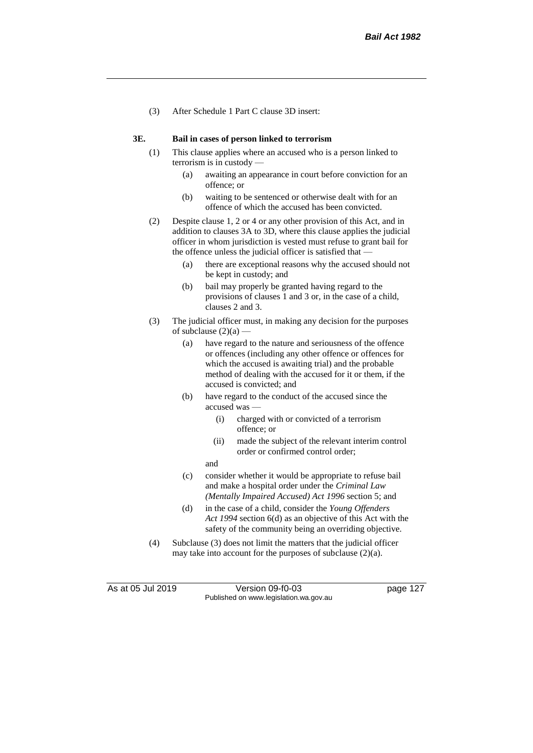(3) After Schedule 1 Part C clause 3D insert:

**3E. Bail in cases of person linked to terrorism**

(1) This clause applies where an accused who is a person linked to terrorism is in custody —

  (a) awaiting an appearance in court before conviction for an offence; or

  (b) waiting to be sentenced or otherwise dealt with for an offence of which the accused has been convicted.

(2) Despite clause 1, 2 or 4 or any other provision of this Act, and in addition to clauses 3A to 3D, where this clause applies the judicial officer in whom jurisdiction is vested must refuse to grant bail for the offence unless the judicial officer is satisfied that —

  (a) there are exceptional reasons why the accused should not be kept in custody; and

  (b) bail may properly be granted having regard to the provisions of clauses 1 and 3 or, in the case of a child, clauses 2 and 3.

(3) The judicial officer must, in making any decision for the purposes of subclause (2)(a) —

  (a) have regard to the nature and seriousness of the offence or offences (including any other offence or offences for which the accused is awaiting trial) and the probable method of dealing with the accused for it or them, if the accused is convicted; and

  (b) have regard to the conduct of the accused since the accused was —

    (i) charged with or convicted of a terrorism offence; or

    (ii) made the subject of the relevant interim control order or confirmed control order;

  and

  (c) consider whether it would be appropriate to refuse bail and make a hospital order under the *Criminal Law (Mentally Impaired Accused) Act 1996* section 5; and

  (d) in the case of a child, consider the *Young Offenders Act 1994* section 6(d) as an objective of this Act with the safety of the community being an overriding objective.

(4) Subclause (3) does not limit the matters that the judicial officer may take into account for the purposes of subclause (2)(a).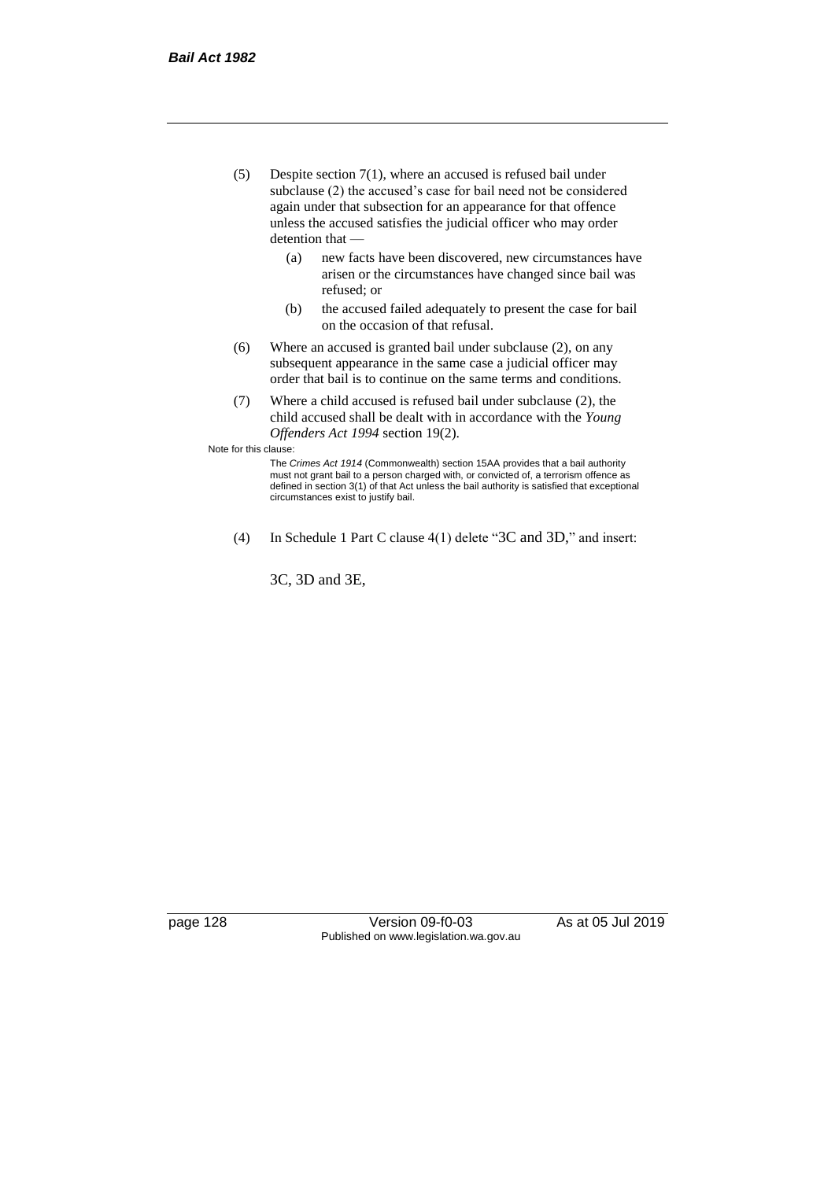(5) Despite section 7(1), where an accused is refused bail under subclause (2) the accused's case for bail need not be considered again under that subsection for an appearance for that offence unless the accused satisfies the judicial officer who may order detention that —

   (a) new facts have been discovered, new circumstances have arisen or the circumstances have changed since bail was refused; or

   (b) the accused failed adequately to present the case for bail on the occasion of that refusal.

(6) Where an accused is granted bail under subclause (2), on any subsequent appearance in the same case a judicial officer may order that bail is to continue on the same terms and conditions.

(7) Where a child accused is refused bail under subclause (2), the child accused shall be dealt with in accordance with the *Young Offenders Act 1994* section 19(2).

Note for this clause:

The *Crimes Act 1914* (Commonwealth) section 15AA provides that a bail authority must not grant bail to a person charged with, or convicted of, a terrorism offence as defined in section 3(1) of that Act unless the bail authority is satisfied that exceptional circumstances exist to justify bail.

(4) In Schedule 1 Part C clause 4(1) delete "3C and 3D," and insert:

3C, 3D and 3E,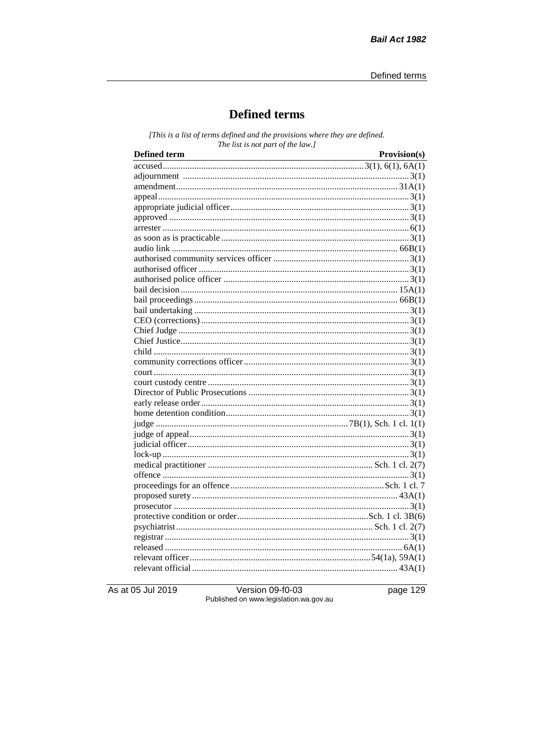# Defined terms

*[This is a list of terms defined and the provisions where they are defined. The list is not part of the law.]*

| Defined term | Provision(s) |
|---|---|
| accused | 3(1), 6(1), 6A(1) |
| adjournment | 3(1) |
| amendment | 31A(1) |
| appeal | 3(1) |
| appropriate judicial officer | 3(1) |
| approved | 3(1) |
| arrester | 6(1) |
| as soon as is practicable | 3(1) |
| audio link | 66B(1) |
| authorised community services officer | 3(1) |
| authorised officer | 3(1) |
| authorised police officer | 3(1) |
| bail decision | 15A(1) |
| bail proceedings | 66B(1) |
| bail undertaking | 3(1) |
| CEO (corrections) | 3(1) |
| Chief Judge | 3(1) |
| Chief Justice | 3(1) |
| child | 3(1) |
| community corrections officer | 3(1) |
| court | 3(1) |
| court custody centre | 3(1) |
| Director of Public Prosecutions | 3(1) |
| early release order | 3(1) |
| home detention condition | 3(1) |
| judge | 7B(1), Sch. 1 cl. 1(1) |
| judge of appeal | 3(1) |
| judicial officer | 3(1) |
| lock-up | 3(1) |
| medical practitioner | Sch. 1 cl. 2(7) |
| offence | 3(1) |
| proceedings for an offence | Sch. 1 cl. 7 |
| proposed surety | 43A(1) |
| prosecutor | 3(1) |
| protective condition or order | Sch. 1 cl. 3B(6) |
| psychiatrist | Sch. 1 cl. 2(7) |
| registrar | 3(1) |
| released | 6A(1) |
| relevant officer | 54(1a), 59A(1) |
| relevant official | 43A(1) |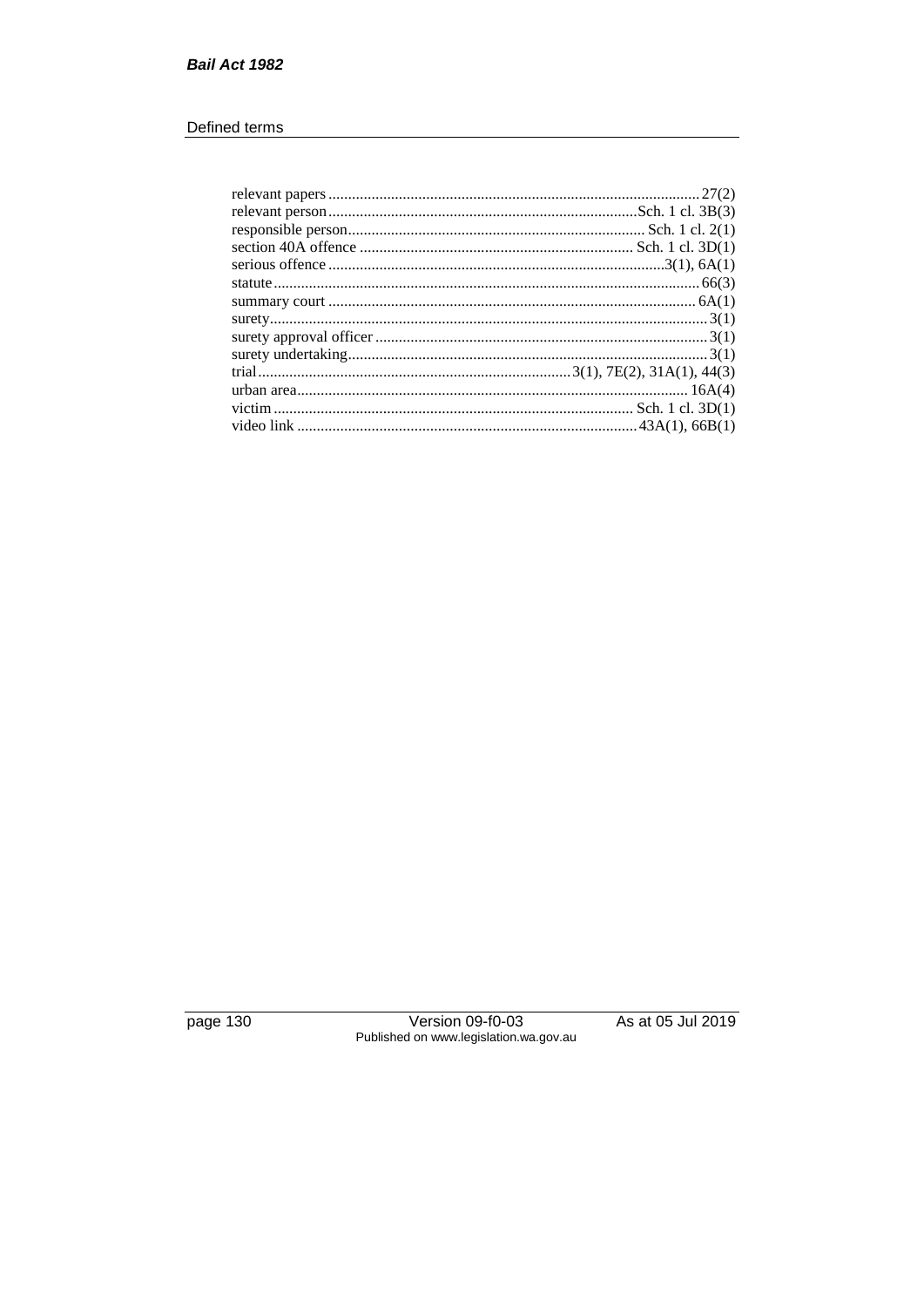Defined terms

| | |
|---|---|
| relevant papers | 27(2) |
| relevant person | Sch. 1 cl. 3B(3) |
| responsible person | Sch. 1 cl. 2(1) |
| section 40A offence | Sch. 1 cl. 3D(1) |
| serious offence | 3(1), 6A(1) |
| statute | 66(3) |
| summary court | 6A(1) |
| surety | 3(1) |
| surety approval officer | 3(1) |
| surety undertaking | 3(1) |
| trial | 3(1), 7E(2), 31A(1), 44(3) |
| urban area | 16A(4) |
| victim | Sch. 1 cl. 3D(1) |
| video link | 43A(1), 66B(1) |